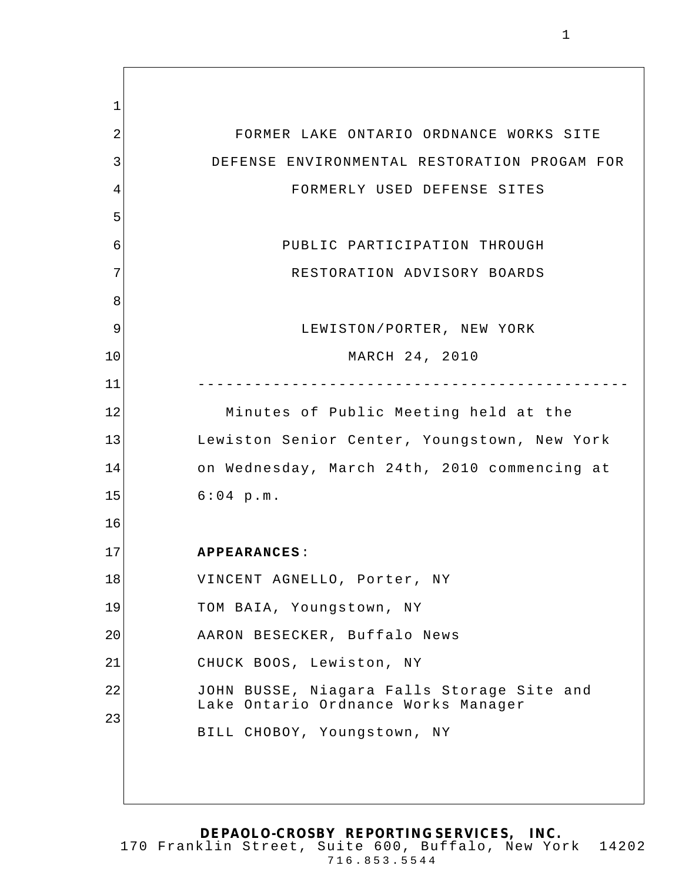FORMER LAKE ONTARIO ORDNANCE WORKS SITE

DEFENSE ENVIRONMENTAL RESTORATION PROGAM FOR

FORMERLY USED DEFENSE SITES

PUBLIC PARTICIPATION THROUGH

RESTORATION ADVISORY BOARDS

LEWISTON/PORTER, NEW YORK

MARCH 24, 2010

---

Minutes of Public Meeting held at the Lewiston Senior Center, Youngstown, New York on Wednesday, March 24th, 2010 commencing at 6:04 p.m.

**APPEARANCES**:

VINCENT AGNELLO, Porter, NY

TOM BAIA, Youngstown, NY

AARON BESECKER, Buffalo News

CHUCK BOOS, Lewiston, NY

JOHN BUSSE, Niagara Falls Storage Site and Lake Ontario Ordnance Works Manager

BILL CHOBOY, Youngstown, NY

**DEPAOLO-CROSBY REPORTING SERVICES, INC.**
170 Franklin Street, Suite 600, Buffalo, New York 14202
716.853.5544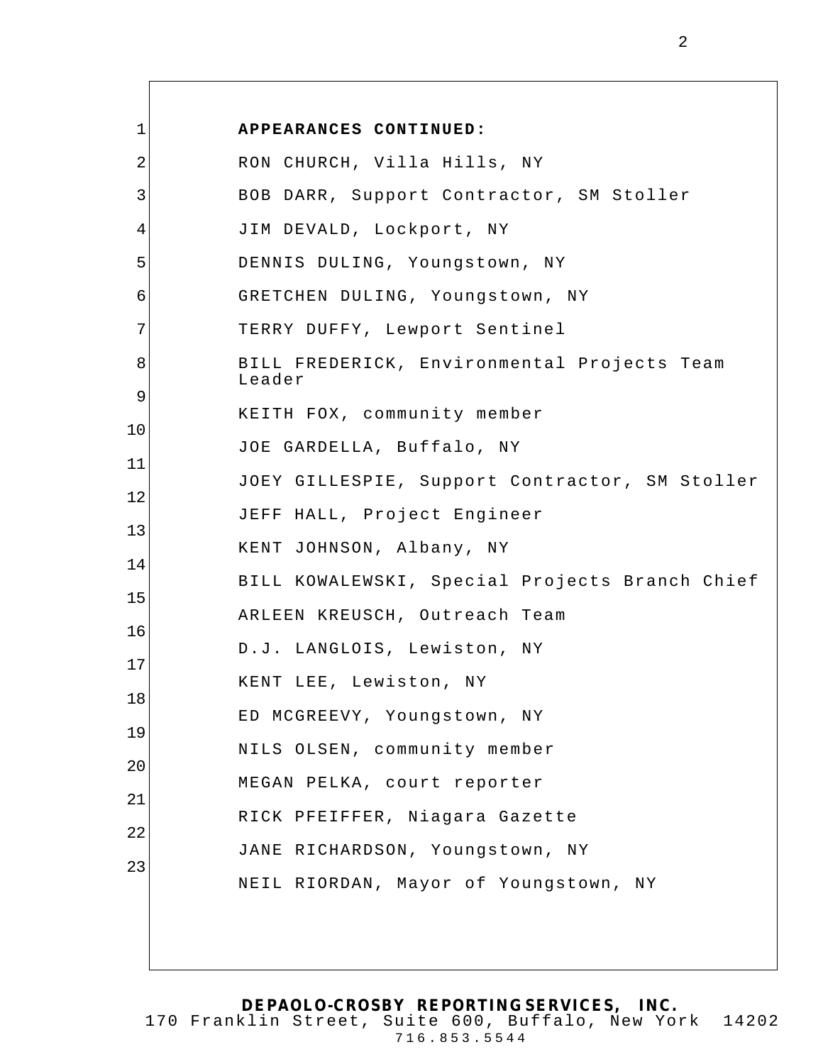**APPEARANCES CONTINUED:**

RON CHURCH, Villa Hills, NY

BOB DARR, Support Contractor, SM Stoller

JIM DEVALD, Lockport, NY

DENNIS DULING, Youngstown, NY

GRETCHEN DULING, Youngstown, NY

TERRY DUFFY, Lewport Sentinel

BILL FREDERICK, Environmental Projects Team Leader

KEITH FOX, community member

JOE GARDELLA, Buffalo, NY

JOEY GILLESPIE, Support Contractor, SM Stoller

JEFF HALL, Project Engineer

KENT JOHNSON, Albany, NY

BILL KOWALEWSKI, Special Projects Branch Chief

ARLEEN KREUSCH, Outreach Team

D.J. LANGLOIS, Lewiston, NY

KENT LEE, Lewiston, NY

ED MCGREEVY, Youngstown, NY

NILS OLSEN, community member

MEGAN PELKA, court reporter

RICK PFEIFFER, Niagara Gazette

JANE RICHARDSON, Youngstown, NY

NEIL RIORDAN, Mayor of Youngstown, NY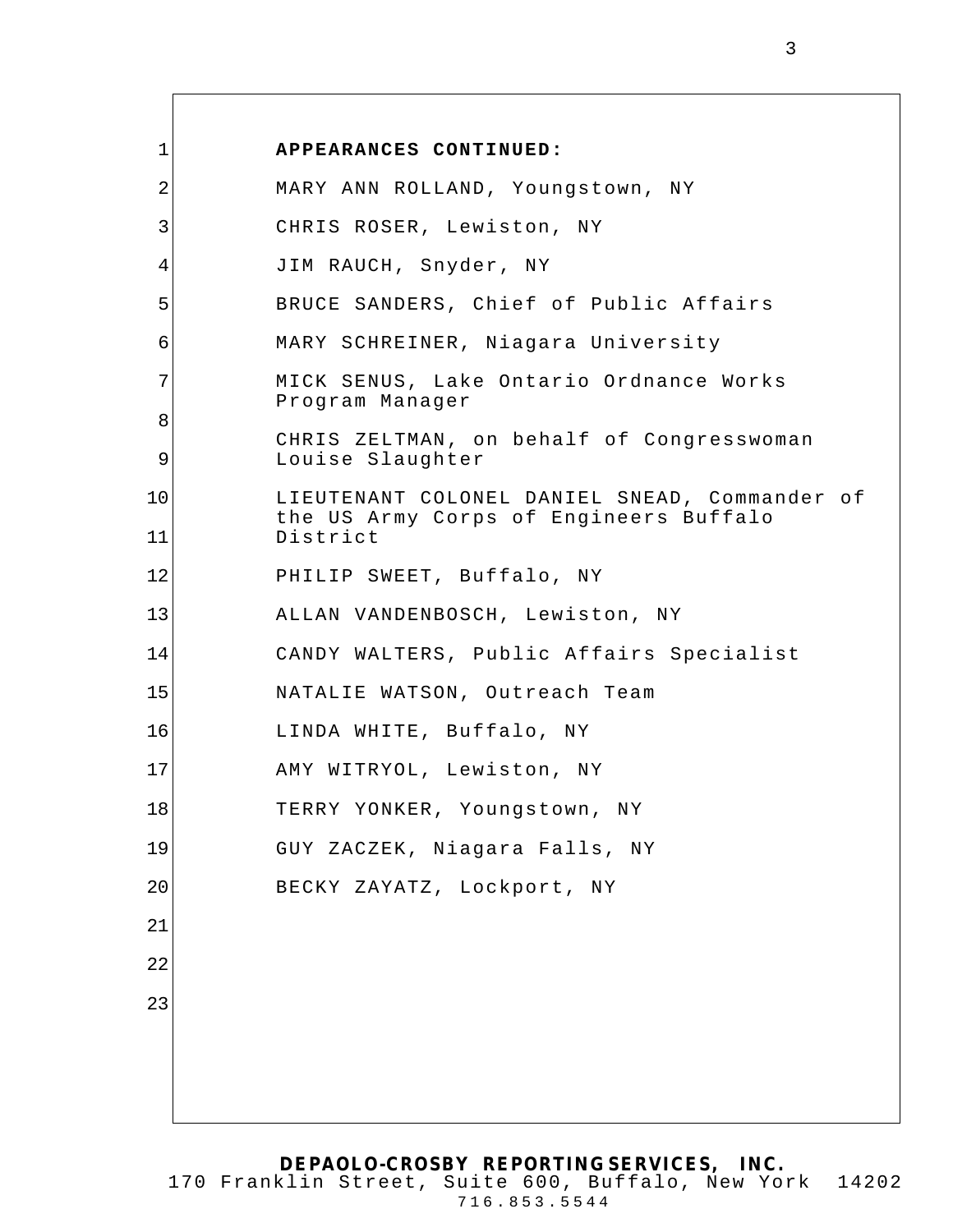**APPEARANCES CONTINUED:**

MARY ANN ROLLAND, Youngstown, NY

CHRIS ROSER, Lewiston, NY

JIM RAUCH, Snyder, NY

BRUCE SANDERS, Chief of Public Affairs

MARY SCHREINER, Niagara University

MICK SENUS, Lake Ontario Ordnance Works Program Manager

CHRIS ZELTMAN, on behalf of Congresswoman Louise Slaughter

LIEUTENANT COLONEL DANIEL SNEAD, Commander of the US Army Corps of Engineers Buffalo District

PHILIP SWEET, Buffalo, NY

ALLAN VANDENBOSCH, Lewiston, NY

CANDY WALTERS, Public Affairs Specialist

NATALIE WATSON, Outreach Team

LINDA WHITE, Buffalo, NY

AMY WITRYOL, Lewiston, NY

TERRY YONKER, Youngstown, NY

GUY ZACZEK, Niagara Falls, NY

BECKY ZAYATZ, Lockport, NY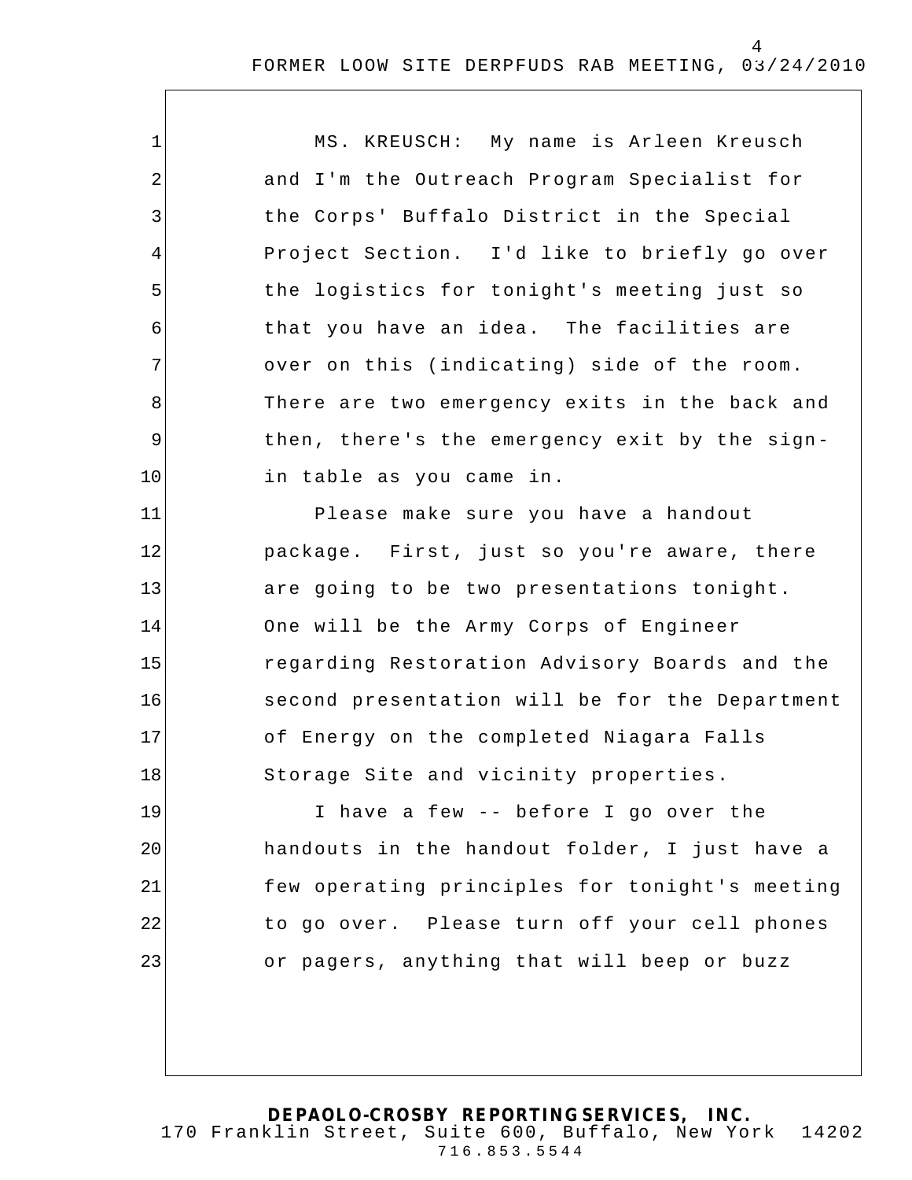MS. KREUSCH: My name is Arleen Kreusch and I'm the Outreach Program Specialist for the Corps' Buffalo District in the Special Project Section. I'd like to briefly go over the logistics for tonight's meeting just so that you have an idea. The facilities are over on this (indicating) side of the room. There are two emergency exits in the back and then, there's the emergency exit by the sign-in table as you came in.

Please make sure you have a handout package. First, just so you're aware, there are going to be two presentations tonight. One will be the Army Corps of Engineer regarding Restoration Advisory Boards and the second presentation will be for the Department of Energy on the completed Niagara Falls Storage Site and vicinity properties.

I have a few -- before I go over the handouts in the handout folder, I just have a few operating principles for tonight's meeting to go over. Please turn off your cell phones or pagers, anything that will beep or buzz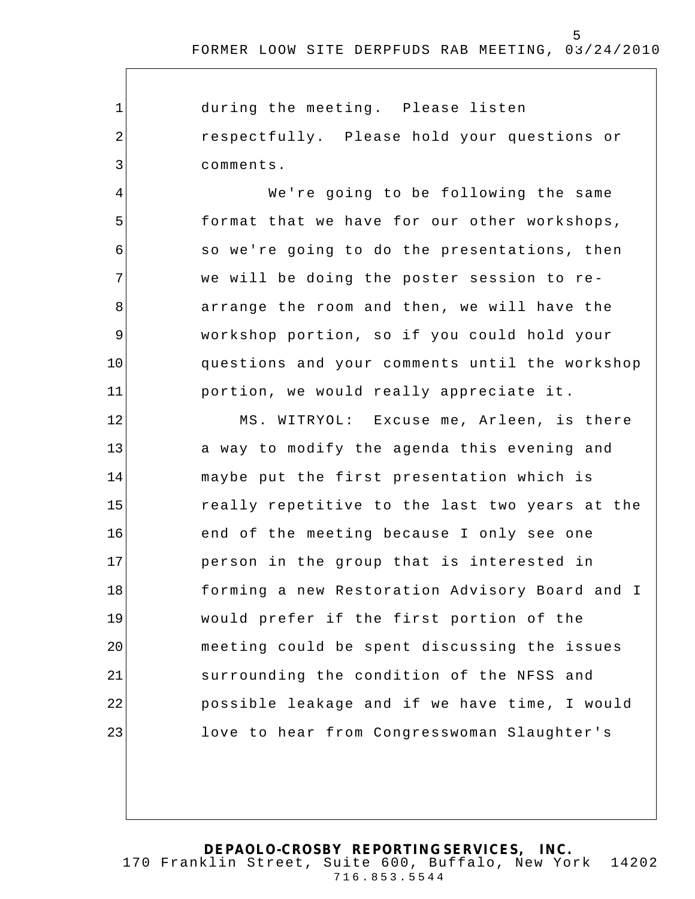during the meeting. Please listen respectfully. Please hold your questions or comments.

We're going to be following the same format that we have for our other workshops, so we're going to do the presentations, then we will be doing the poster session to re-arrange the room and then, we will have the workshop portion, so if you could hold your questions and your comments until the workshop portion, we would really appreciate it.

MS. WITRYOL: Excuse me, Arleen, is there a way to modify the agenda this evening and maybe put the first presentation which is really repetitive to the last two years at the end of the meeting because I only see one person in the group that is interested in forming a new Restoration Advisory Board and I would prefer if the first portion of the meeting could be spent discussing the issues surrounding the condition of the NFSS and possible leakage and if we have time, I would love to hear from Congresswoman Slaughter's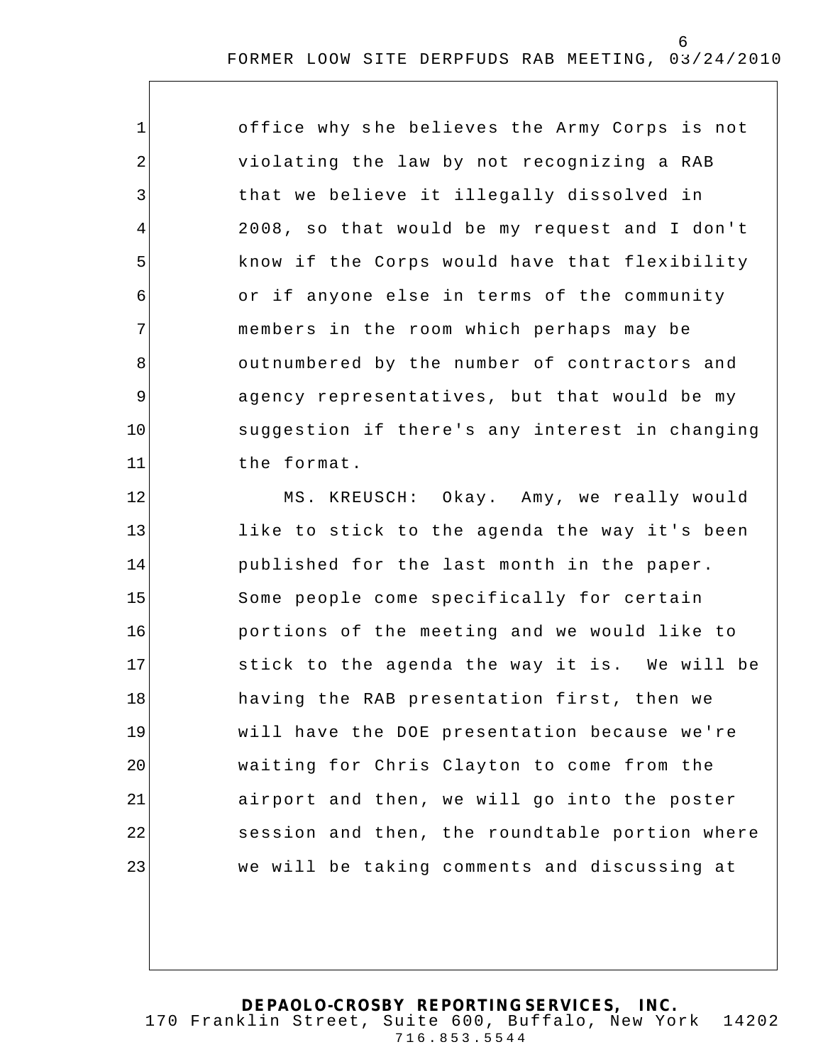office why she believes the Army Corps is not violating the law by not recognizing a RAB that we believe it illegally dissolved in 2008, so that would be my request and I don't know if the Corps would have that flexibility or if anyone else in terms of the community members in the room which perhaps may be outnumbered by the number of contractors and agency representatives, but that would be my suggestion if there's any interest in changing the format.

MS. KREUSCH: Okay. Amy, we really would like to stick to the agenda the way it's been published for the last month in the paper. Some people come specifically for certain portions of the meeting and we would like to stick to the agenda the way it is. We will be having the RAB presentation first, then we will have the DOE presentation because we're waiting for Chris Clayton to come from the airport and then, we will go into the poster session and then, the roundtable portion where we will be taking comments and discussing at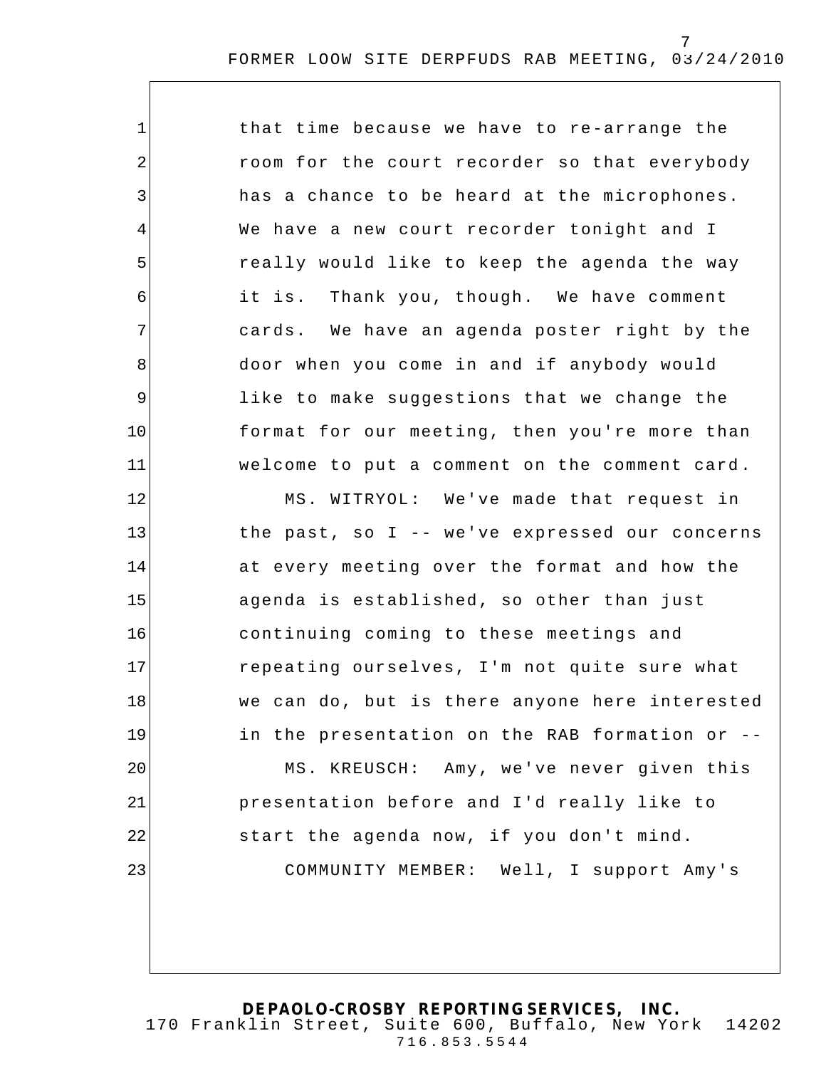that time because we have to re-arrange the room for the court recorder so that everybody has a chance to be heard at the microphones. We have a new court recorder tonight and I really would like to keep the agenda the way it is. Thank you, though. We have comment cards. We have an agenda poster right by the door when you come in and if anybody would like to make suggestions that we change the format for our meeting, then you're more than welcome to put a comment on the comment card.

MS. WITRYOL: We've made that request in the past, so I -- we've expressed our concerns at every meeting over the format and how the agenda is established, so other than just continuing coming to these meetings and repeating ourselves, I'm not quite sure what we can do, but is there anyone here interested in the presentation on the RAB formation or --

MS. KREUSCH: Amy, we've never given this presentation before and I'd really like to start the agenda now, if you don't mind.

COMMUNITY MEMBER: Well, I support Amy's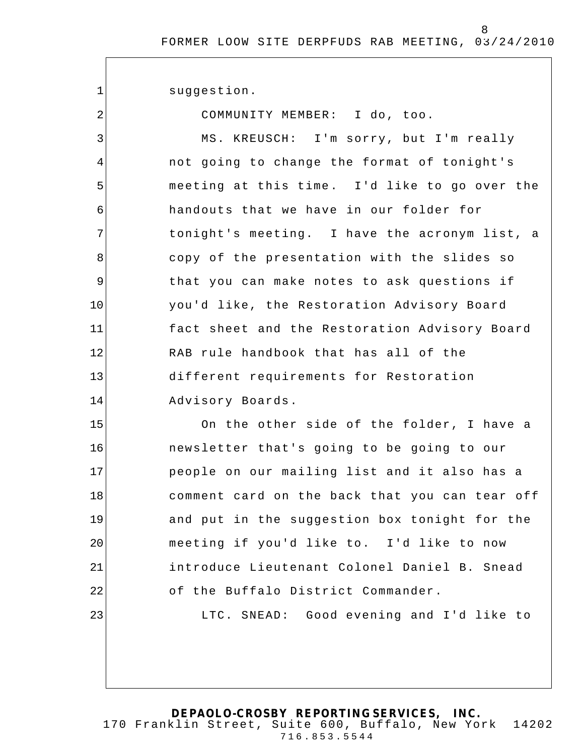suggestion.

COMMUNITY MEMBER: I do, too.

MS. KREUSCH: I'm sorry, but I'm really not going to change the format of tonight's meeting at this time. I'd like to go over the handouts that we have in our folder for tonight's meeting. I have the acronym list, a copy of the presentation with the slides so that you can make notes to ask questions if you'd like, the Restoration Advisory Board fact sheet and the Restoration Advisory Board RAB rule handbook that has all of the different requirements for Restoration Advisory Boards.

On the other side of the folder, I have a newsletter that's going to be going to our people on our mailing list and it also has a comment card on the back that you can tear off and put in the suggestion box tonight for the meeting if you'd like to. I'd like to now introduce Lieutenant Colonel Daniel B. Snead of the Buffalo District Commander.

LTC. SNEAD: Good evening and I'd like to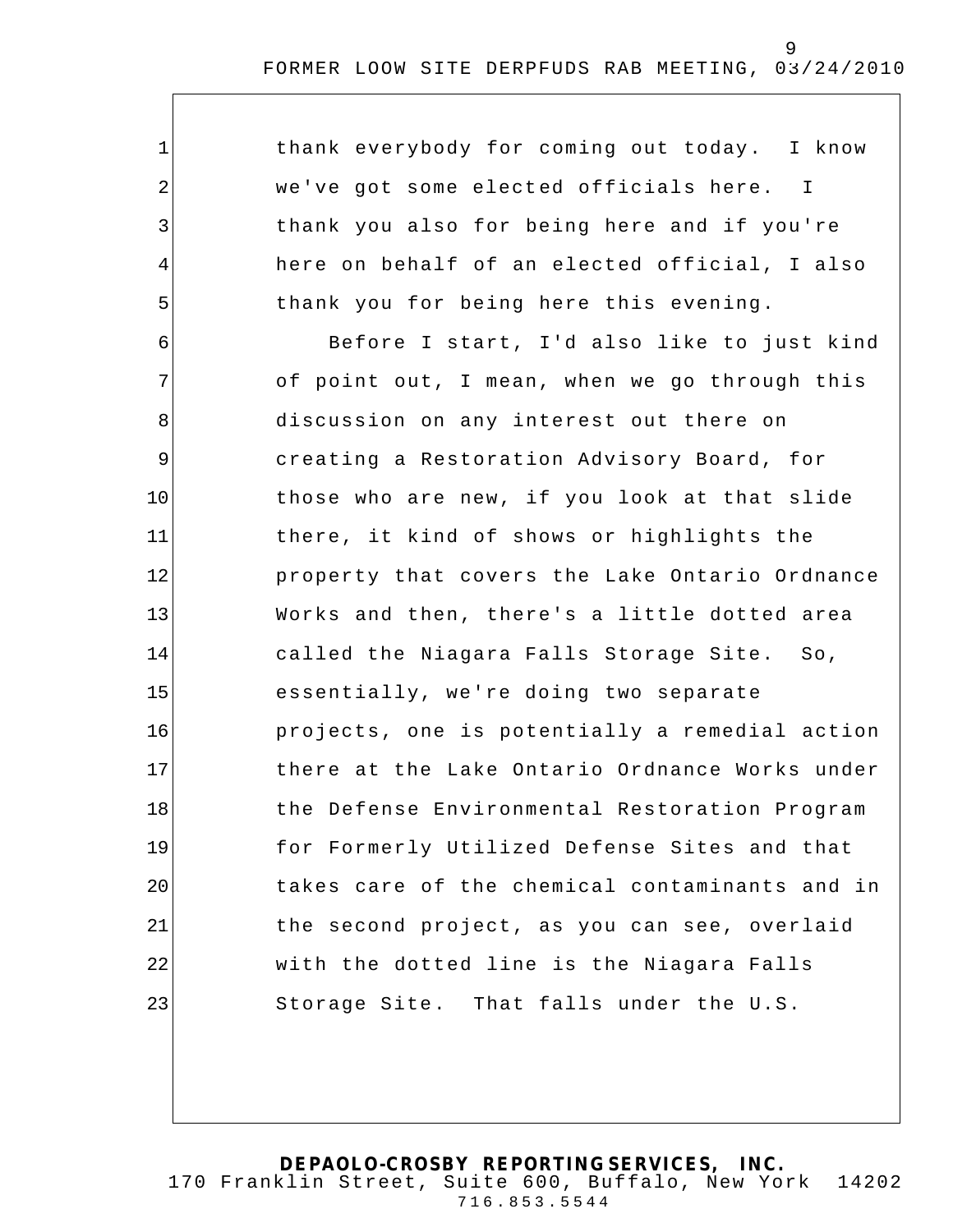thank everybody for coming out today. I know we've got some elected officials here. I thank you also for being here and if you're here on behalf of an elected official, I also thank you for being here this evening.

Before I start, I'd also like to just kind of point out, I mean, when we go through this discussion on any interest out there on creating a Restoration Advisory Board, for those who are new, if you look at that slide there, it kind of shows or highlights the property that covers the Lake Ontario Ordnance Works and then, there's a little dotted area called the Niagara Falls Storage Site. So, essentially, we're doing two separate projects, one is potentially a remedial action there at the Lake Ontario Ordnance Works under the Defense Environmental Restoration Program for Formerly Utilized Defense Sites and that takes care of the chemical contaminants and in the second project, as you can see, overlaid with the dotted line is the Niagara Falls Storage Site. That falls under the U.S.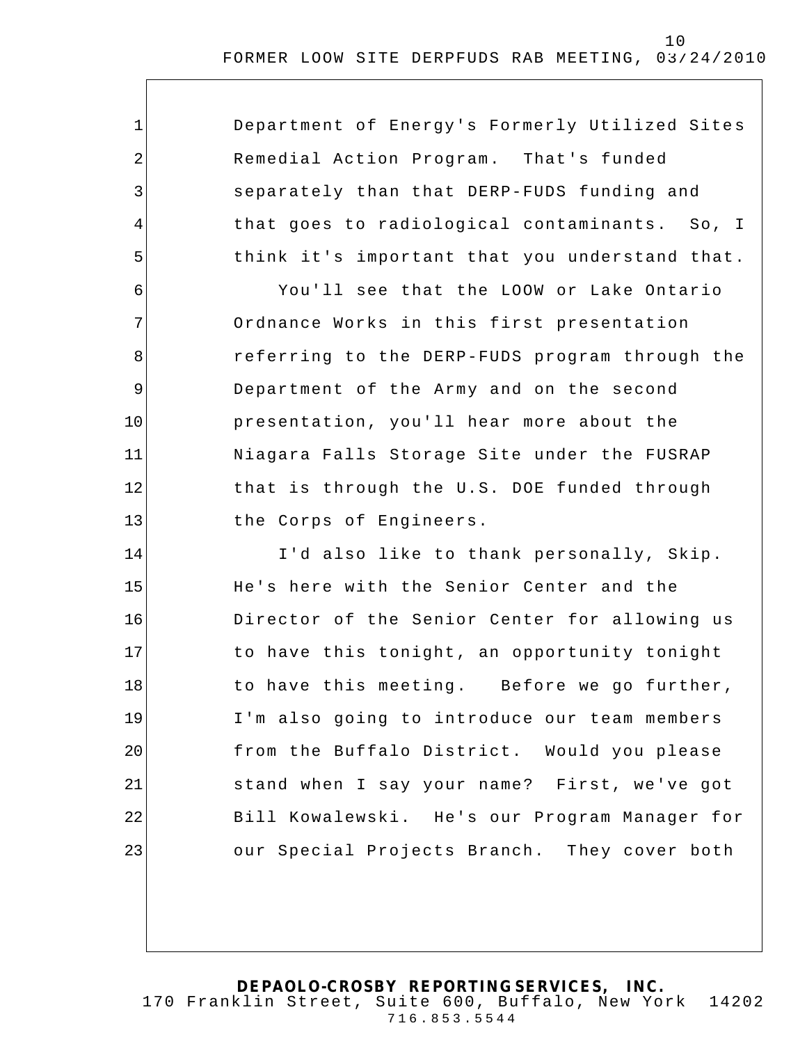Department of Energy's Formerly Utilized Sites Remedial Action Program. That's funded separately than that DERP-FUDS funding and that goes to radiological contaminants. So, I think it's important that you understand that.

You'll see that the LOOW or Lake Ontario Ordnance Works in this first presentation referring to the DERP-FUDS program through the Department of the Army and on the second presentation, you'll hear more about the Niagara Falls Storage Site under the FUSRAP that is through the U.S. DOE funded through the Corps of Engineers.

I'd also like to thank personally, Skip. He's here with the Senior Center and the Director of the Senior Center for allowing us to have this tonight, an opportunity tonight to have this meeting. Before we go further, I'm also going to introduce our team members from the Buffalo District. Would you please stand when I say your name? First, we've got Bill Kowalewski. He's our Program Manager for our Special Projects Branch. They cover both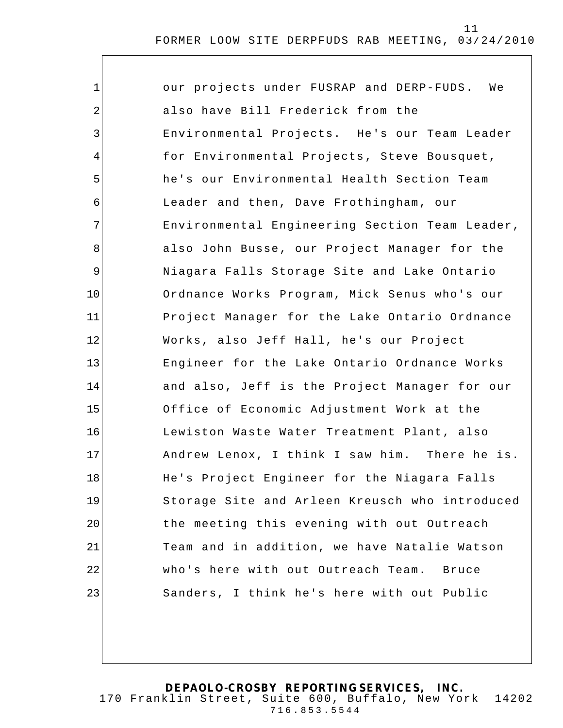our projects under FUSRAP and DERP-FUDS. We also have Bill Frederick from the Environmental Projects. He's our Team Leader for Environmental Projects, Steve Bousquet, he's our Environmental Health Section Team Leader and then, Dave Frothingham, our Environmental Engineering Section Team Leader, also John Busse, our Project Manager for the Niagara Falls Storage Site and Lake Ontario Ordnance Works Program, Mick Senus who's our Project Manager for the Lake Ontario Ordnance Works, also Jeff Hall, he's our Project Engineer for the Lake Ontario Ordnance Works and also, Jeff is the Project Manager for our Office of Economic Adjustment Work at the Lewiston Waste Water Treatment Plant, also Andrew Lenox, I think I saw him. There he is. He's Project Engineer for the Niagara Falls Storage Site and Arleen Kreusch who introduced the meeting this evening with out Outreach Team and in addition, we have Natalie Watson who's here with out Outreach Team. Bruce Sanders, I think he's here with out Public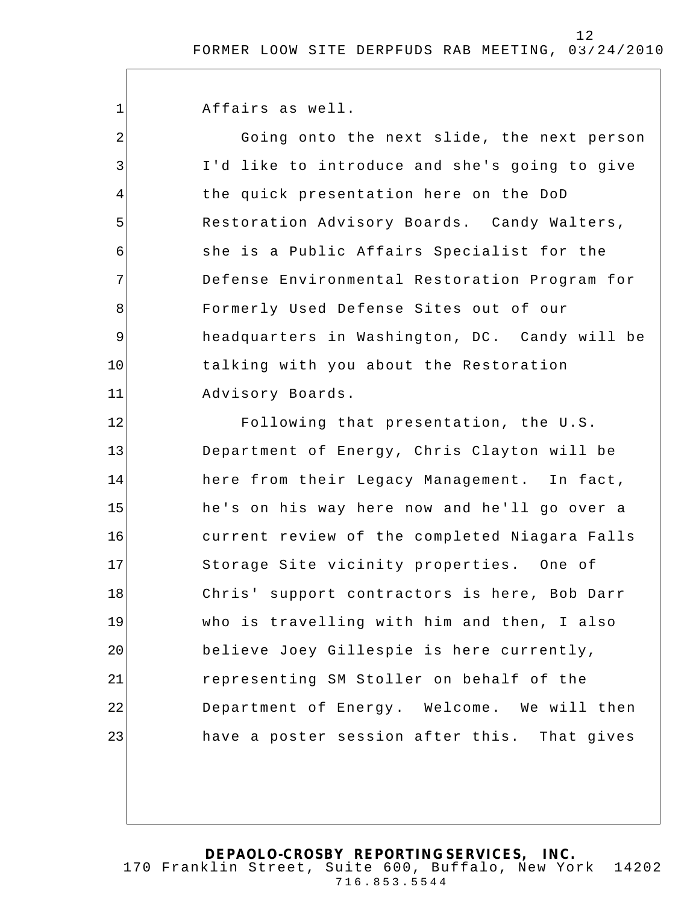Affairs as well.

Going onto the next slide, the next person I'd like to introduce and she's going to give the quick presentation here on the DoD Restoration Advisory Boards. Candy Walters, she is a Public Affairs Specialist for the Defense Environmental Restoration Program for Formerly Used Defense Sites out of our headquarters in Washington, DC. Candy will be talking with you about the Restoration Advisory Boards.

Following that presentation, the U.S. Department of Energy, Chris Clayton will be here from their Legacy Management. In fact, he's on his way here now and he'll go over a current review of the completed Niagara Falls Storage Site vicinity properties. One of Chris' support contractors is here, Bob Darr who is travelling with him and then, I also believe Joey Gillespie is here currently, representing SM Stoller on behalf of the Department of Energy. Welcome. We will then have a poster session after this. That gives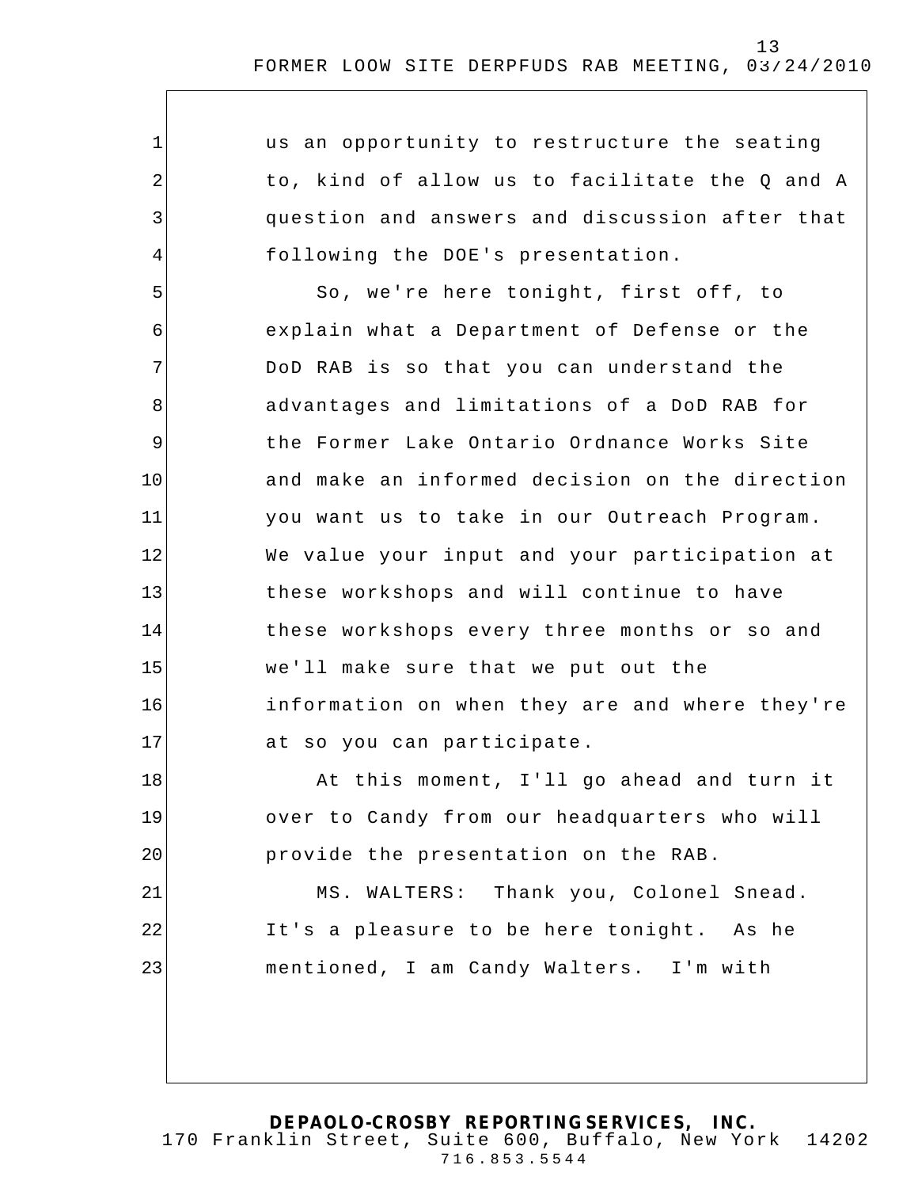us an opportunity to restructure the seating to, kind of allow us to facilitate the Q and A question and answers and discussion after that following the DOE's presentation.

So, we're here tonight, first off, to explain what a Department of Defense or the DoD RAB is so that you can understand the advantages and limitations of a DoD RAB for the Former Lake Ontario Ordnance Works Site and make an informed decision on the direction you want us to take in our Outreach Program. We value your input and your participation at these workshops and will continue to have these workshops every three months or so and we'll make sure that we put out the information on when they are and where they're at so you can participate.

At this moment, I'll go ahead and turn it over to Candy from our headquarters who will provide the presentation on the RAB.

MS. WALTERS: Thank you, Colonel Snead. It's a pleasure to be here tonight. As he mentioned, I am Candy Walters. I'm with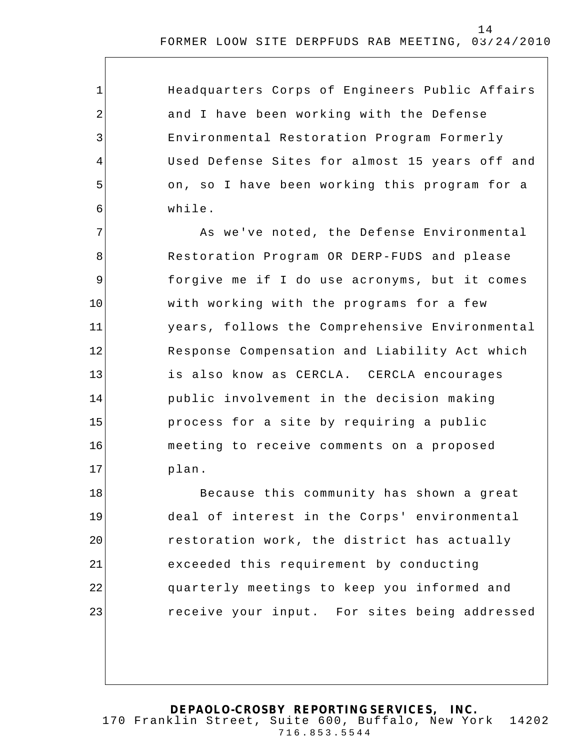Headquarters Corps of Engineers Public Affairs and I have been working with the Defense Environmental Restoration Program Formerly Used Defense Sites for almost 15 years off and on, so I have been working this program for a while.

As we've noted, the Defense Environmental Restoration Program OR DERP-FUDS and please forgive me if I do use acronyms, but it comes with working with the programs for a few years, follows the Comprehensive Environmental Response Compensation and Liability Act which is also know as CERCLA. CERCLA encourages public involvement in the decision making process for a site by requiring a public meeting to receive comments on a proposed plan.

Because this community has shown a great deal of interest in the Corps' environmental restoration work, the district has actually exceeded this requirement by conducting quarterly meetings to keep you informed and receive your input. For sites being addressed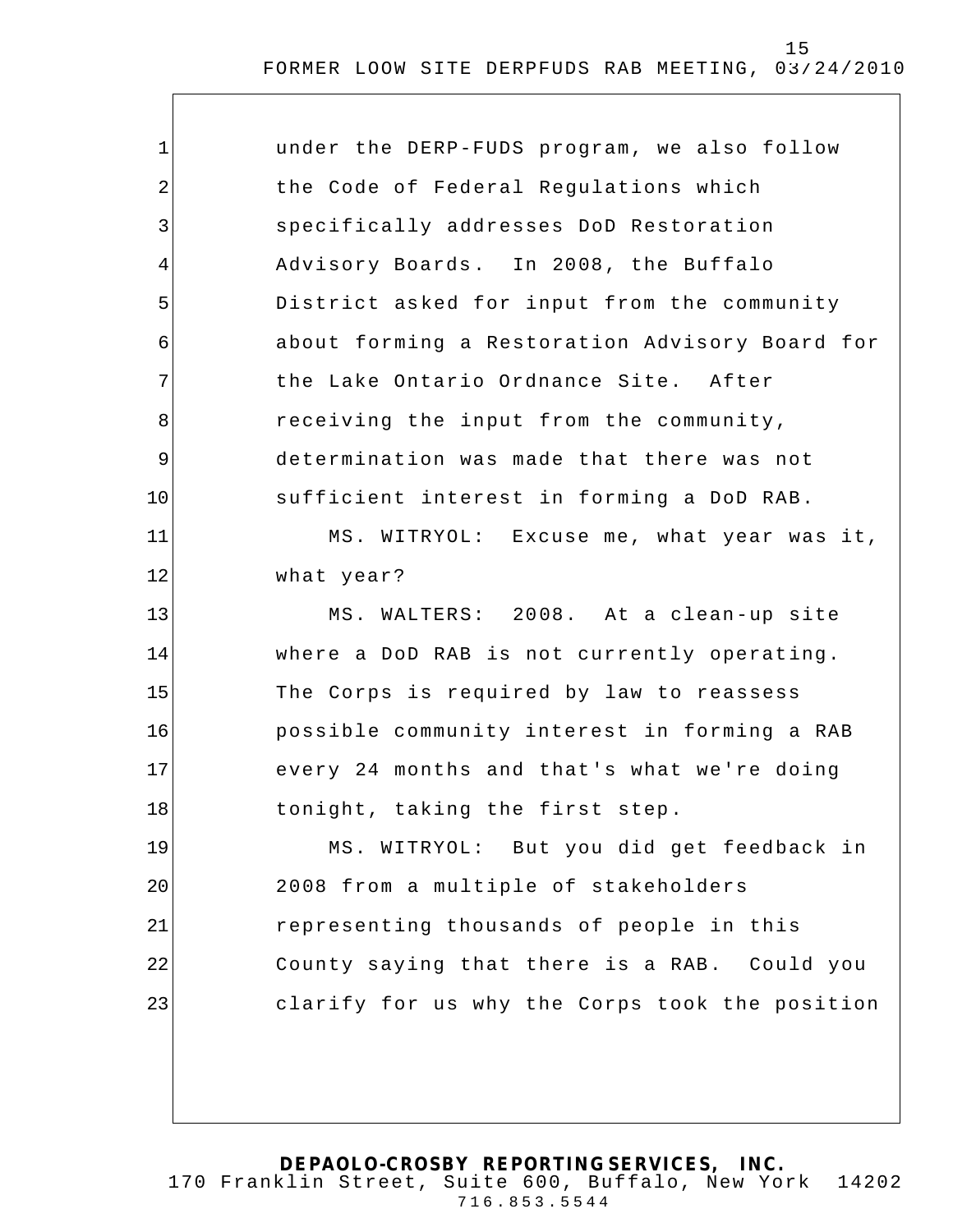under the DERP-FUDS program, we also follow the Code of Federal Regulations which specifically addresses DoD Restoration Advisory Boards. In 2008, the Buffalo District asked for input from the community about forming a Restoration Advisory Board for the Lake Ontario Ordnance Site. After receiving the input from the community, determination was made that there was not sufficient interest in forming a DoD RAB.

MS. WITRYOL: Excuse me, what year was it, what year?

MS. WALTERS: 2008. At a clean-up site where a DoD RAB is not currently operating. The Corps is required by law to reassess possible community interest in forming a RAB every 24 months and that's what we're doing tonight, taking the first step.

MS. WITRYOL: But you did get feedback in 2008 from a multiple of stakeholders representing thousands of people in this County saying that there is a RAB. Could you clarify for us why the Corps took the position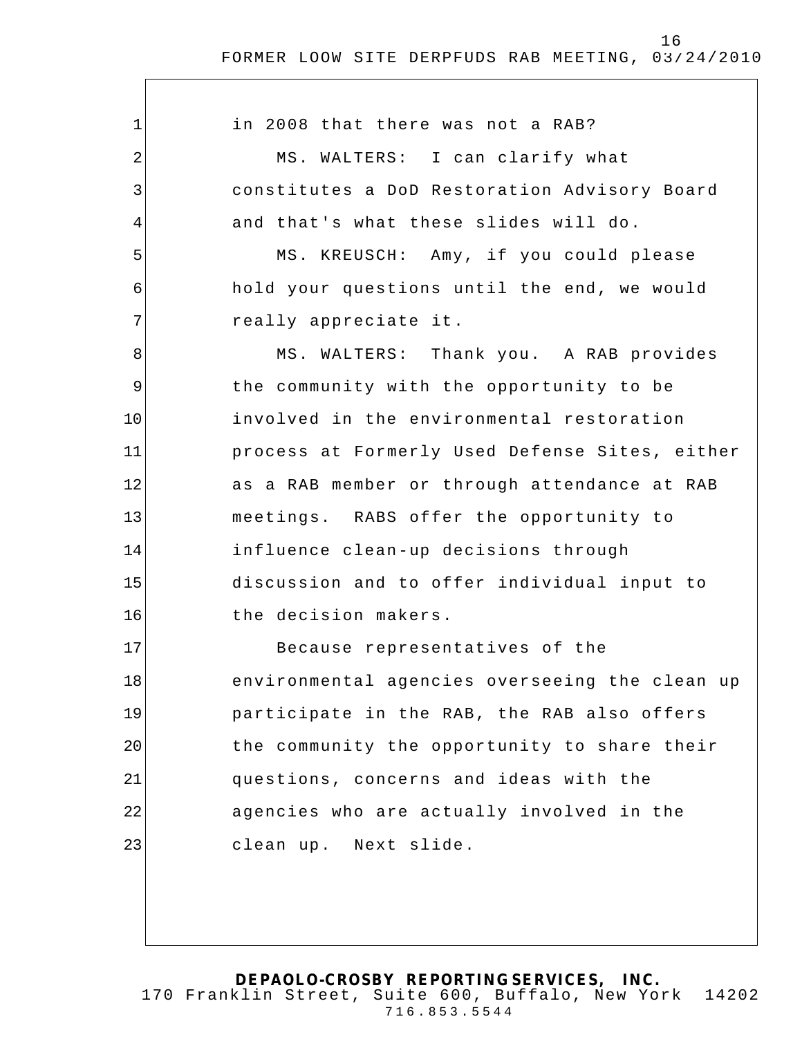in 2008 that there was not a RAB?

MS. WALTERS: I can clarify what constitutes a DoD Restoration Advisory Board and that's what these slides will do.

MS. KREUSCH: Amy, if you could please hold your questions until the end, we would really appreciate it.

MS. WALTERS: Thank you. A RAB provides the community with the opportunity to be involved in the environmental restoration process at Formerly Used Defense Sites, either as a RAB member or through attendance at RAB meetings. RABS offer the opportunity to influence clean-up decisions through discussion and to offer individual input to the decision makers.

Because representatives of the environmental agencies overseeing the clean up participate in the RAB, the RAB also offers the community the opportunity to share their questions, concerns and ideas with the agencies who are actually involved in the clean up. Next slide.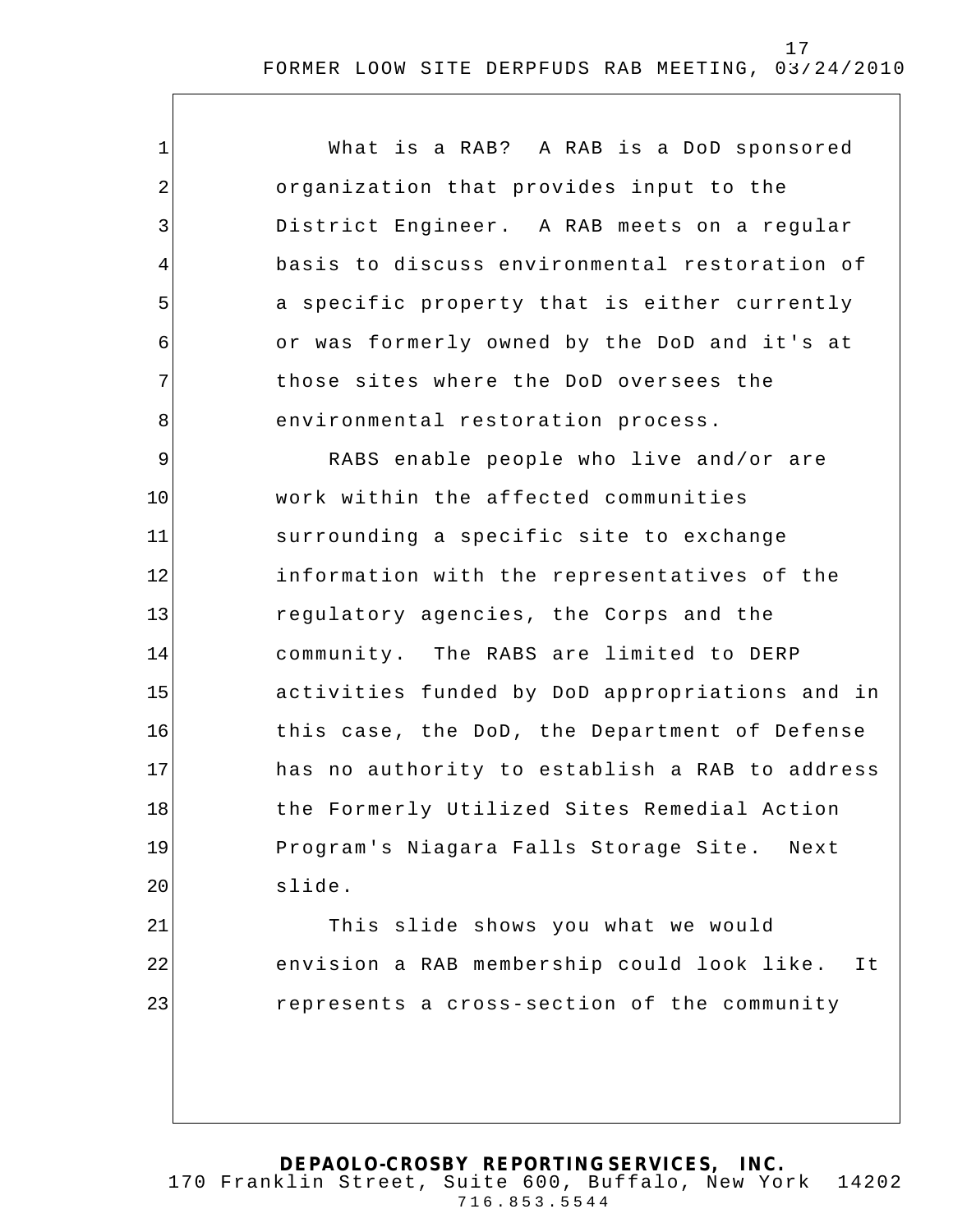What is a RAB? A RAB is a DoD sponsored organization that provides input to the District Engineer. A RAB meets on a regular basis to discuss environmental restoration of a specific property that is either currently or was formerly owned by the DoD and it's at those sites where the DoD oversees the environmental restoration process.

RABS enable people who live and/or are work within the affected communities surrounding a specific site to exchange information with the representatives of the regulatory agencies, the Corps and the community. The RABS are limited to DERP activities funded by DoD appropriations and in this case, the DoD, the Department of Defense has no authority to establish a RAB to address the Formerly Utilized Sites Remedial Action Program's Niagara Falls Storage Site. Next slide.

This slide shows you what we would envision a RAB membership could look like. It represents a cross-section of the community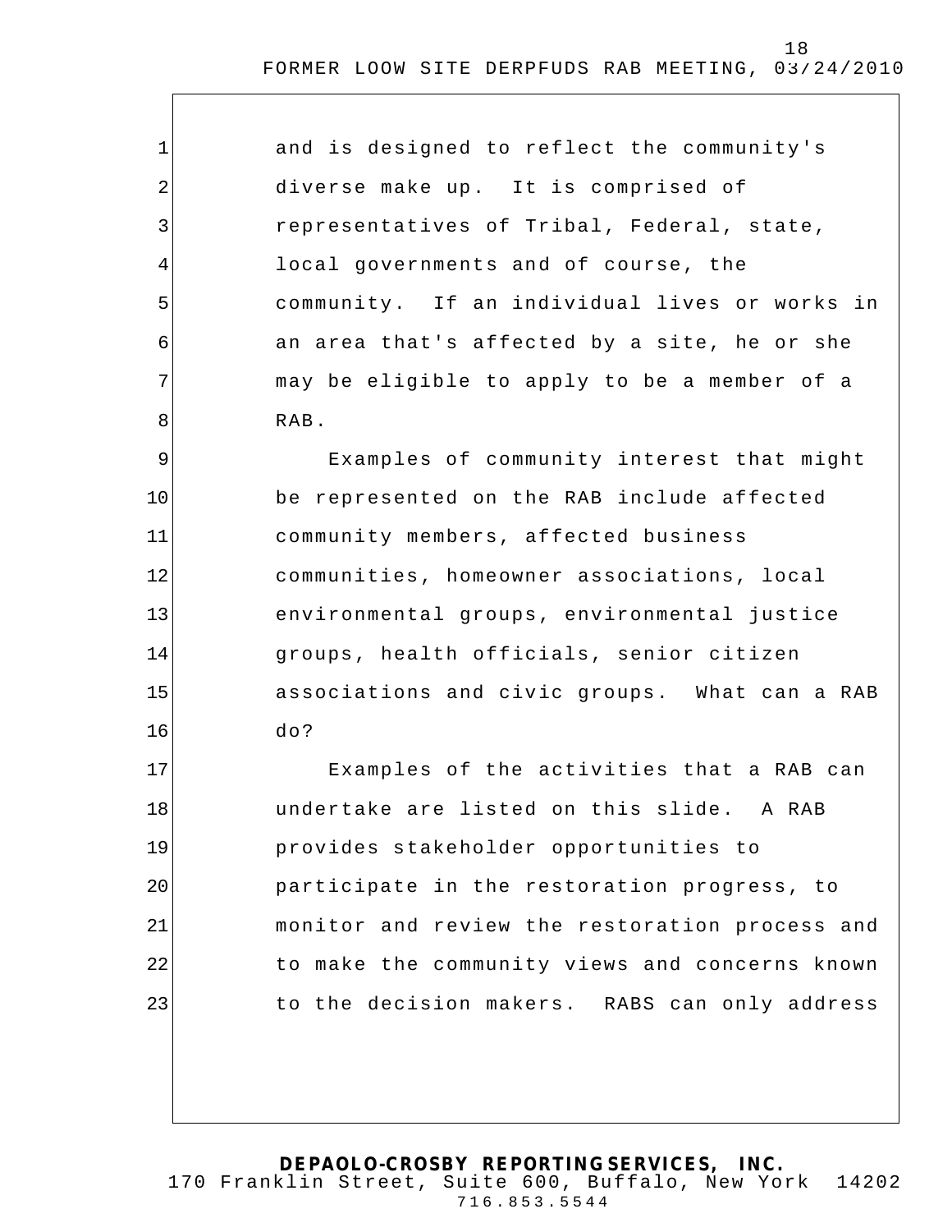and is designed to reflect the community's diverse make up. It is comprised of representatives of Tribal, Federal, state, local governments and of course, the community. If an individual lives or works in an area that's affected by a site, he or she may be eligible to apply to be a member of a RAB.

Examples of community interest that might be represented on the RAB include affected community members, affected business communities, homeowner associations, local environmental groups, environmental justice groups, health officials, senior citizen associations and civic groups. What can a RAB do?

Examples of the activities that a RAB can undertake are listed on this slide. A RAB provides stakeholder opportunities to participate in the restoration progress, to monitor and review the restoration process and to make the community views and concerns known to the decision makers. RABS can only address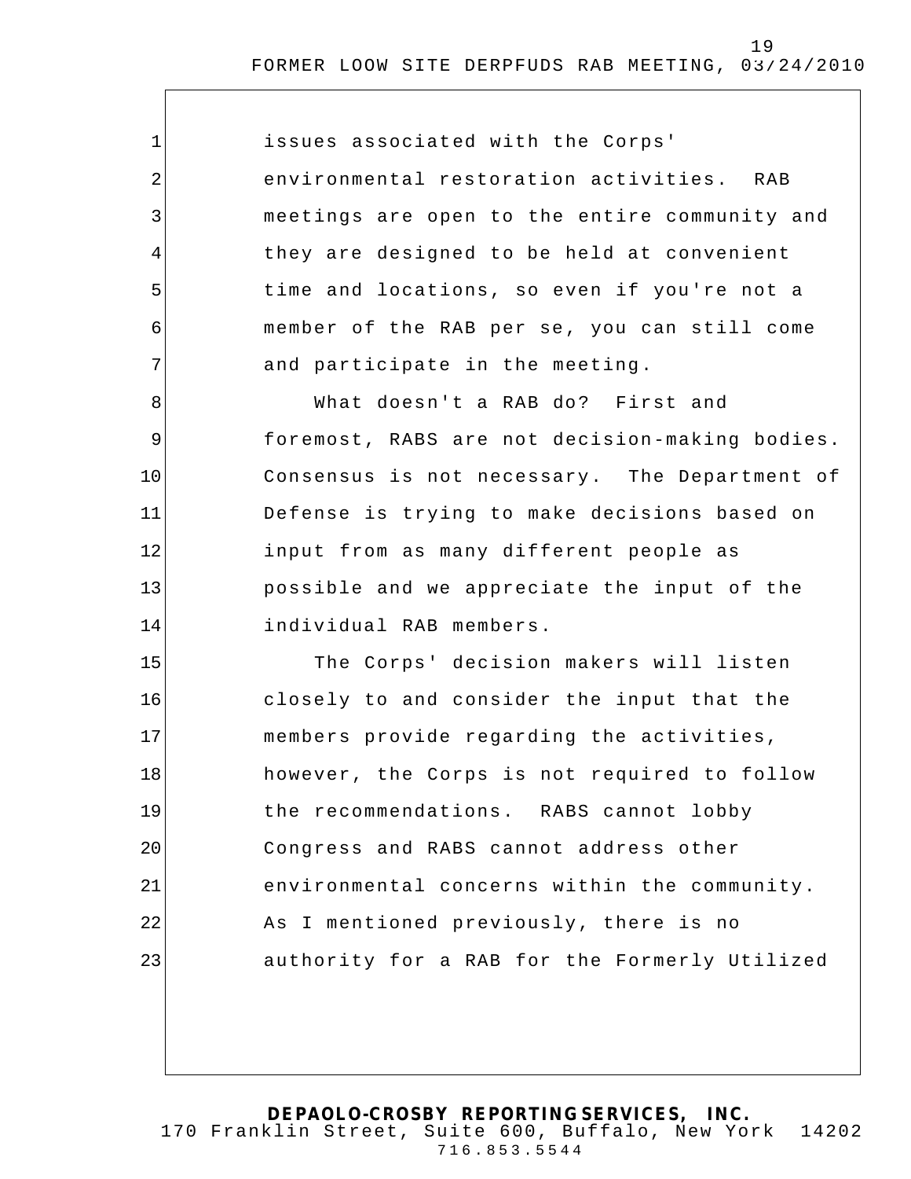issues associated with the Corps' environmental restoration activities. RAB meetings are open to the entire community and they are designed to be held at convenient time and locations, so even if you're not a member of the RAB per se, you can still come and participate in the meeting.

What doesn't a RAB do? First and foremost, RABS are not decision-making bodies. Consensus is not necessary. The Department of Defense is trying to make decisions based on input from as many different people as possible and we appreciate the input of the individual RAB members.

The Corps' decision makers will listen closely to and consider the input that the members provide regarding the activities, however, the Corps is not required to follow the recommendations. RABS cannot lobby Congress and RABS cannot address other environmental concerns within the community. As I mentioned previously, there is no authority for a RAB for the Formerly Utilized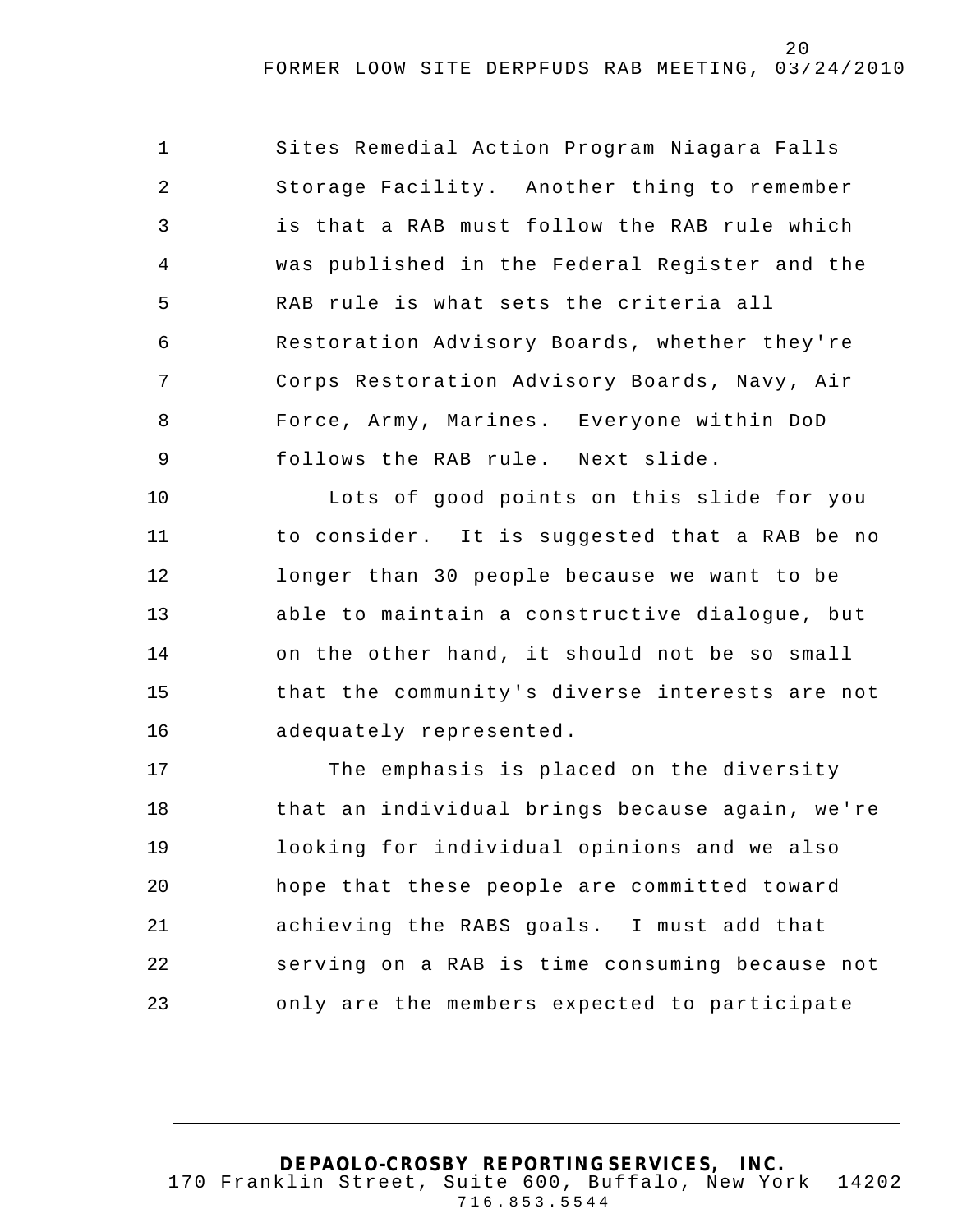Sites Remedial Action Program Niagara Falls Storage Facility. Another thing to remember is that a RAB must follow the RAB rule which was published in the Federal Register and the RAB rule is what sets the criteria all Restoration Advisory Boards, whether they're Corps Restoration Advisory Boards, Navy, Air Force, Army, Marines. Everyone within DoD follows the RAB rule. Next slide.

Lots of good points on this slide for you to consider. It is suggested that a RAB be no longer than 30 people because we want to be able to maintain a constructive dialogue, but on the other hand, it should not be so small that the community's diverse interests are not adequately represented.

The emphasis is placed on the diversity that an individual brings because again, we're looking for individual opinions and we also hope that these people are committed toward achieving the RABS goals. I must add that serving on a RAB is time consuming because not only are the members expected to participate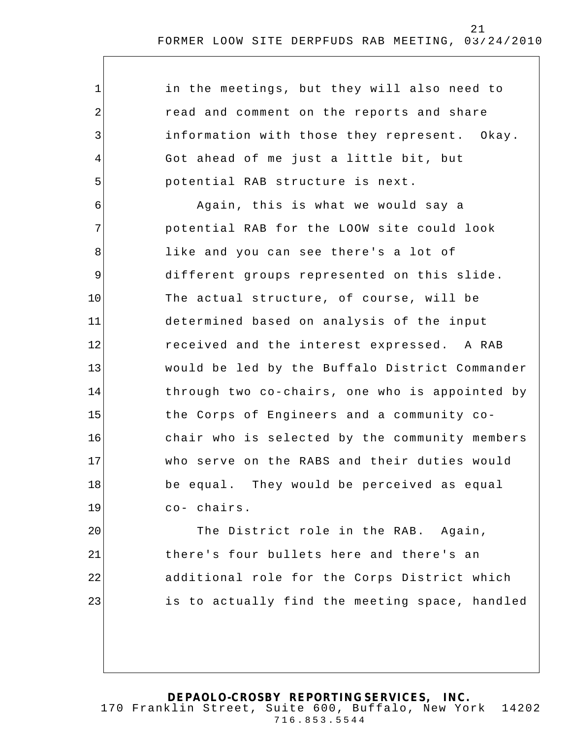in the meetings, but they will also need to read and comment on the reports and share information with those they represent. Okay. Got ahead of me just a little bit, but potential RAB structure is next.

Again, this is what we would say a potential RAB for the LOOW site could look like and you can see there's a lot of different groups represented on this slide. The actual structure, of course, will be determined based on analysis of the input received and the interest expressed. A RAB would be led by the Buffalo District Commander through two co-chairs, one who is appointed by the Corps of Engineers and a community co-chair who is selected by the community members who serve on the RABS and their duties would be equal. They would be perceived as equal co- chairs.

The District role in the RAB. Again, there's four bullets here and there's an additional role for the Corps District which is to actually find the meeting space, handled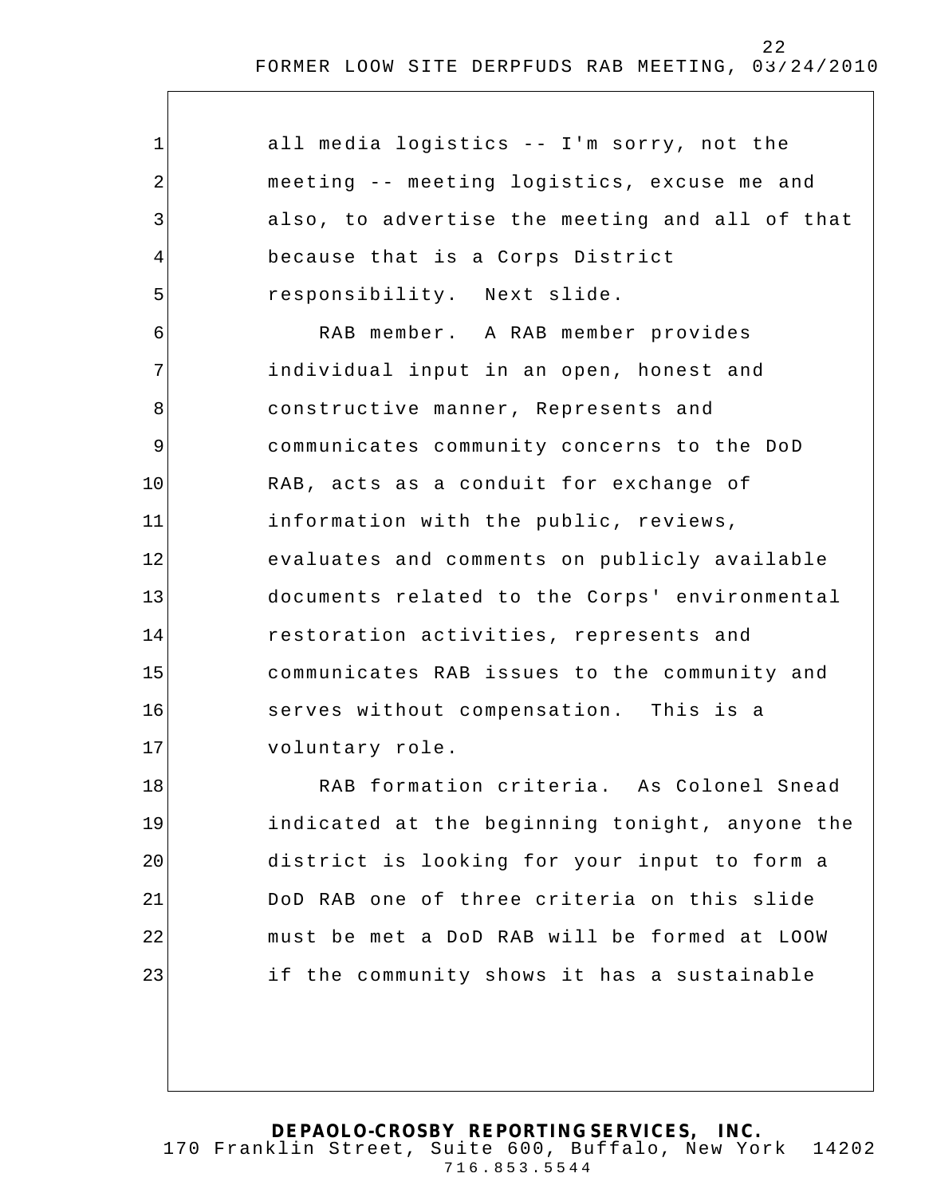all media logistics -- I'm sorry, not the meeting -- meeting logistics, excuse me and also, to advertise the meeting and all of that because that is a Corps District responsibility. Next slide.

RAB member. A RAB member provides individual input in an open, honest and constructive manner, Represents and communicates community concerns to the DoD RAB, acts as a conduit for exchange of information with the public, reviews, evaluates and comments on publicly available documents related to the Corps' environmental restoration activities, represents and communicates RAB issues to the community and serves without compensation. This is a voluntary role.

RAB formation criteria. As Colonel Snead indicated at the beginning tonight, anyone the district is looking for your input to form a DoD RAB one of three criteria on this slide must be met a DoD RAB will be formed at LOOW if the community shows it has a sustainable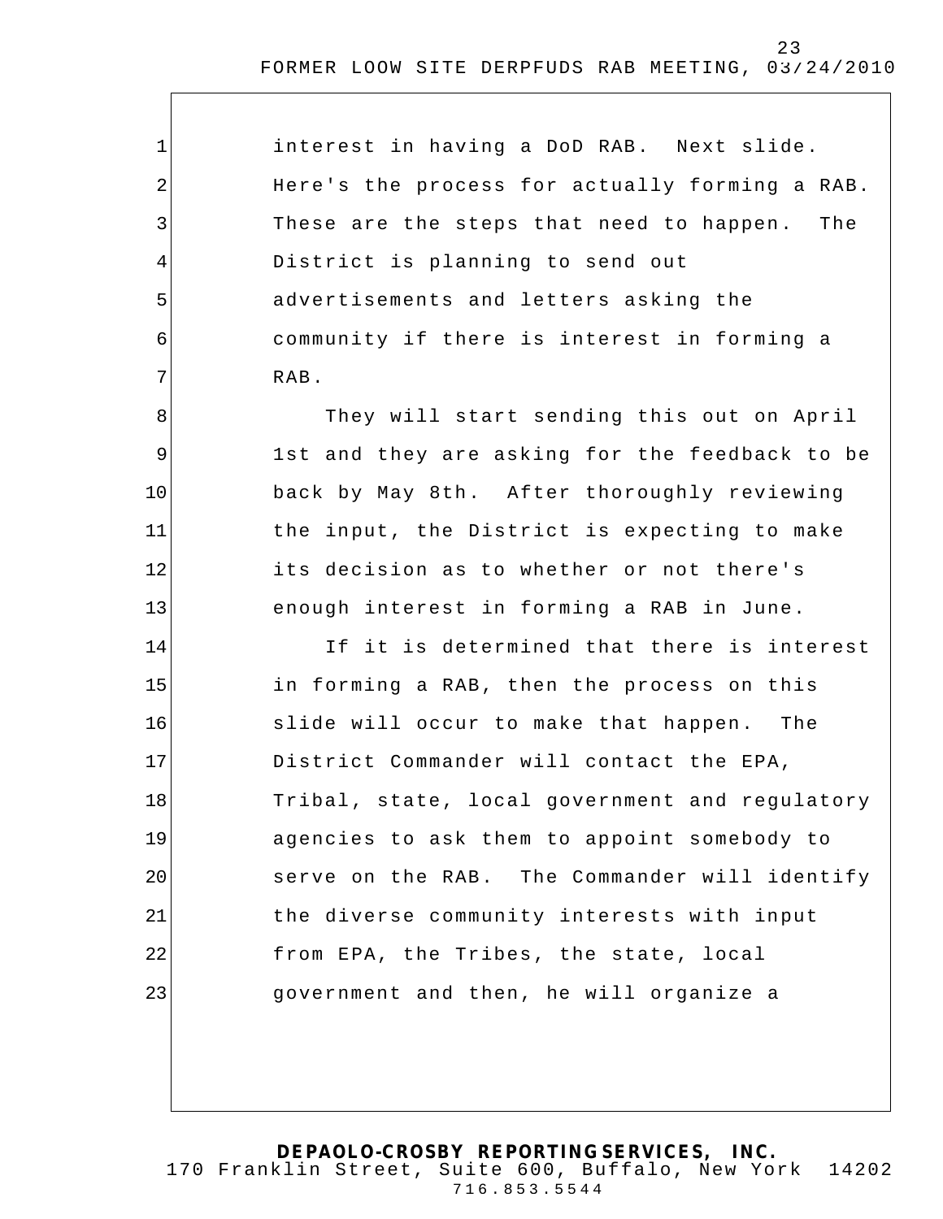interest in having a DoD RAB. Next slide. Here's the process for actually forming a RAB. These are the steps that need to happen. The District is planning to send out advertisements and letters asking the community if there is interest in forming a RAB.

They will start sending this out on April 1st and they are asking for the feedback to be back by May 8th. After thoroughly reviewing the input, the District is expecting to make its decision as to whether or not there's enough interest in forming a RAB in June.

If it is determined that there is interest in forming a RAB, then the process on this slide will occur to make that happen. The District Commander will contact the EPA, Tribal, state, local government and regulatory agencies to ask them to appoint somebody to serve on the RAB. The Commander will identify the diverse community interests with input from EPA, the Tribes, the state, local government and then, he will organize a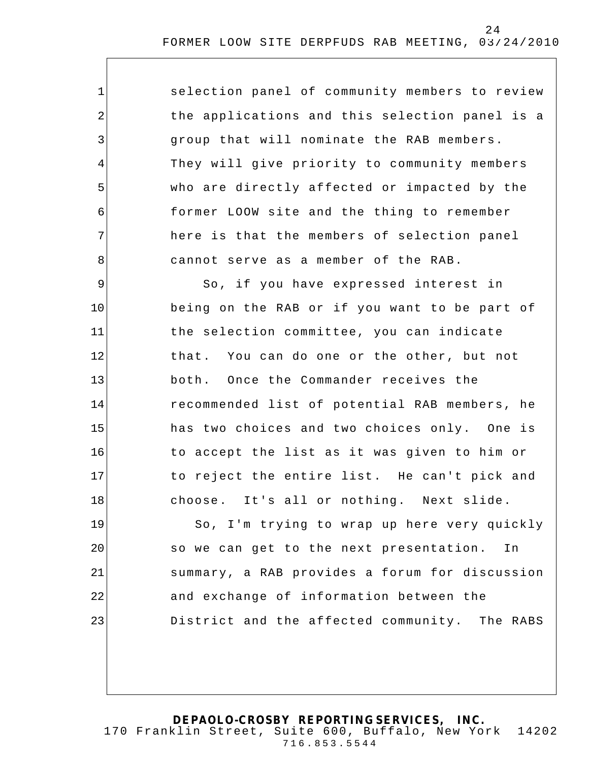selection panel of community members to review the applications and this selection panel is a group that will nominate the RAB members. They will give priority to community members who are directly affected or impacted by the former LOOW site and the thing to remember here is that the members of selection panel cannot serve as a member of the RAB.

So, if you have expressed interest in being on the RAB or if you want to be part of the selection committee, you can indicate that. You can do one or the other, but not both. Once the Commander receives the recommended list of potential RAB members, he has two choices and two choices only. One is to accept the list as it was given to him or to reject the entire list. He can't pick and choose. It's all or nothing. Next slide.

So, I'm trying to wrap up here very quickly so we can get to the next presentation. In summary, a RAB provides a forum for discussion and exchange of information between the District and the affected community. The RABS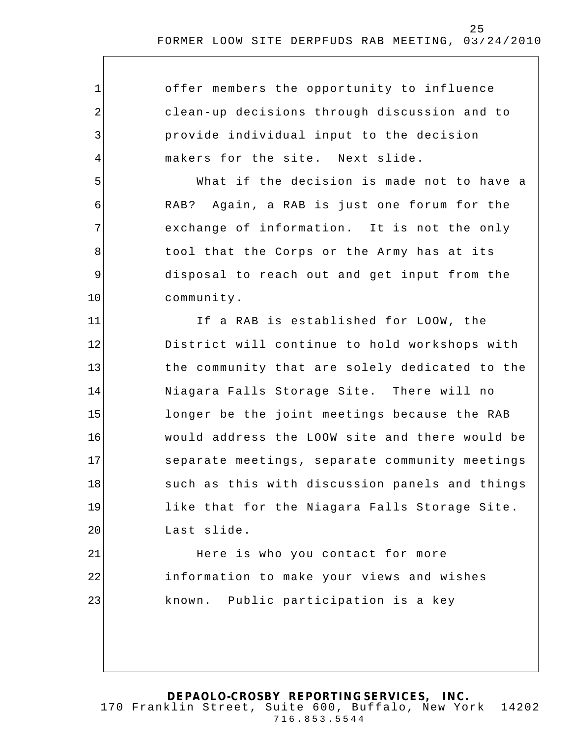offer members the opportunity to influence clean-up decisions through discussion and to provide individual input to the decision makers for the site. Next slide.

What if the decision is made not to have a RAB? Again, a RAB is just one forum for the exchange of information. It is not the only tool that the Corps or the Army has at its disposal to reach out and get input from the community.

If a RAB is established for LOOW, the District will continue to hold workshops with the community that are solely dedicated to the Niagara Falls Storage Site. There will no longer be the joint meetings because the RAB would address the LOOW site and there would be separate meetings, separate community meetings such as this with discussion panels and things like that for the Niagara Falls Storage Site. Last slide.

Here is who you contact for more information to make your views and wishes known. Public participation is a key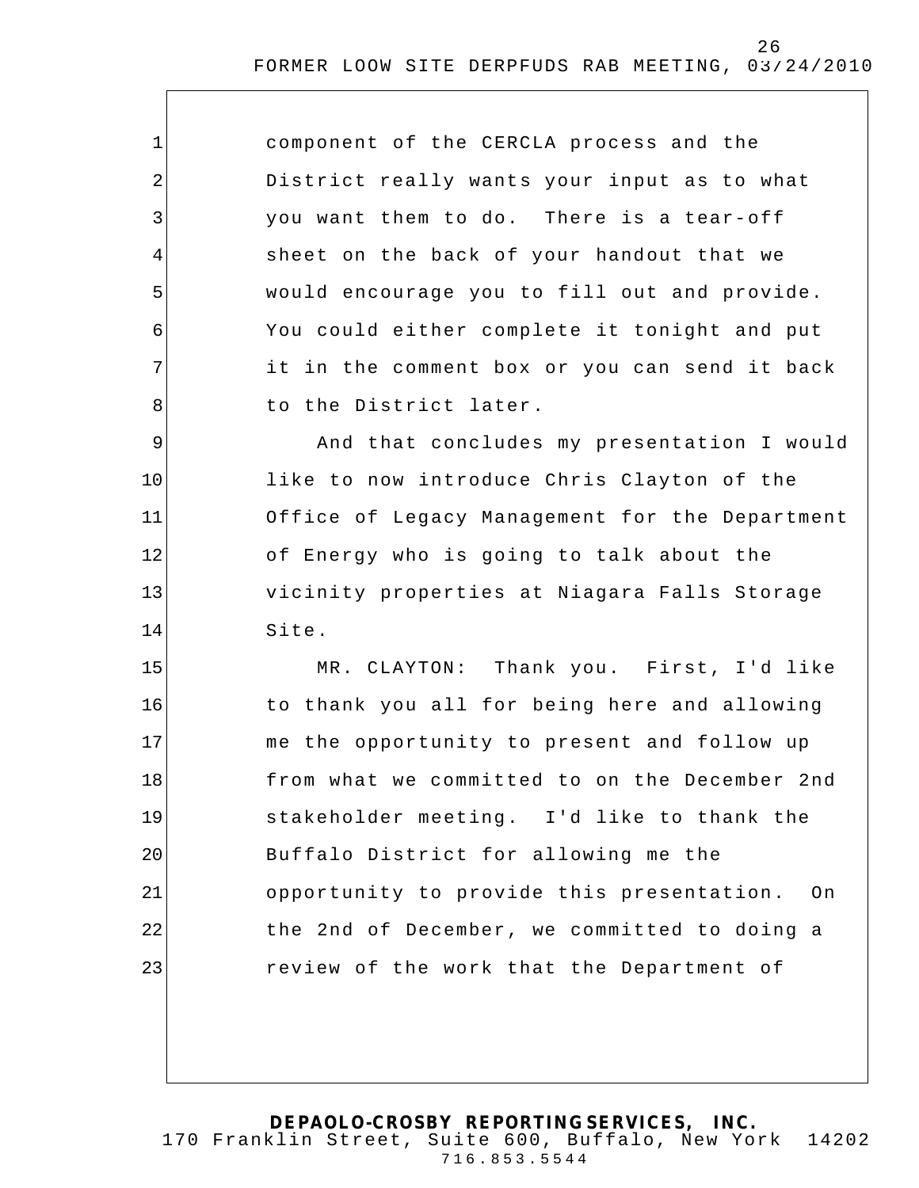component of the CERCLA process and the District really wants your input as to what you want them to do. There is a tear-off sheet on the back of your handout that we would encourage you to fill out and provide. You could either complete it tonight and put it in the comment box or you can send it back to the District later.

And that concludes my presentation I would like to now introduce Chris Clayton of the Office of Legacy Management for the Department of Energy who is going to talk about the vicinity properties at Niagara Falls Storage Site.

MR. CLAYTON: Thank you. First, I'd like to thank you all for being here and allowing me the opportunity to present and follow up from what we committed to on the December 2nd stakeholder meeting. I'd like to thank the Buffalo District for allowing me the opportunity to provide this presentation. On the 2nd of December, we committed to doing a review of the work that the Department of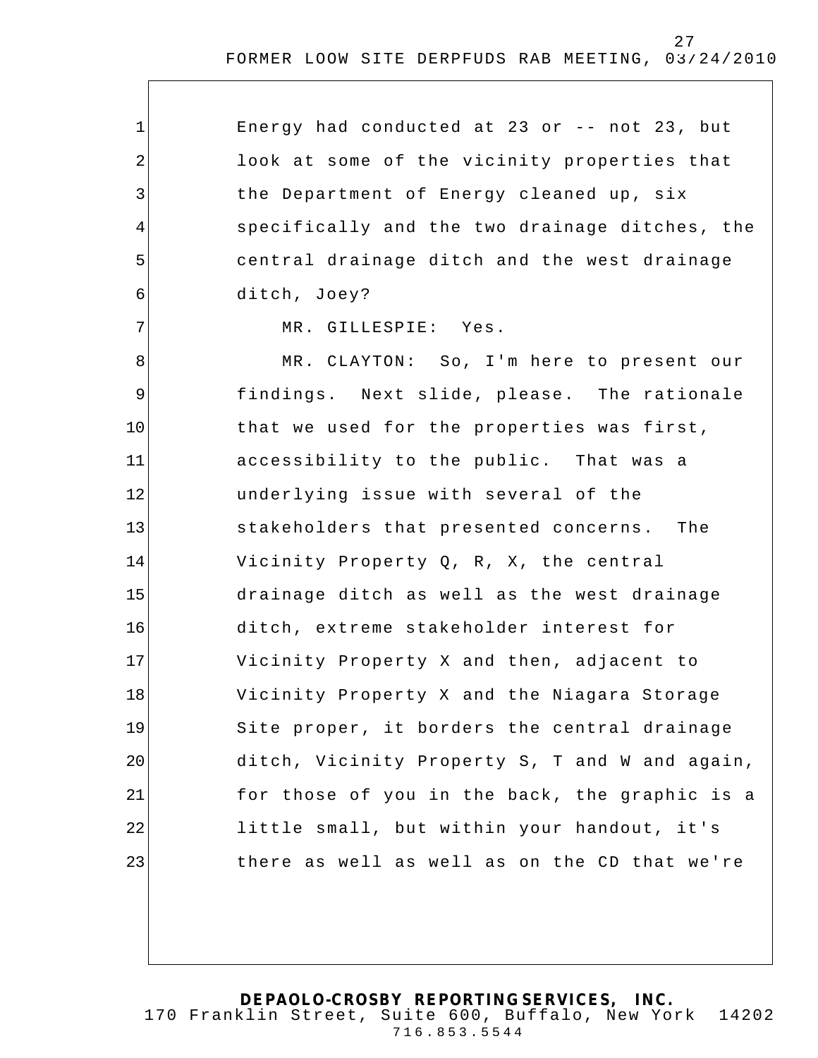Energy had conducted at 23 or -- not 23, but look at some of the vicinity properties that the Department of Energy cleaned up, six specifically and the two drainage ditches, the central drainage ditch and the west drainage ditch, Joey?

MR. GILLESPIE: Yes.

MR. CLAYTON: So, I'm here to present our findings. Next slide, please. The rationale that we used for the properties was first, accessibility to the public. That was a underlying issue with several of the stakeholders that presented concerns. The Vicinity Property Q, R, X, the central drainage ditch as well as the west drainage ditch, extreme stakeholder interest for Vicinity Property X and then, adjacent to Vicinity Property X and the Niagara Storage Site proper, it borders the central drainage ditch, Vicinity Property S, T and W and again, for those of you in the back, the graphic is a little small, but within your handout, it's there as well as well as on the CD that we're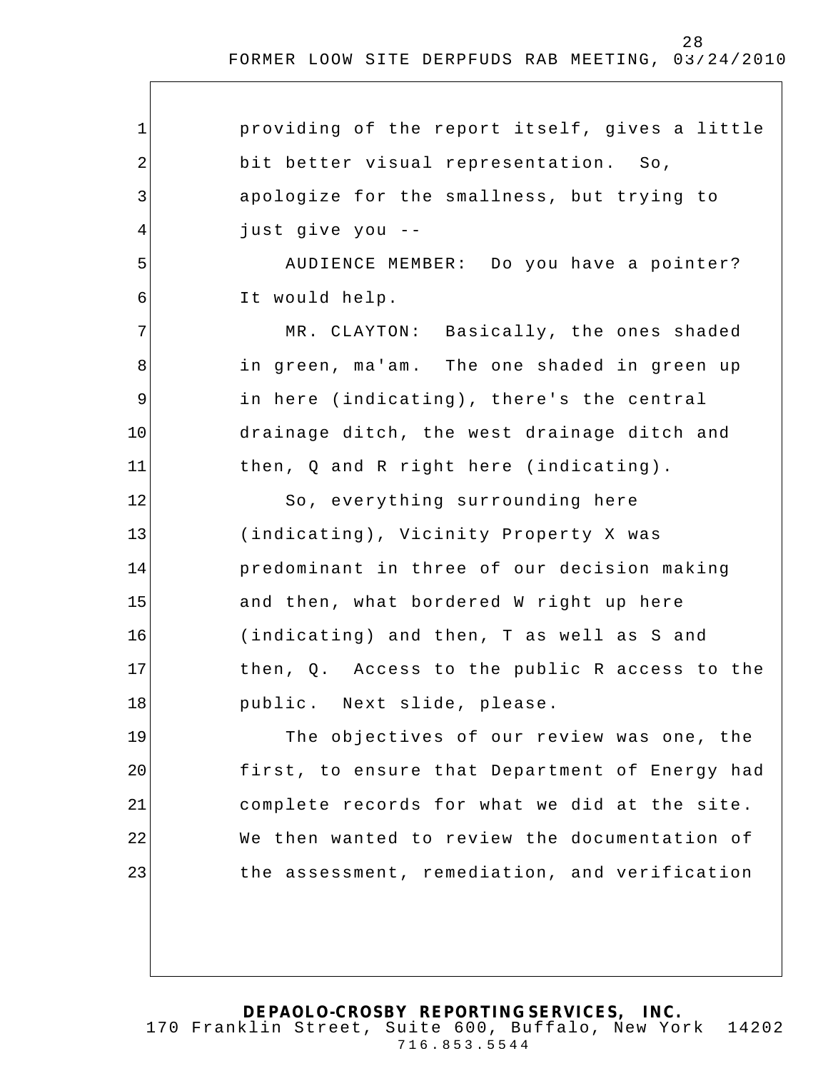providing of the report itself, gives a little bit better visual representation. So, apologize for the smallness, but trying to just give you --

AUDIENCE MEMBER: Do you have a pointer? It would help.

MR. CLAYTON: Basically, the ones shaded in green, ma'am. The one shaded in green up in here (indicating), there's the central drainage ditch, the west drainage ditch and then, Q and R right here (indicating).

So, everything surrounding here (indicating), Vicinity Property X was predominant in three of our decision making and then, what bordered W right up here (indicating) and then, T as well as S and then, Q. Access to the public R access to the public. Next slide, please.

The objectives of our review was one, the first, to ensure that Department of Energy had complete records for what we did at the site. We then wanted to review the documentation of the assessment, remediation, and verification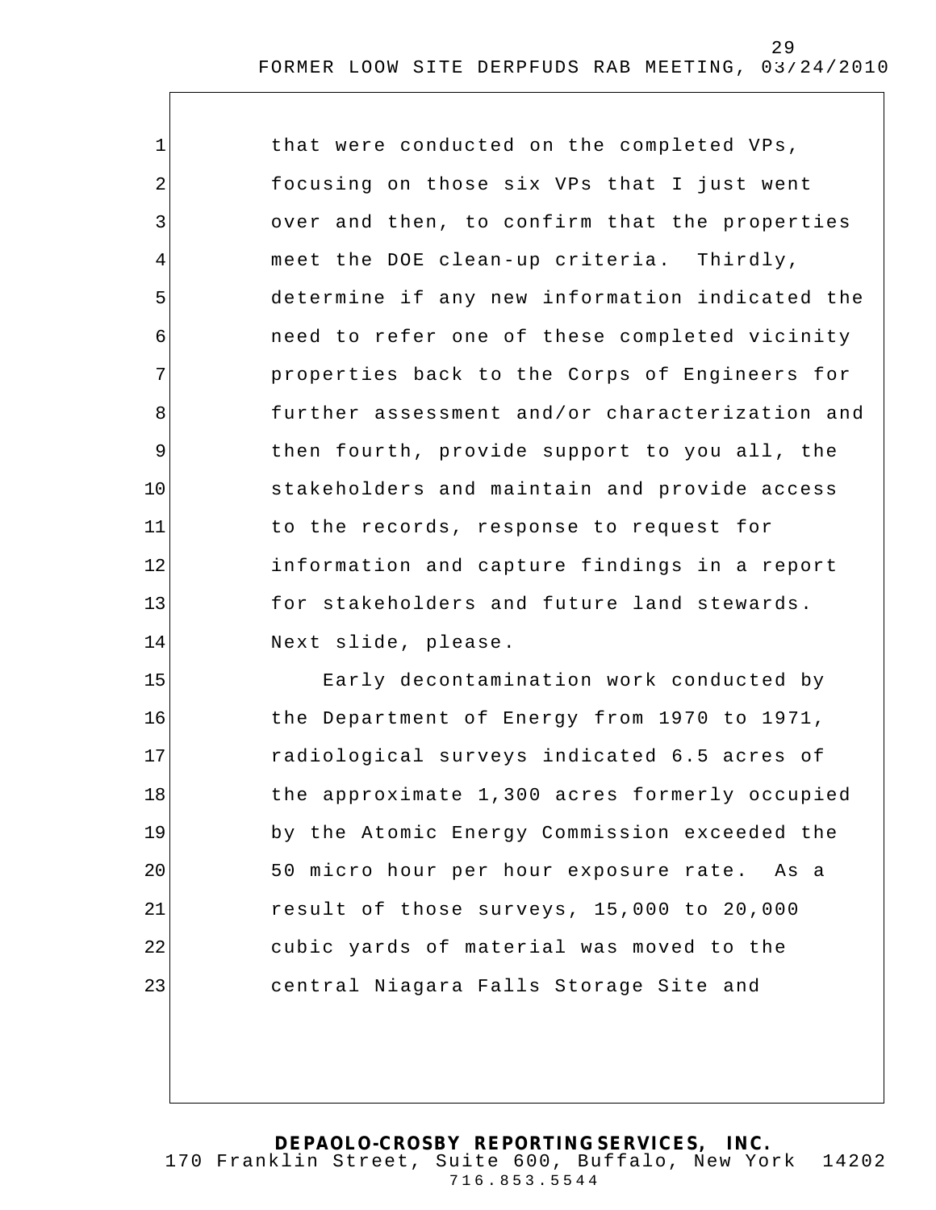that were conducted on the completed VPs, focusing on those six VPs that I just went over and then, to confirm that the properties meet the DOE clean-up criteria. Thirdly, determine if any new information indicated the need to refer one of these completed vicinity properties back to the Corps of Engineers for further assessment and/or characterization and then fourth, provide support to you all, the stakeholders and maintain and provide access to the records, response to request for information and capture findings in a report for stakeholders and future land stewards. Next slide, please.

Early decontamination work conducted by the Department of Energy from 1970 to 1971, radiological surveys indicated 6.5 acres of the approximate 1,300 acres formerly occupied by the Atomic Energy Commission exceeded the 50 micro hour per hour exposure rate. As a result of those surveys, 15,000 to 20,000 cubic yards of material was moved to the central Niagara Falls Storage Site and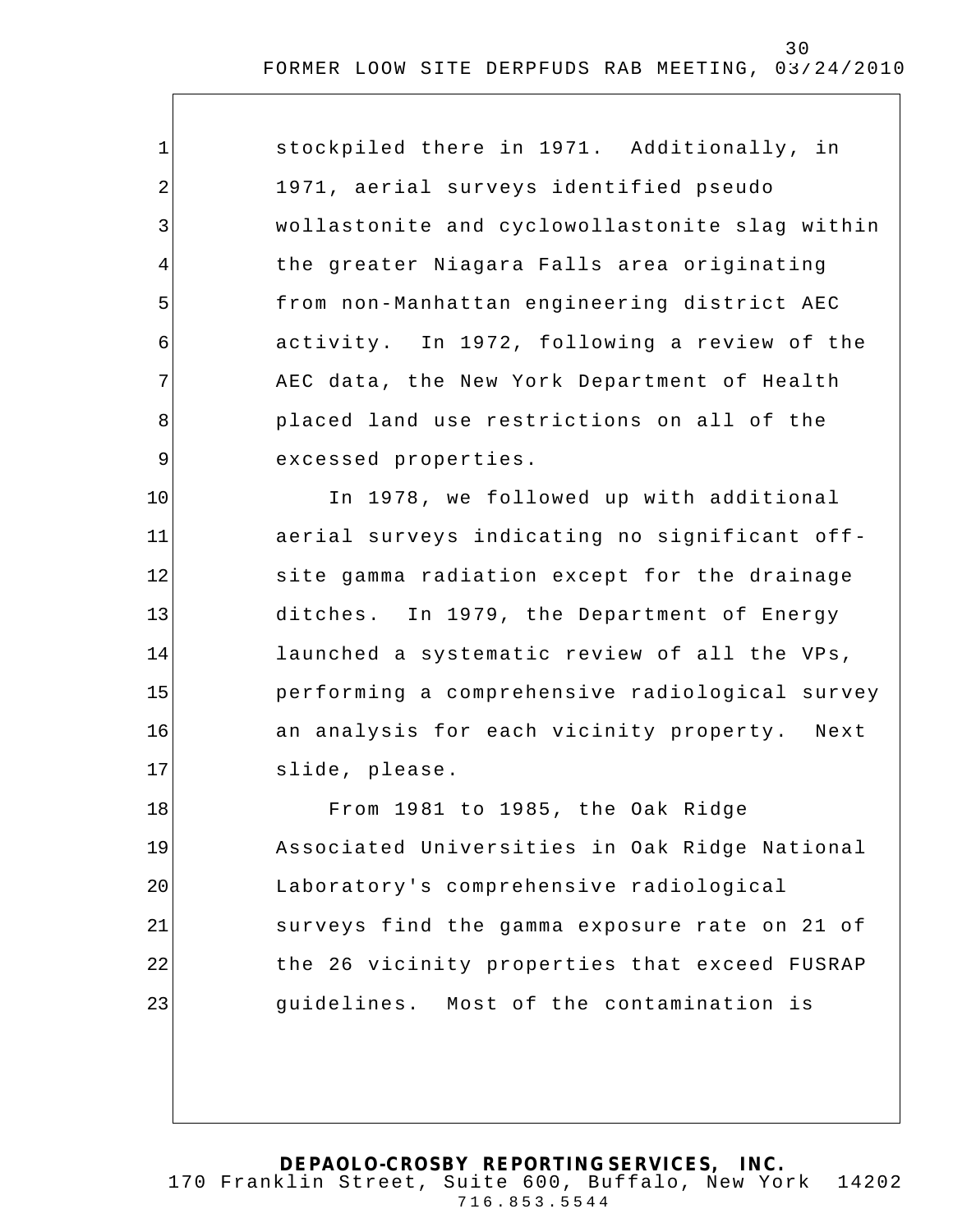stockpiled there in 1971. Additionally, in 1971, aerial surveys identified pseudo wollastonite and cyclowollastonite slag within the greater Niagara Falls area originating from non-Manhattan engineering district AEC activity. In 1972, following a review of the AEC data, the New York Department of Health placed land use restrictions on all of the excessed properties.

In 1978, we followed up with additional aerial surveys indicating no significant off-site gamma radiation except for the drainage ditches. In 1979, the Department of Energy launched a systematic review of all the VPs, performing a comprehensive radiological survey an analysis for each vicinity property. Next slide, please.

From 1981 to 1985, the Oak Ridge Associated Universities in Oak Ridge National Laboratory's comprehensive radiological surveys find the gamma exposure rate on 21 of the 26 vicinity properties that exceed FUSRAP guidelines. Most of the contamination is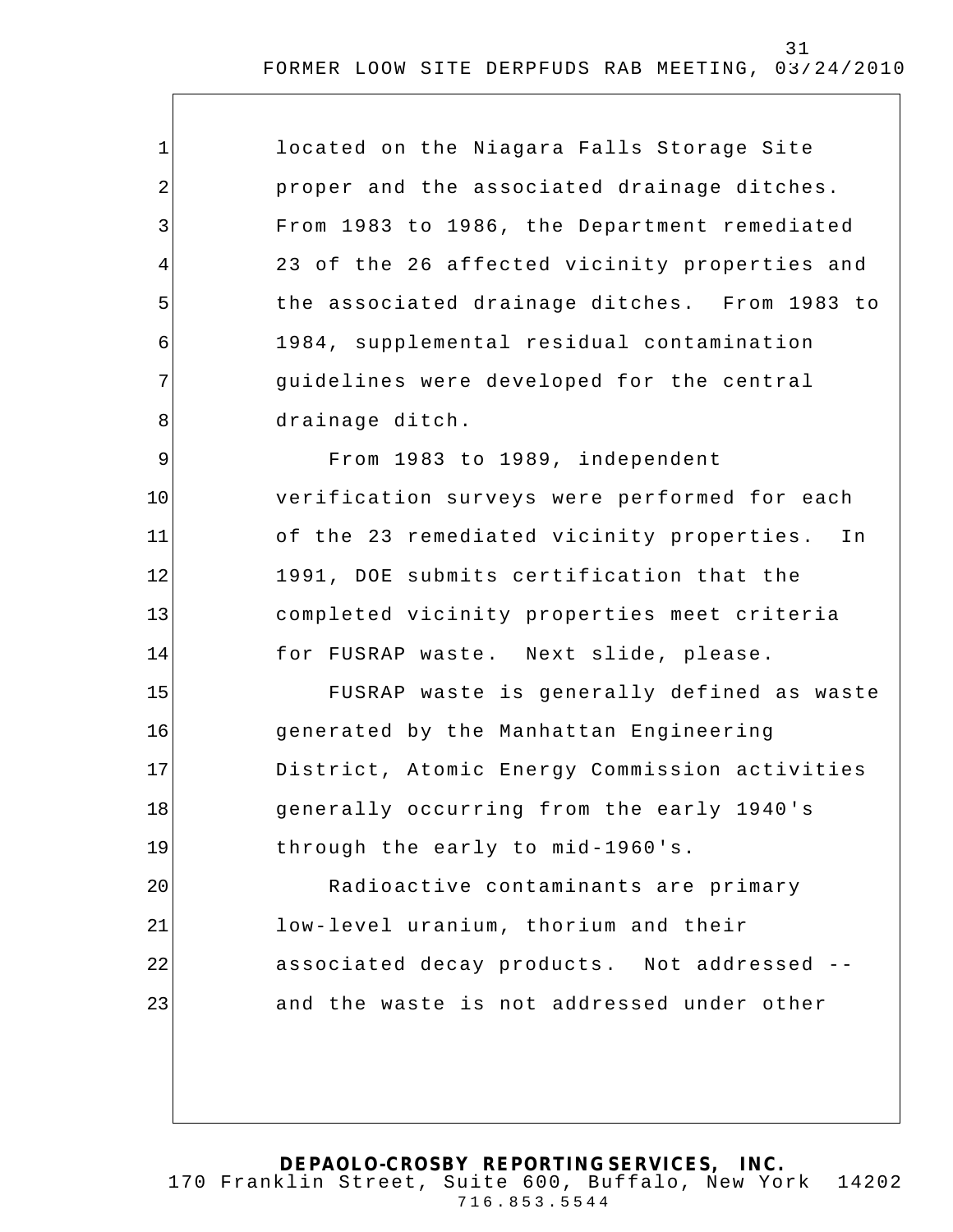located on the Niagara Falls Storage Site proper and the associated drainage ditches. From 1983 to 1986, the Department remediated 23 of the 26 affected vicinity properties and the associated drainage ditches. From 1983 to 1984, supplemental residual contamination guidelines were developed for the central drainage ditch.

From 1983 to 1989, independent verification surveys were performed for each of the 23 remediated vicinity properties. In 1991, DOE submits certification that the completed vicinity properties meet criteria for FUSRAP waste. Next slide, please.

FUSRAP waste is generally defined as waste generated by the Manhattan Engineering District, Atomic Energy Commission activities generally occurring from the early 1940's through the early to mid-1960's.

Radioactive contaminants are primary low-level uranium, thorium and their associated decay products. Not addressed -- and the waste is not addressed under other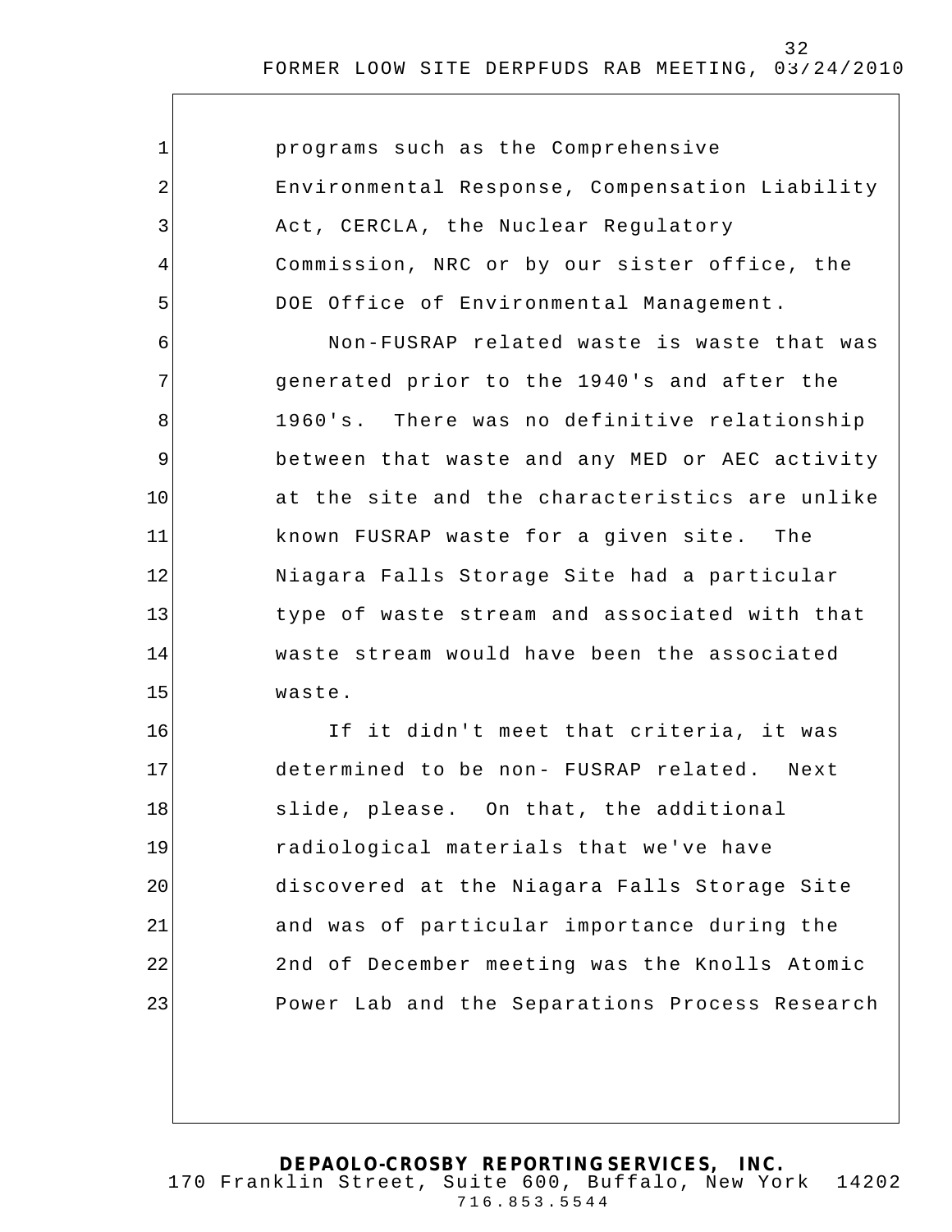programs such as the Comprehensive Environmental Response, Compensation Liability Act, CERCLA, the Nuclear Regulatory Commission, NRC or by our sister office, the DOE Office of Environmental Management.

Non-FUSRAP related waste is waste that was generated prior to the 1940's and after the 1960's. There was no definitive relationship between that waste and any MED or AEC activity at the site and the characteristics are unlike known FUSRAP waste for a given site. The Niagara Falls Storage Site had a particular type of waste stream and associated with that waste stream would have been the associated waste.

If it didn't meet that criteria, it was determined to be non- FUSRAP related. Next slide, please. On that, the additional radiological materials that we've have discovered at the Niagara Falls Storage Site and was of particular importance during the 2nd of December meeting was the Knolls Atomic Power Lab and the Separations Process Research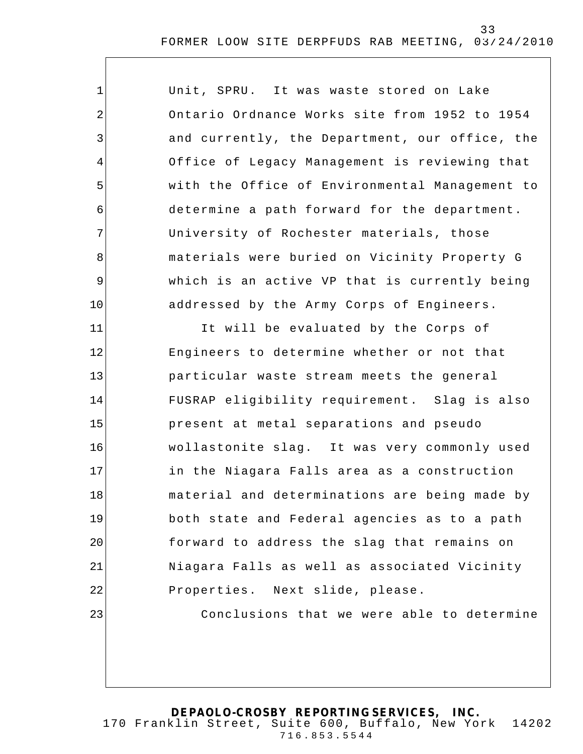Unit, SPRU. It was waste stored on Lake Ontario Ordnance Works site from 1952 to 1954 and currently, the Department, our office, the Office of Legacy Management is reviewing that with the Office of Environmental Management to determine a path forward for the department. University of Rochester materials, those materials were buried on Vicinity Property G which is an active VP that is currently being addressed by the Army Corps of Engineers.

It will be evaluated by the Corps of Engineers to determine whether or not that particular waste stream meets the general FUSRAP eligibility requirement. Slag is also present at metal separations and pseudo wollastonite slag. It was very commonly used in the Niagara Falls area as a construction material and determinations are being made by both state and Federal agencies as to a path forward to address the slag that remains on Niagara Falls as well as associated Vicinity Properties. Next slide, please.

Conclusions that we were able to determine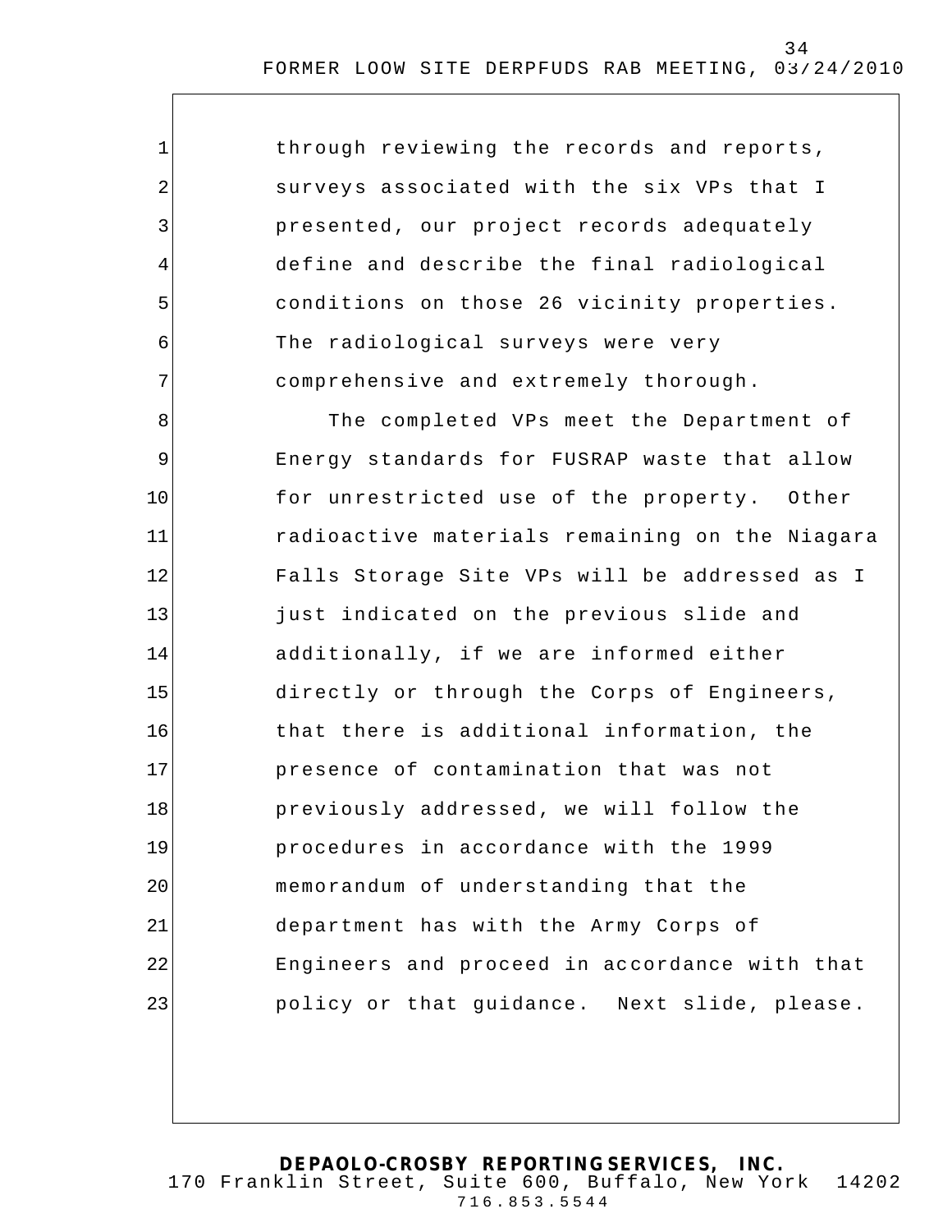through reviewing the records and reports, surveys associated with the six VPs that I presented, our project records adequately define and describe the final radiological conditions on those 26 vicinity properties. The radiological surveys were very comprehensive and extremely thorough.

The completed VPs meet the Department of Energy standards for FUSRAP waste that allow for unrestricted use of the property. Other radioactive materials remaining on the Niagara Falls Storage Site VPs will be addressed as I just indicated on the previous slide and additionally, if we are informed either directly or through the Corps of Engineers, that there is additional information, the presence of contamination that was not previously addressed, we will follow the procedures in accordance with the 1999 memorandum of understanding that the department has with the Army Corps of Engineers and proceed in accordance with that policy or that guidance. Next slide, please.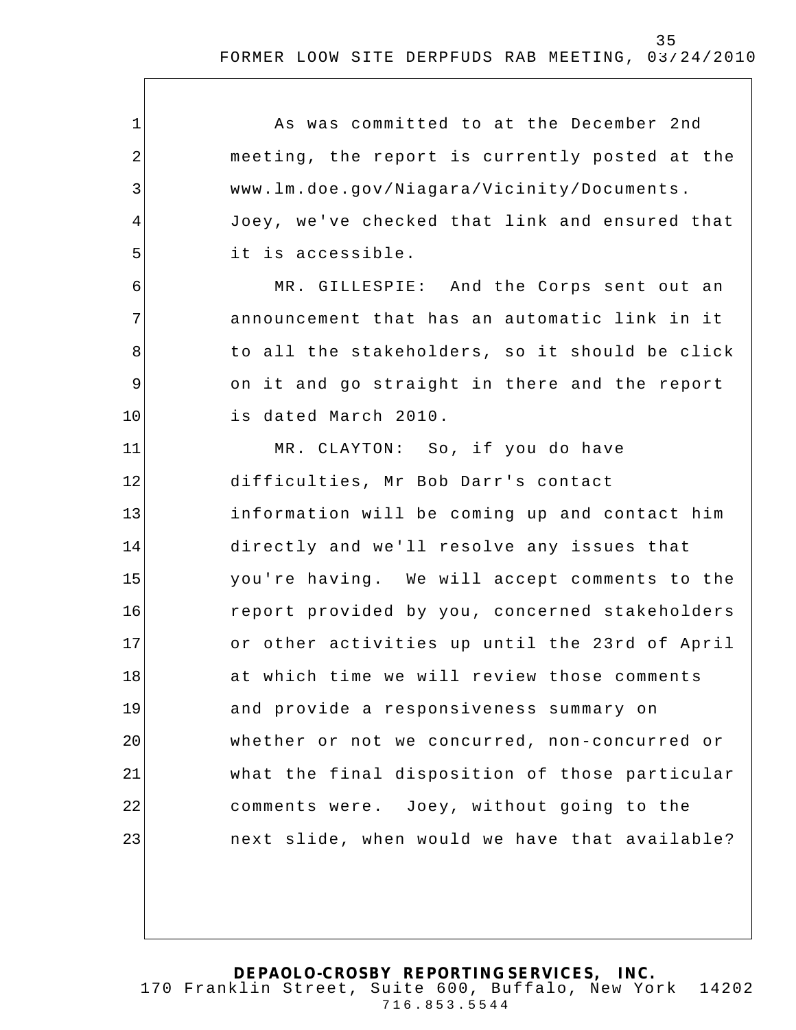As was committed to at the December 2nd meeting, the report is currently posted at the www.lm.doe.gov/Niagara/Vicinity/Documents. Joey, we've checked that link and ensured that it is accessible.

MR. GILLESPIE: And the Corps sent out an announcement that has an automatic link in it to all the stakeholders, so it should be click on it and go straight in there and the report is dated March 2010.

MR. CLAYTON: So, if you do have difficulties, Mr Bob Darr's contact information will be coming up and contact him directly and we'll resolve any issues that you're having. We will accept comments to the report provided by you, concerned stakeholders or other activities up until the 23rd of April at which time we will review those comments and provide a responsiveness summary on whether or not we concurred, non-concurred or what the final disposition of those particular comments were. Joey, without going to the next slide, when would we have that available?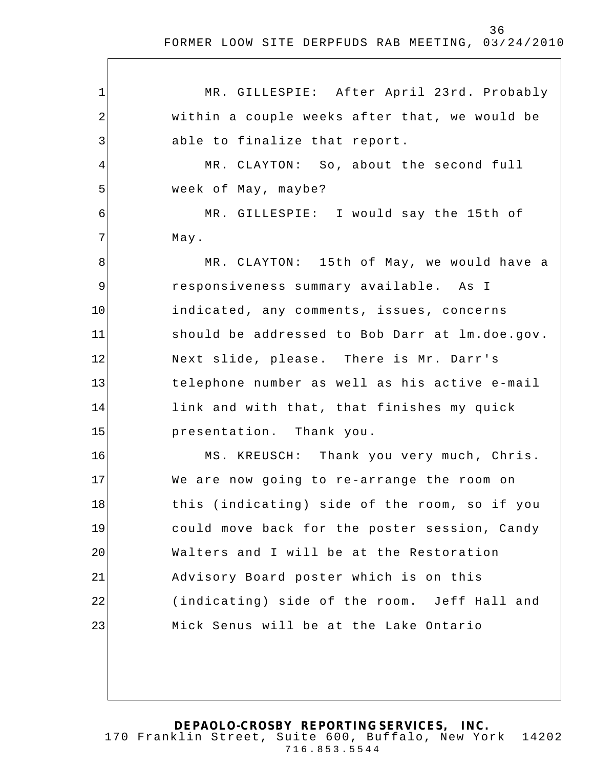MR. GILLESPIE: After April 23rd. Probably within a couple weeks after that, we would be able to finalize that report.

MR. CLAYTON: So, about the second full week of May, maybe?

MR. GILLESPIE: I would say the 15th of May.

MR. CLAYTON: 15th of May, we would have a responsiveness summary available. As I indicated, any comments, issues, concerns should be addressed to Bob Darr at lm.doe.gov. Next slide, please. There is Mr. Darr's telephone number as well as his active e-mail link and with that, that finishes my quick presentation. Thank you.

MS. KREUSCH: Thank you very much, Chris. We are now going to re-arrange the room on this (indicating) side of the room, so if you could move back for the poster session, Candy Walters and I will be at the Restoration Advisory Board poster which is on this (indicating) side of the room. Jeff Hall and Mick Senus will be at the Lake Ontario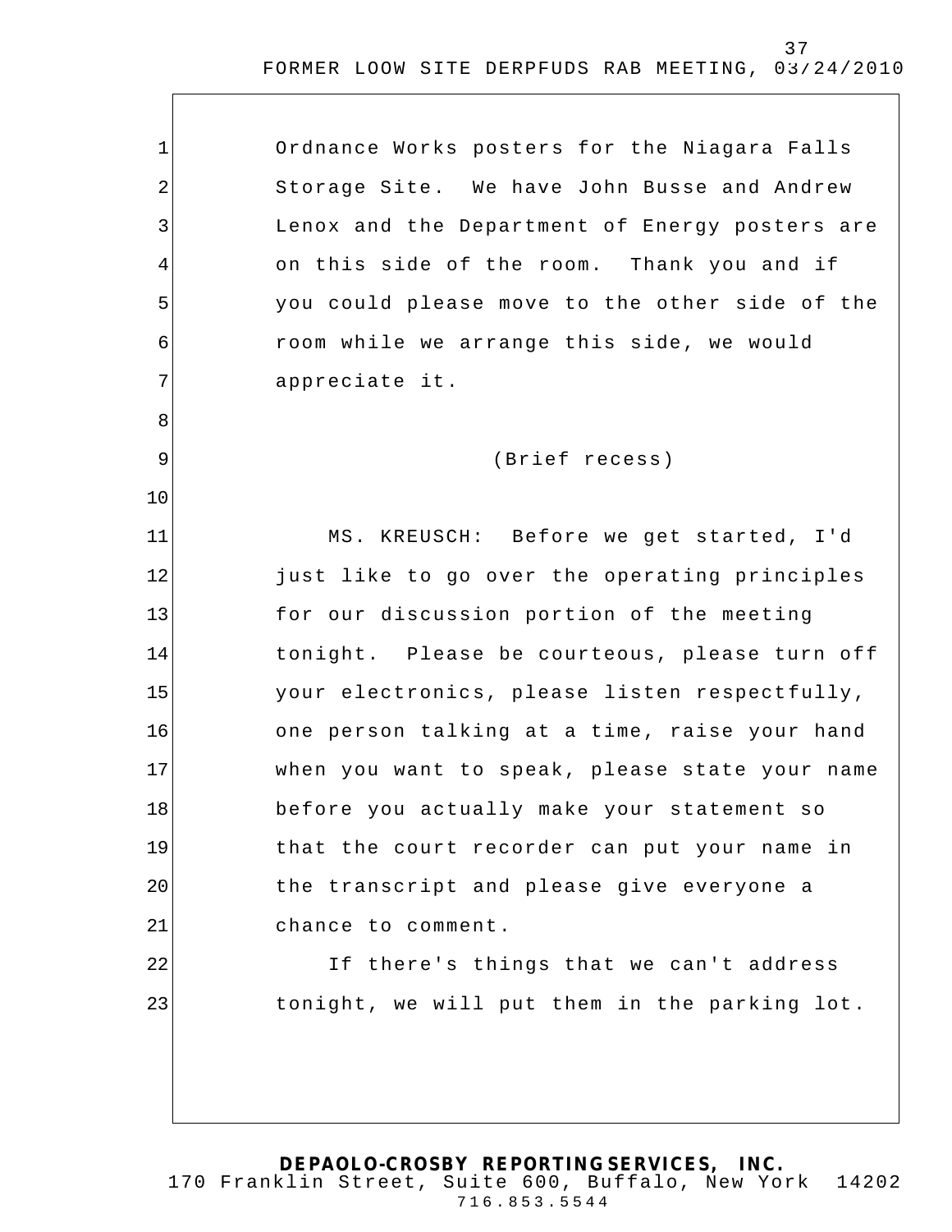Ordnance Works posters for the Niagara Falls Storage Site. We have John Busse and Andrew Lenox and the Department of Energy posters are on this side of the room. Thank you and if you could please move to the other side of the room while we arrange this side, we would appreciate it.

(Brief recess)

MS. KREUSCH: Before we get started, I'd just like to go over the operating principles for our discussion portion of the meeting tonight. Please be courteous, please turn off your electronics, please listen respectfully, one person talking at a time, raise your hand when you want to speak, please state your name before you actually make your statement so that the court recorder can put your name in the transcript and please give everyone a chance to comment.

If there's things that we can't address tonight, we will put them in the parking lot.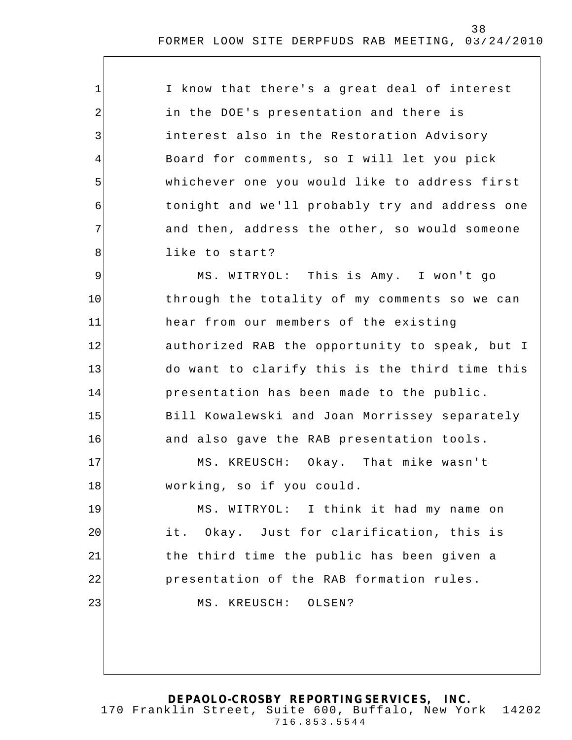I know that there's a great deal of interest in the DOE's presentation and there is interest also in the Restoration Advisory Board for comments, so I will let you pick whichever one you would like to address first tonight and we'll probably try and address one and then, address the other, so would someone like to start?

MS. WITRYOL: This is Amy. I won't go through the totality of my comments so we can hear from our members of the existing authorized RAB the opportunity to speak, but I do want to clarify this is the third time this presentation has been made to the public. Bill Kowalewski and Joan Morrissey separately and also gave the RAB presentation tools.

MS. KREUSCH: Okay. That mike wasn't working, so if you could.

MS. WITRYOL: I think it had my name on it. Okay. Just for clarification, this is the third time the public has been given a presentation of the RAB formation rules.

MS. KREUSCH: OLSEN?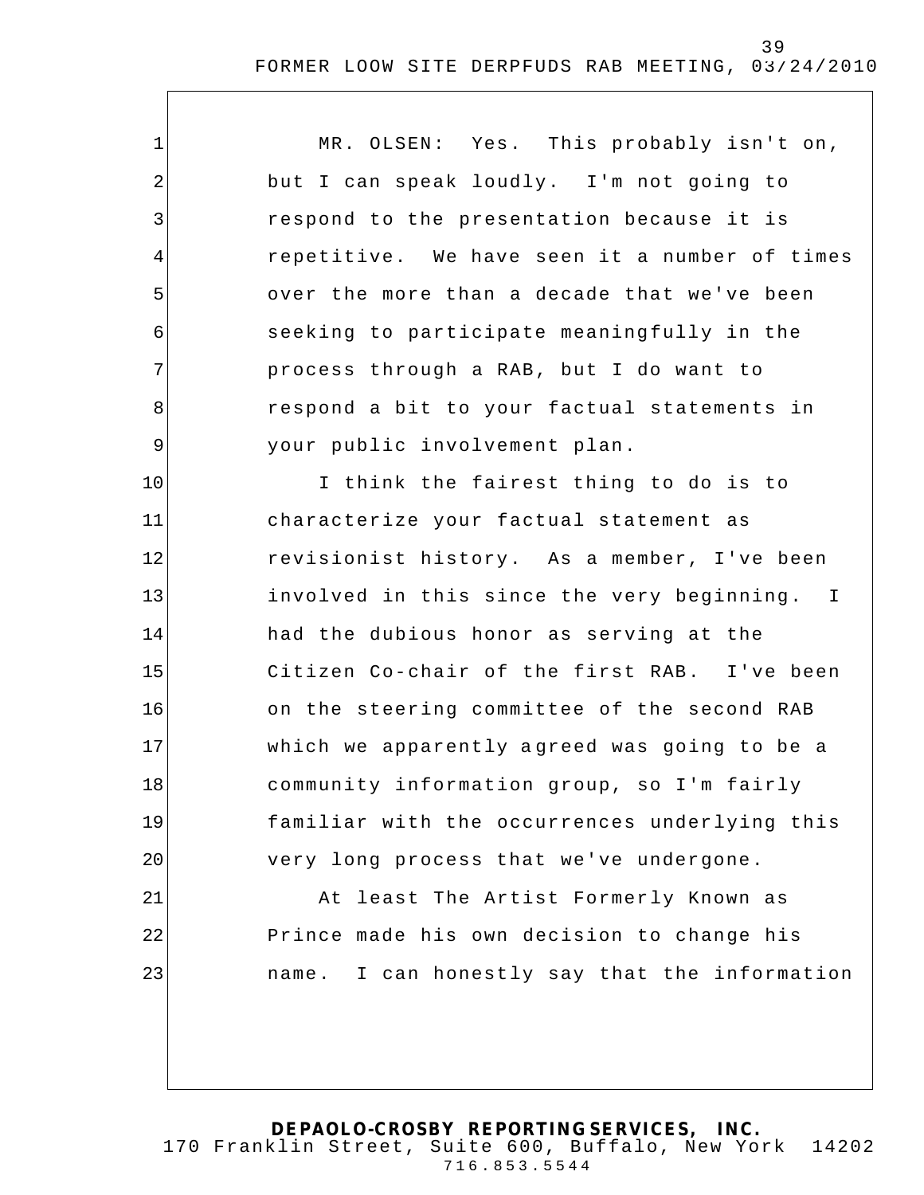MR. OLSEN: Yes. This probably isn't on, but I can speak loudly. I'm not going to respond to the presentation because it is repetitive. We have seen it a number of times over the more than a decade that we've been seeking to participate meaningfully in the process through a RAB, but I do want to respond a bit to your factual statements in your public involvement plan.

I think the fairest thing to do is to characterize your factual statement as revisionist history. As a member, I've been involved in this since the very beginning. I had the dubious honor as serving at the Citizen Co-chair of the first RAB. I've been on the steering committee of the second RAB which we apparently agreed was going to be a community information group, so I'm fairly familiar with the occurrences underlying this very long process that we've undergone.

At least The Artist Formerly Known as Prince made his own decision to change his name. I can honestly say that the information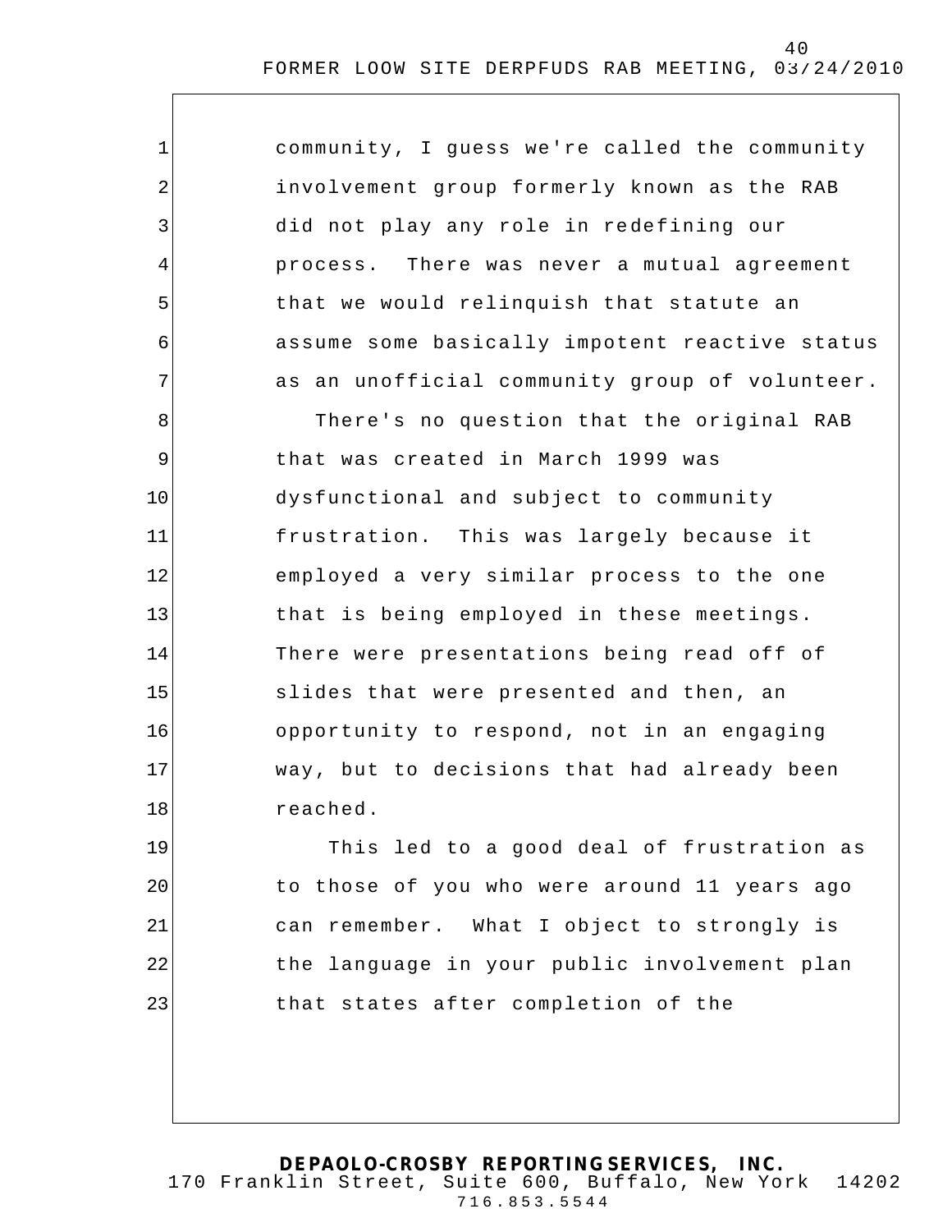community, I guess we're called the community involvement group formerly known as the RAB did not play any role in redefining our process. There was never a mutual agreement that we would relinquish that statute an assume some basically impotent reactive status as an unofficial community group of volunteer.

There's no question that the original RAB that was created in March 1999 was dysfunctional and subject to community frustration. This was largely because it employed a very similar process to the one that is being employed in these meetings. There were presentations being read off of slides that were presented and then, an opportunity to respond, not in an engaging way, but to decisions that had already been reached.

This led to a good deal of frustration as to those of you who were around 11 years ago can remember. What I object to strongly is the language in your public involvement plan that states after completion of the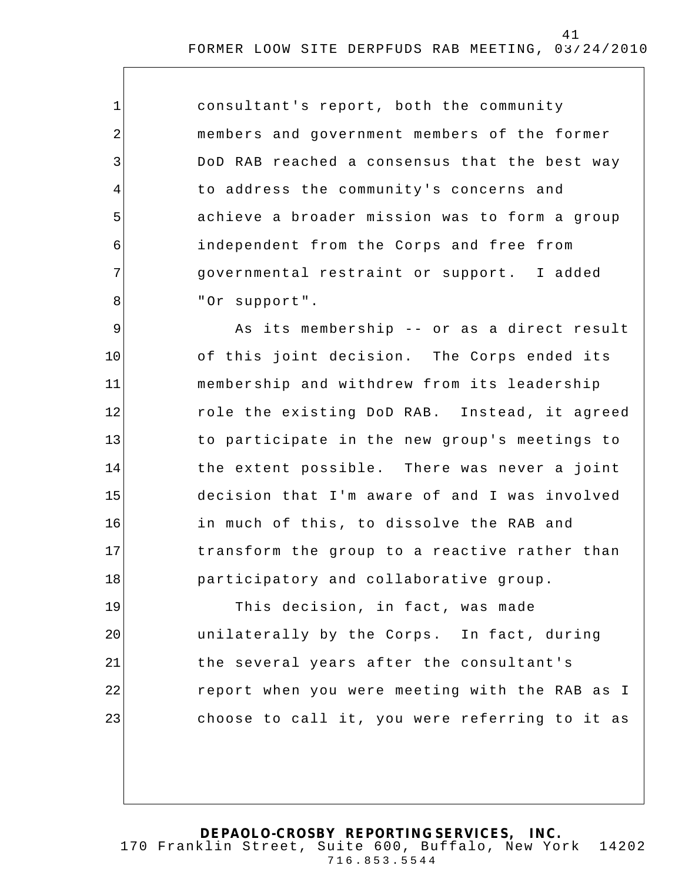consultant's report, both the community members and government members of the former DoD RAB reached a consensus that the best way to address the community's concerns and achieve a broader mission was to form a group independent from the Corps and free from governmental restraint or support. I added "Or support".

As its membership -- or as a direct result of this joint decision. The Corps ended its membership and withdrew from its leadership role the existing DoD RAB. Instead, it agreed to participate in the new group's meetings to the extent possible. There was never a joint decision that I'm aware of and I was involved in much of this, to dissolve the RAB and transform the group to a reactive rather than participatory and collaborative group.

This decision, in fact, was made unilaterally by the Corps. In fact, during the several years after the consultant's report when you were meeting with the RAB as I choose to call it, you were referring to it as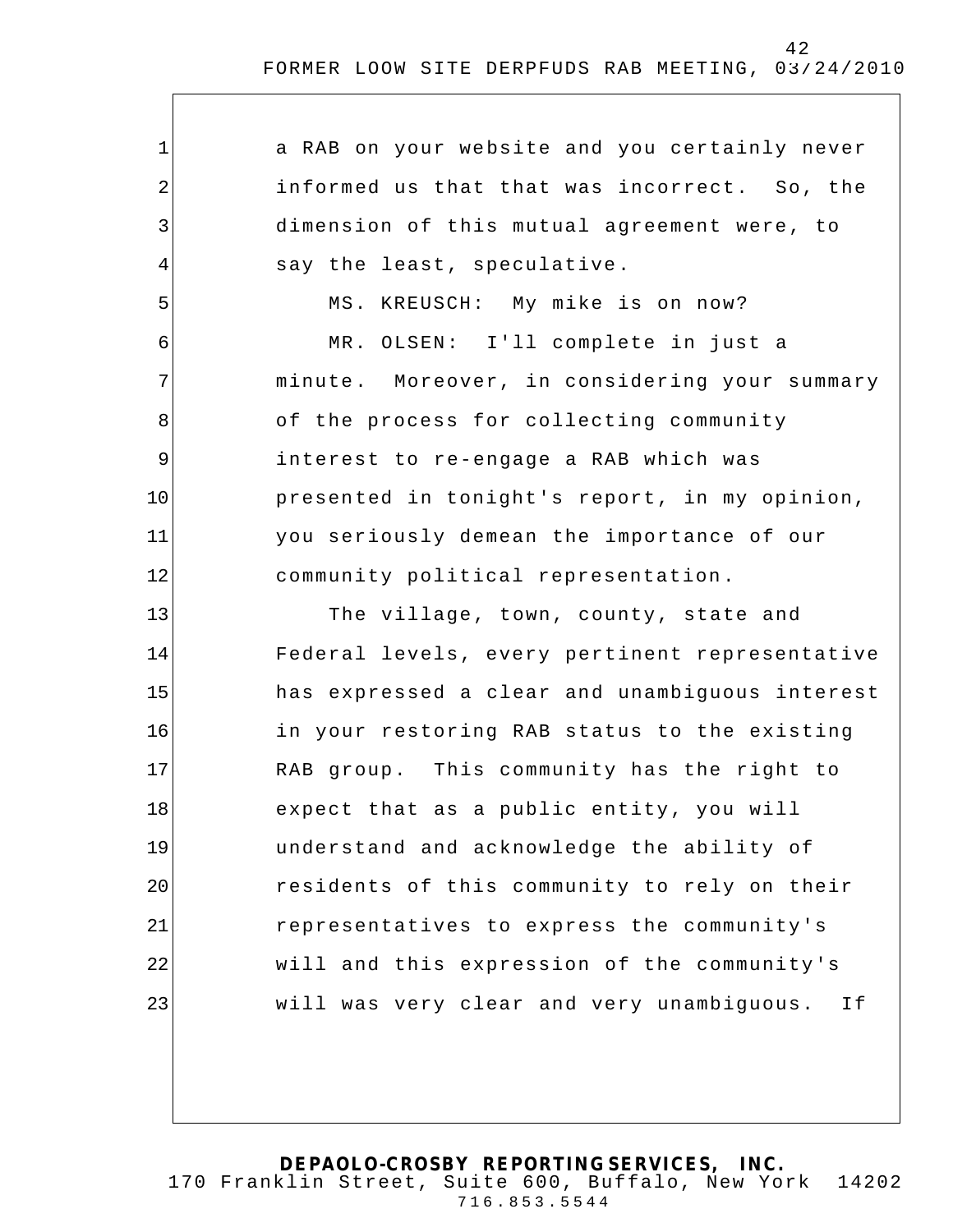a RAB on your website and you certainly never informed us that that was incorrect. So, the dimension of this mutual agreement were, to say the least, speculative.

MS. KREUSCH: My mike is on now?

MR. OLSEN: I'll complete in just a minute. Moreover, in considering your summary of the process for collecting community interest to re-engage a RAB which was presented in tonight's report, in my opinion, you seriously demean the importance of our community political representation.

The village, town, county, state and Federal levels, every pertinent representative has expressed a clear and unambiguous interest in your restoring RAB status to the existing RAB group. This community has the right to expect that as a public entity, you will understand and acknowledge the ability of residents of this community to rely on their representatives to express the community's will and this expression of the community's will was very clear and very unambiguous. If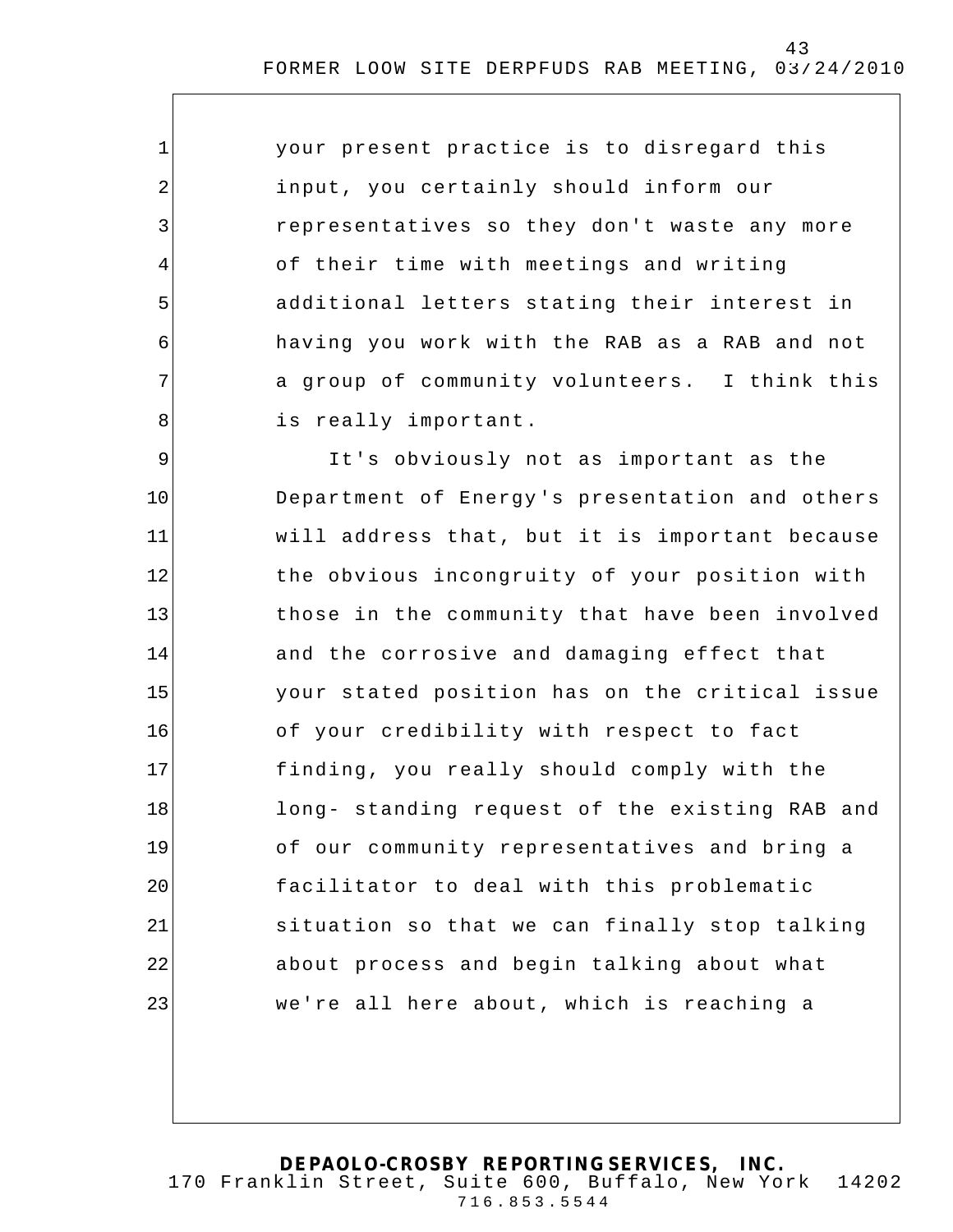your present practice is to disregard this input, you certainly should inform our representatives so they don't waste any more of their time with meetings and writing additional letters stating their interest in having you work with the RAB as a RAB and not a group of community volunteers. I think this is really important.

It's obviously not as important as the Department of Energy's presentation and others will address that, but it is important because the obvious incongruity of your position with those in the community that have been involved and the corrosive and damaging effect that your stated position has on the critical issue of your credibility with respect to fact finding, you really should comply with the long- standing request of the existing RAB and of our community representatives and bring a facilitator to deal with this problematic situation so that we can finally stop talking about process and begin talking about what we're all here about, which is reaching a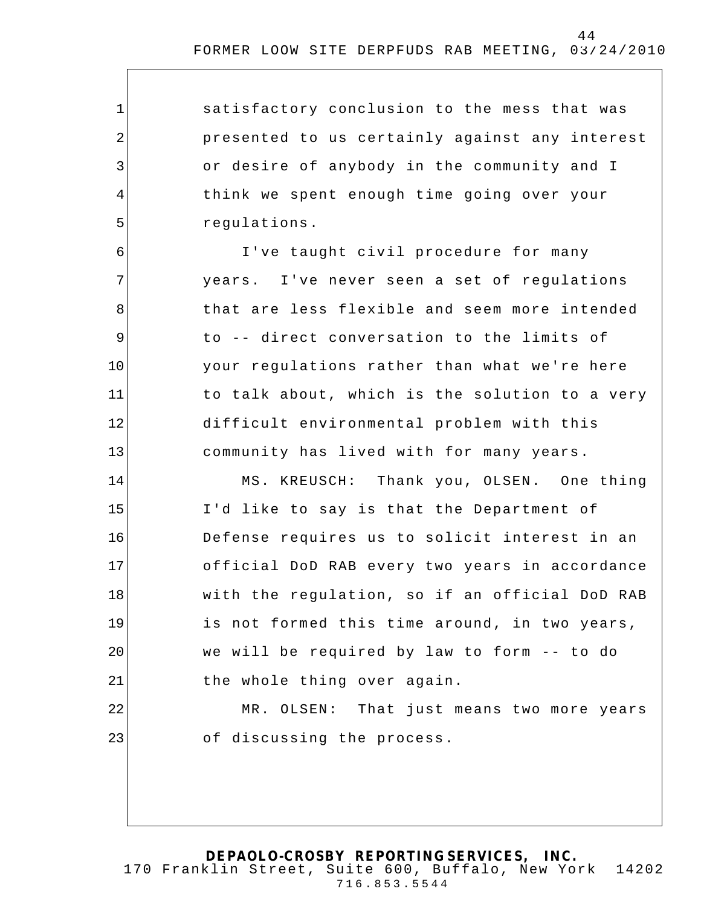satisfactory conclusion to the mess that was presented to us certainly against any interest or desire of anybody in the community and I think we spent enough time going over your regulations.

I've taught civil procedure for many years. I've never seen a set of regulations that are less flexible and seem more intended to -- direct conversation to the limits of your regulations rather than what we're here to talk about, which is the solution to a very difficult environmental problem with this community has lived with for many years.

MS. KREUSCH: Thank you, OLSEN. One thing I'd like to say is that the Department of Defense requires us to solicit interest in an official DoD RAB every two years in accordance with the regulation, so if an official DoD RAB is not formed this time around, in two years, we will be required by law to form -- to do the whole thing over again.

MR. OLSEN: That just means two more years of discussing the process.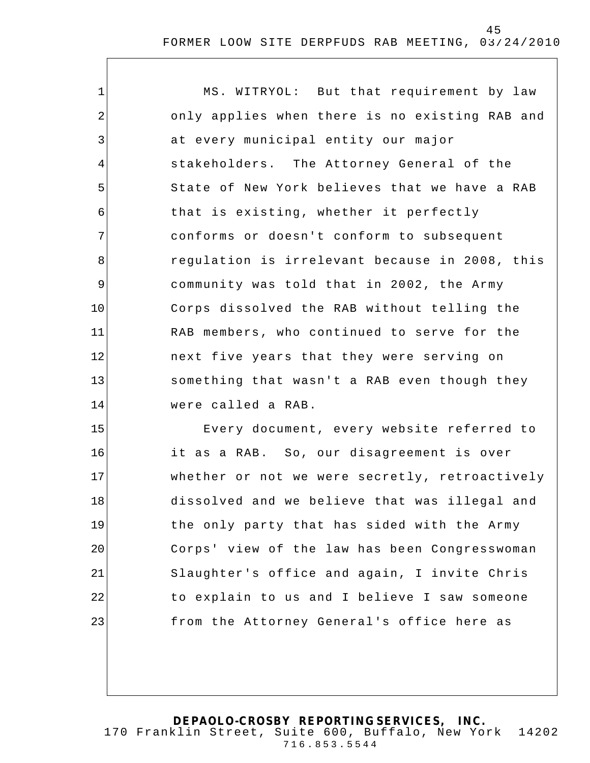MS. WITRYOL: But that requirement by law only applies when there is no existing RAB and at every municipal entity our major stakeholders. The Attorney General of the State of New York believes that we have a RAB that is existing, whether it perfectly conforms or doesn't conform to subsequent regulation is irrelevant because in 2008, this community was told that in 2002, the Army Corps dissolved the RAB without telling the RAB members, who continued to serve for the next five years that they were serving on something that wasn't a RAB even though they were called a RAB.

Every document, every website referred to it as a RAB. So, our disagreement is over whether or not we were secretly, retroactively dissolved and we believe that was illegal and the only party that has sided with the Army Corps' view of the law has been Congresswoman Slaughter's office and again, I invite Chris to explain to us and I believe I saw someone from the Attorney General's office here as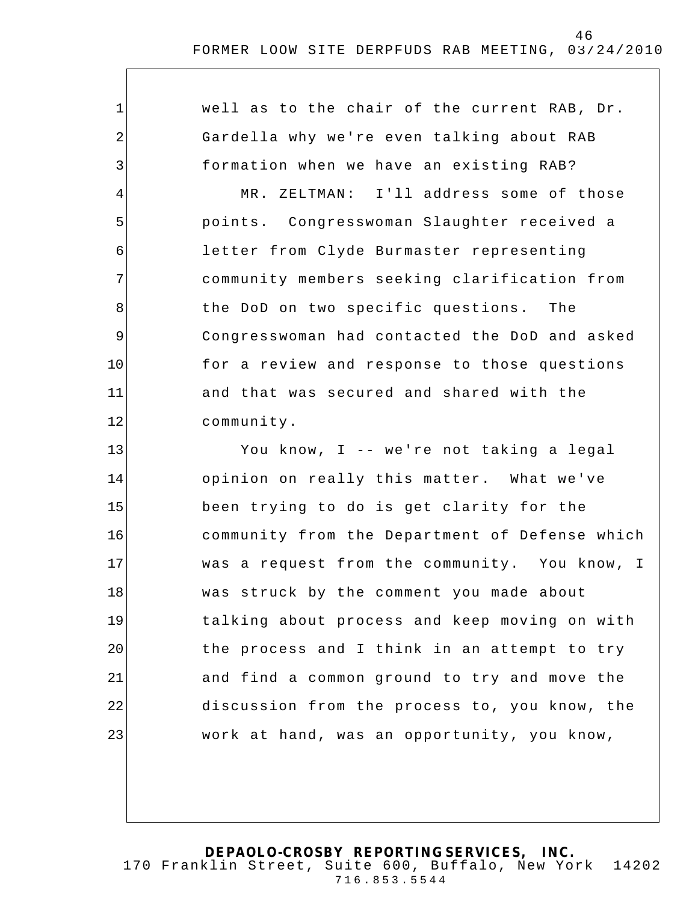well as to the chair of the current RAB, Dr. Gardella why we're even talking about RAB formation when we have an existing RAB?

MR. ZELTMAN: I'll address some of those points. Congresswoman Slaughter received a letter from Clyde Burmaster representing community members seeking clarification from the DoD on two specific questions. The Congresswoman had contacted the DoD and asked for a review and response to those questions and that was secured and shared with the community.

You know, I -- we're not taking a legal opinion on really this matter. What we've been trying to do is get clarity for the community from the Department of Defense which was a request from the community. You know, I was struck by the comment you made about talking about process and keep moving on with the process and I think in an attempt to try and find a common ground to try and move the discussion from the process to, you know, the work at hand, was an opportunity, you know,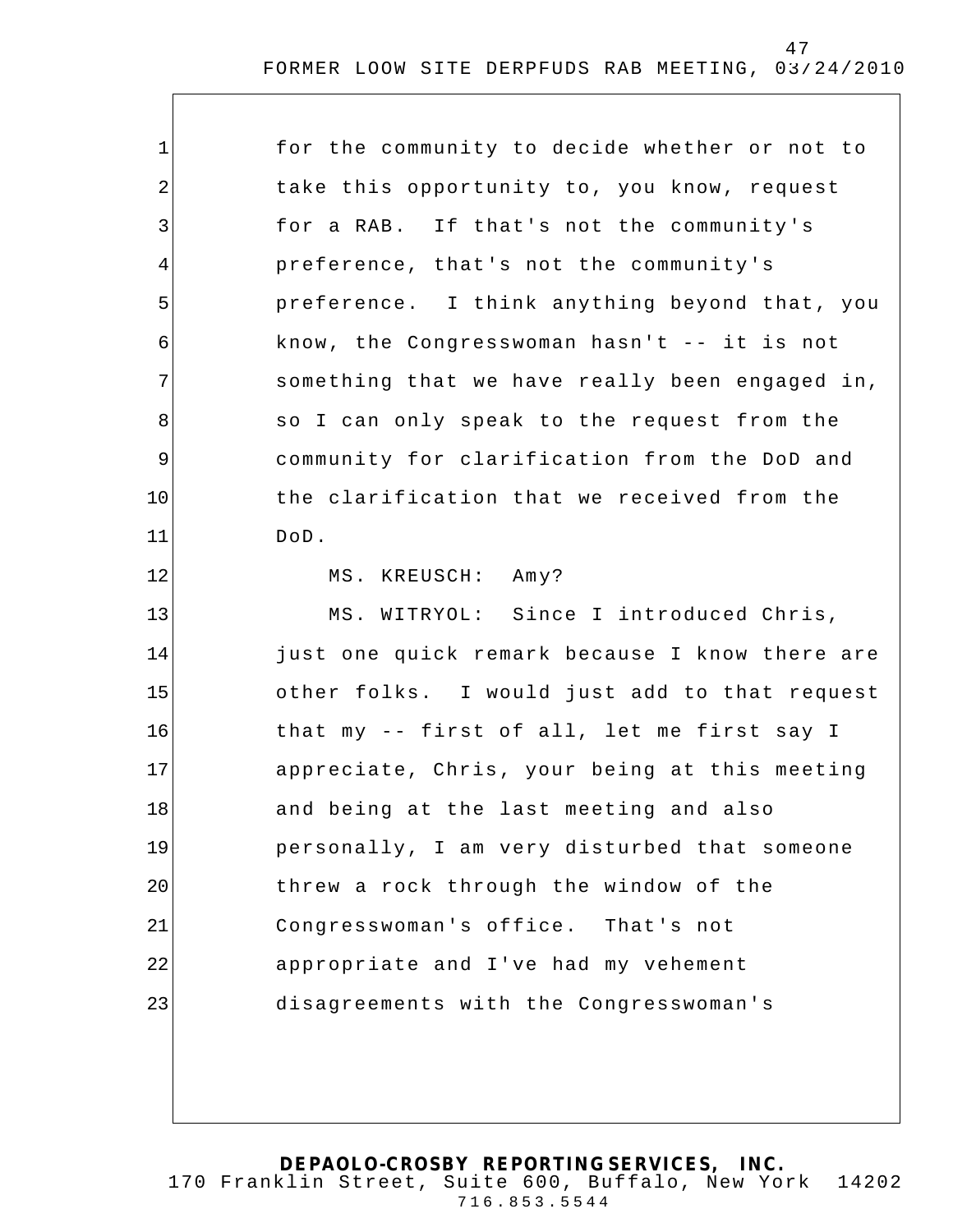for the community to decide whether or not to take this opportunity to, you know, request for a RAB. If that's not the community's preference, that's not the community's preference. I think anything beyond that, you know, the Congresswoman hasn't -- it is not something that we have really been engaged in, so I can only speak to the request from the community for clarification from the DoD and the clarification that we received from the DoD.

MS. KREUSCH: Amy?

MS. WITRYOL: Since I introduced Chris, just one quick remark because I know there are other folks. I would just add to that request that my -- first of all, let me first say I appreciate, Chris, your being at this meeting and being at the last meeting and also personally, I am very disturbed that someone threw a rock through the window of the Congresswoman's office. That's not appropriate and I've had my vehement disagreements with the Congresswoman's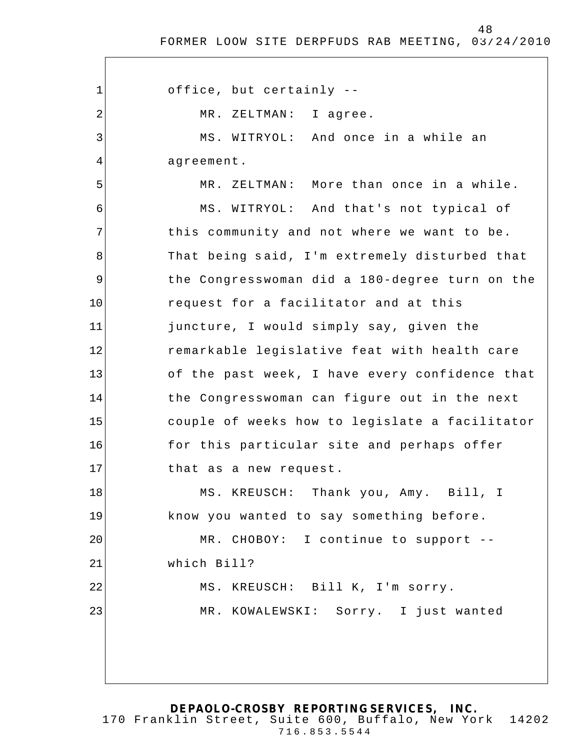office, but certainly --

MR. ZELTMAN: I agree.

MS. WITRYOL: And once in a while an agreement.

MR. ZELTMAN: More than once in a while.

MS. WITRYOL: And that's not typical of this community and not where we want to be. That being said, I'm extremely disturbed that the Congresswoman did a 180-degree turn on the request for a facilitator and at this juncture, I would simply say, given the remarkable legislative feat with health care of the past week, I have every confidence that the Congresswoman can figure out in the next couple of weeks how to legislate a facilitator for this particular site and perhaps offer that as a new request.

MS. KREUSCH: Thank you, Amy. Bill, I know you wanted to say something before.

MR. CHOBOY: I continue to support -- which Bill?

MS. KREUSCH: Bill K, I'm sorry.

MR. KOWALEWSKI: Sorry. I just wanted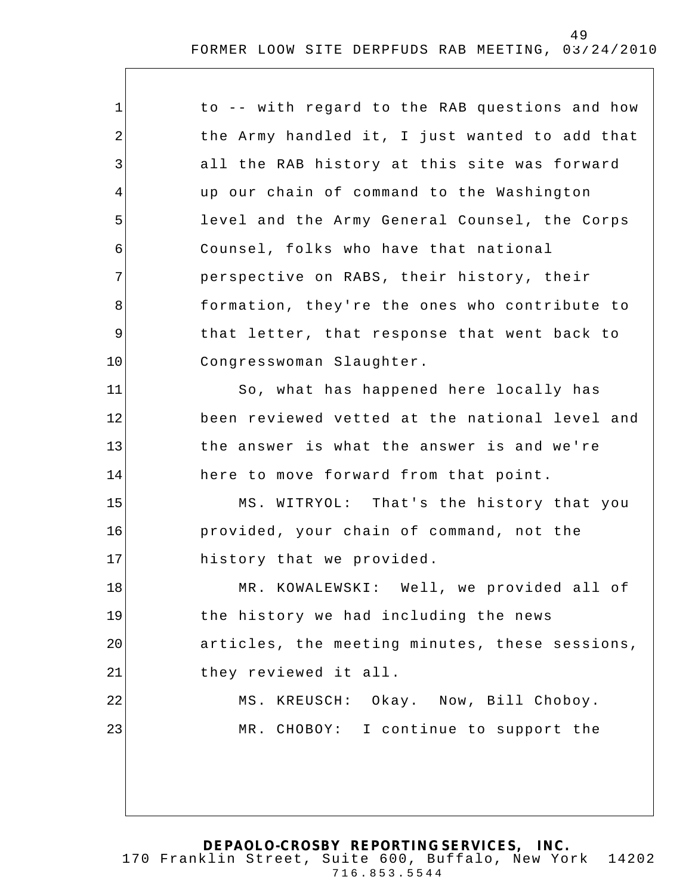to -- with regard to the RAB questions and how the Army handled it, I just wanted to add that all the RAB history at this site was forward up our chain of command to the Washington level and the Army General Counsel, the Corps Counsel, folks who have that national perspective on RABS, their history, their formation, they're the ones who contribute to that letter, that response that went back to Congresswoman Slaughter.

So, what has happened here locally has been reviewed vetted at the national level and the answer is what the answer is and we're here to move forward from that point.

MS. WITRYOL: That's the history that you provided, your chain of command, not the history that we provided.

MR. KOWALEWSKI: Well, we provided all of the history we had including the news articles, the meeting minutes, these sessions, they reviewed it all.

MS. KREUSCH: Okay. Now, Bill Choboy.

MR. CHOBOY: I continue to support the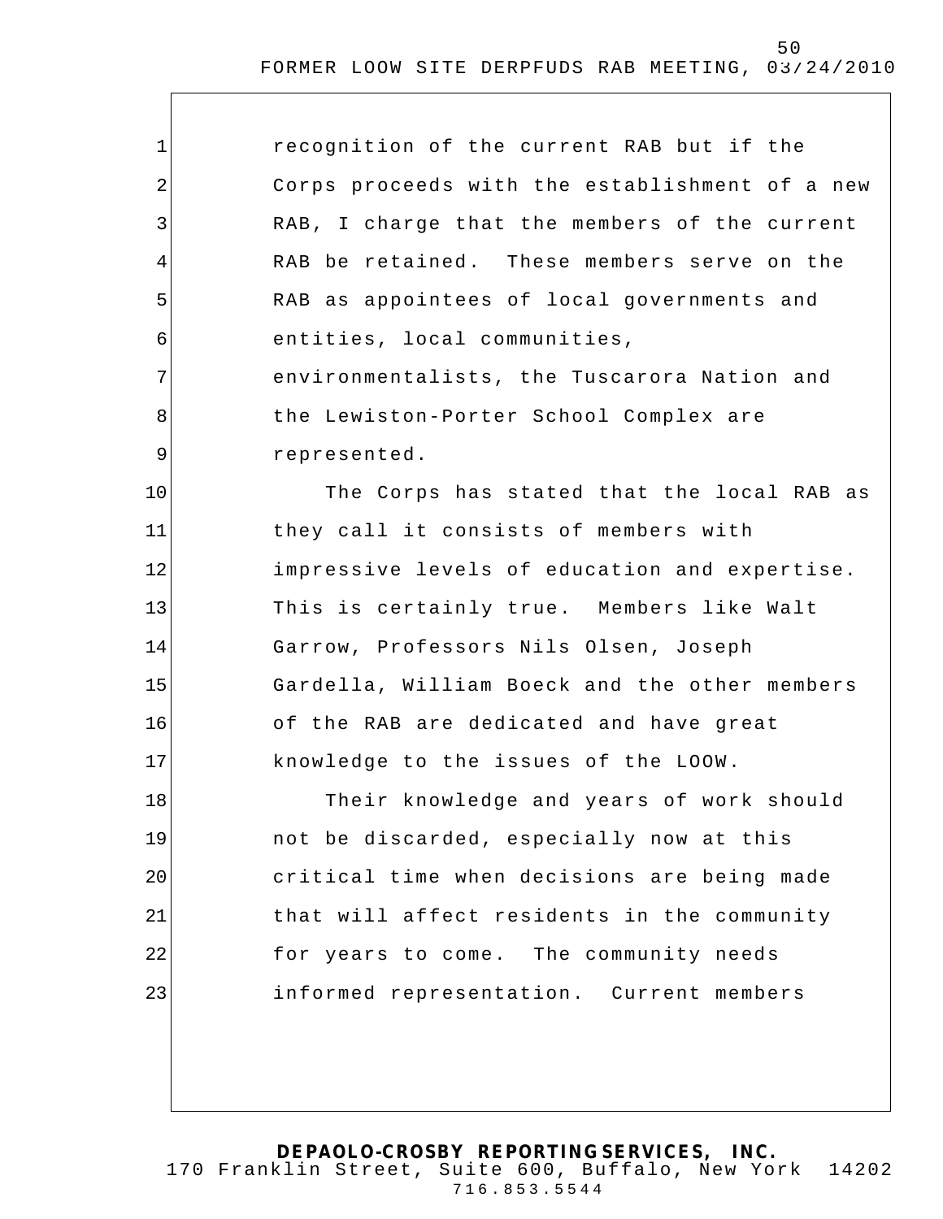recognition of the current RAB but if the Corps proceeds with the establishment of a new RAB, I charge that the members of the current RAB be retained. These members serve on the RAB as appointees of local governments and entities, local communities, environmentalists, the Tuscarora Nation and the Lewiston-Porter School Complex are represented.

The Corps has stated that the local RAB as they call it consists of members with impressive levels of education and expertise. This is certainly true. Members like Walt Garrow, Professors Nils Olsen, Joseph Gardella, William Boeck and the other members of the RAB are dedicated and have great knowledge to the issues of the LOOW.

Their knowledge and years of work should not be discarded, especially now at this critical time when decisions are being made that will affect residents in the community for years to come. The community needs informed representation. Current members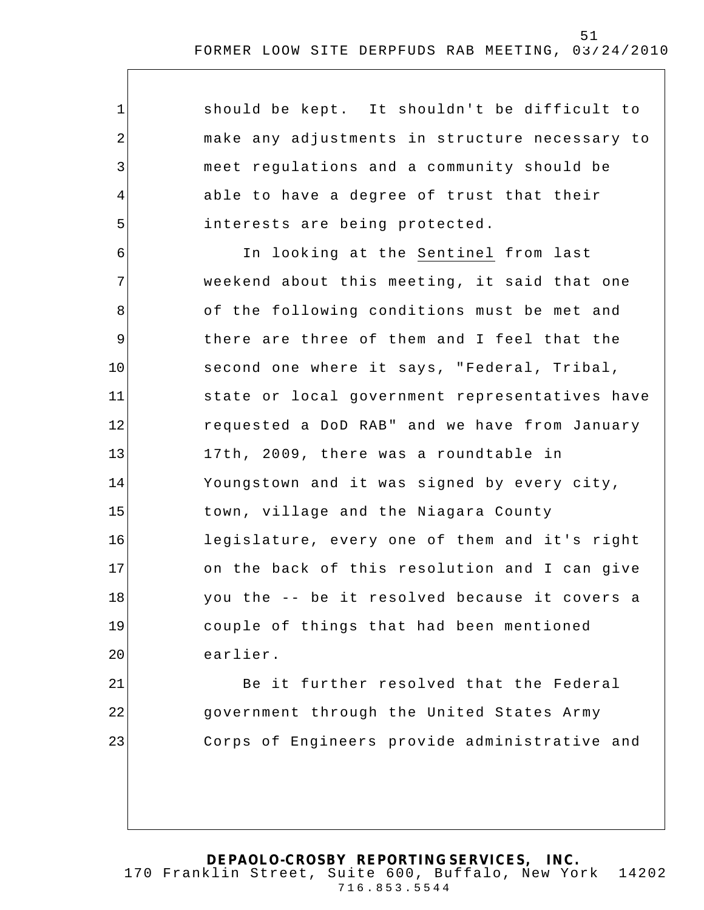should be kept. It shouldn't be difficult to make any adjustments in structure necessary to meet regulations and a community should be able to have a degree of trust that their interests are being protected.

In looking at the Sentinel from last weekend about this meeting, it said that one of the following conditions must be met and there are three of them and I feel that the second one where it says, "Federal, Tribal, state or local government representatives have requested a DoD RAB" and we have from January 17th, 2009, there was a roundtable in Youngstown and it was signed by every city, town, village and the Niagara County legislature, every one of them and it's right on the back of this resolution and I can give you the -- be it resolved because it covers a couple of things that had been mentioned earlier.

Be it further resolved that the Federal government through the United States Army Corps of Engineers provide administrative and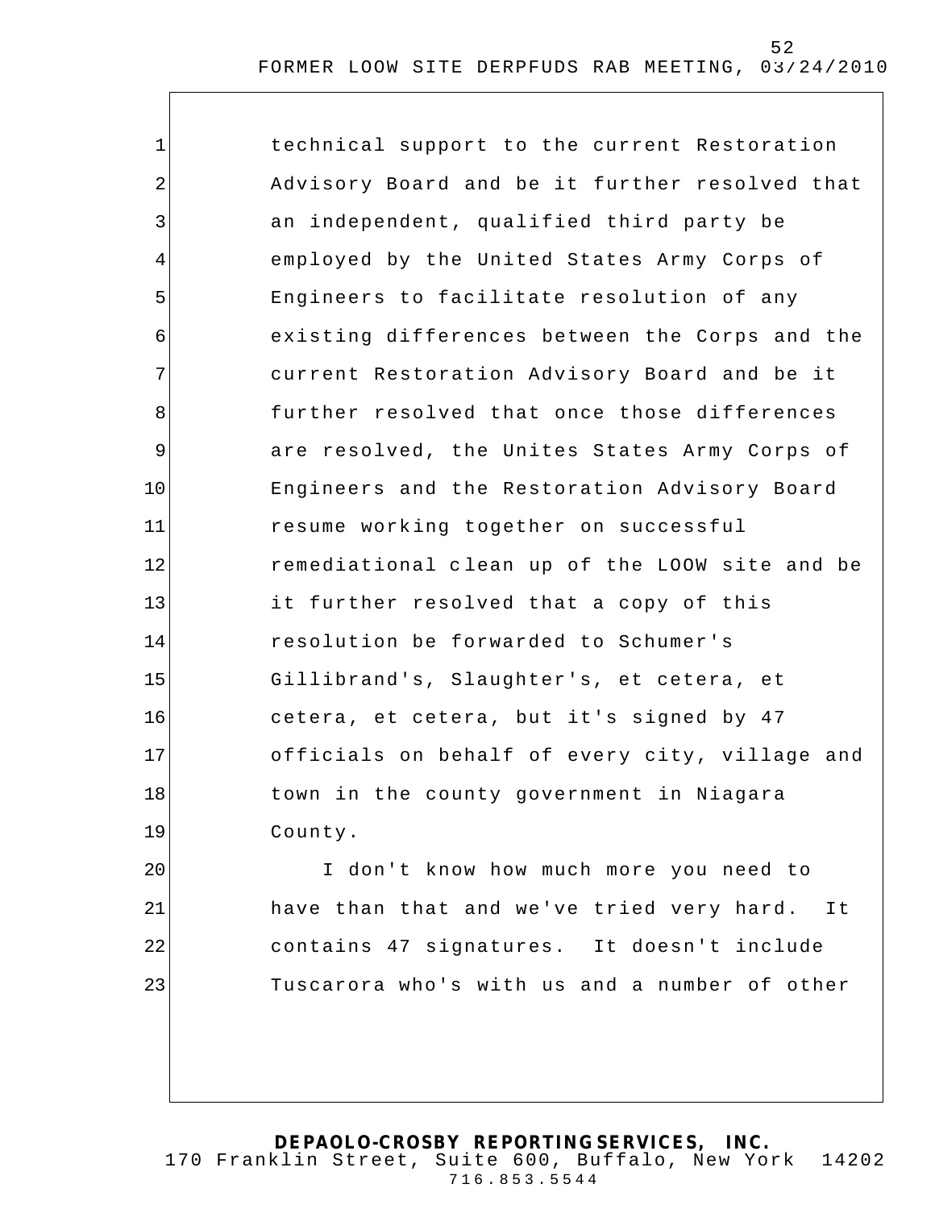technical support to the current Restoration Advisory Board and be it further resolved that an independent, qualified third party be employed by the United States Army Corps of Engineers to facilitate resolution of any existing differences between the Corps and the current Restoration Advisory Board and be it further resolved that once those differences are resolved, the Unites States Army Corps of Engineers and the Restoration Advisory Board resume working together on successful remediational clean up of the LOOW site and be it further resolved that a copy of this resolution be forwarded to Schumer's Gillibrand's, Slaughter's, et cetera, et cetera, et cetera, but it's signed by 47 officials on behalf of every city, village and town in the county government in Niagara County.

I don't know how much more you need to have than that and we've tried very hard. It contains 47 signatures. It doesn't include Tuscarora who's with us and a number of other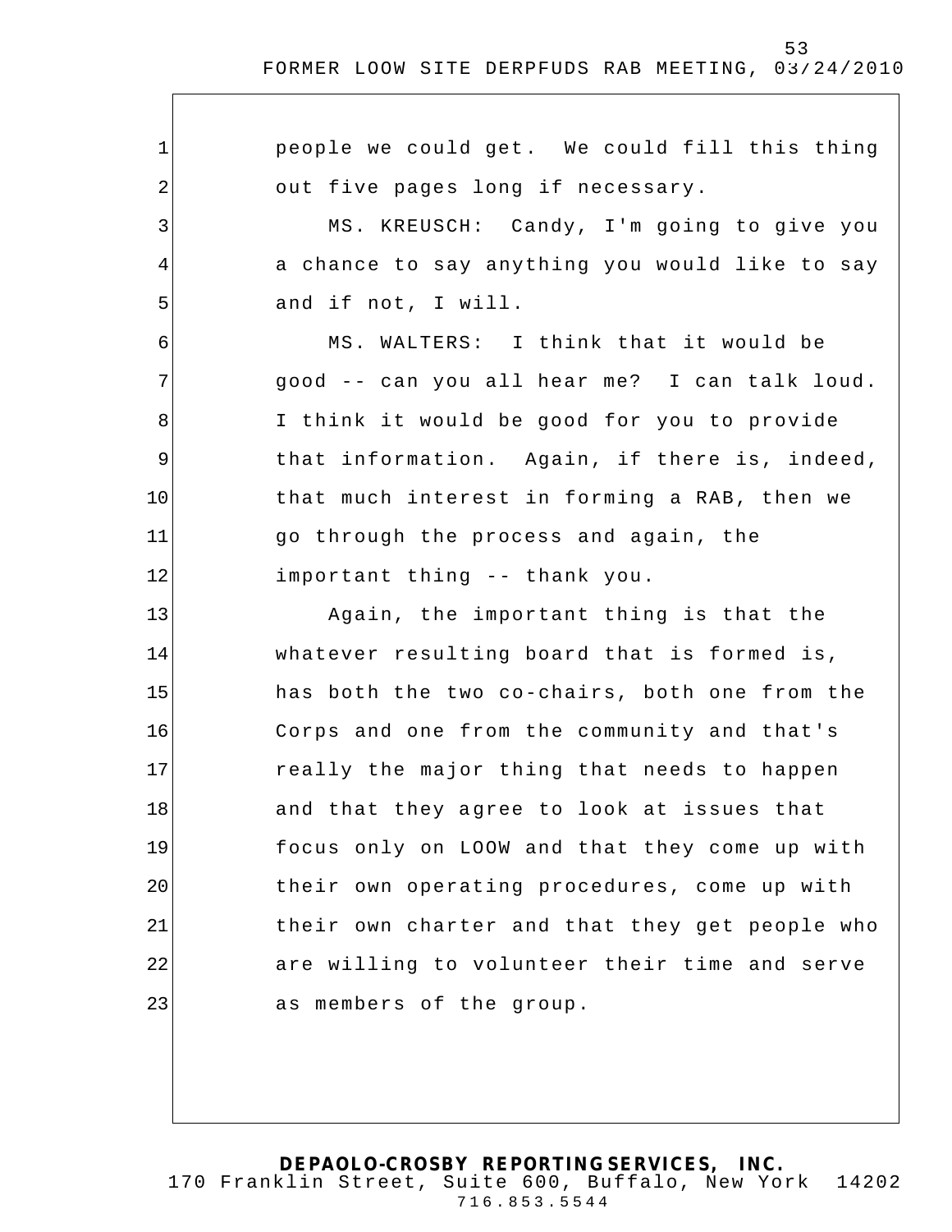people we could get. We could fill this thing out five pages long if necessary.

MS. KREUSCH: Candy, I'm going to give you a chance to say anything you would like to say and if not, I will.

MS. WALTERS: I think that it would be good -- can you all hear me? I can talk loud. I think it would be good for you to provide that information. Again, if there is, indeed, that much interest in forming a RAB, then we go through the process and again, the important thing -- thank you.

Again, the important thing is that the whatever resulting board that is formed is, has both the two co-chairs, both one from the Corps and one from the community and that's really the major thing that needs to happen and that they agree to look at issues that focus only on LOOW and that they come up with their own operating procedures, come up with their own charter and that they get people who are willing to volunteer their time and serve as members of the group.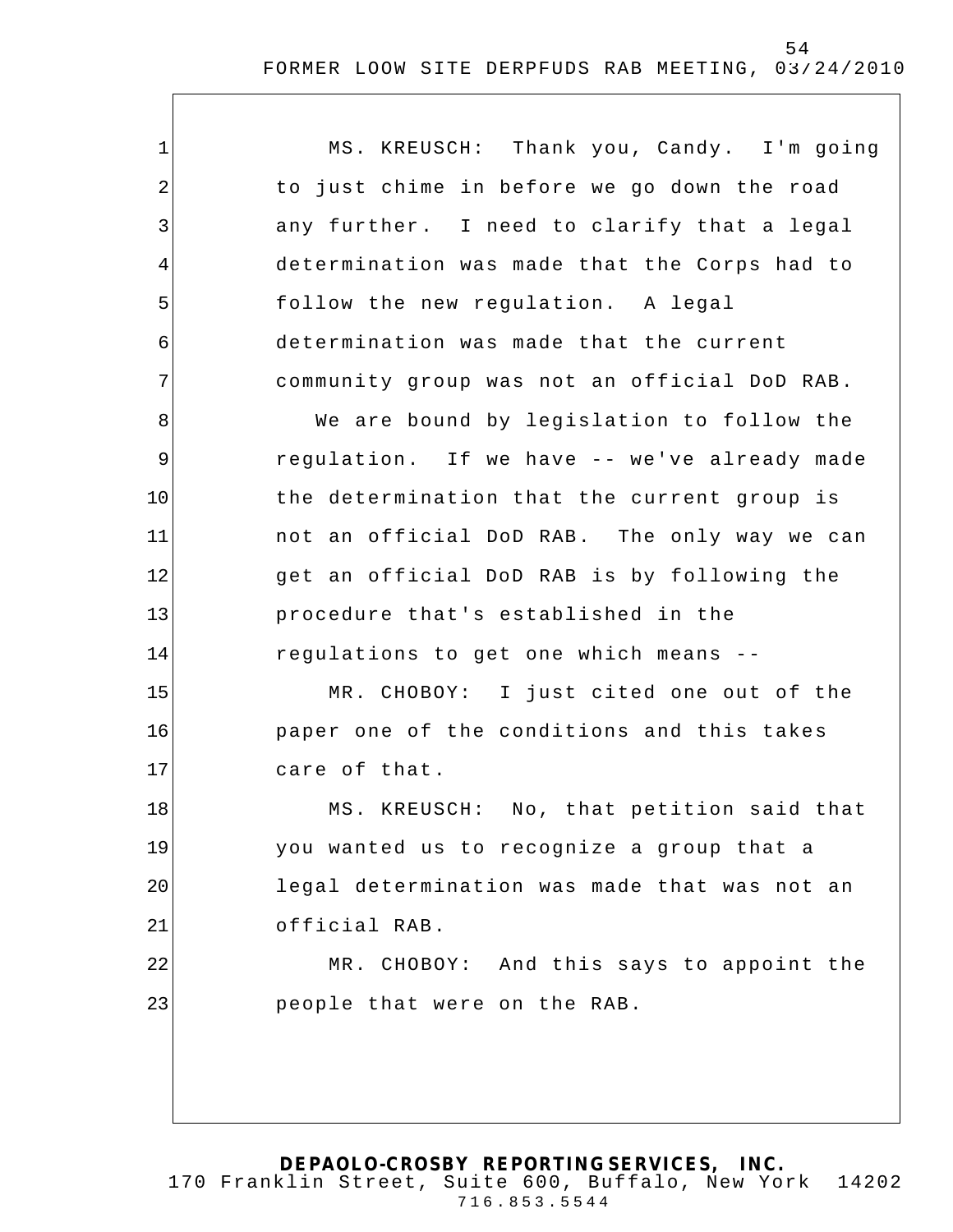MS. KREUSCH: Thank you, Candy. I'm going to just chime in before we go down the road any further. I need to clarify that a legal determination was made that the Corps had to follow the new regulation. A legal determination was made that the current community group was not an official DoD RAB.

We are bound by legislation to follow the regulation. If we have -- we've already made the determination that the current group is not an official DoD RAB. The only way we can get an official DoD RAB is by following the procedure that's established in the regulations to get one which means --

MR. CHOBOY: I just cited one out of the paper one of the conditions and this takes care of that.

MS. KREUSCH: No, that petition said that you wanted us to recognize a group that a legal determination was made that was not an official RAB.

MR. CHOBOY: And this says to appoint the people that were on the RAB.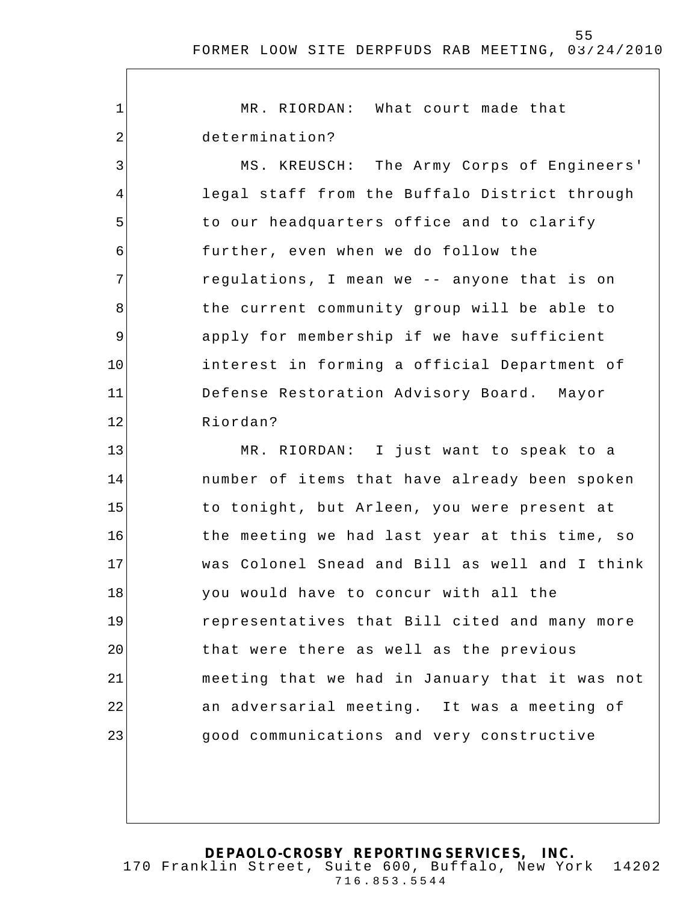MR. RIORDAN: What court made that determination?

MS. KREUSCH: The Army Corps of Engineers' legal staff from the Buffalo District through to our headquarters office and to clarify further, even when we do follow the regulations, I mean we -- anyone that is on the current community group will be able to apply for membership if we have sufficient interest in forming a official Department of Defense Restoration Advisory Board. Mayor Riordan?

MR. RIORDAN: I just want to speak to a number of items that have already been spoken to tonight, but Arleen, you were present at the meeting we had last year at this time, so was Colonel Snead and Bill as well and I think you would have to concur with all the representatives that Bill cited and many more that were there as well as the previous meeting that we had in January that it was not an adversarial meeting. It was a meeting of good communications and very constructive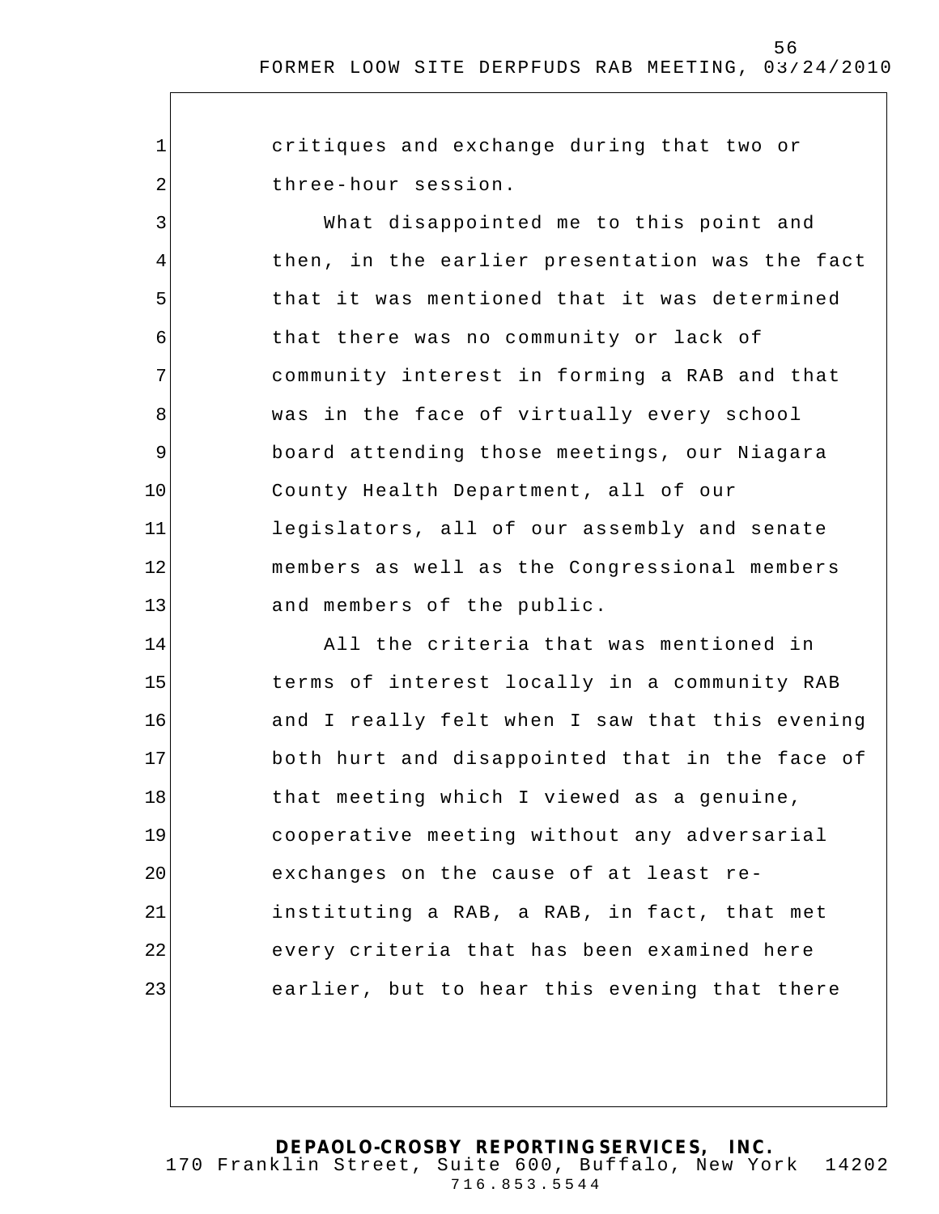critiques and exchange during that two or three-hour session.

What disappointed me to this point and then, in the earlier presentation was the fact that it was mentioned that it was determined that there was no community or lack of community interest in forming a RAB and that was in the face of virtually every school board attending those meetings, our Niagara County Health Department, all of our legislators, all of our assembly and senate members as well as the Congressional members and members of the public.

All the criteria that was mentioned in terms of interest locally in a community RAB and I really felt when I saw that this evening both hurt and disappointed that in the face of that meeting which I viewed as a genuine, cooperative meeting without any adversarial exchanges on the cause of at least re-instituting a RAB, a RAB, in fact, that met every criteria that has been examined here earlier, but to hear this evening that there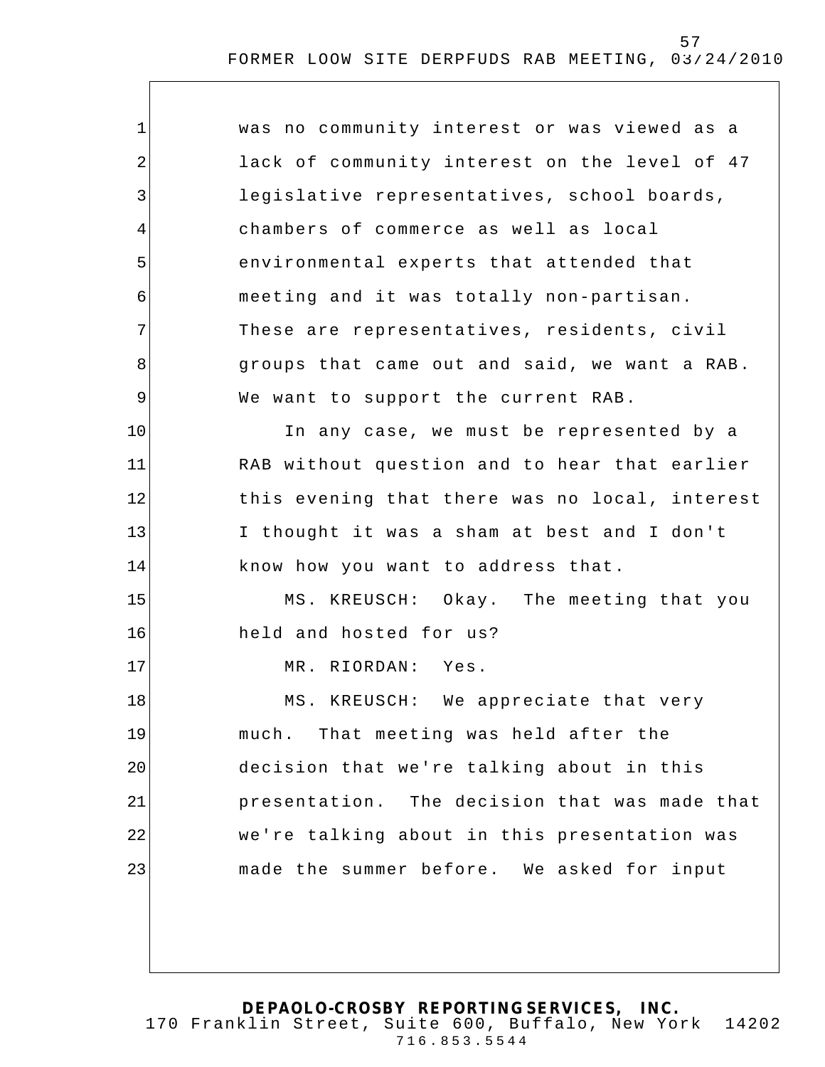was no community interest or was viewed as a lack of community interest on the level of 47 legislative representatives, school boards, chambers of commerce as well as local environmental experts that attended that meeting and it was totally non-partisan. These are representatives, residents, civil groups that came out and said, we want a RAB. We want to support the current RAB.

In any case, we must be represented by a RAB without question and to hear that earlier this evening that there was no local, interest I thought it was a sham at best and I don't know how you want to address that.

MS. KREUSCH: Okay. The meeting that you held and hosted for us?

MR. RIORDAN: Yes.

MS. KREUSCH: We appreciate that very much. That meeting was held after the decision that we're talking about in this presentation. The decision that was made that we're talking about in this presentation was made the summer before. We asked for input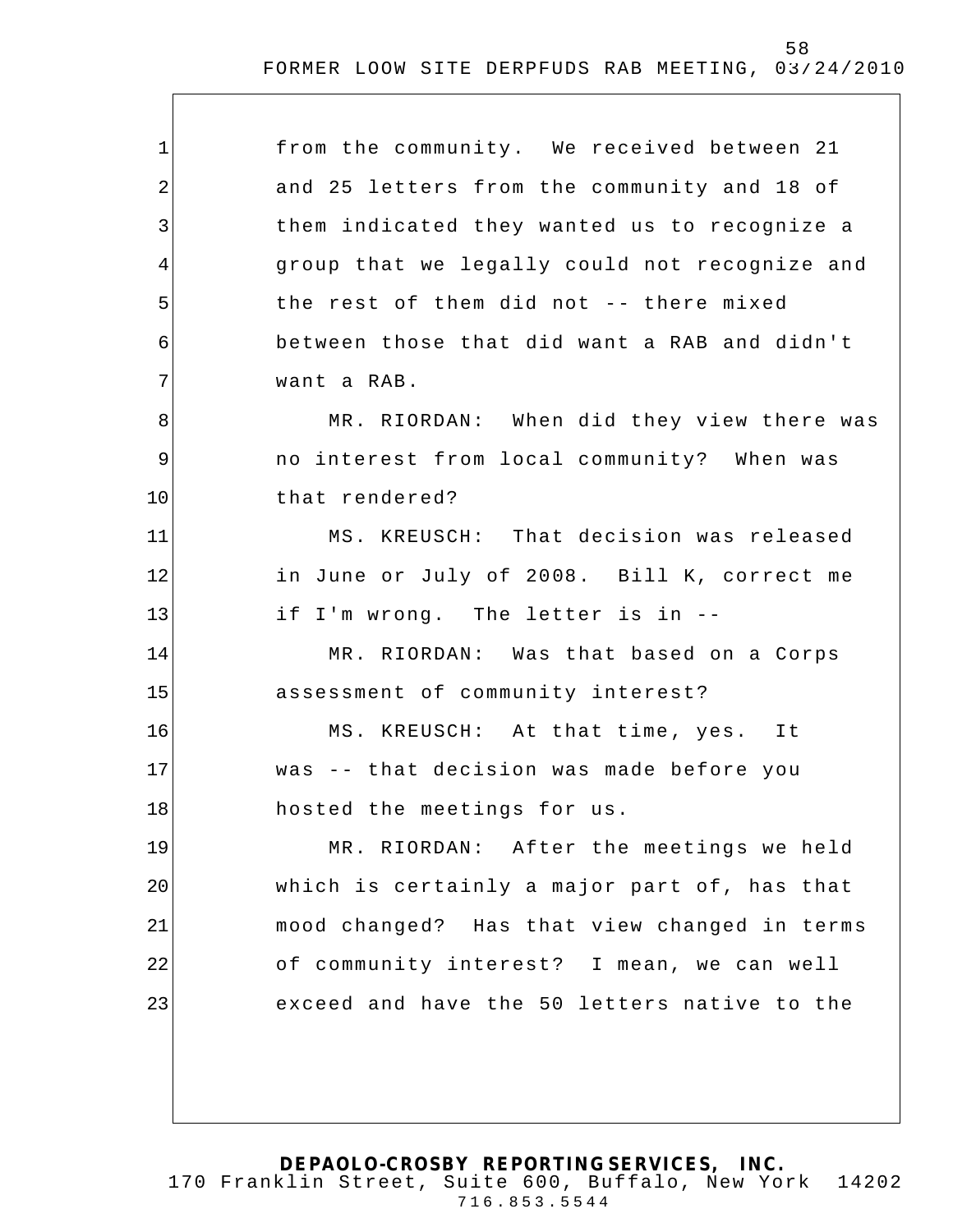from the community. We received between 21 and 25 letters from the community and 18 of them indicated they wanted us to recognize a group that we legally could not recognize and the rest of them did not -- there mixed between those that did want a RAB and didn't want a RAB.

MR. RIORDAN: When did they view there was no interest from local community? When was that rendered?

MS. KREUSCH: That decision was released in June or July of 2008. Bill K, correct me if I'm wrong. The letter is in --

MR. RIORDAN: Was that based on a Corps assessment of community interest?

MS. KREUSCH: At that time, yes. It was -- that decision was made before you hosted the meetings for us.

MR. RIORDAN: After the meetings we held which is certainly a major part of, has that mood changed? Has that view changed in terms of community interest? I mean, we can well exceed and have the 50 letters native to the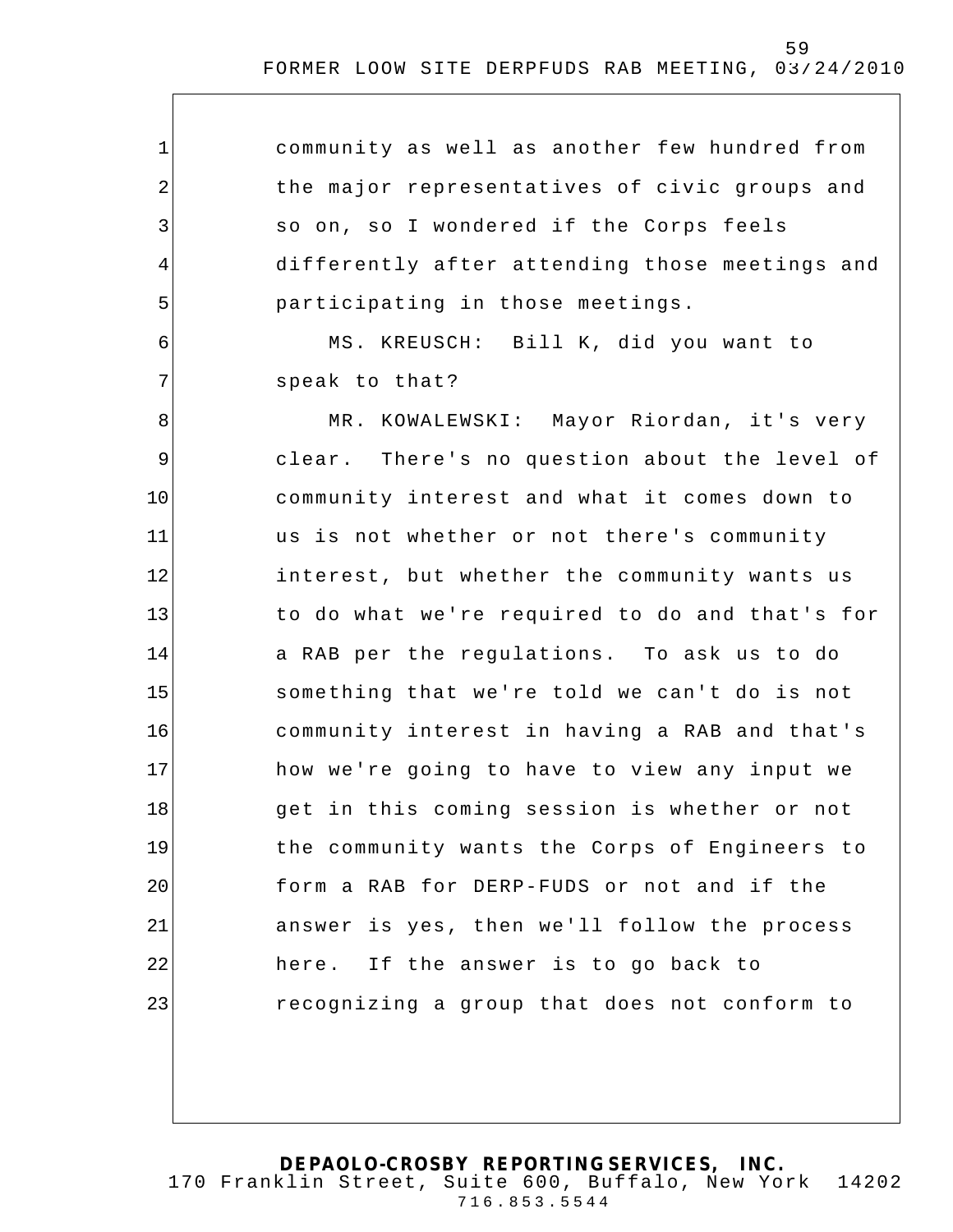community as well as another few hundred from the major representatives of civic groups and so on, so I wondered if the Corps feels differently after attending those meetings and participating in those meetings.

MS. KREUSCH: Bill K, did you want to speak to that?

MR. KOWALEWSKI: Mayor Riordan, it's very clear. There's no question about the level of community interest and what it comes down to us is not whether or not there's community interest, but whether the community wants us to do what we're required to do and that's for a RAB per the regulations. To ask us to do something that we're told we can't do is not community interest in having a RAB and that's how we're going to have to view any input we get in this coming session is whether or not the community wants the Corps of Engineers to form a RAB for DERP-FUDS or not and if the answer is yes, then we'll follow the process here. If the answer is to go back to recognizing a group that does not conform to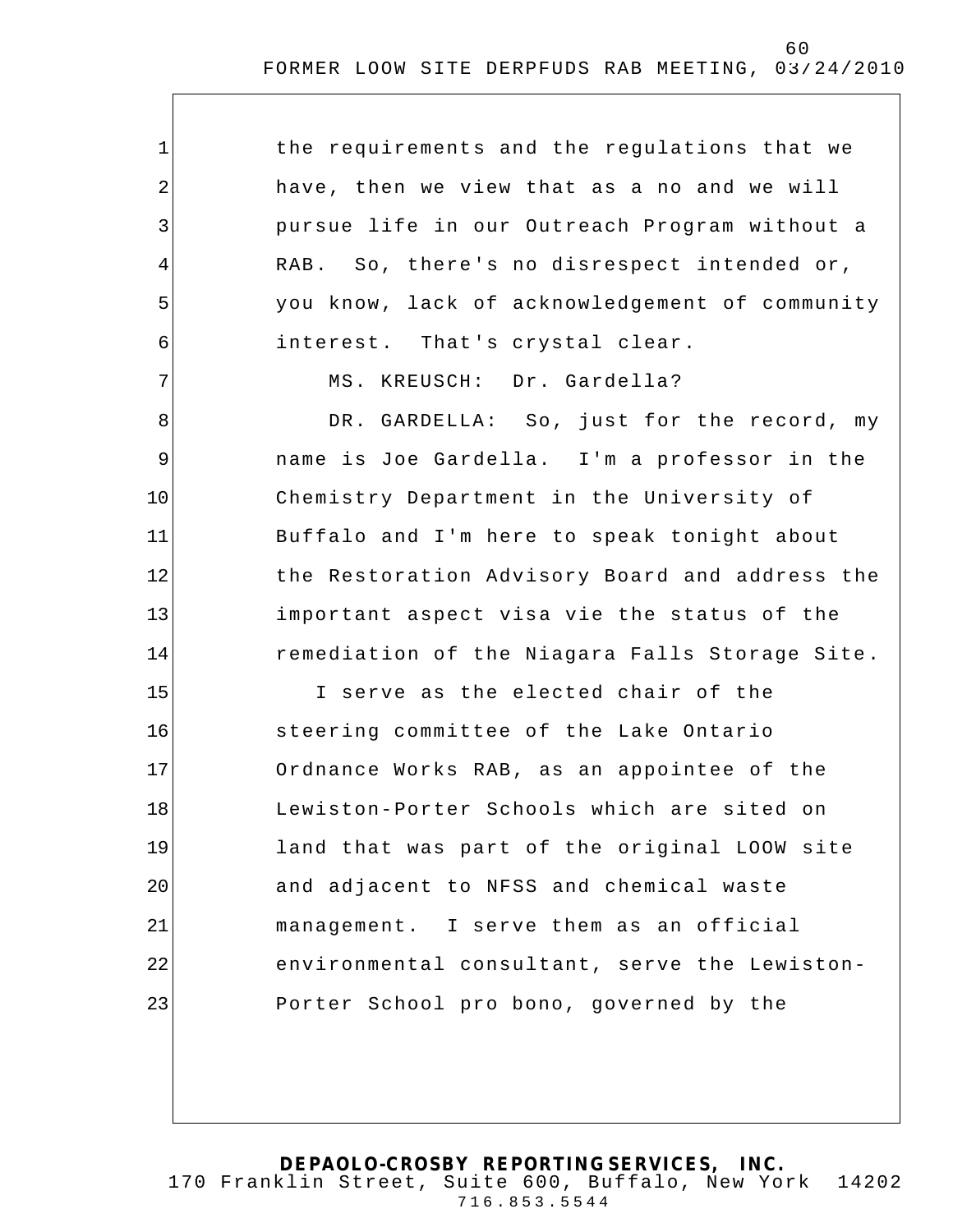the requirements and the regulations that we have, then we view that as a no and we will pursue life in our Outreach Program without a RAB. So, there's no disrespect intended or, you know, lack of acknowledgement of community interest. That's crystal clear.

MS. KREUSCH: Dr. Gardella?

DR. GARDELLA: So, just for the record, my name is Joe Gardella. I'm a professor in the Chemistry Department in the University of Buffalo and I'm here to speak tonight about the Restoration Advisory Board and address the important aspect visa vie the status of the remediation of the Niagara Falls Storage Site.

I serve as the elected chair of the steering committee of the Lake Ontario Ordnance Works RAB, as an appointee of the Lewiston-Porter Schools which are sited on land that was part of the original LOOW site and adjacent to NFSS and chemical waste management. I serve them as an official environmental consultant, serve the Lewiston-Porter School pro bono, governed by the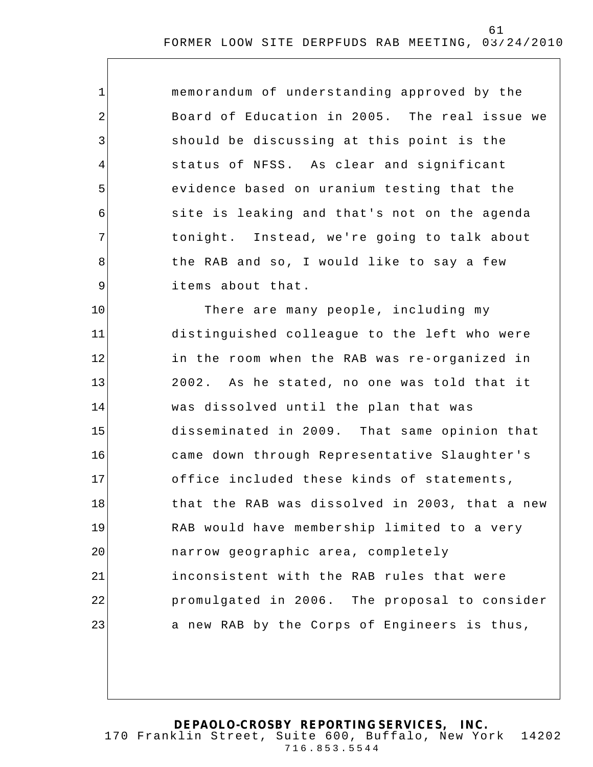memorandum of understanding approved by the Board of Education in 2005. The real issue we should be discussing at this point is the status of NFSS. As clear and significant evidence based on uranium testing that the site is leaking and that's not on the agenda tonight. Instead, we're going to talk about the RAB and so, I would like to say a few items about that.

There are many people, including my distinguished colleague to the left who were in the room when the RAB was re-organized in 2002. As he stated, no one was told that it was dissolved until the plan that was disseminated in 2009. That same opinion that came down through Representative Slaughter's office included these kinds of statements, that the RAB was dissolved in 2003, that a new RAB would have membership limited to a very narrow geographic area, completely inconsistent with the RAB rules that were promulgated in 2006. The proposal to consider a new RAB by the Corps of Engineers is thus,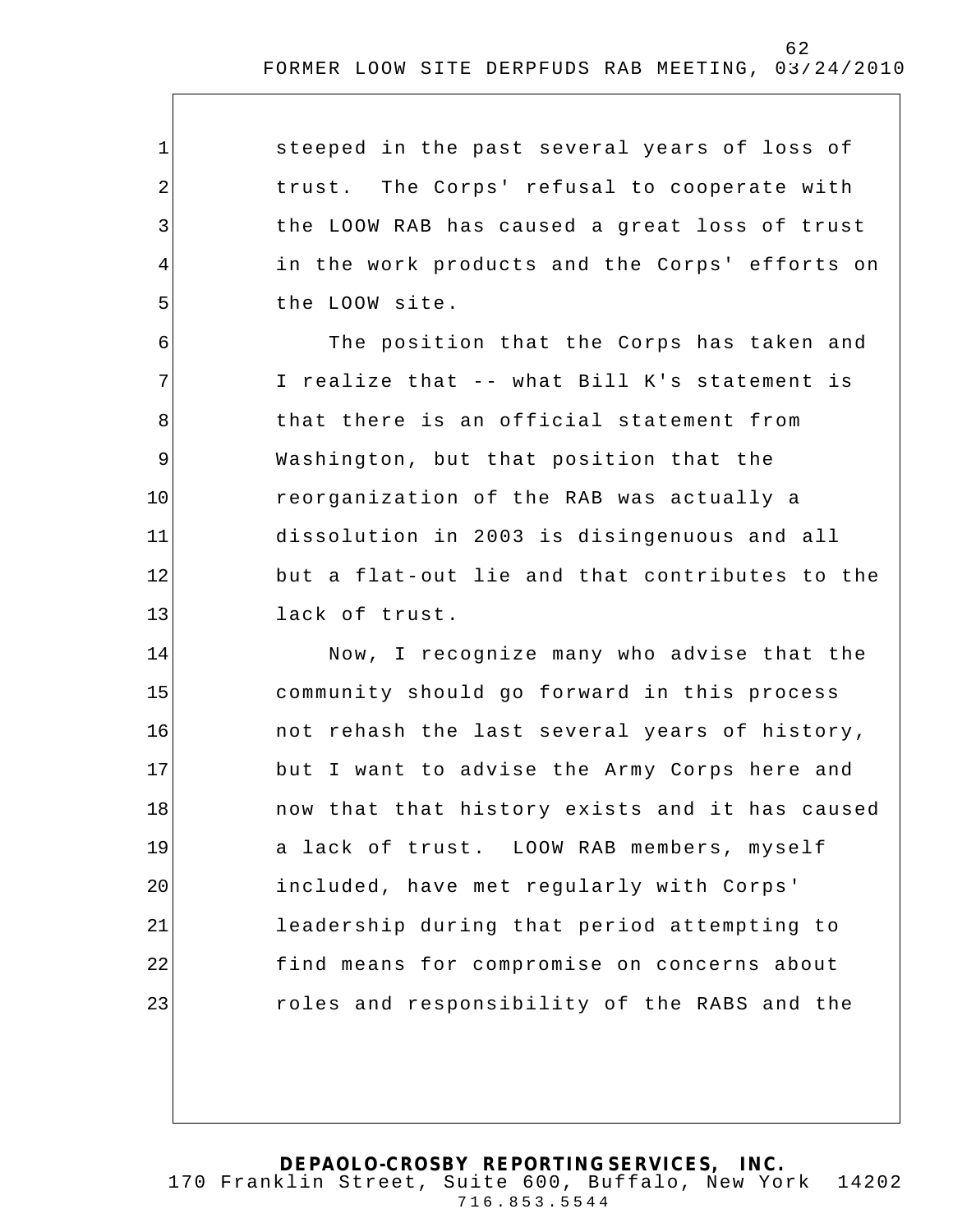steeped in the past several years of loss of trust. The Corps' refusal to cooperate with the LOOW RAB has caused a great loss of trust in the work products and the Corps' efforts on the LOOW site.

The position that the Corps has taken and I realize that -- what Bill K's statement is that there is an official statement from Washington, but that position that the reorganization of the RAB was actually a dissolution in 2003 is disingenuous and all but a flat-out lie and that contributes to the lack of trust.

Now, I recognize many who advise that the community should go forward in this process not rehash the last several years of history, but I want to advise the Army Corps here and now that that history exists and it has caused a lack of trust. LOOW RAB members, myself included, have met regularly with Corps' leadership during that period attempting to find means for compromise on concerns about roles and responsibility of the RABS and the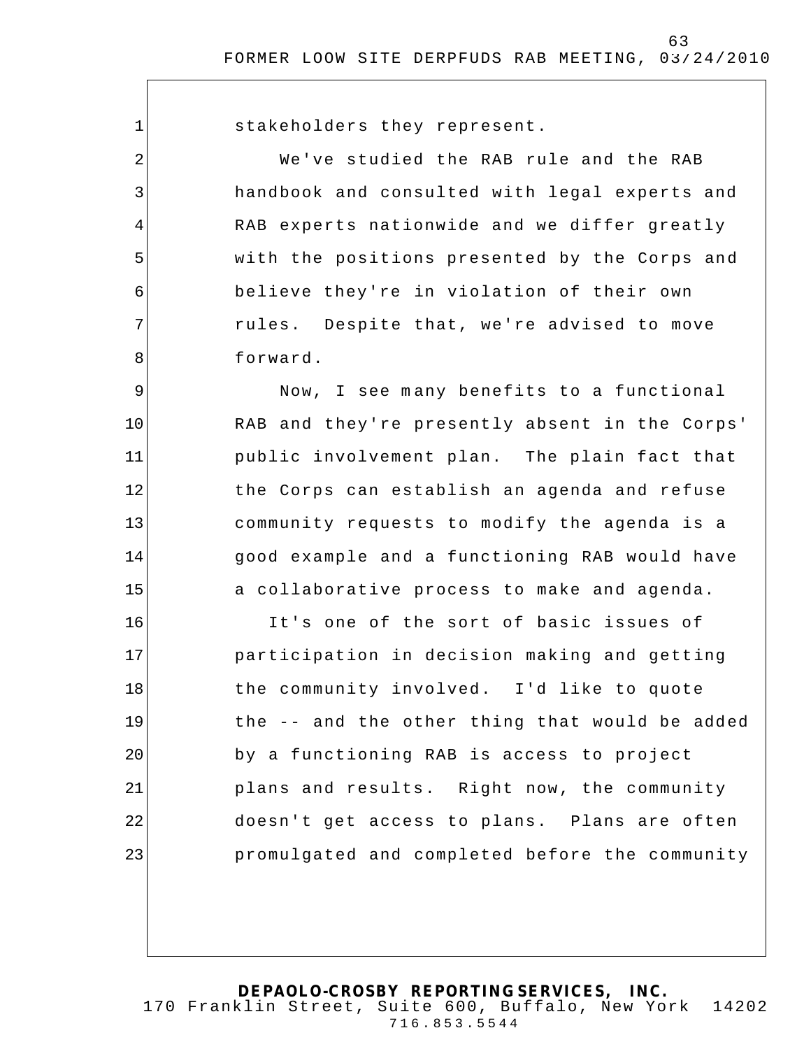stakeholders they represent.

We've studied the RAB rule and the RAB handbook and consulted with legal experts and RAB experts nationwide and we differ greatly with the positions presented by the Corps and believe they're in violation of their own rules. Despite that, we're advised to move forward.

Now, I see many benefits to a functional RAB and they're presently absent in the Corps' public involvement plan. The plain fact that the Corps can establish an agenda and refuse community requests to modify the agenda is a good example and a functioning RAB would have a collaborative process to make and agenda.

It's one of the sort of basic issues of participation in decision making and getting the community involved. I'd like to quote the -- and the other thing that would be added by a functioning RAB is access to project plans and results. Right now, the community doesn't get access to plans. Plans are often promulgated and completed before the community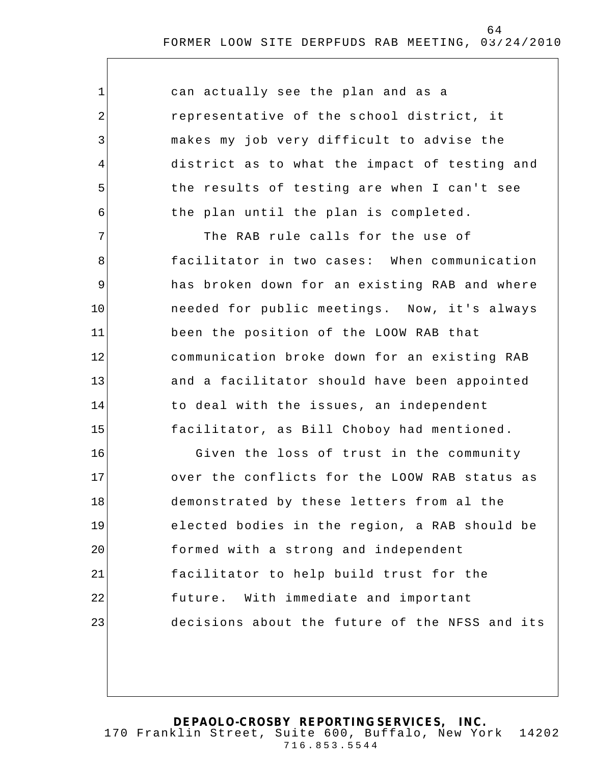can actually see the plan and as a representative of the school district, it makes my job very difficult to advise the district as to what the impact of testing and the results of testing are when I can't see the plan until the plan is completed.

The RAB rule calls for the use of facilitator in two cases: When communication has broken down for an existing RAB and where needed for public meetings. Now, it's always been the position of the LOOW RAB that communication broke down for an existing RAB and a facilitator should have been appointed to deal with the issues, an independent facilitator, as Bill Choboy had mentioned.

Given the loss of trust in the community over the conflicts for the LOOW RAB status as demonstrated by these letters from al the elected bodies in the region, a RAB should be formed with a strong and independent facilitator to help build trust for the future. With immediate and important decisions about the future of the NFSS and its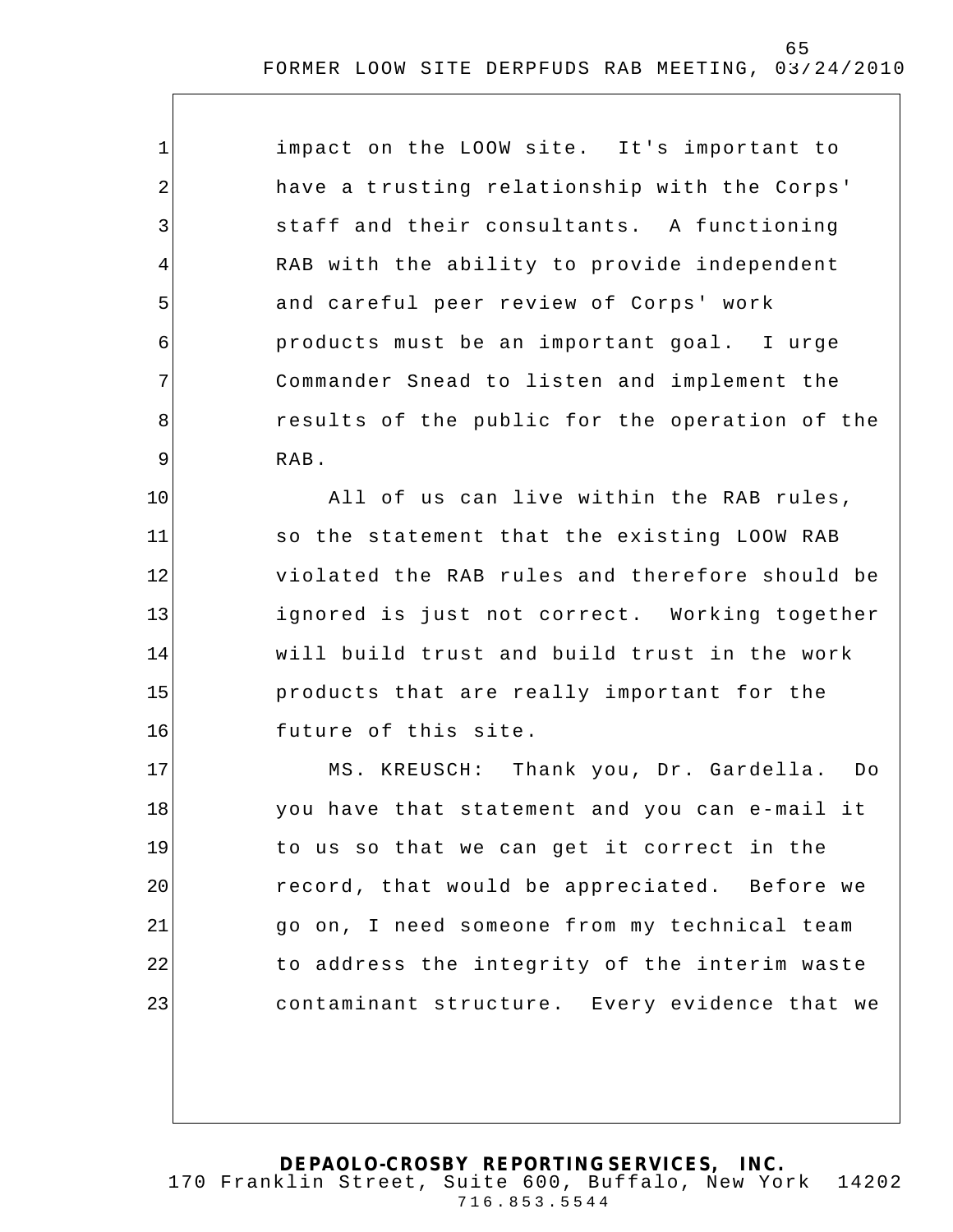impact on the LOOW site. It's important to have a trusting relationship with the Corps' staff and their consultants. A functioning RAB with the ability to provide independent and careful peer review of Corps' work products must be an important goal. I urge Commander Snead to listen and implement the results of the public for the operation of the RAB.

All of us can live within the RAB rules, so the statement that the existing LOOW RAB violated the RAB rules and therefore should be ignored is just not correct. Working together will build trust and build trust in the work products that are really important for the future of this site.

MS. KREUSCH: Thank you, Dr. Gardella. Do you have that statement and you can e-mail it to us so that we can get it correct in the record, that would be appreciated. Before we go on, I need someone from my technical team to address the integrity of the interim waste contaminant structure. Every evidence that we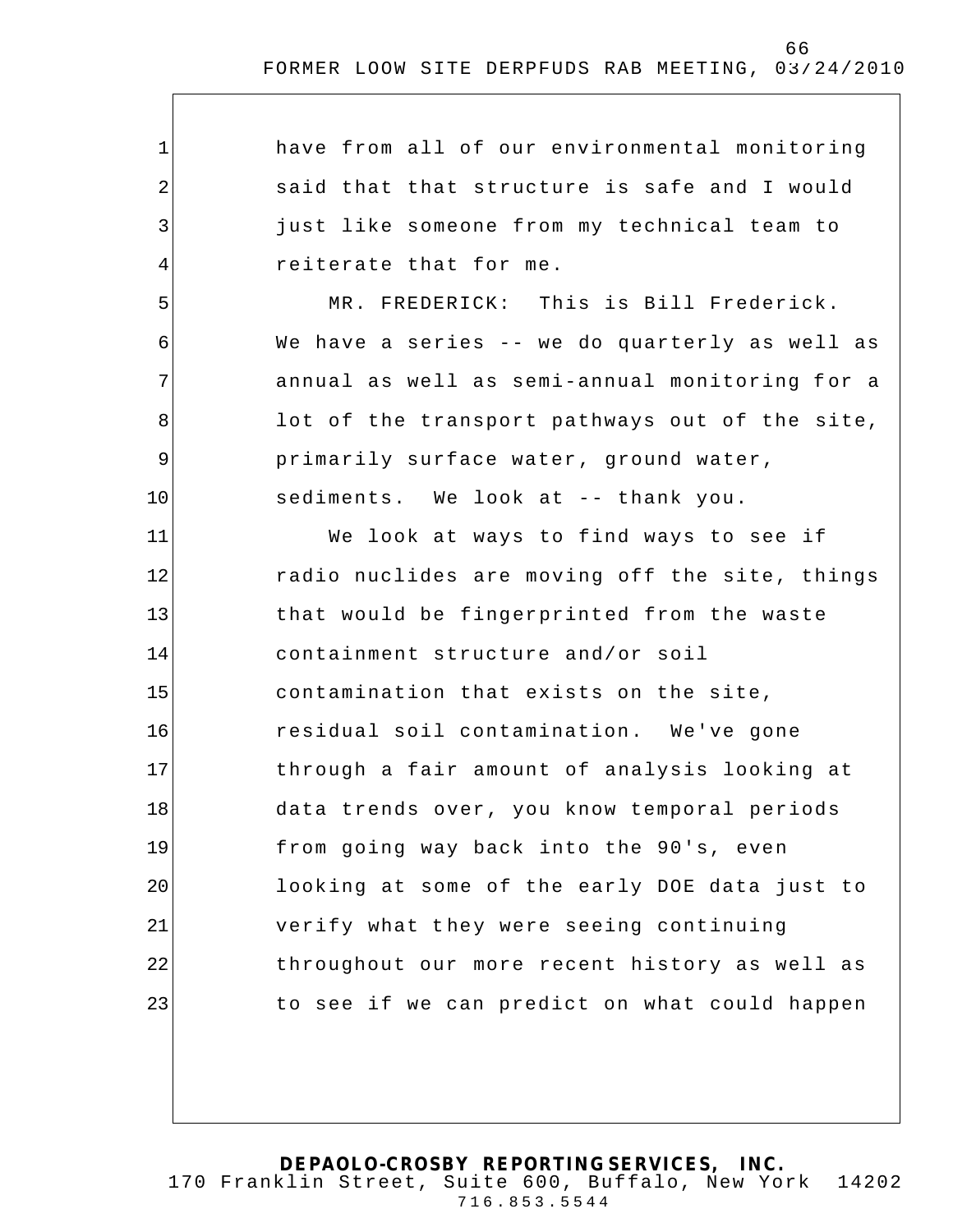have from all of our environmental monitoring said that that structure is safe and I would just like someone from my technical team to reiterate that for me.

MR. FREDERICK: This is Bill Frederick. We have a series -- we do quarterly as well as annual as well as semi-annual monitoring for a lot of the transport pathways out of the site, primarily surface water, ground water, sediments. We look at -- thank you.

We look at ways to find ways to see if radio nuclides are moving off the site, things that would be fingerprinted from the waste containment structure and/or soil contamination that exists on the site, residual soil contamination. We've gone through a fair amount of analysis looking at data trends over, you know temporal periods from going way back into the 90's, even looking at some of the early DOE data just to verify what they were seeing continuing throughout our more recent history as well as to see if we can predict on what could happen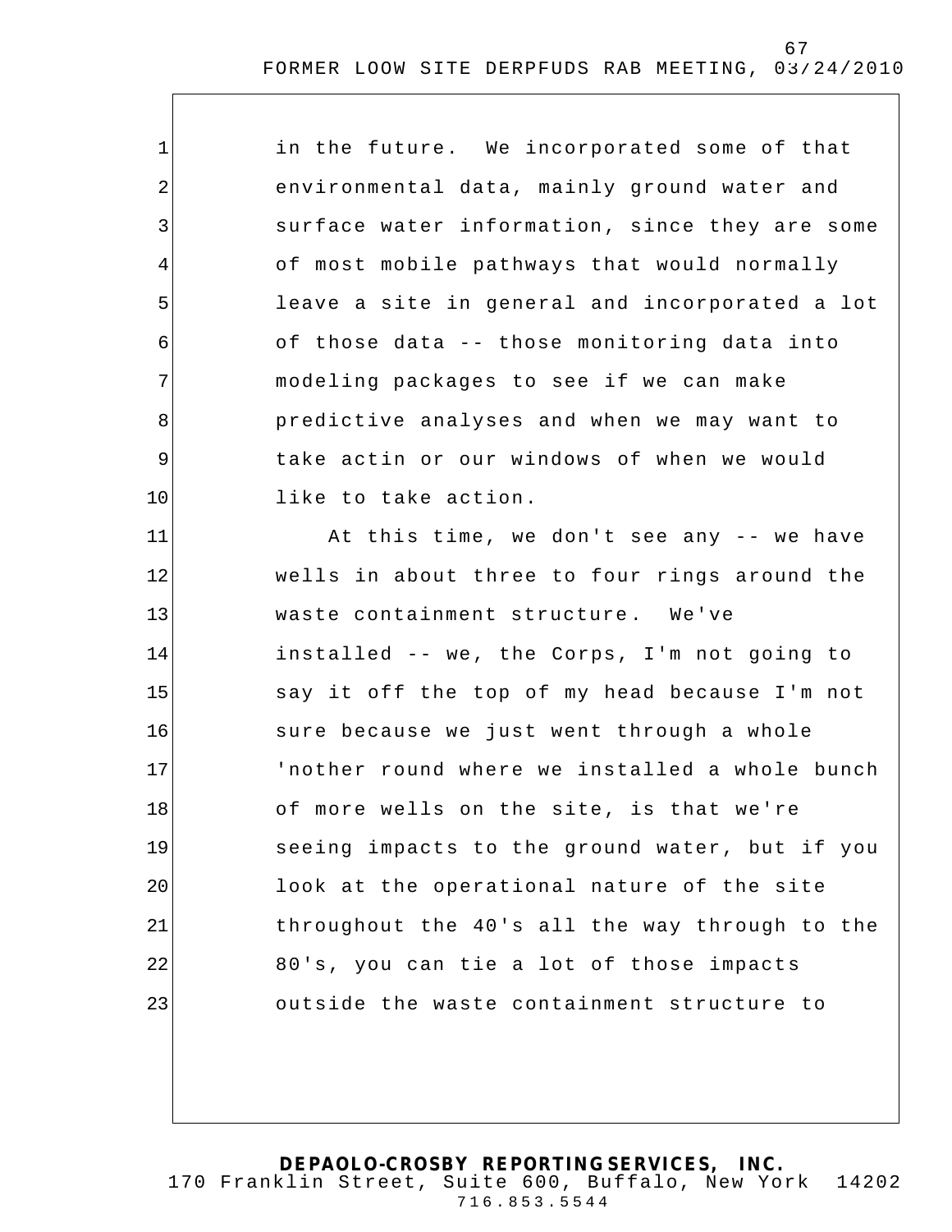in the future. We incorporated some of that environmental data, mainly ground water and surface water information, since they are some of most mobile pathways that would normally leave a site in general and incorporated a lot of those data -- those monitoring data into modeling packages to see if we can make predictive analyses and when we may want to take actin or our windows of when we would like to take action.

At this time, we don't see any -- we have wells in about three to four rings around the waste containment structure. We've installed -- we, the Corps, I'm not going to say it off the top of my head because I'm not sure because we just went through a whole 'nother round where we installed a whole bunch of more wells on the site, is that we're seeing impacts to the ground water, but if you look at the operational nature of the site throughout the 40's all the way through to the 80's, you can tie a lot of those impacts outside the waste containment structure to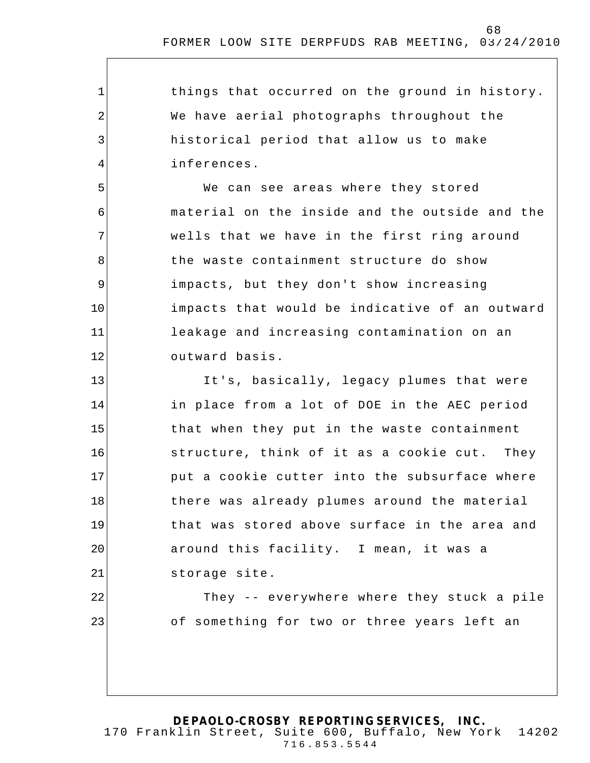things that occurred on the ground in history. We have aerial photographs throughout the historical period that allow us to make inferences.

We can see areas where they stored material on the inside and the outside and the wells that we have in the first ring around the waste containment structure do show impacts, but they don't show increasing impacts that would be indicative of an outward leakage and increasing contamination on an outward basis.

It's, basically, legacy plumes that were in place from a lot of DOE in the AEC period that when they put in the waste containment structure, think of it as a cookie cut. They put a cookie cutter into the subsurface where there was already plumes around the material that was stored above surface in the area and around this facility. I mean, it was a storage site.

They -- everywhere where they stuck a pile of something for two or three years left an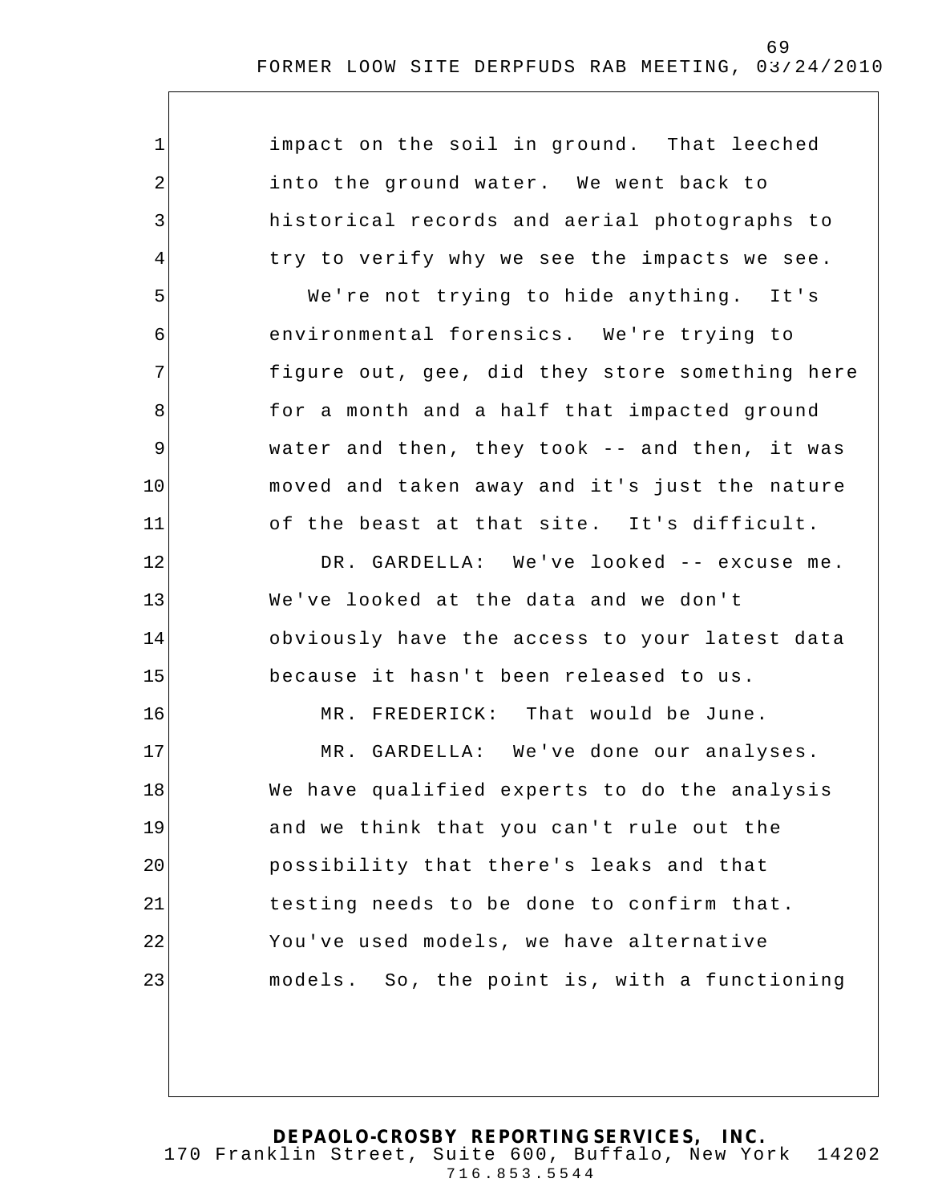impact on the soil in ground. That leeched into the ground water. We went back to historical records and aerial photographs to try to verify why we see the impacts we see.

We're not trying to hide anything. It's environmental forensics. We're trying to figure out, gee, did they store something here for a month and a half that impacted ground water and then, they took -- and then, it was moved and taken away and it's just the nature of the beast at that site. It's difficult.

DR. GARDELLA: We've looked -- excuse me. We've looked at the data and we don't obviously have the access to your latest data because it hasn't been released to us.

MR. FREDERICK: That would be June.

MR. GARDELLA: We've done our analyses. We have qualified experts to do the analysis and we think that you can't rule out the possibility that there's leaks and that testing needs to be done to confirm that. You've used models, we have alternative models. So, the point is, with a functioning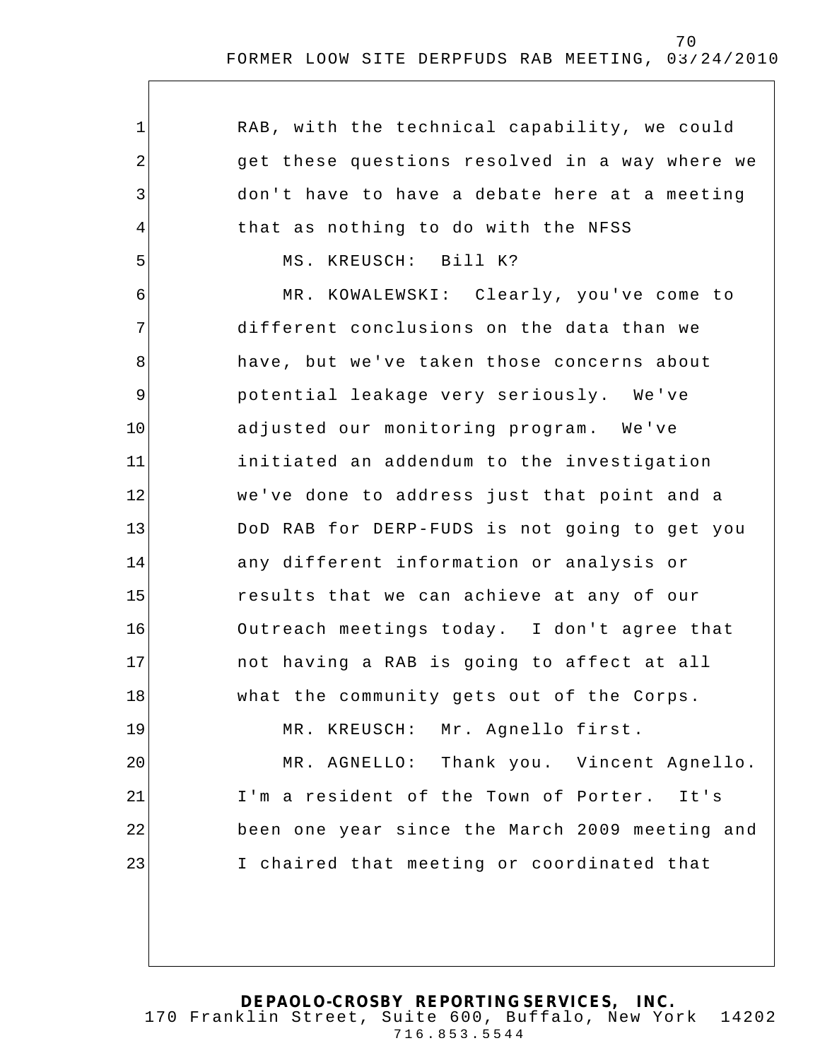RAB, with the technical capability, we could get these questions resolved in a way where we don't have to have a debate here at a meeting that as nothing to do with the NFSS

MS. KREUSCH: Bill K?

MR. KOWALEWSKI: Clearly, you've come to different conclusions on the data than we have, but we've taken those concerns about potential leakage very seriously. We've adjusted our monitoring program. We've initiated an addendum to the investigation we've done to address just that point and a DoD RAB for DERP-FUDS is not going to get you any different information or analysis or results that we can achieve at any of our Outreach meetings today. I don't agree that not having a RAB is going to affect at all what the community gets out of the Corps.

MR. KREUSCH: Mr. Agnello first.

MR. AGNELLO: Thank you. Vincent Agnello. I'm a resident of the Town of Porter. It's been one year since the March 2009 meeting and I chaired that meeting or coordinated that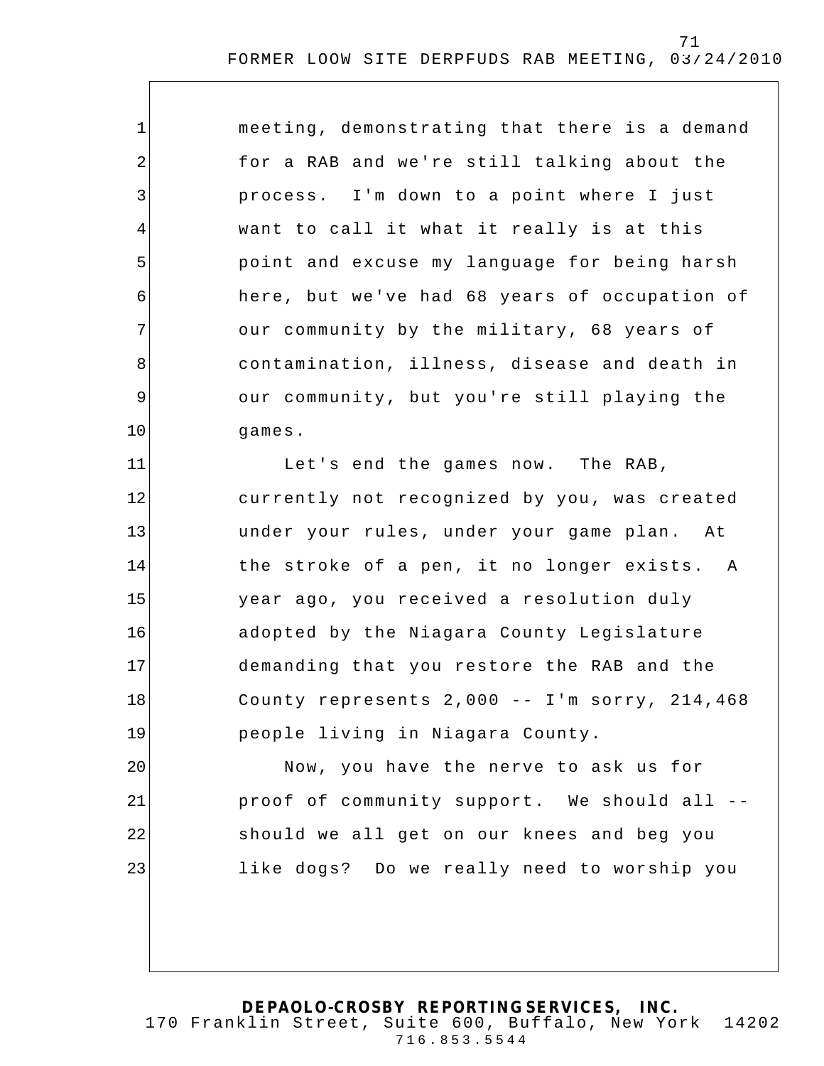meeting, demonstrating that there is a demand for a RAB and we're still talking about the process. I'm down to a point where I just want to call it what it really is at this point and excuse my language for being harsh here, but we've had 68 years of occupation of our community by the military, 68 years of contamination, illness, disease and death in our community, but you're still playing the games.

Let's end the games now. The RAB, currently not recognized by you, was created under your rules, under your game plan. At the stroke of a pen, it no longer exists. A year ago, you received a resolution duly adopted by the Niagara County Legislature demanding that you restore the RAB and the County represents 2,000 -- I'm sorry, 214,468 people living in Niagara County.

Now, you have the nerve to ask us for proof of community support. We should all -- should we all get on our knees and beg you like dogs? Do we really need to worship you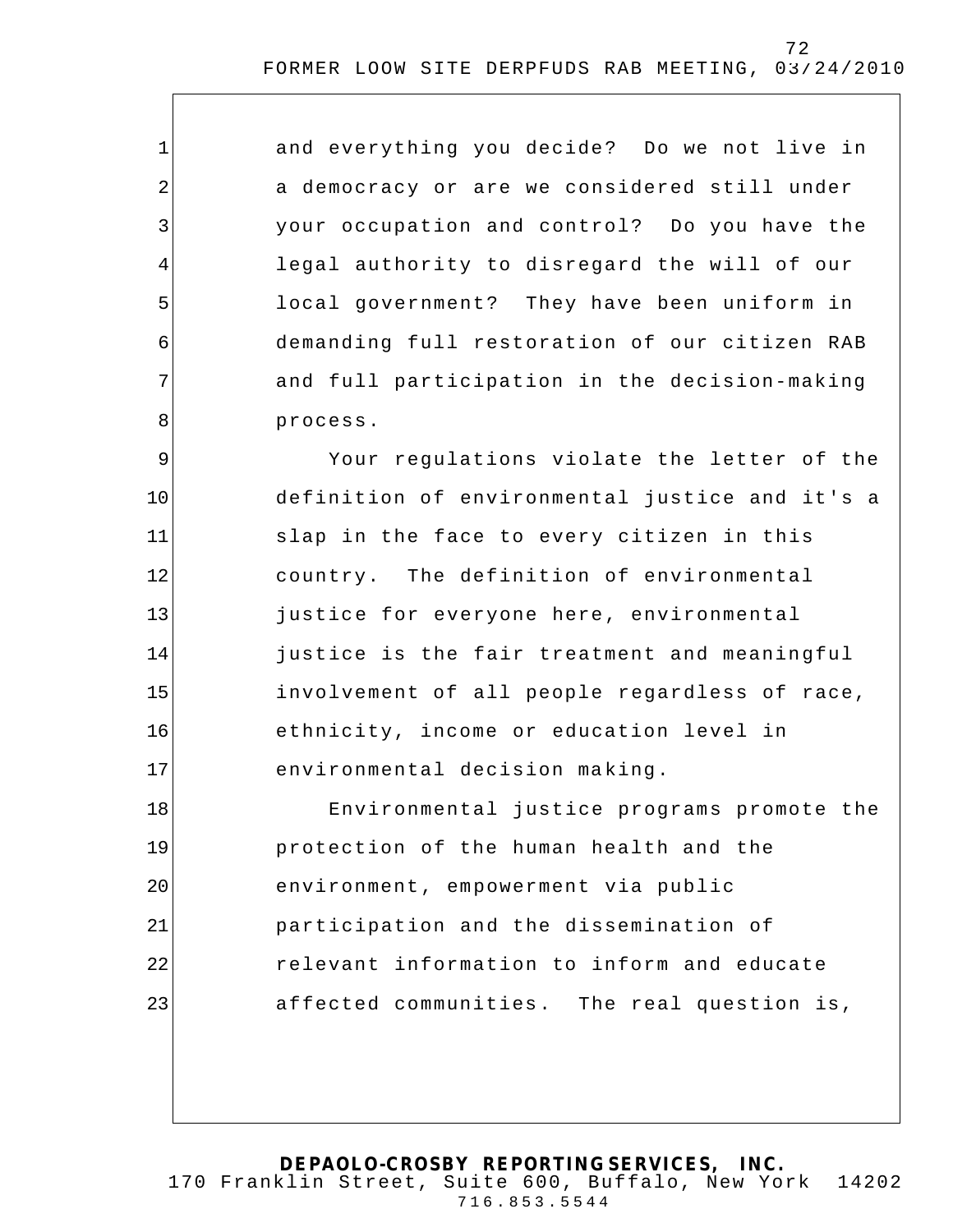and everything you decide? Do we not live in a democracy or are we considered still under your occupation and control? Do you have the legal authority to disregard the will of our local government? They have been uniform in demanding full restoration of our citizen RAB and full participation in the decision-making process.

Your regulations violate the letter of the definition of environmental justice and it's a slap in the face to every citizen in this country. The definition of environmental justice for everyone here, environmental justice is the fair treatment and meaningful involvement of all people regardless of race, ethnicity, income or education level in environmental decision making.

Environmental justice programs promote the protection of the human health and the environment, empowerment via public participation and the dissemination of relevant information to inform and educate affected communities. The real question is,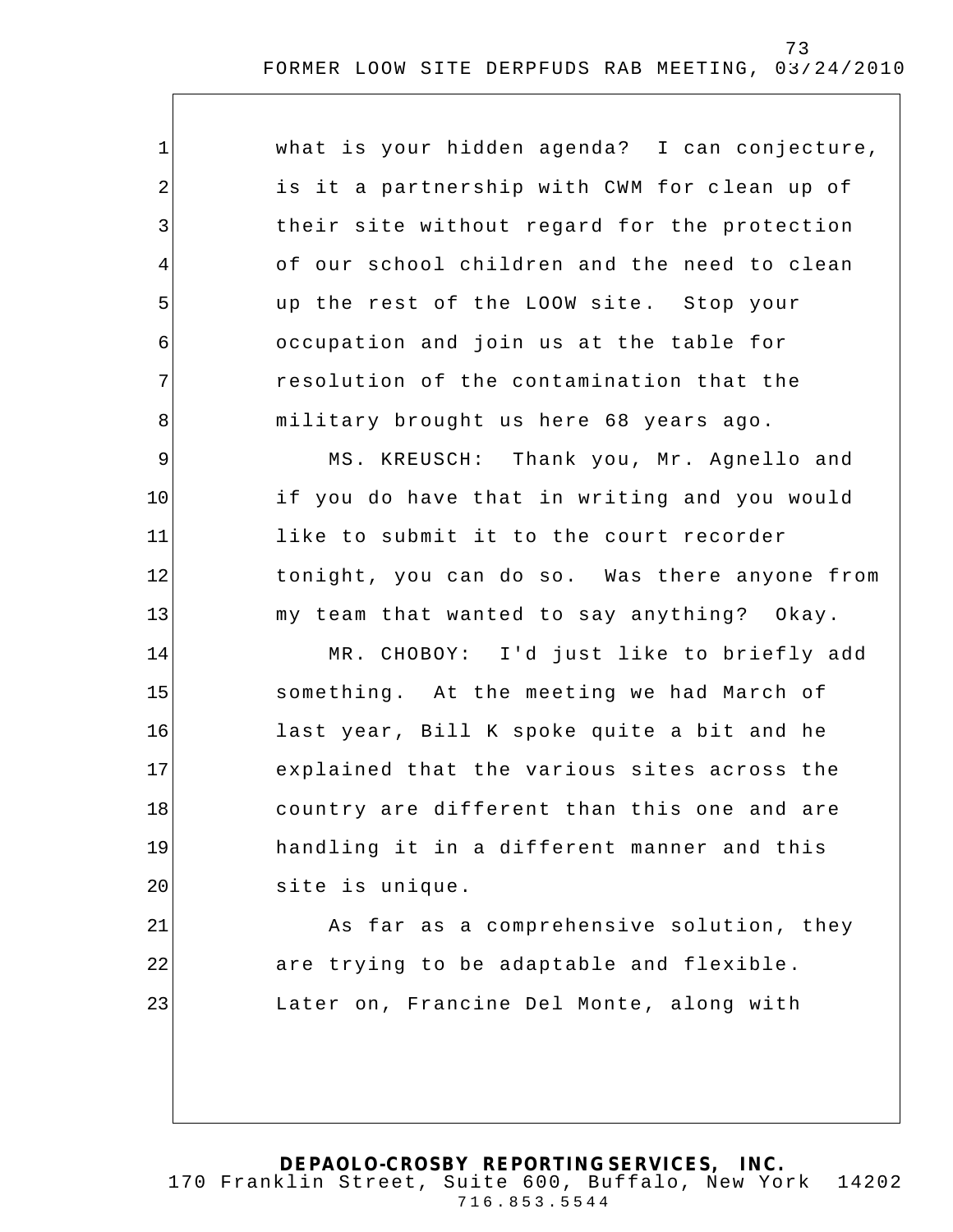what is your hidden agenda? I can conjecture, is it a partnership with CWM for clean up of their site without regard for the protection of our school children and the need to clean up the rest of the LOOW site. Stop your occupation and join us at the table for resolution of the contamination that the military brought us here 68 years ago.

MS. KREUSCH: Thank you, Mr. Agnello and if you do have that in writing and you would like to submit it to the court recorder tonight, you can do so. Was there anyone from my team that wanted to say anything? Okay.

MR. CHOBOY: I'd just like to briefly add something. At the meeting we had March of last year, Bill K spoke quite a bit and he explained that the various sites across the country are different than this one and are handling it in a different manner and this site is unique.

As far as a comprehensive solution, they are trying to be adaptable and flexible. Later on, Francine Del Monte, along with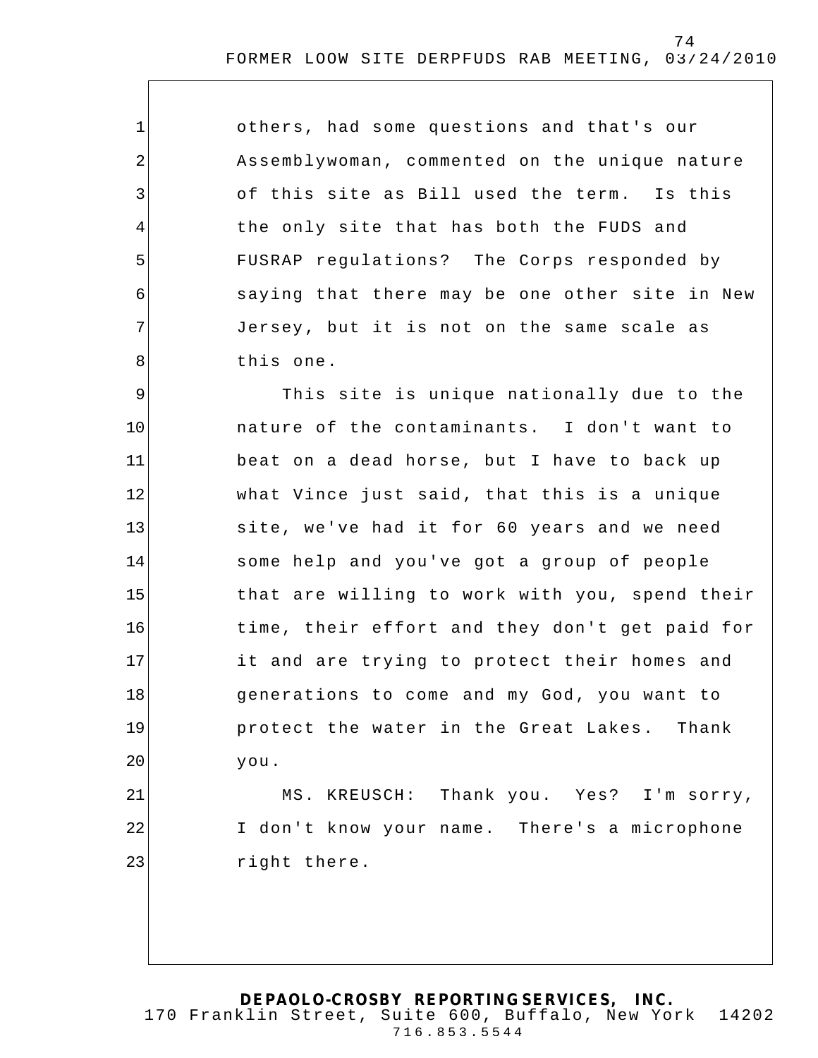others, had some questions and that's our Assemblywoman, commented on the unique nature of this site as Bill used the term. Is this the only site that has both the FUDS and FUSRAP regulations? The Corps responded by saying that there may be one other site in New Jersey, but it is not on the same scale as this one.

This site is unique nationally due to the nature of the contaminants. I don't want to beat on a dead horse, but I have to back up what Vince just said, that this is a unique site, we've had it for 60 years and we need some help and you've got a group of people that are willing to work with you, spend their time, their effort and they don't get paid for it and are trying to protect their homes and generations to come and my God, you want to protect the water in the Great Lakes. Thank you.

MS. KREUSCH: Thank you. Yes? I'm sorry, I don't know your name. There's a microphone right there.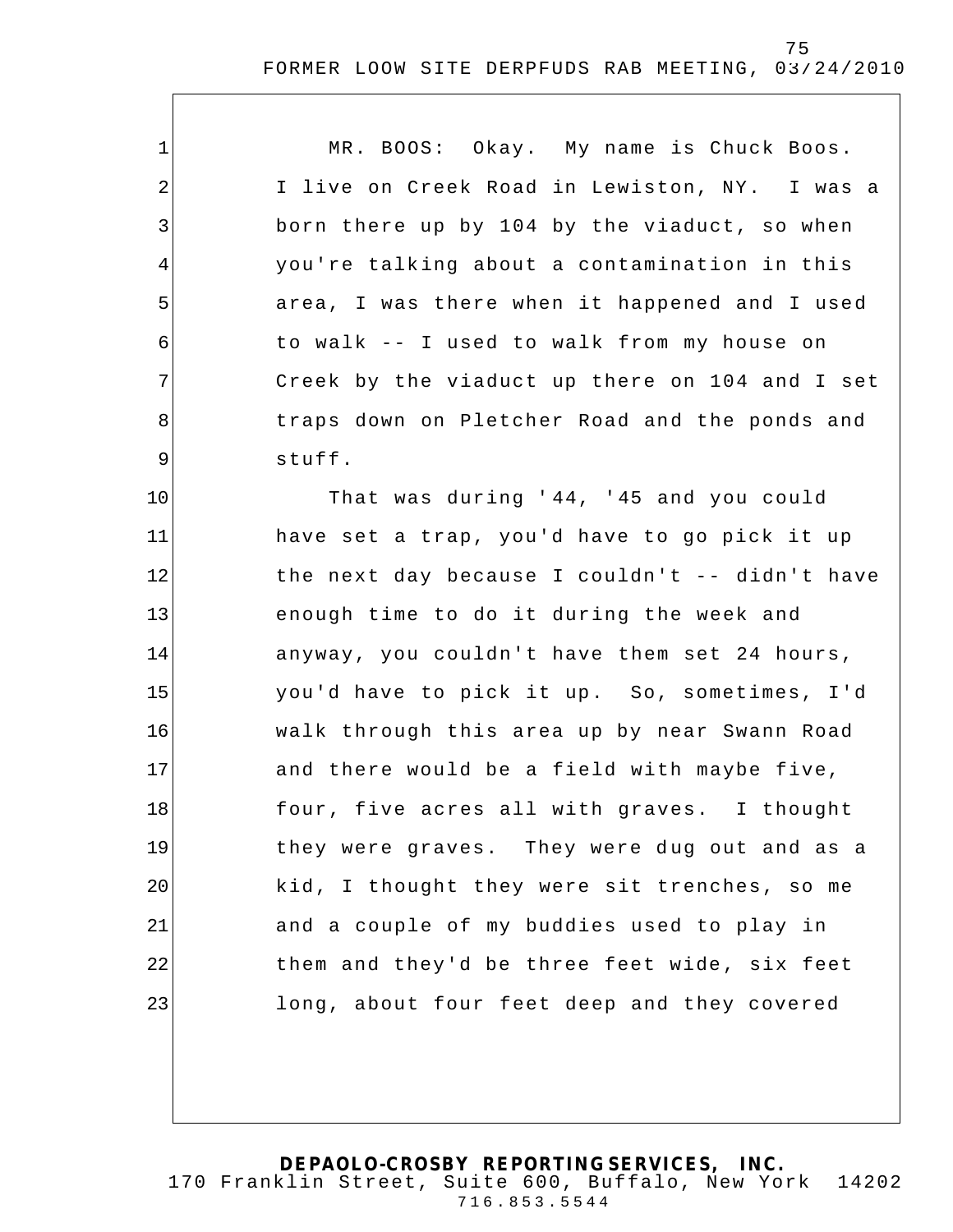MR. BOOS: Okay. My name is Chuck Boos. I live on Creek Road in Lewiston, NY. I was a born there up by 104 by the viaduct, so when you're talking about a contamination in this area, I was there when it happened and I used to walk -- I used to walk from my house on Creek by the viaduct up there on 104 and I set traps down on Pletcher Road and the ponds and stuff.

That was during '44, '45 and you could have set a trap, you'd have to go pick it up the next day because I couldn't -- didn't have enough time to do it during the week and anyway, you couldn't have them set 24 hours, you'd have to pick it up. So, sometimes, I'd walk through this area up by near Swann Road and there would be a field with maybe five, four, five acres all with graves. I thought they were graves. They were dug out and as a kid, I thought they were sit trenches, so me and a couple of my buddies used to play in them and they'd be three feet wide, six feet long, about four feet deep and they covered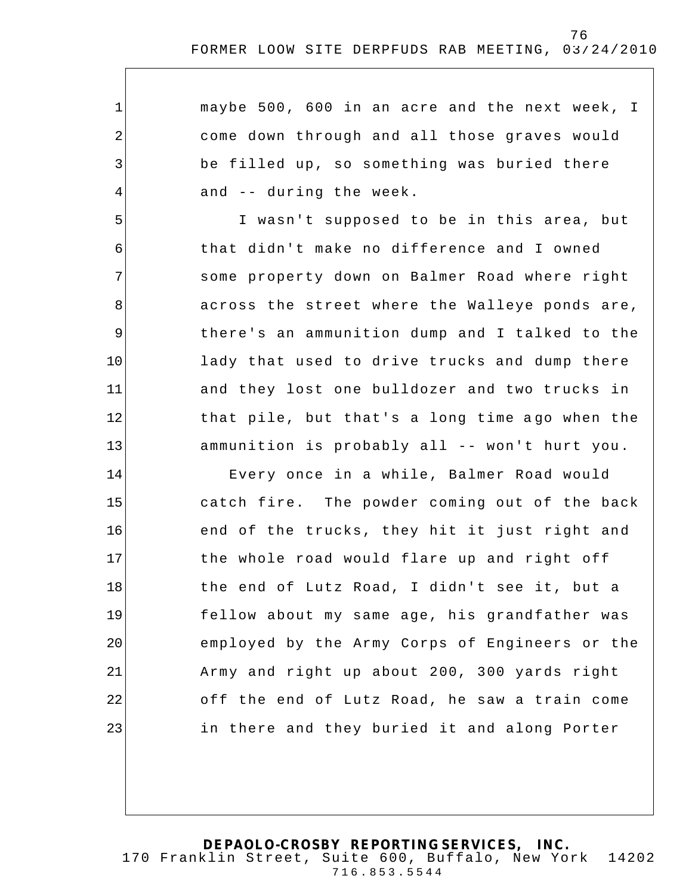maybe 500, 600 in an acre and the next week, I come down through and all those graves would be filled up, so something was buried there and -- during the week.

I wasn't supposed to be in this area, but that didn't make no difference and I owned some property down on Balmer Road where right across the street where the Walleye ponds are, there's an ammunition dump and I talked to the lady that used to drive trucks and dump there and they lost one bulldozer and two trucks in that pile, but that's a long time ago when the ammunition is probably all -- won't hurt you.

Every once in a while, Balmer Road would catch fire. The powder coming out of the back end of the trucks, they hit it just right and the whole road would flare up and right off the end of Lutz Road, I didn't see it, but a fellow about my same age, his grandfather was employed by the Army Corps of Engineers or the Army and right up about 200, 300 yards right off the end of Lutz Road, he saw a train come in there and they buried it and along Porter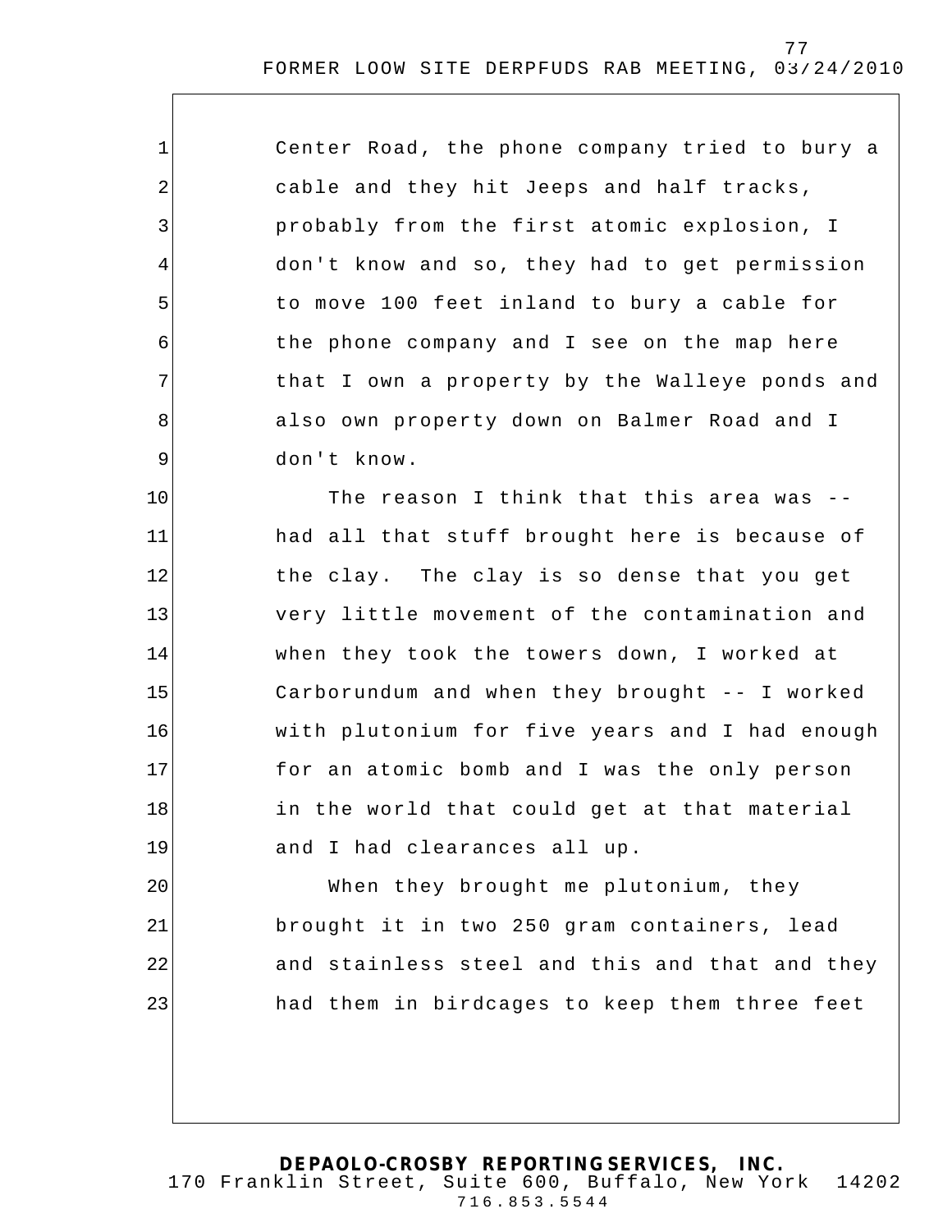Center Road, the phone company tried to bury a cable and they hit Jeeps and half tracks, probably from the first atomic explosion, I don't know and so, they had to get permission to move 100 feet inland to bury a cable for the phone company and I see on the map here that I own a property by the Walleye ponds and also own property down on Balmer Road and I don't know.

The reason I think that this area was -- had all that stuff brought here is because of the clay. The clay is so dense that you get very little movement of the contamination and when they took the towers down, I worked at Carborundum and when they brought -- I worked with plutonium for five years and I had enough for an atomic bomb and I was the only person in the world that could get at that material and I had clearances all up.

When they brought me plutonium, they brought it in two 250 gram containers, lead and stainless steel and this and that and they had them in birdcages to keep them three feet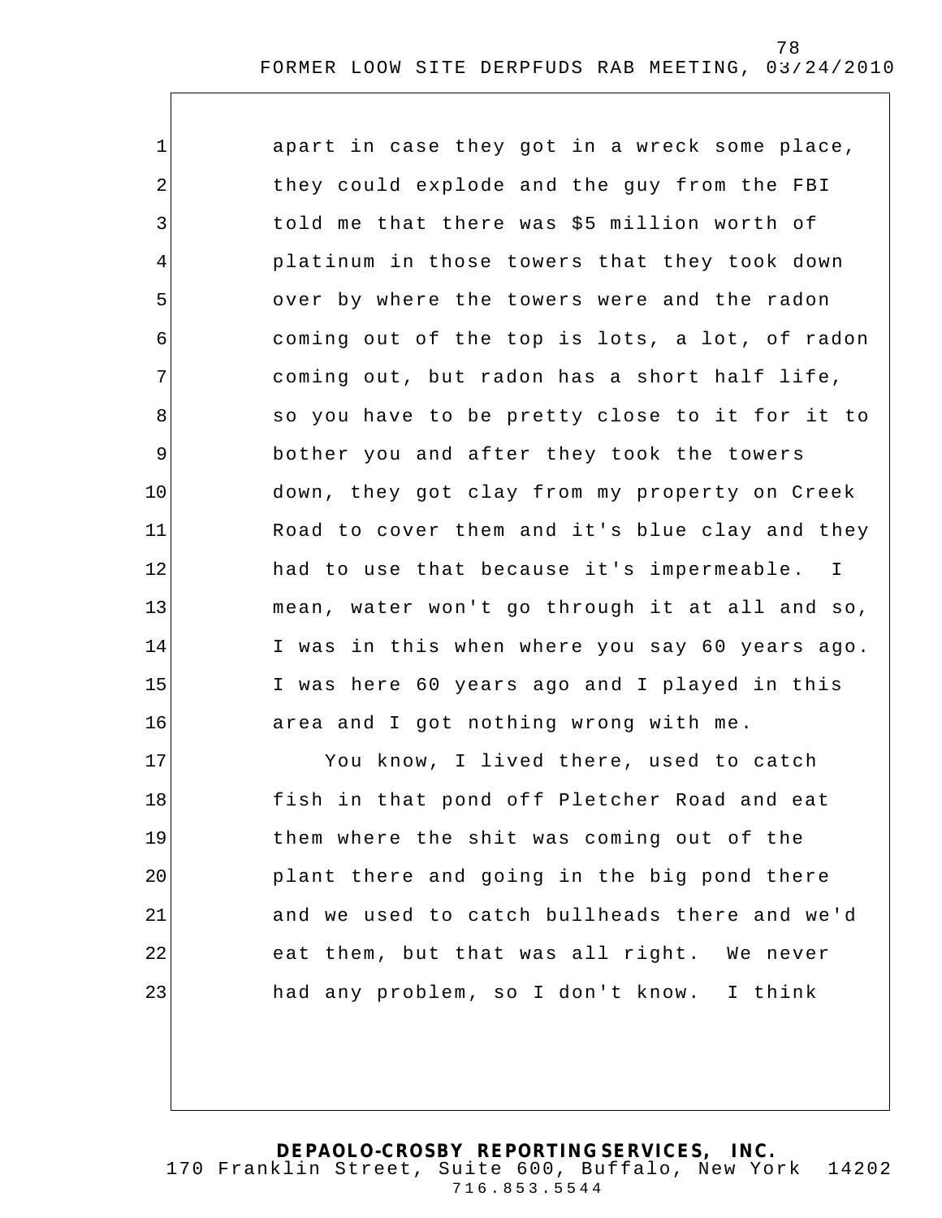apart in case they got in a wreck some place, they could explode and the guy from the FBI told me that there was $5 million worth of platinum in those towers that they took down over by where the towers were and the radon coming out of the top is lots, a lot, of radon coming out, but radon has a short half life, so you have to be pretty close to it for it to bother you and after they took the towers down, they got clay from my property on Creek Road to cover them and it's blue clay and they had to use that because it's impermeable. I mean, water won't go through it at all and so, I was in this when where you say 60 years ago. I was here 60 years ago and I played in this area and I got nothing wrong with me.

You know, I lived there, used to catch fish in that pond off Pletcher Road and eat them where the shit was coming out of the plant there and going in the big pond there and we used to catch bullheads there and we'd eat them, but that was all right. We never had any problem, so I don't know. I think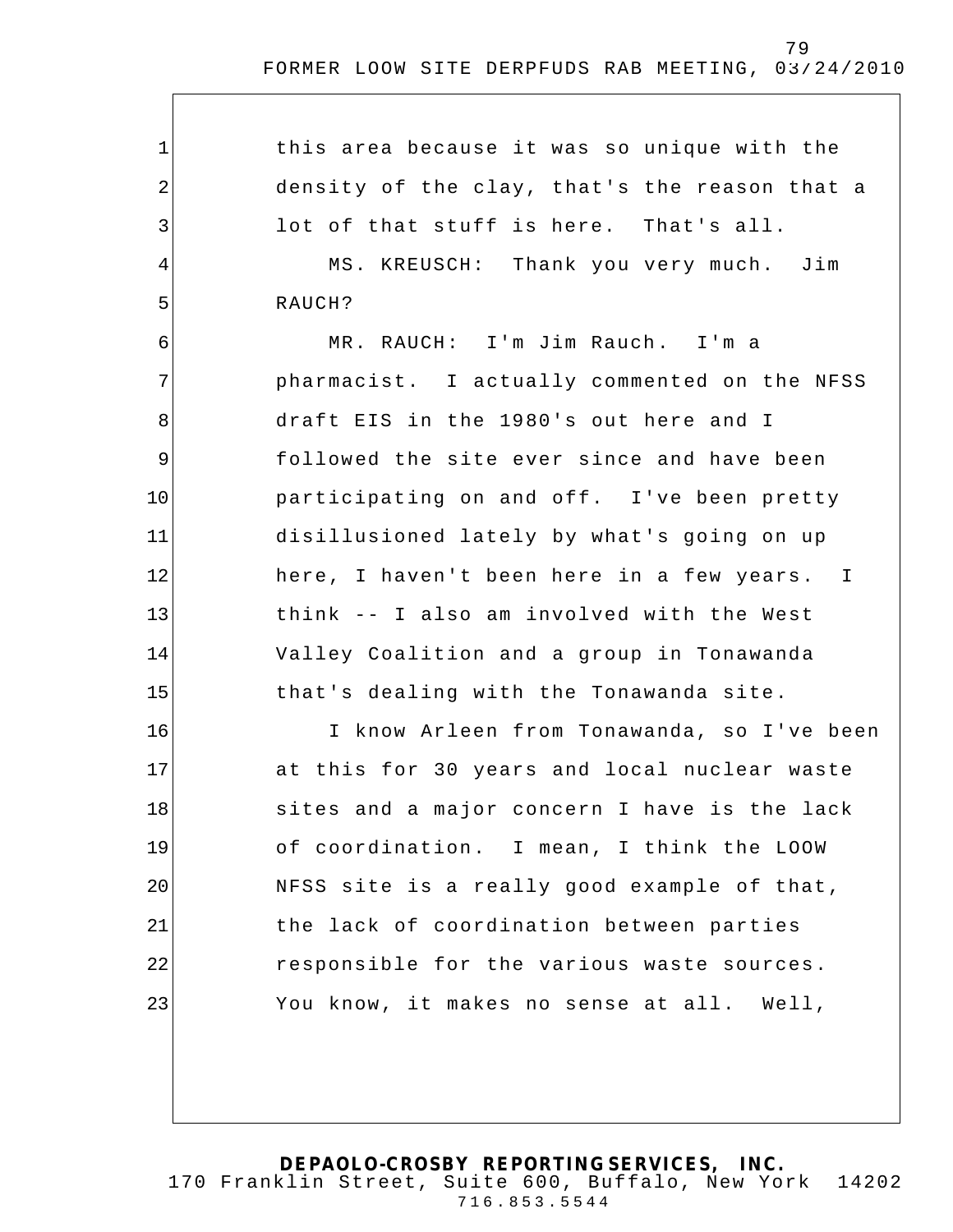this area because it was so unique with the density of the clay, that's the reason that a lot of that stuff is here. That's all.

MS. KREUSCH: Thank you very much. Jim RAUCH?

MR. RAUCH: I'm Jim Rauch. I'm a pharmacist. I actually commented on the NFSS draft EIS in the 1980's out here and I followed the site ever since and have been participating on and off. I've been pretty disillusioned lately by what's going on up here, I haven't been here in a few years. I think -- I also am involved with the West Valley Coalition and a group in Tonawanda that's dealing with the Tonawanda site.

I know Arleen from Tonawanda, so I've been at this for 30 years and local nuclear waste sites and a major concern I have is the lack of coordination. I mean, I think the LOOW NFSS site is a really good example of that, the lack of coordination between parties responsible for the various waste sources. You know, it makes no sense at all. Well,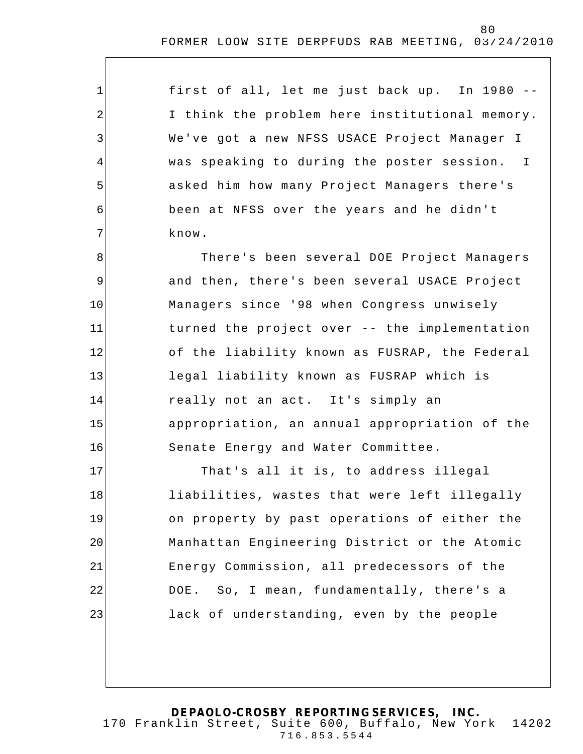first of all, let me just back up. In 1980 -- I think the problem here institutional memory. We've got a new NFSS USACE Project Manager I was speaking to during the poster session. I asked him how many Project Managers there's been at NFSS over the years and he didn't know.

There's been several DOE Project Managers and then, there's been several USACE Project Managers since '98 when Congress unwisely turned the project over -- the implementation of the liability known as FUSRAP, the Federal legal liability known as FUSRAP which is really not an act. It's simply an appropriation, an annual appropriation of the Senate Energy and Water Committee.

That's all it is, to address illegal liabilities, wastes that were left illegally on property by past operations of either the Manhattan Engineering District or the Atomic Energy Commission, all predecessors of the DOE. So, I mean, fundamentally, there's a lack of understanding, even by the people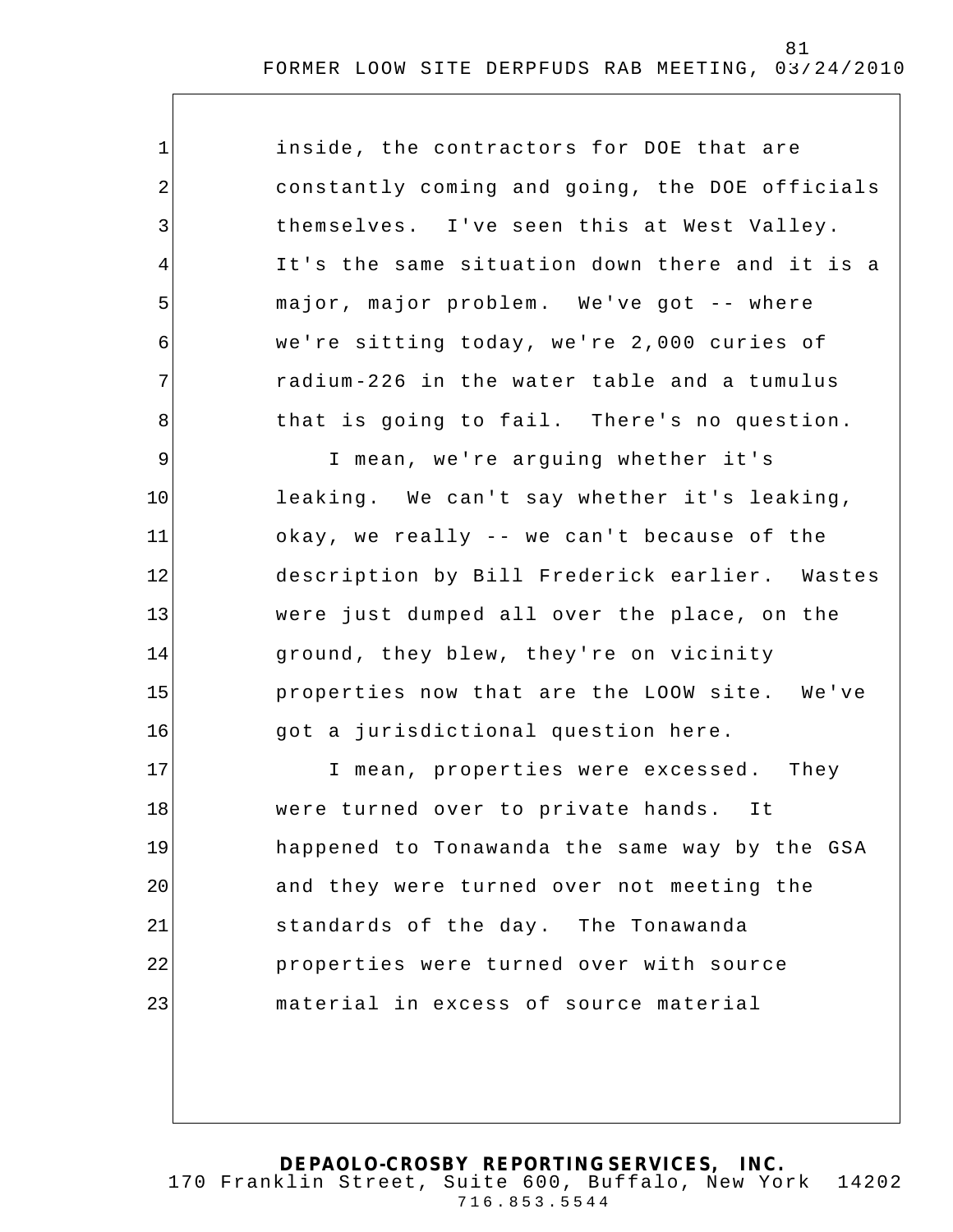inside, the contractors for DOE that are constantly coming and going, the DOE officials themselves. I've seen this at West Valley. It's the same situation down there and it is a major, major problem. We've got -- where we're sitting today, we're 2,000 curies of radium-226 in the water table and a tumulus that is going to fail. There's no question.

I mean, we're arguing whether it's leaking. We can't say whether it's leaking, okay, we really -- we can't because of the description by Bill Frederick earlier. Wastes were just dumped all over the place, on the ground, they blew, they're on vicinity properties now that are the LOOW site. We've got a jurisdictional question here.

I mean, properties were excessed. They were turned over to private hands. It happened to Tonawanda the same way by the GSA and they were turned over not meeting the standards of the day. The Tonawanda properties were turned over with source material in excess of source material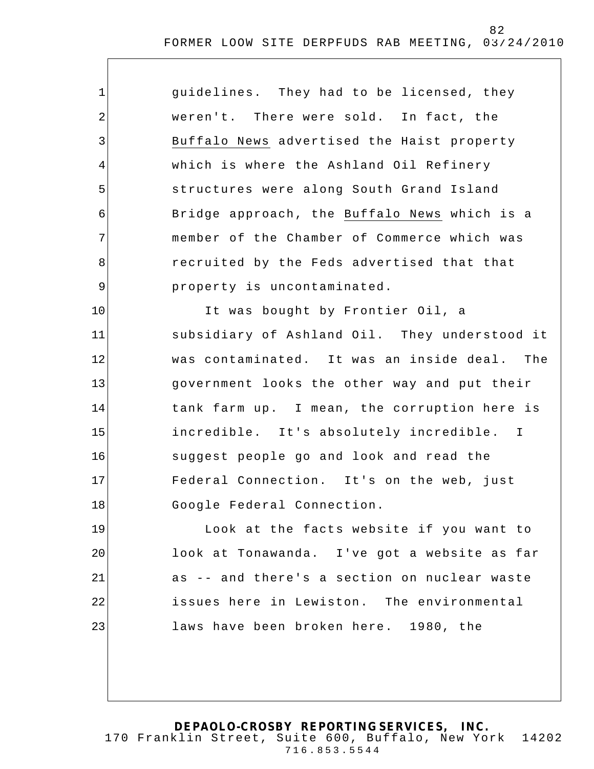guidelines. They had to be licensed, they weren't. There were sold. In fact, the Buffalo News advertised the Haist property which is where the Ashland Oil Refinery structures were along South Grand Island Bridge approach, the Buffalo News which is a member of the Chamber of Commerce which was recruited by the Feds advertised that that property is uncontaminated.

It was bought by Frontier Oil, a subsidiary of Ashland Oil. They understood it was contaminated. It was an inside deal. The government looks the other way and put their tank farm up. I mean, the corruption here is incredible. It's absolutely incredible. I suggest people go and look and read the Federal Connection. It's on the web, just Google Federal Connection.

Look at the facts website if you want to look at Tonawanda. I've got a website as far as -- and there's a section on nuclear waste issues here in Lewiston. The environmental laws have been broken here. 1980, the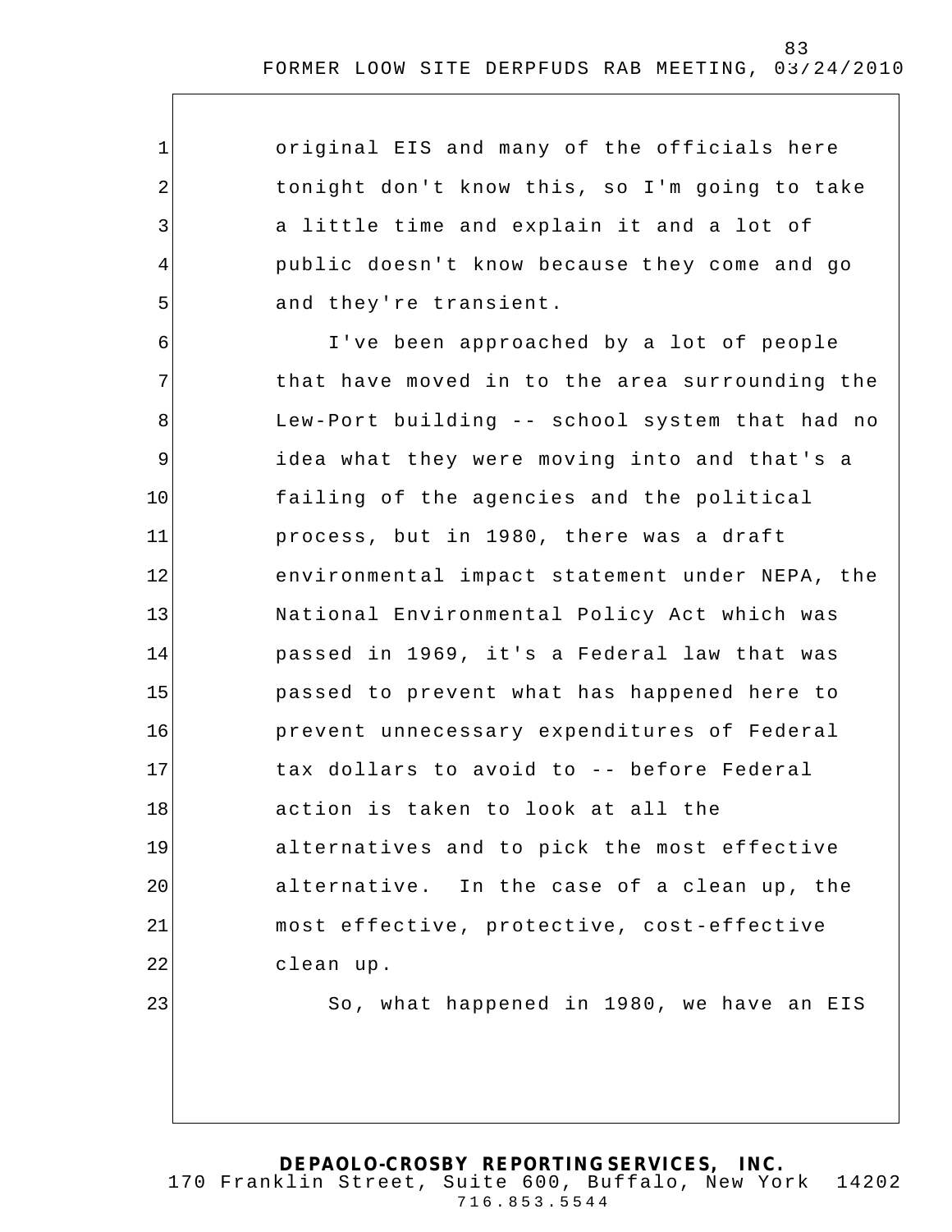original EIS and many of the officials here tonight don't know this, so I'm going to take a little time and explain it and a lot of public doesn't know because they come and go and they're transient.

I've been approached by a lot of people that have moved in to the area surrounding the Lew-Port building -- school system that had no idea what they were moving into and that's a failing of the agencies and the political process, but in 1980, there was a draft environmental impact statement under NEPA, the National Environmental Policy Act which was passed in 1969, it's a Federal law that was passed to prevent what has happened here to prevent unnecessary expenditures of Federal tax dollars to avoid to -- before Federal action is taken to look at all the alternatives and to pick the most effective alternative. In the case of a clean up, the most effective, protective, cost-effective clean up.

So, what happened in 1980, we have an EIS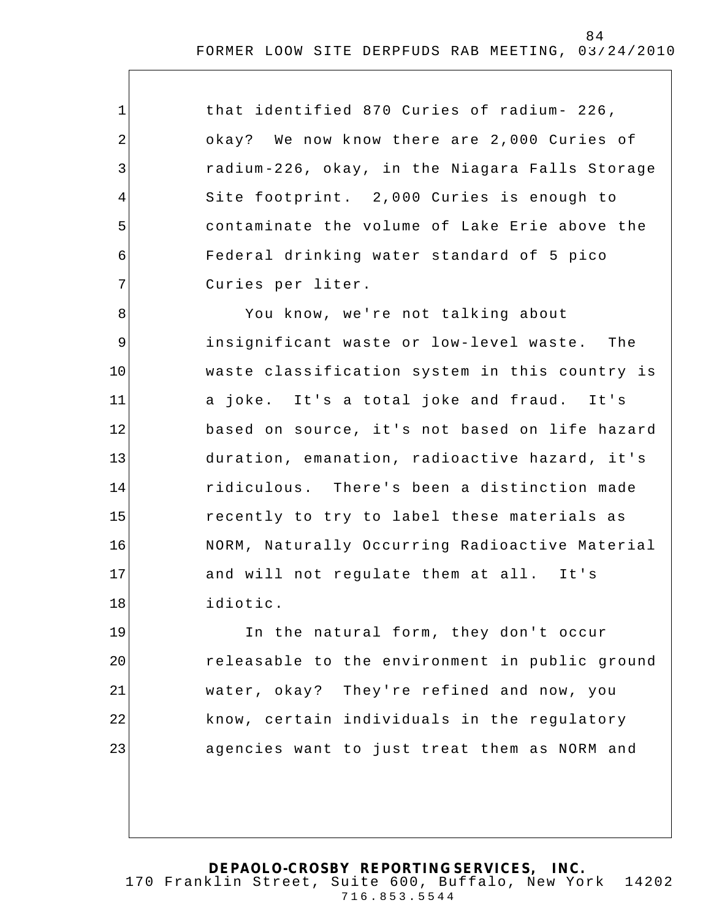that identified 870 Curies of radium- 226, okay? We now know there are 2,000 Curies of radium-226, okay, in the Niagara Falls Storage Site footprint. 2,000 Curies is enough to contaminate the volume of Lake Erie above the Federal drinking water standard of 5 pico Curies per liter.

You know, we're not talking about insignificant waste or low-level waste. The waste classification system in this country is a joke. It's a total joke and fraud. It's based on source, it's not based on life hazard duration, emanation, radioactive hazard, it's ridiculous. There's been a distinction made recently to try to label these materials as NORM, Naturally Occurring Radioactive Material and will not regulate them at all. It's idiotic.

In the natural form, they don't occur releasable to the environment in public ground water, okay? They're refined and now, you know, certain individuals in the regulatory agencies want to just treat them as NORM and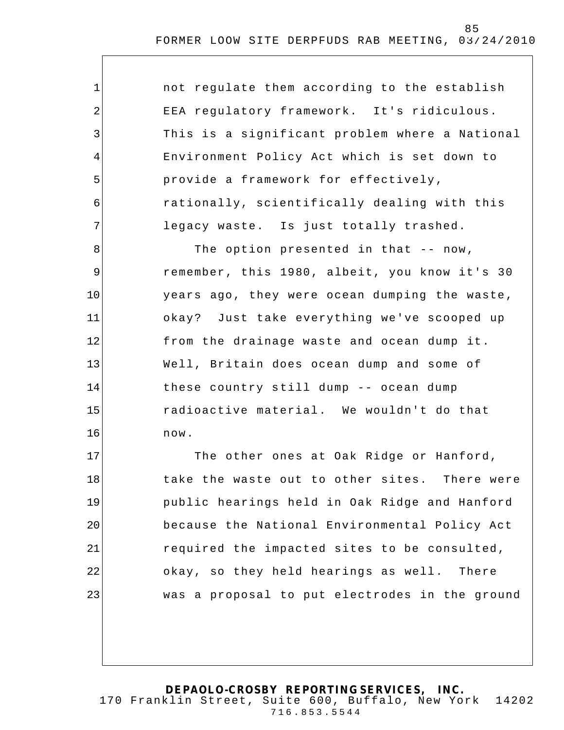not regulate them according to the establish EEA regulatory framework. It's ridiculous. This is a significant problem where a National Environment Policy Act which is set down to provide a framework for effectively, rationally, scientifically dealing with this legacy waste. Is just totally trashed.

The option presented in that -- now, remember, this 1980, albeit, you know it's 30 years ago, they were ocean dumping the waste, okay? Just take everything we've scooped up from the drainage waste and ocean dump it. Well, Britain does ocean dump and some of these country still dump -- ocean dump radioactive material. We wouldn't do that now.

The other ones at Oak Ridge or Hanford, take the waste out to other sites. There were public hearings held in Oak Ridge and Hanford because the National Environmental Policy Act required the impacted sites to be consulted, okay, so they held hearings as well. There was a proposal to put electrodes in the ground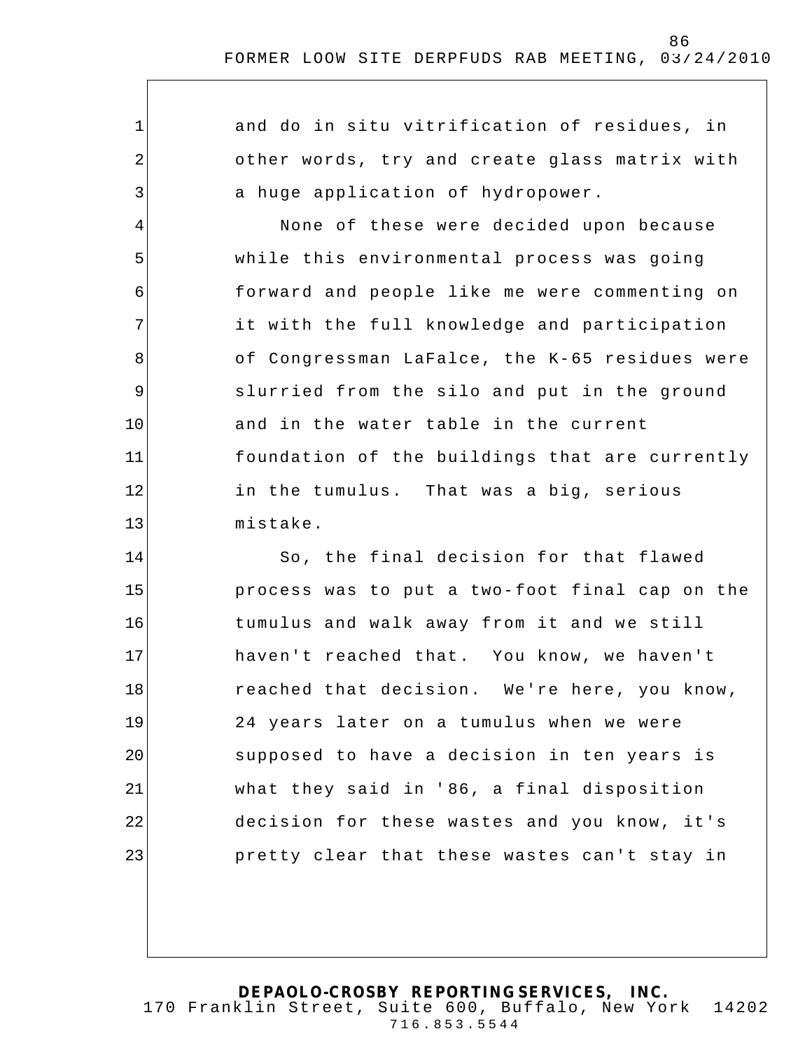and do in situ vitrification of residues, in other words, try and create glass matrix with a huge application of hydropower.

None of these were decided upon because while this environmental process was going forward and people like me were commenting on it with the full knowledge and participation of Congressman LaFalce, the K-65 residues were slurried from the silo and put in the ground and in the water table in the current foundation of the buildings that are currently in the tumulus. That was a big, serious mistake.

So, the final decision for that flawed process was to put a two-foot final cap on the tumulus and walk away from it and we still haven't reached that. You know, we haven't reached that decision. We're here, you know, 24 years later on a tumulus when we were supposed to have a decision in ten years is what they said in '86, a final disposition decision for these wastes and you know, it's pretty clear that these wastes can't stay in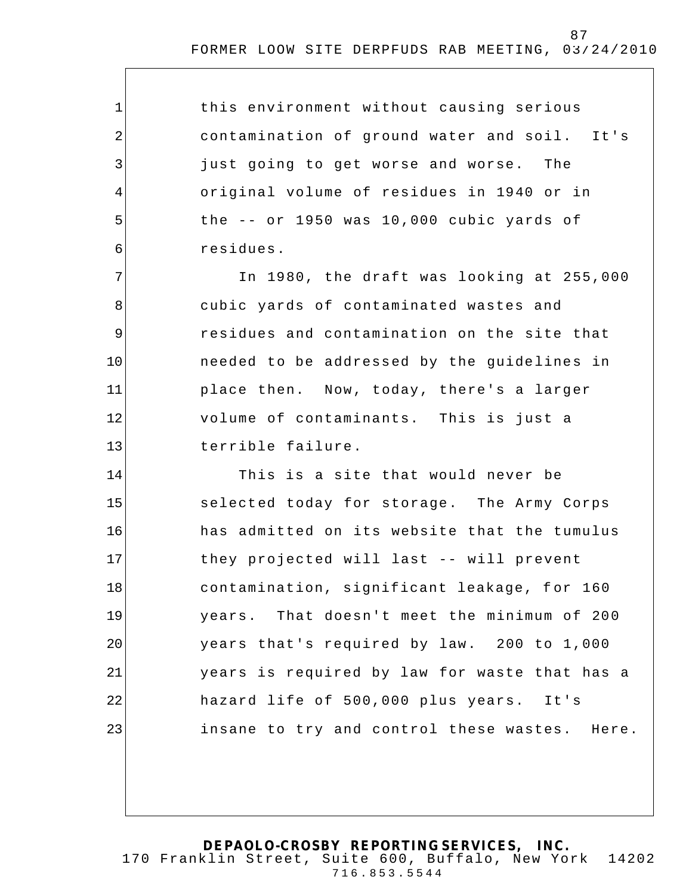this environment without causing serious contamination of ground water and soil. It's just going to get worse and worse. The original volume of residues in 1940 or in the -- or 1950 was 10,000 cubic yards of residues.

In 1980, the draft was looking at 255,000 cubic yards of contaminated wastes and residues and contamination on the site that needed to be addressed by the guidelines in place then. Now, today, there's a larger volume of contaminants. This is just a terrible failure.

This is a site that would never be selected today for storage. The Army Corps has admitted on its website that the tumulus they projected will last -- will prevent contamination, significant leakage, for 160 years. That doesn't meet the minimum of 200 years that's required by law. 200 to 1,000 years is required by law for waste that has a hazard life of 500,000 plus years. It's insane to try and control these wastes. Here.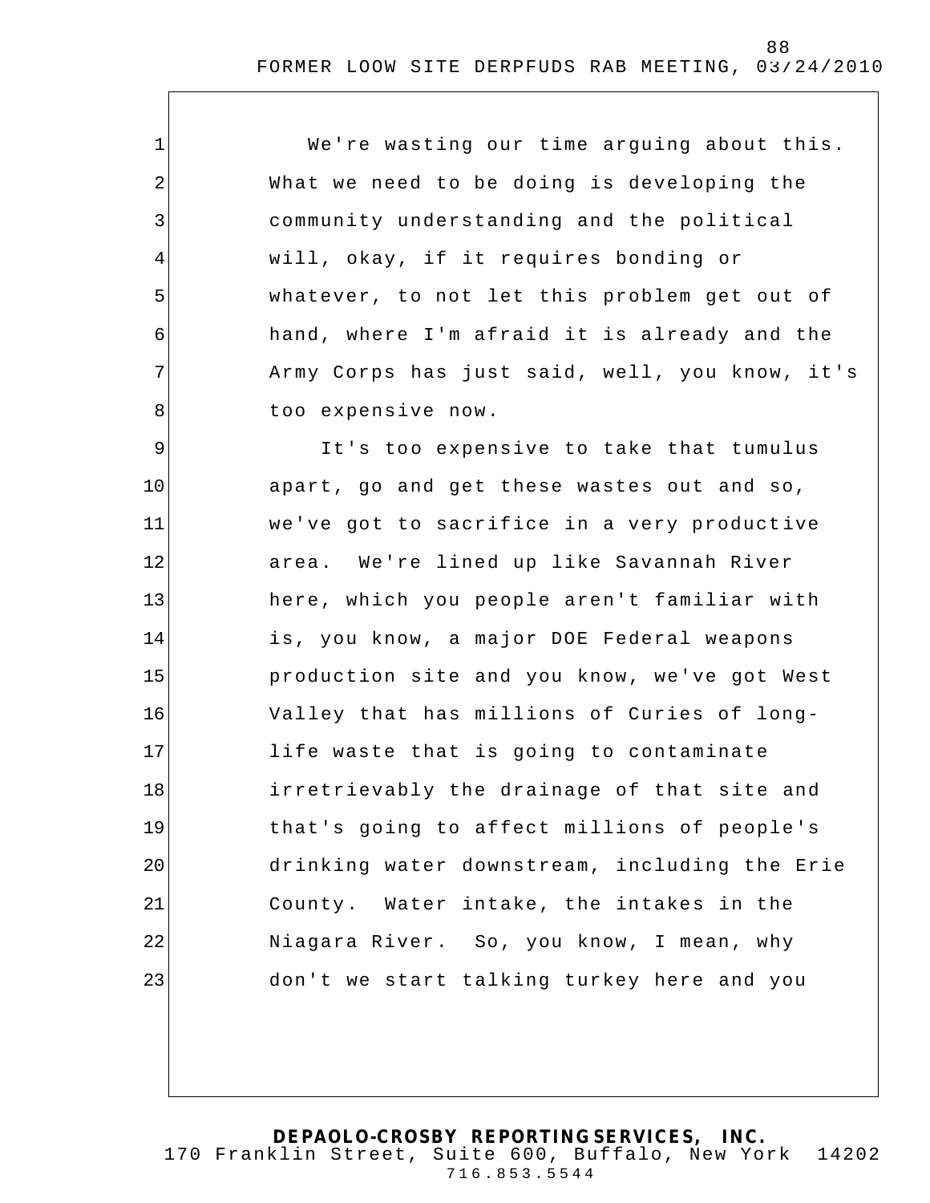We're wasting our time arguing about this. What we need to be doing is developing the community understanding and the political will, okay, if it requires bonding or whatever, to not let this problem get out of hand, where I'm afraid it is already and the Army Corps has just said, well, you know, it's too expensive now.

It's too expensive to take that tumulus apart, go and get these wastes out and so, we've got to sacrifice in a very productive area. We're lined up like Savannah River here, which you people aren't familiar with is, you know, a major DOE Federal weapons production site and you know, we've got West Valley that has millions of Curies of long-life waste that is going to contaminate irretrievably the drainage of that site and that's going to affect millions of people's drinking water downstream, including the Erie County. Water intake, the intakes in the Niagara River. So, you know, I mean, why don't we start talking turkey here and you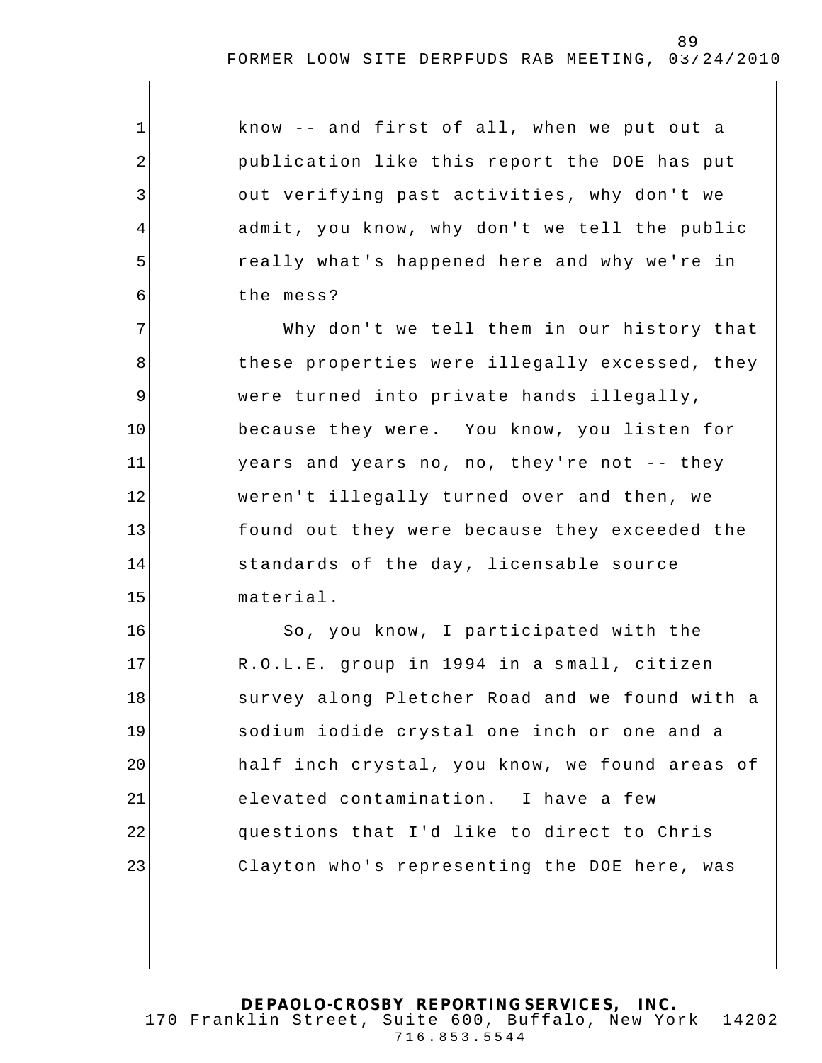know -- and first of all, when we put out a publication like this report the DOE has put out verifying past activities, why don't we admit, you know, why don't we tell the public really what's happened here and why we're in the mess?

Why don't we tell them in our history that these properties were illegally excessed, they were turned into private hands illegally, because they were. You know, you listen for years and years no, no, they're not -- they weren't illegally turned over and then, we found out they were because they exceeded the standards of the day, licensable source material.

So, you know, I participated with the R.O.L.E. group in 1994 in a small, citizen survey along Pletcher Road and we found with a sodium iodide crystal one inch or one and a half inch crystal, you know, we found areas of elevated contamination. I have a few questions that I'd like to direct to Chris Clayton who's representing the DOE here, was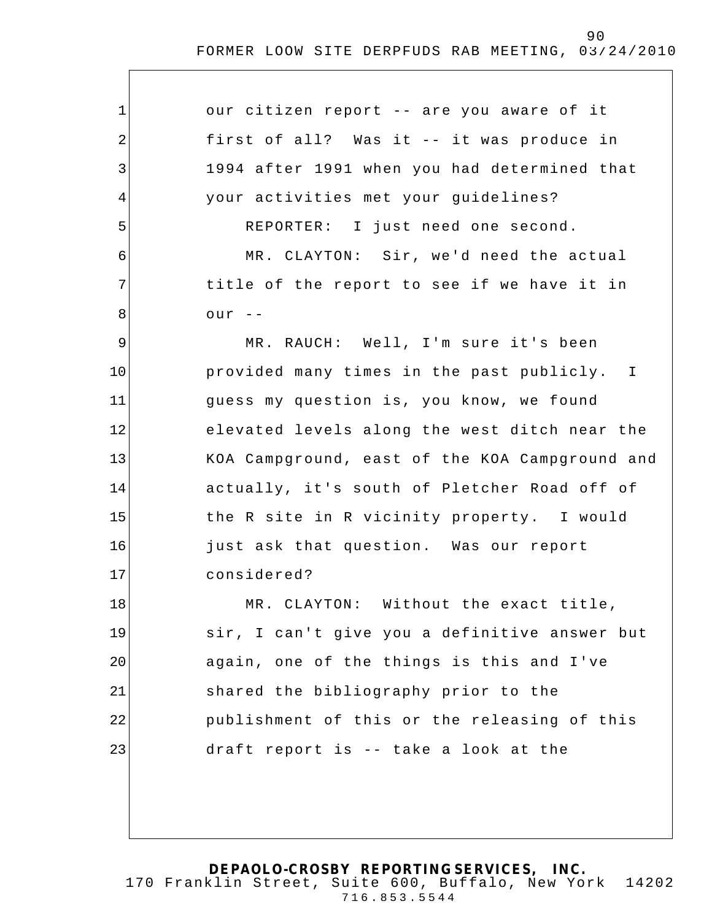our citizen report -- are you aware of it first of all? Was it -- it was produce in 1994 after 1991 when you had determined that your activities met your guidelines?

REPORTER: I just need one second.

MR. CLAYTON: Sir, we'd need the actual title of the report to see if we have it in our --

MR. RAUCH: Well, I'm sure it's been provided many times in the past publicly. I guess my question is, you know, we found elevated levels along the west ditch near the KOA Campground, east of the KOA Campground and actually, it's south of Pletcher Road off of the R site in R vicinity property. I would just ask that question. Was our report considered?

MR. CLAYTON: Without the exact title, sir, I can't give you a definitive answer but again, one of the things is this and I've shared the bibliography prior to the publishment of this or the releasing of this draft report is -- take a look at the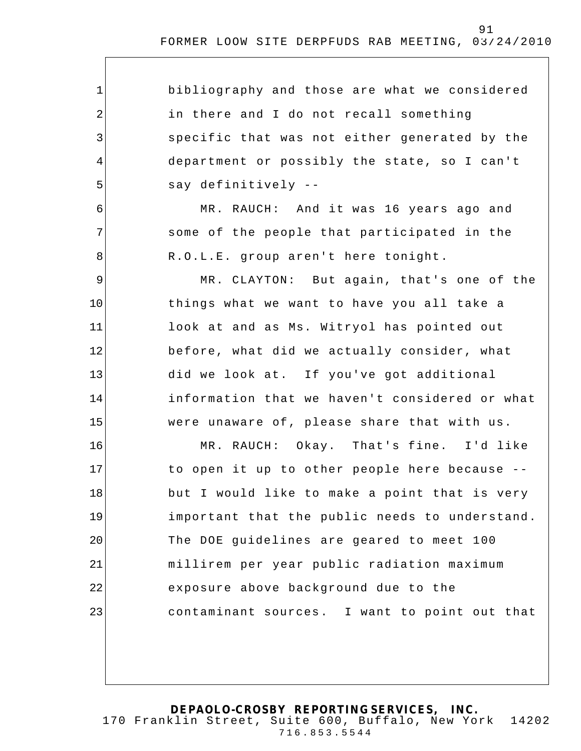bibliography and those are what we considered in there and I do not recall something specific that was not either generated by the department or possibly the state, so I can't say definitively --

MR. RAUCH: And it was 16 years ago and some of the people that participated in the R.O.L.E. group aren't here tonight.

MR. CLAYTON: But again, that's one of the things what we want to have you all take a look at and as Ms. Witryol has pointed out before, what did we actually consider, what did we look at. If you've got additional information that we haven't considered or what were unaware of, please share that with us.

MR. RAUCH: Okay. That's fine. I'd like to open it up to other people here because -- but I would like to make a point that is very important that the public needs to understand. The DOE guidelines are geared to meet 100 millirem per year public radiation maximum exposure above background due to the contaminant sources. I want to point out that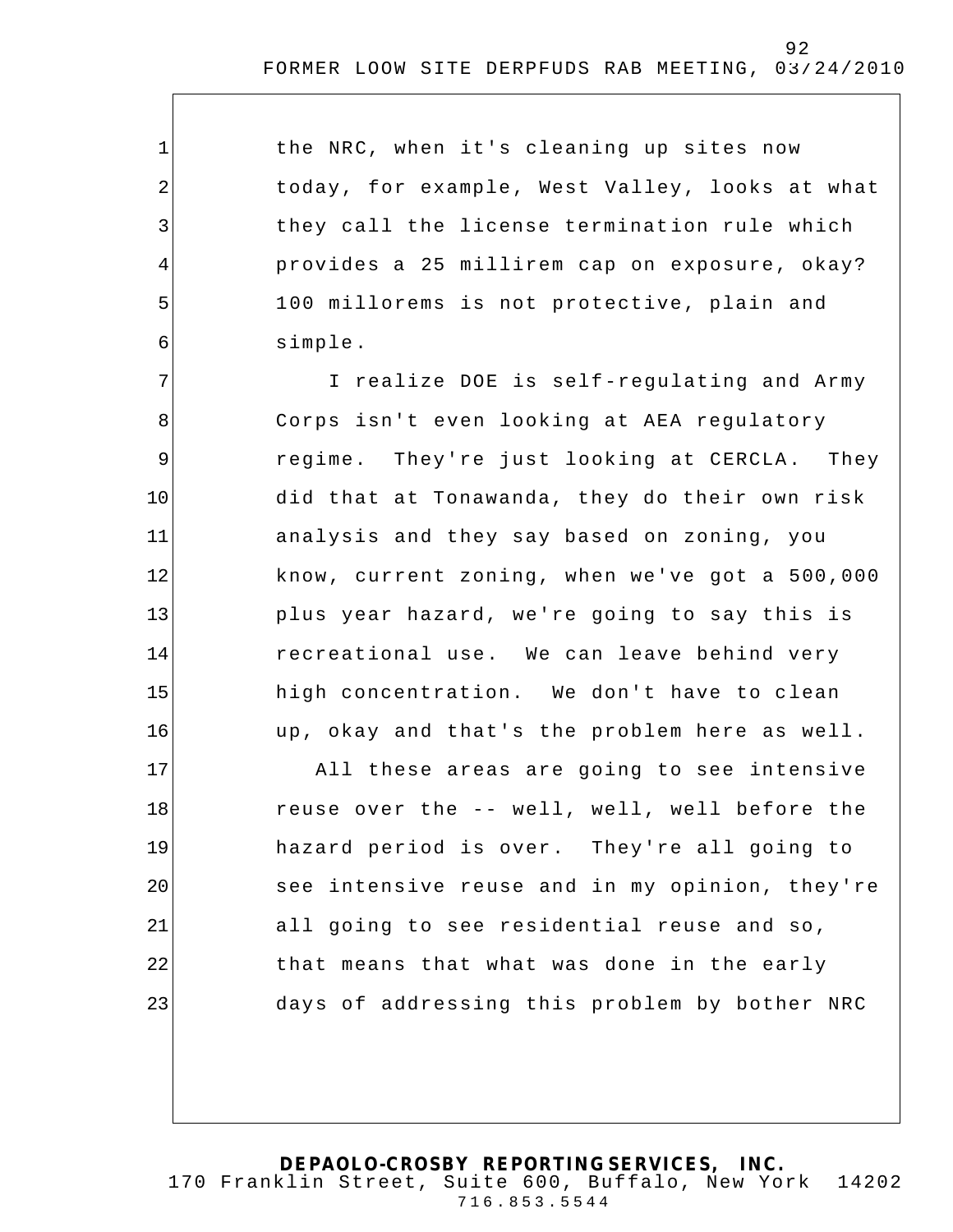the NRC, when it's cleaning up sites now today, for example, West Valley, looks at what they call the license termination rule which provides a 25 millirem cap on exposure, okay? 100 millorems is not protective, plain and simple.

I realize DOE is self-regulating and Army Corps isn't even looking at AEA regulatory regime. They're just looking at CERCLA. They did that at Tonawanda, they do their own risk analysis and they say based on zoning, you know, current zoning, when we've got a 500,000 plus year hazard, we're going to say this is recreational use. We can leave behind very high concentration. We don't have to clean up, okay and that's the problem here as well.

All these areas are going to see intensive reuse over the -- well, well, well before the hazard period is over. They're all going to see intensive reuse and in my opinion, they're all going to see residential reuse and so, that means that what was done in the early days of addressing this problem by bother NRC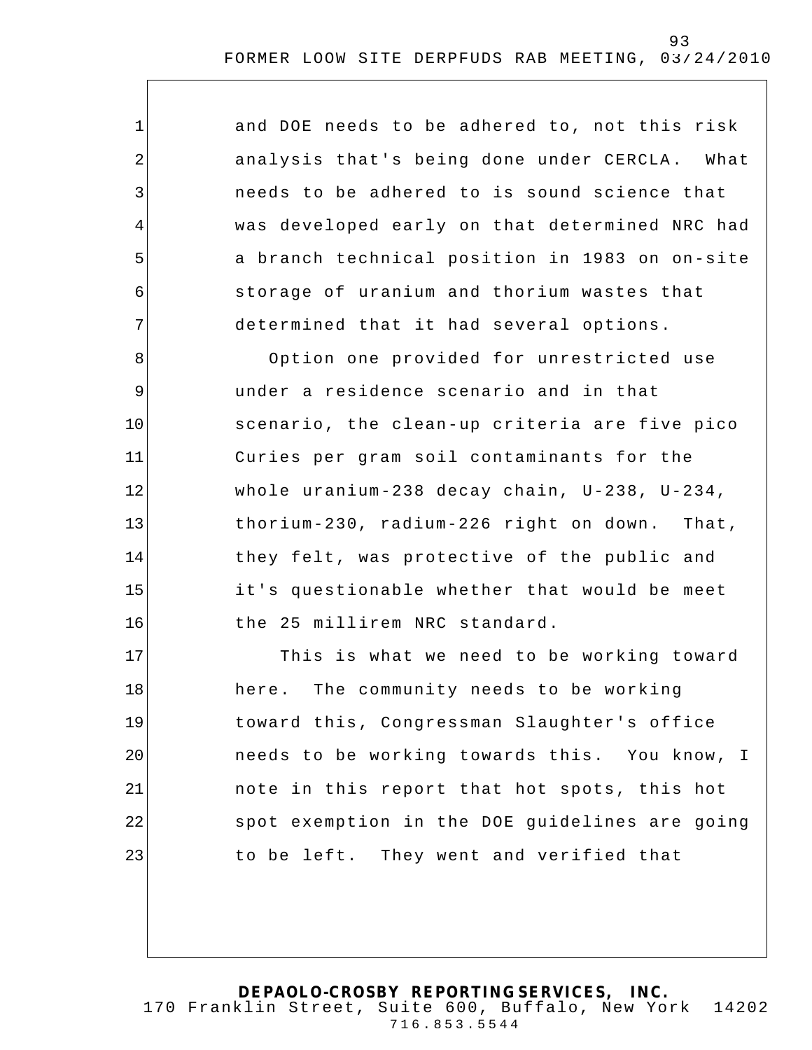and DOE needs to be adhered to, not this risk analysis that's being done under CERCLA. What needs to be adhered to is sound science that was developed early on that determined NRC had a branch technical position in 1983 on on-site storage of uranium and thorium wastes that determined that it had several options.

Option one provided for unrestricted use under a residence scenario and in that scenario, the clean-up criteria are five pico Curies per gram soil contaminants for the whole uranium-238 decay chain, U-238, U-234, thorium-230, radium-226 right on down. That, they felt, was protective of the public and it's questionable whether that would be meet the 25 millirem NRC standard.

This is what we need to be working toward here. The community needs to be working toward this, Congressman Slaughter's office needs to be working towards this. You know, I note in this report that hot spots, this hot spot exemption in the DOE guidelines are going to be left. They went and verified that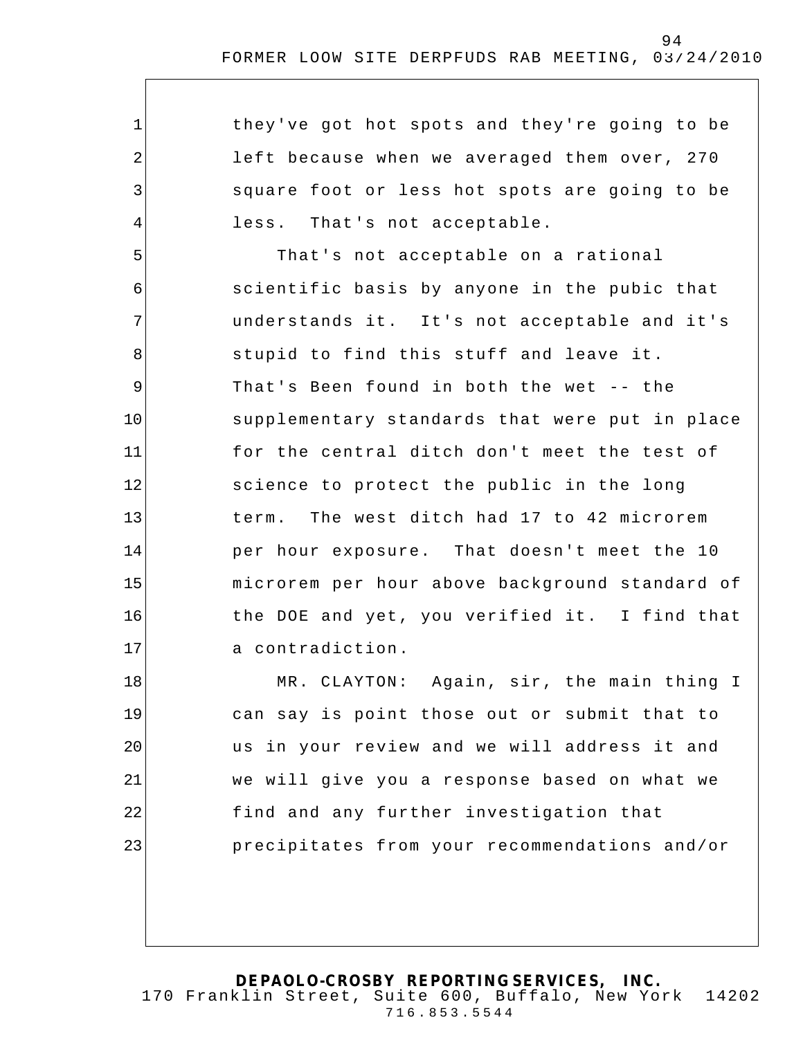they've got hot spots and they're going to be left because when we averaged them over, 270 square foot or less hot spots are going to be less. That's not acceptable.

That's not acceptable on a rational scientific basis by anyone in the pubic that understands it. It's not acceptable and it's stupid to find this stuff and leave it. That's Been found in both the wet -- the supplementary standards that were put in place for the central ditch don't meet the test of science to protect the public in the long term. The west ditch had 17 to 42 microrem per hour exposure. That doesn't meet the 10 microrem per hour above background standard of the DOE and yet, you verified it. I find that a contradiction.

MR. CLAYTON: Again, sir, the main thing I can say is point those out or submit that to us in your review and we will address it and we will give you a response based on what we find and any further investigation that precipitates from your recommendations and/or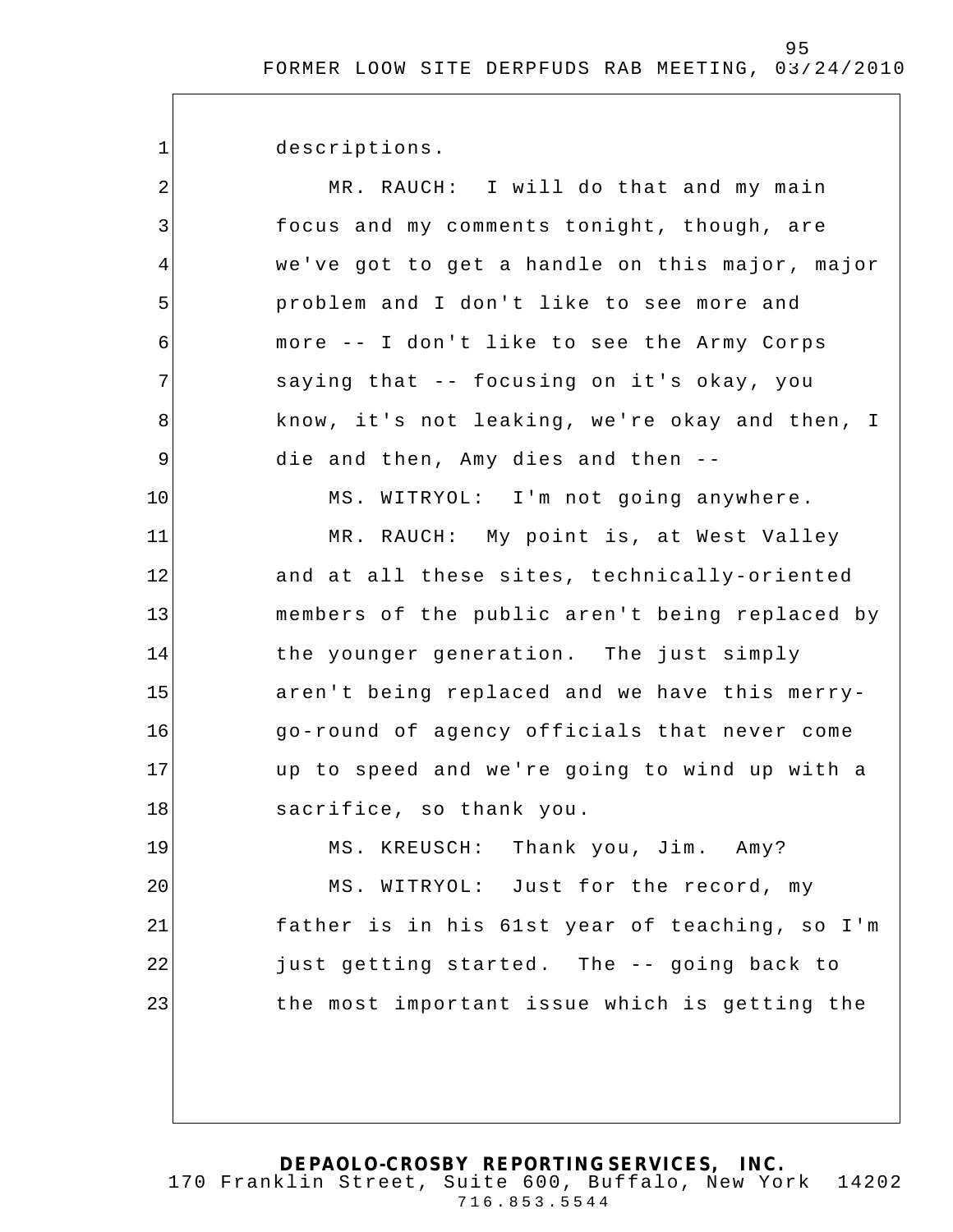descriptions.

MR. RAUCH: I will do that and my main focus and my comments tonight, though, are we've got to get a handle on this major, major problem and I don't like to see more and more -- I don't like to see the Army Corps saying that -- focusing on it's okay, you know, it's not leaking, we're okay and then, I die and then, Amy dies and then --

MS. WITRYOL: I'm not going anywhere.

MR. RAUCH: My point is, at West Valley and at all these sites, technically-oriented members of the public aren't being replaced by the younger generation. The just simply aren't being replaced and we have this merry-go-round of agency officials that never come up to speed and we're going to wind up with a sacrifice, so thank you.

MS. KREUSCH: Thank you, Jim. Amy?

MS. WITRYOL: Just for the record, my father is in his 61st year of teaching, so I'm just getting started. The -- going back to the most important issue which is getting the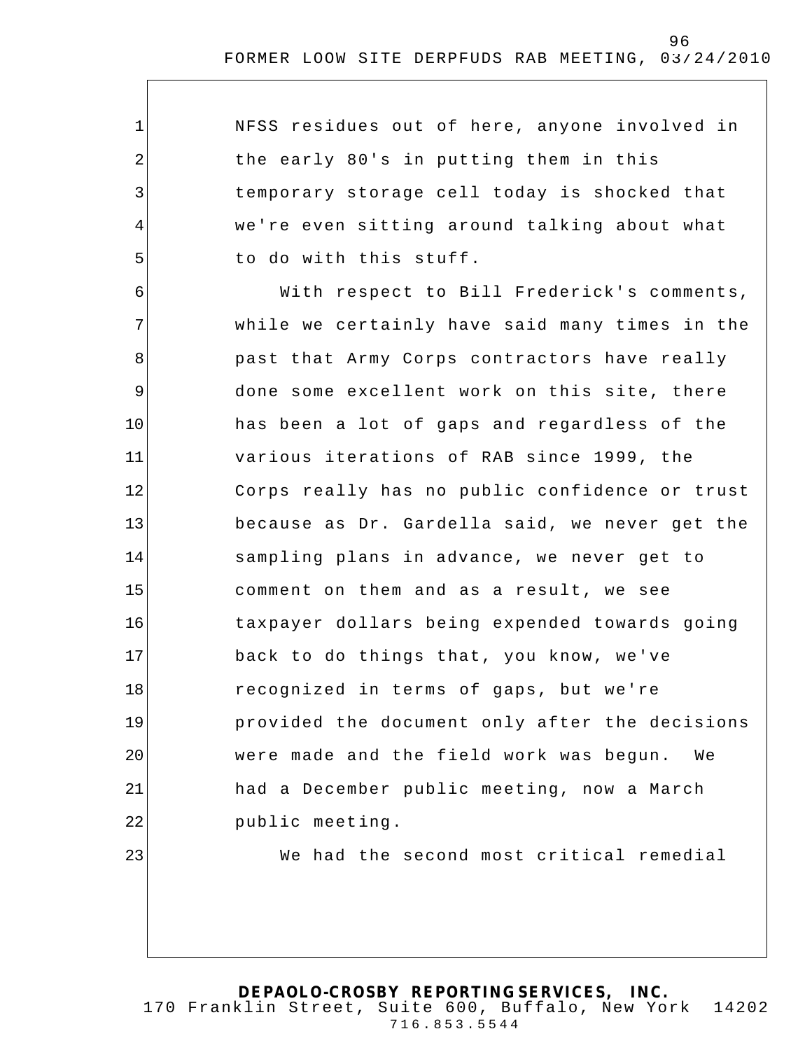NFSS residues out of here, anyone involved in the early 80's in putting them in this temporary storage cell today is shocked that we're even sitting around talking about what to do with this stuff.

With respect to Bill Frederick's comments, while we certainly have said many times in the past that Army Corps contractors have really done some excellent work on this site, there has been a lot of gaps and regardless of the various iterations of RAB since 1999, the Corps really has no public confidence or trust because as Dr. Gardella said, we never get the sampling plans in advance, we never get to comment on them and as a result, we see taxpayer dollars being expended towards going back to do things that, you know, we've recognized in terms of gaps, but we're provided the document only after the decisions were made and the field work was begun. We had a December public meeting, now a March public meeting.

We had the second most critical remedial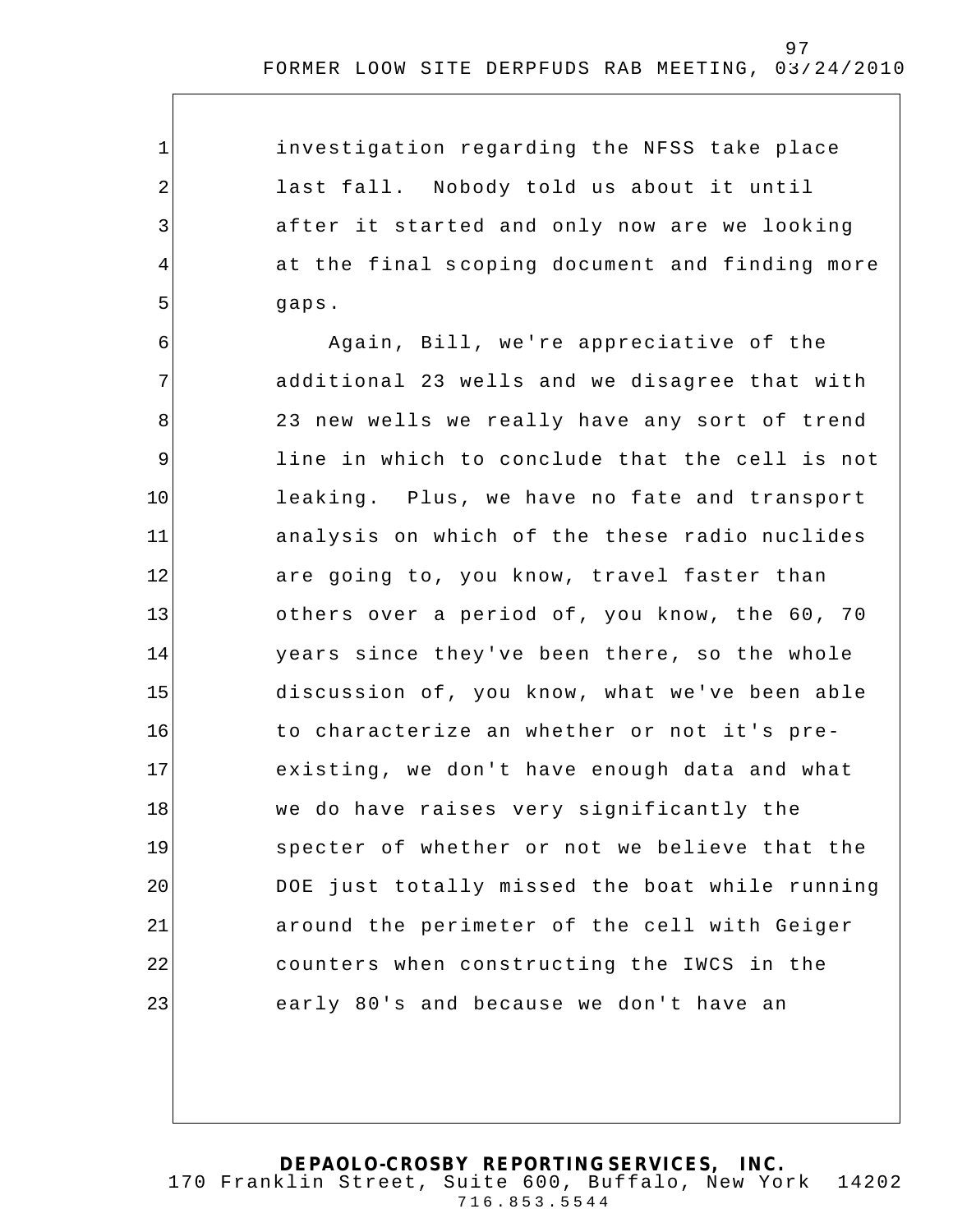investigation regarding the NFSS take place last fall. Nobody told us about it until after it started and only now are we looking at the final scoping document and finding more gaps.

Again, Bill, we're appreciative of the additional 23 wells and we disagree that with 23 new wells we really have any sort of trend line in which to conclude that the cell is not leaking. Plus, we have no fate and transport analysis on which of the these radio nuclides are going to, you know, travel faster than others over a period of, you know, the 60, 70 years since they've been there, so the whole discussion of, you know, what we've been able to characterize an whether or not it's pre-existing, we don't have enough data and what we do have raises very significantly the specter of whether or not we believe that the DOE just totally missed the boat while running around the perimeter of the cell with Geiger counters when constructing the IWCS in the early 80's and because we don't have an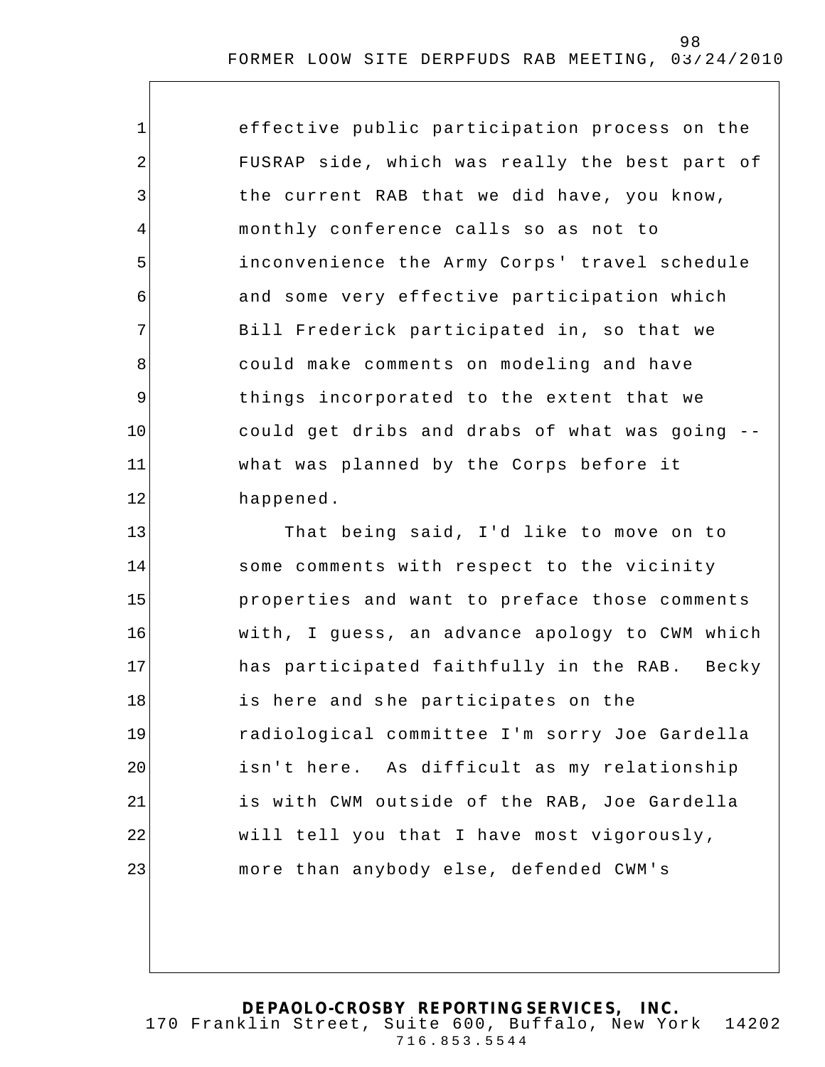effective public participation process on the FUSRAP side, which was really the best part of the current RAB that we did have, you know, monthly conference calls so as not to inconvenience the Army Corps' travel schedule and some very effective participation which Bill Frederick participated in, so that we could make comments on modeling and have things incorporated to the extent that we could get dribs and drabs of what was going -- what was planned by the Corps before it happened.

That being said, I'd like to move on to some comments with respect to the vicinity properties and want to preface those comments with, I guess, an advance apology to CWM which has participated faithfully in the RAB. Becky is here and she participates on the radiological committee I'm sorry Joe Gardella isn't here. As difficult as my relationship is with CWM outside of the RAB, Joe Gardella will tell you that I have most vigorously, more than anybody else, defended CWM's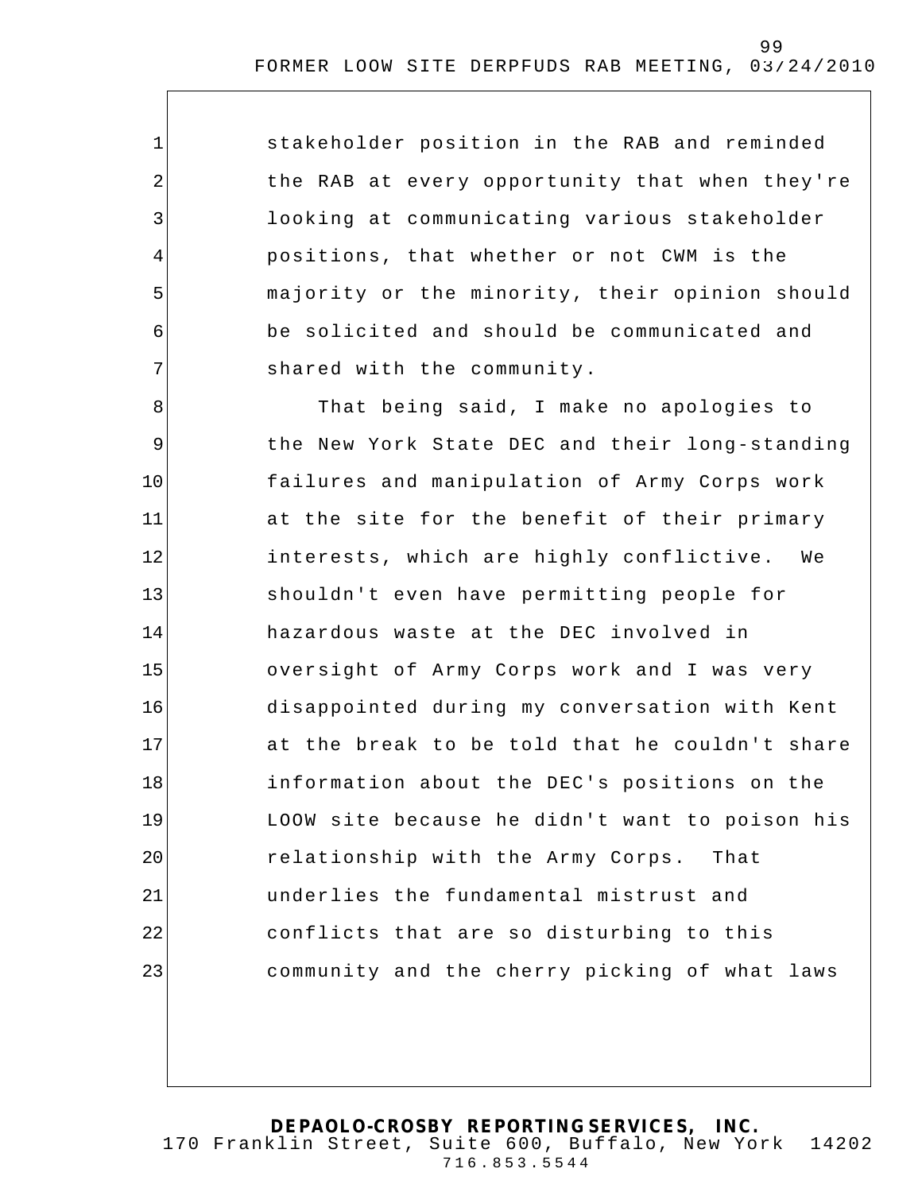stakeholder position in the RAB and reminded the RAB at every opportunity that when they're looking at communicating various stakeholder positions, that whether or not CWM is the majority or the minority, their opinion should be solicited and should be communicated and shared with the community.

That being said, I make no apologies to the New York State DEC and their long-standing failures and manipulation of Army Corps work at the site for the benefit of their primary interests, which are highly conflictive. We shouldn't even have permitting people for hazardous waste at the DEC involved in oversight of Army Corps work and I was very disappointed during my conversation with Kent at the break to be told that he couldn't share information about the DEC's positions on the LOOW site because he didn't want to poison his relationship with the Army Corps. That underlies the fundamental mistrust and conflicts that are so disturbing to this community and the cherry picking of what laws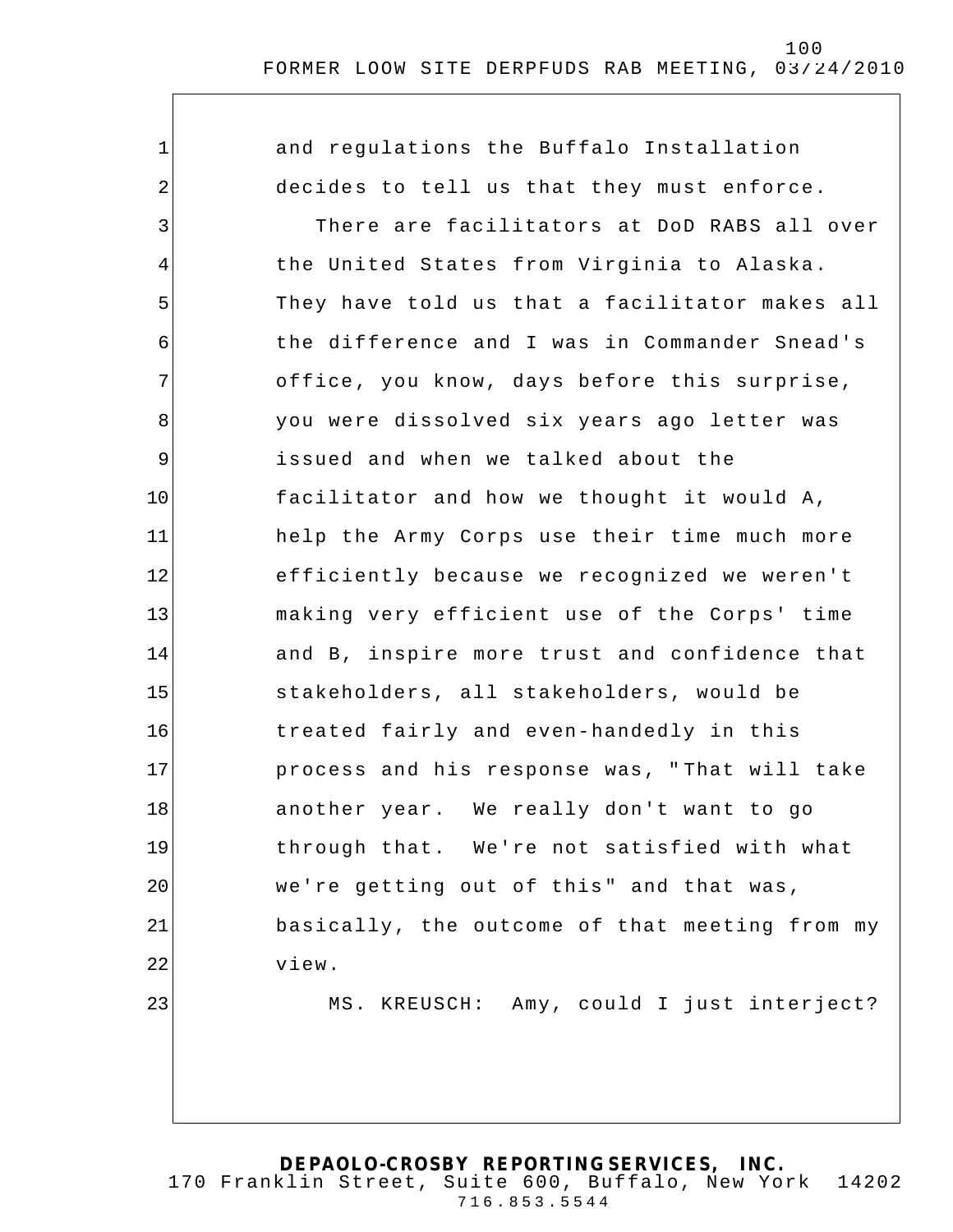and regulations the Buffalo Installation decides to tell us that they must enforce.

There are facilitators at DoD RABS all over the United States from Virginia to Alaska. They have told us that a facilitator makes all the difference and I was in Commander Snead's office, you know, days before this surprise, you were dissolved six years ago letter was issued and when we talked about the facilitator and how we thought it would A, help the Army Corps use their time much more efficiently because we recognized we weren't making very efficient use of the Corps' time and B, inspire more trust and confidence that stakeholders, all stakeholders, would be treated fairly and even-handedly in this process and his response was, "That will take another year. We really don't want to go through that. We're not satisfied with what we're getting out of this" and that was, basically, the outcome of that meeting from my view.

MS. KREUSCH: Amy, could I just interject?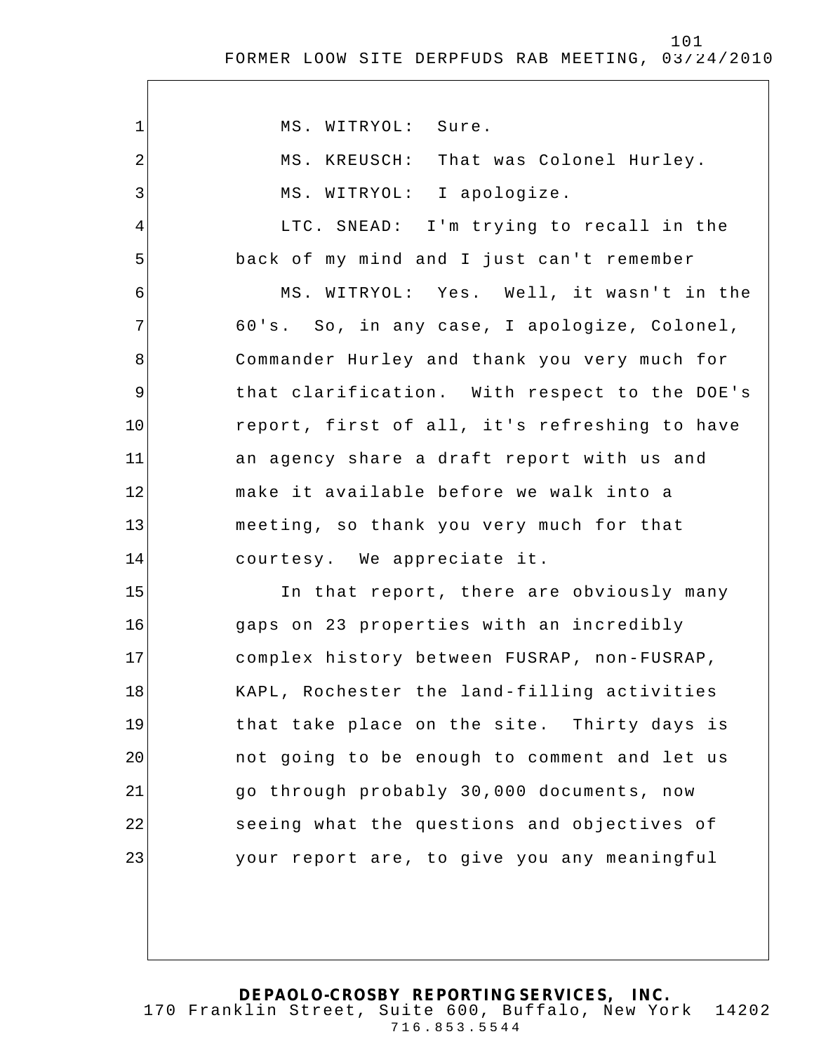MS. WITRYOL: Sure.

MS. KREUSCH: That was Colonel Hurley.

MS. WITRYOL: I apologize.

LTC. SNEAD: I'm trying to recall in the back of my mind and I just can't remember

MS. WITRYOL: Yes. Well, it wasn't in the 60's. So, in any case, I apologize, Colonel, Commander Hurley and thank you very much for that clarification. With respect to the DOE's report, first of all, it's refreshing to have an agency share a draft report with us and make it available before we walk into a meeting, so thank you very much for that courtesy. We appreciate it.

In that report, there are obviously many gaps on 23 properties with an incredibly complex history between FUSRAP, non-FUSRAP, KAPL, Rochester the land-filling activities that take place on the site. Thirty days is not going to be enough to comment and let us go through probably 30,000 documents, now seeing what the questions and objectives of your report are, to give you any meaningful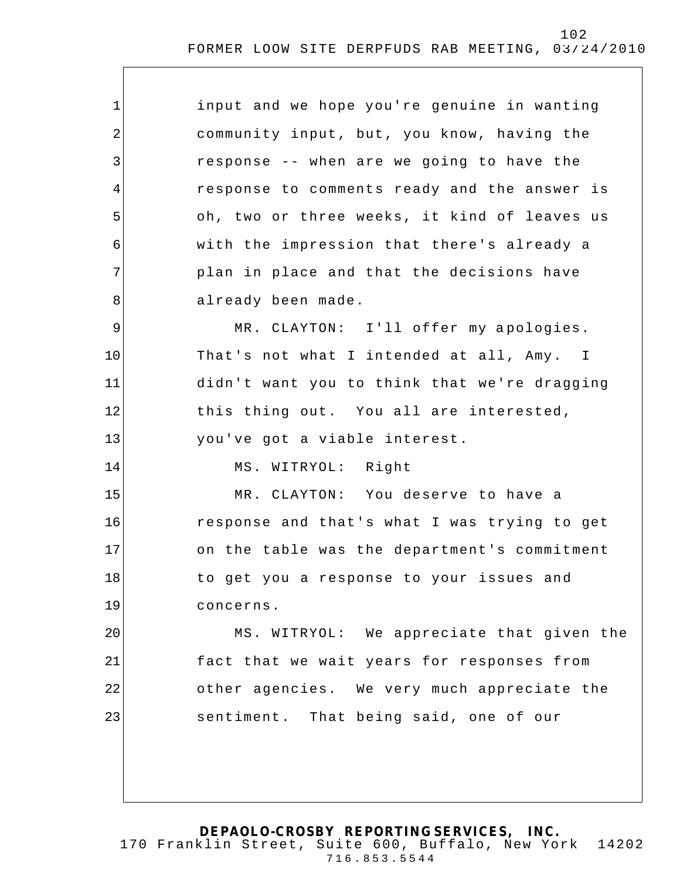input and we hope you're genuine in wanting community input, but, you know, having the response -- when are we going to have the response to comments ready and the answer is oh, two or three weeks, it kind of leaves us with the impression that there's already a plan in place and that the decisions have already been made.

MR. CLAYTON: I'll offer my apologies. That's not what I intended at all, Amy. I didn't want you to think that we're dragging this thing out. You all are interested, you've got a viable interest.

MS. WITRYOL: Right

MR. CLAYTON: You deserve to have a response and that's what I was trying to get on the table was the department's commitment to get you a response to your issues and concerns.

MS. WITRYOL: We appreciate that given the fact that we wait years for responses from other agencies. We very much appreciate the sentiment. That being said, one of our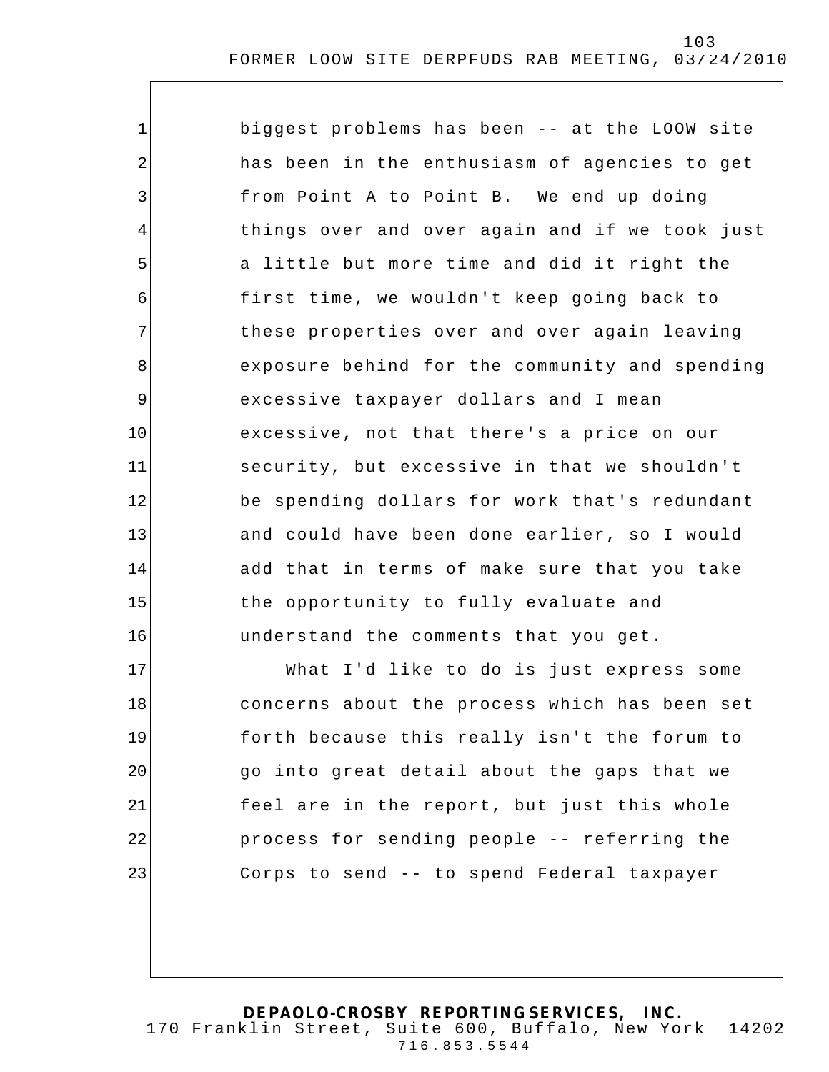biggest problems has been -- at the LOOW site has been in the enthusiasm of agencies to get from Point A to Point B. We end up doing things over and over again and if we took just a little but more time and did it right the first time, we wouldn't keep going back to these properties over and over again leaving exposure behind for the community and spending excessive taxpayer dollars and I mean excessive, not that there's a price on our security, but excessive in that we shouldn't be spending dollars for work that's redundant and could have been done earlier, so I would add that in terms of make sure that you take the opportunity to fully evaluate and understand the comments that you get.

What I'd like to do is just express some concerns about the process which has been set forth because this really isn't the forum to go into great detail about the gaps that we feel are in the report, but just this whole process for sending people -- referring the Corps to send -- to spend Federal taxpayer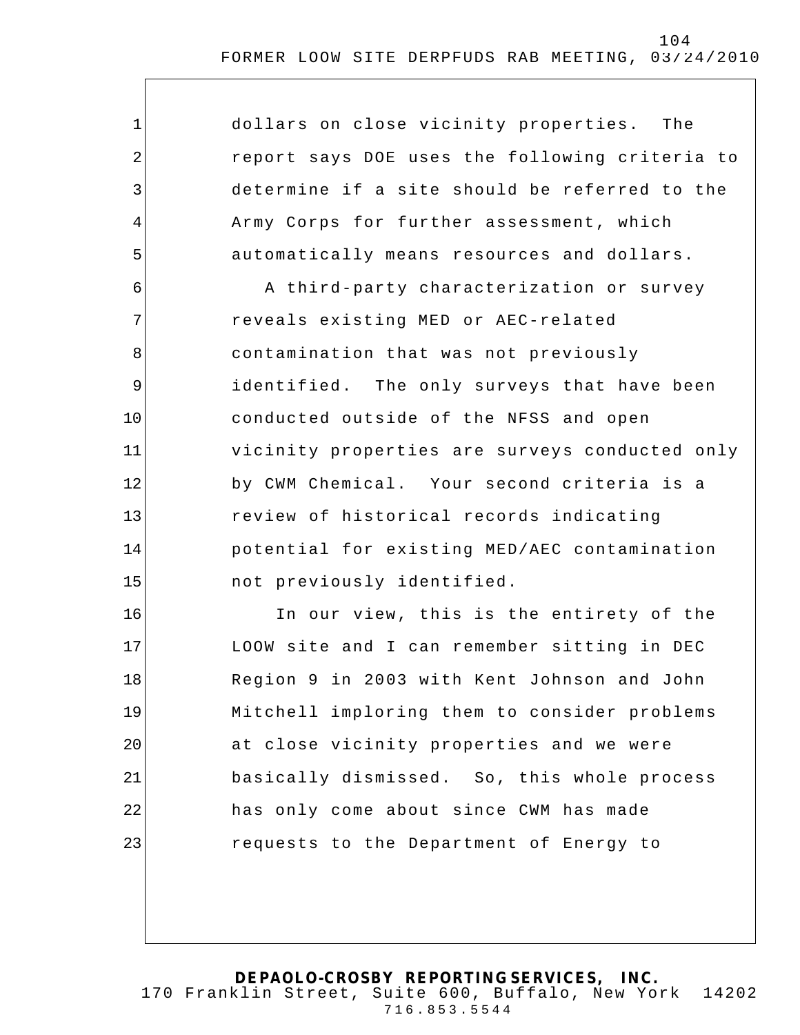dollars on close vicinity properties. The report says DOE uses the following criteria to determine if a site should be referred to the Army Corps for further assessment, which automatically means resources and dollars.

A third-party characterization or survey reveals existing MED or AEC-related contamination that was not previously identified. The only surveys that have been conducted outside of the NFSS and open vicinity properties are surveys conducted only by CWM Chemical. Your second criteria is a review of historical records indicating potential for existing MED/AEC contamination not previously identified.

In our view, this is the entirety of the LOOW site and I can remember sitting in DEC Region 9 in 2003 with Kent Johnson and John Mitchell imploring them to consider problems at close vicinity properties and we were basically dismissed. So, this whole process has only come about since CWM has made requests to the Department of Energy to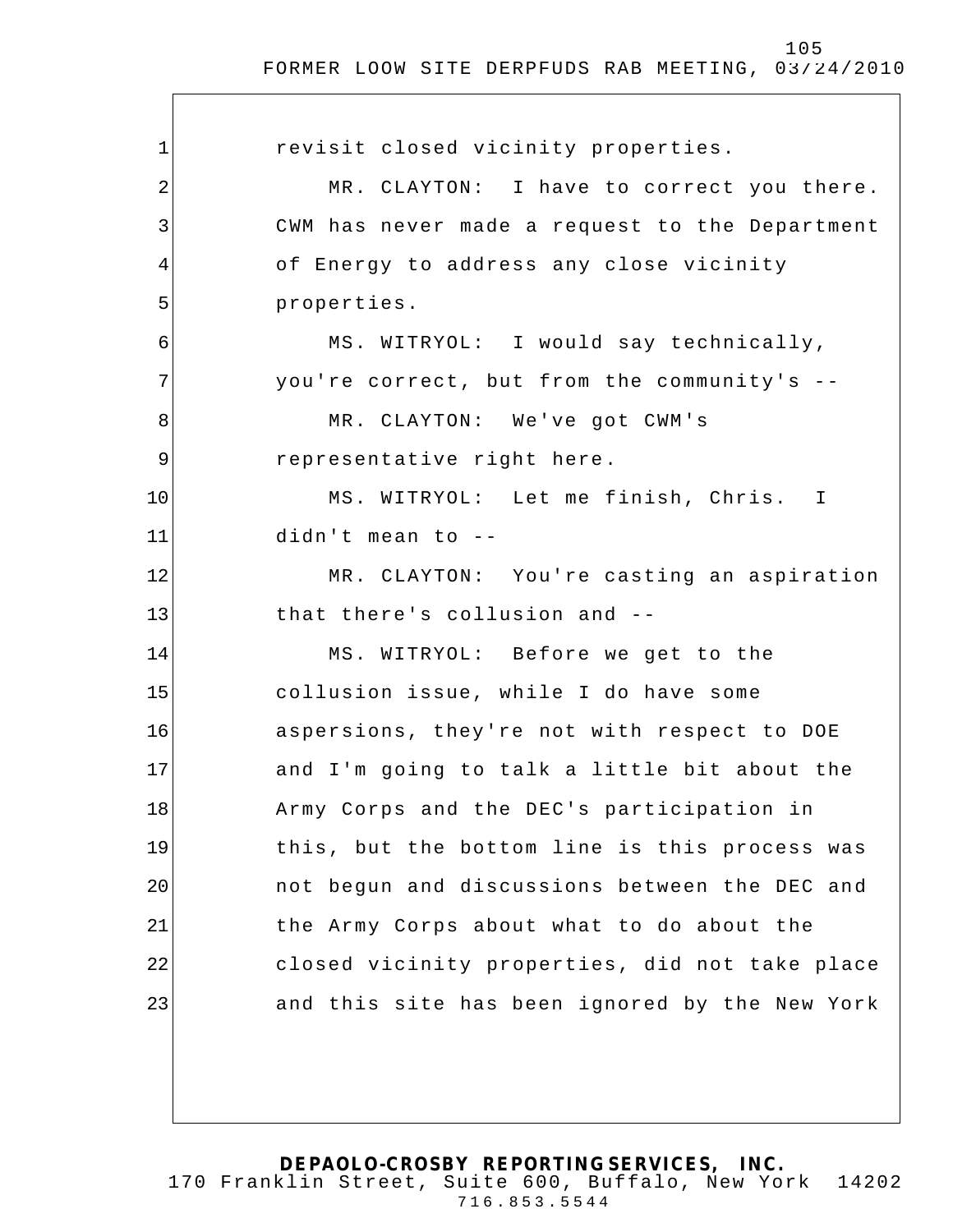revisit closed vicinity properties.

MR. CLAYTON: I have to correct you there. CWM has never made a request to the Department of Energy to address any close vicinity properties.

MS. WITRYOL: I would say technically, you're correct, but from the community's --

MR. CLAYTON: We've got CWM's representative right here.

MS. WITRYOL: Let me finish, Chris. I didn't mean to --

MR. CLAYTON: You're casting an aspiration that there's collusion and --

MS. WITRYOL: Before we get to the collusion issue, while I do have some aspersions, they're not with respect to DOE and I'm going to talk a little bit about the Army Corps and the DEC's participation in this, but the bottom line is this process was not begun and discussions between the DEC and the Army Corps about what to do about the closed vicinity properties, did not take place and this site has been ignored by the New York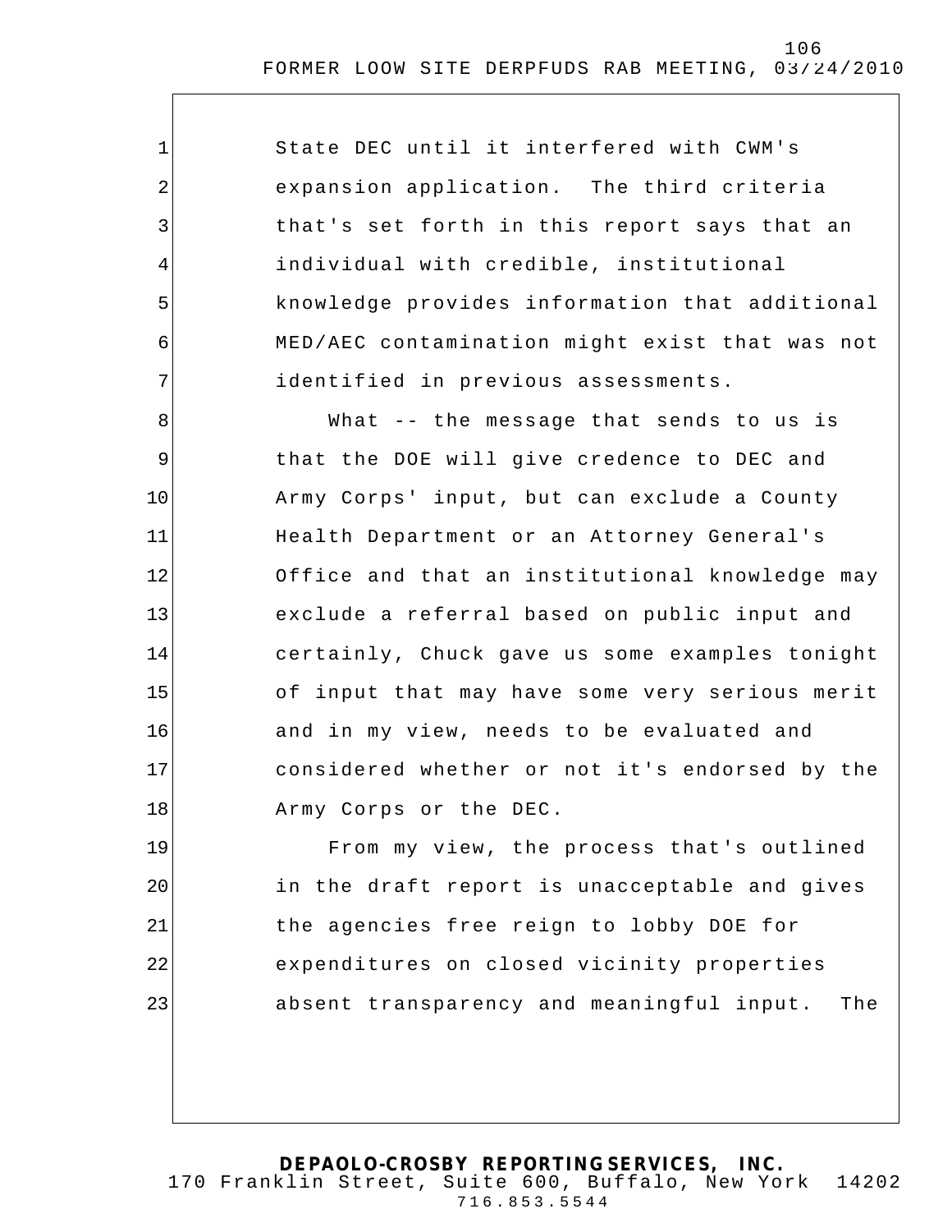State DEC until it interfered with CWM's expansion application. The third criteria that's set forth in this report says that an individual with credible, institutional knowledge provides information that additional MED/AEC contamination might exist that was not identified in previous assessments.

What -- the message that sends to us is that the DOE will give credence to DEC and Army Corps' input, but can exclude a County Health Department or an Attorney General's Office and that an institutional knowledge may exclude a referral based on public input and certainly, Chuck gave us some examples tonight of input that may have some very serious merit and in my view, needs to be evaluated and considered whether or not it's endorsed by the Army Corps or the DEC.

From my view, the process that's outlined in the draft report is unacceptable and gives the agencies free reign to lobby DOE for expenditures on closed vicinity properties absent transparency and meaningful input. The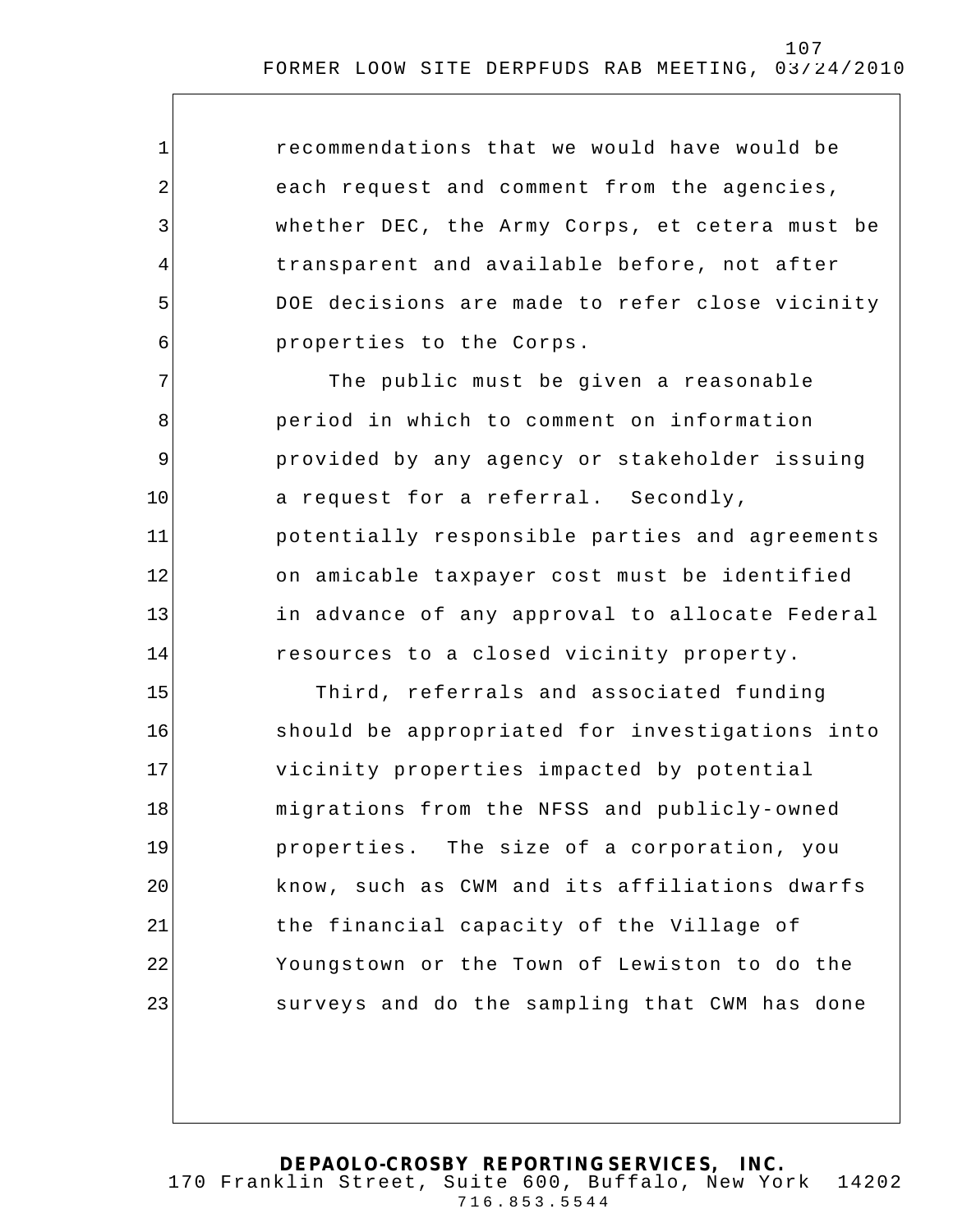recommendations that we would have would be each request and comment from the agencies, whether DEC, the Army Corps, et cetera must be transparent and available before, not after DOE decisions are made to refer close vicinity properties to the Corps.

The public must be given a reasonable period in which to comment on information provided by any agency or stakeholder issuing a request for a referral. Secondly, potentially responsible parties and agreements on amicable taxpayer cost must be identified in advance of any approval to allocate Federal resources to a closed vicinity property.

Third, referrals and associated funding should be appropriated for investigations into vicinity properties impacted by potential migrations from the NFSS and publicly-owned properties. The size of a corporation, you know, such as CWM and its affiliations dwarfs the financial capacity of the Village of Youngstown or the Town of Lewiston to do the surveys and do the sampling that CWM has done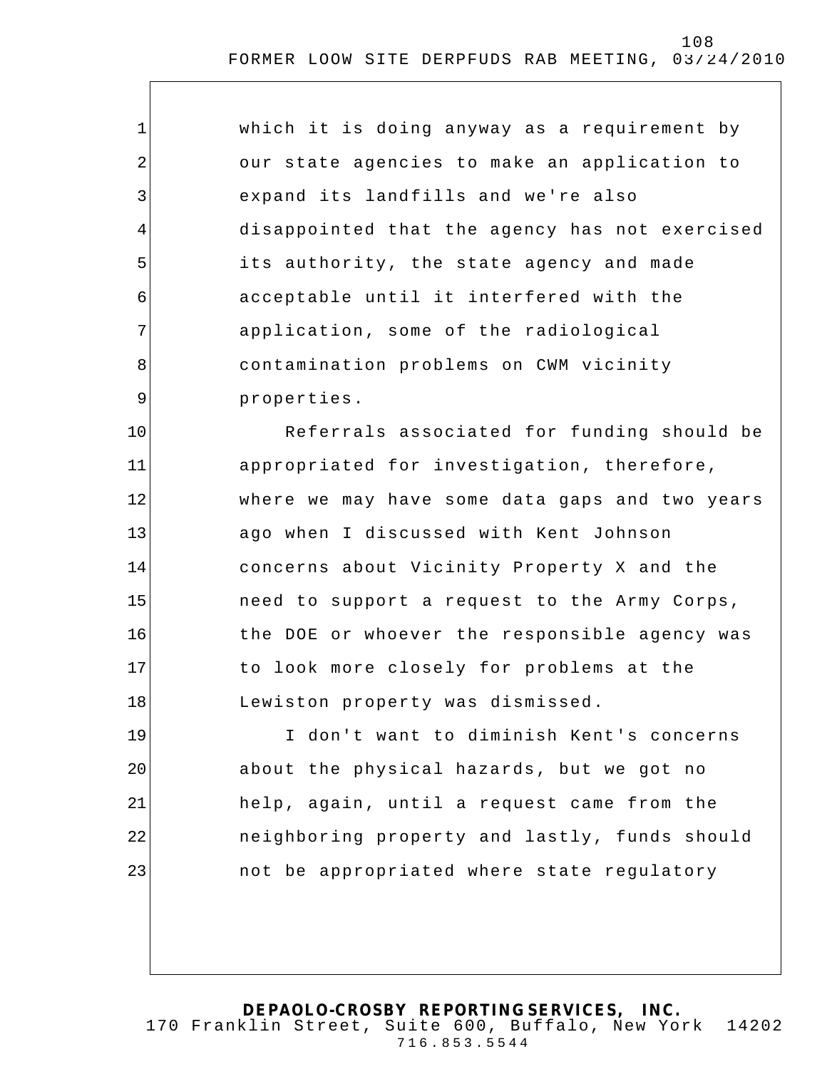which it is doing anyway as a requirement by our state agencies to make an application to expand its landfills and we're also disappointed that the agency has not exercised its authority, the state agency and made acceptable until it interfered with the application, some of the radiological contamination problems on CWM vicinity properties.

Referrals associated for funding should be appropriated for investigation, therefore, where we may have some data gaps and two years ago when I discussed with Kent Johnson concerns about Vicinity Property X and the need to support a request to the Army Corps, the DOE or whoever the responsible agency was to look more closely for problems at the Lewiston property was dismissed.

I don't want to diminish Kent's concerns about the physical hazards, but we got no help, again, until a request came from the neighboring property and lastly, funds should not be appropriated where state regulatory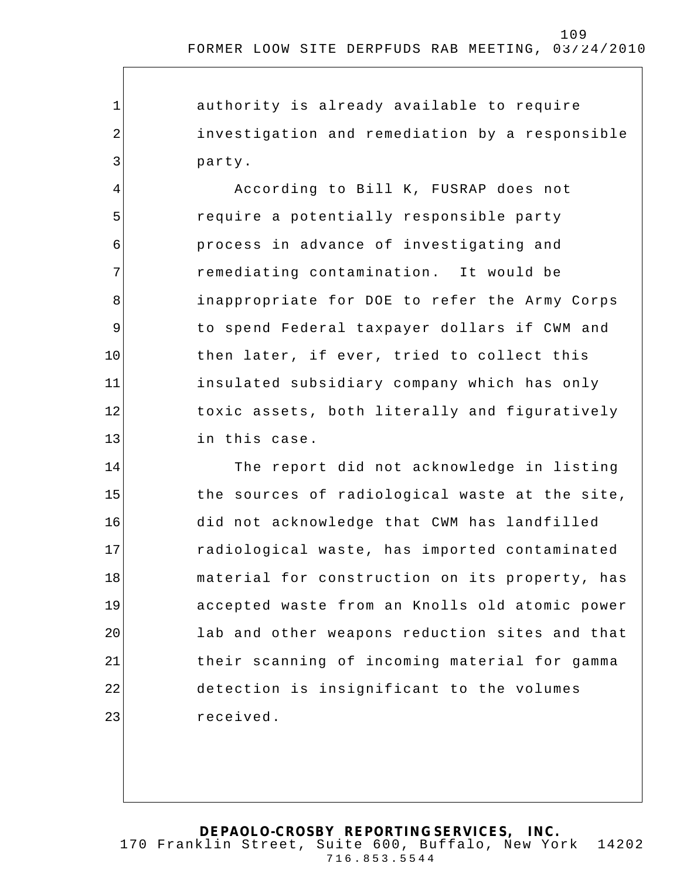authority is already available to require investigation and remediation by a responsible party.

According to Bill K, FUSRAP does not require a potentially responsible party process in advance of investigating and remediating contamination. It would be inappropriate for DOE to refer the Army Corps to spend Federal taxpayer dollars if CWM and then later, if ever, tried to collect this insulated subsidiary company which has only toxic assets, both literally and figuratively in this case.

The report did not acknowledge in listing the sources of radiological waste at the site, did not acknowledge that CWM has landfilled radiological waste, has imported contaminated material for construction on its property, has accepted waste from an Knolls old atomic power lab and other weapons reduction sites and that their scanning of incoming material for gamma detection is insignificant to the volumes received.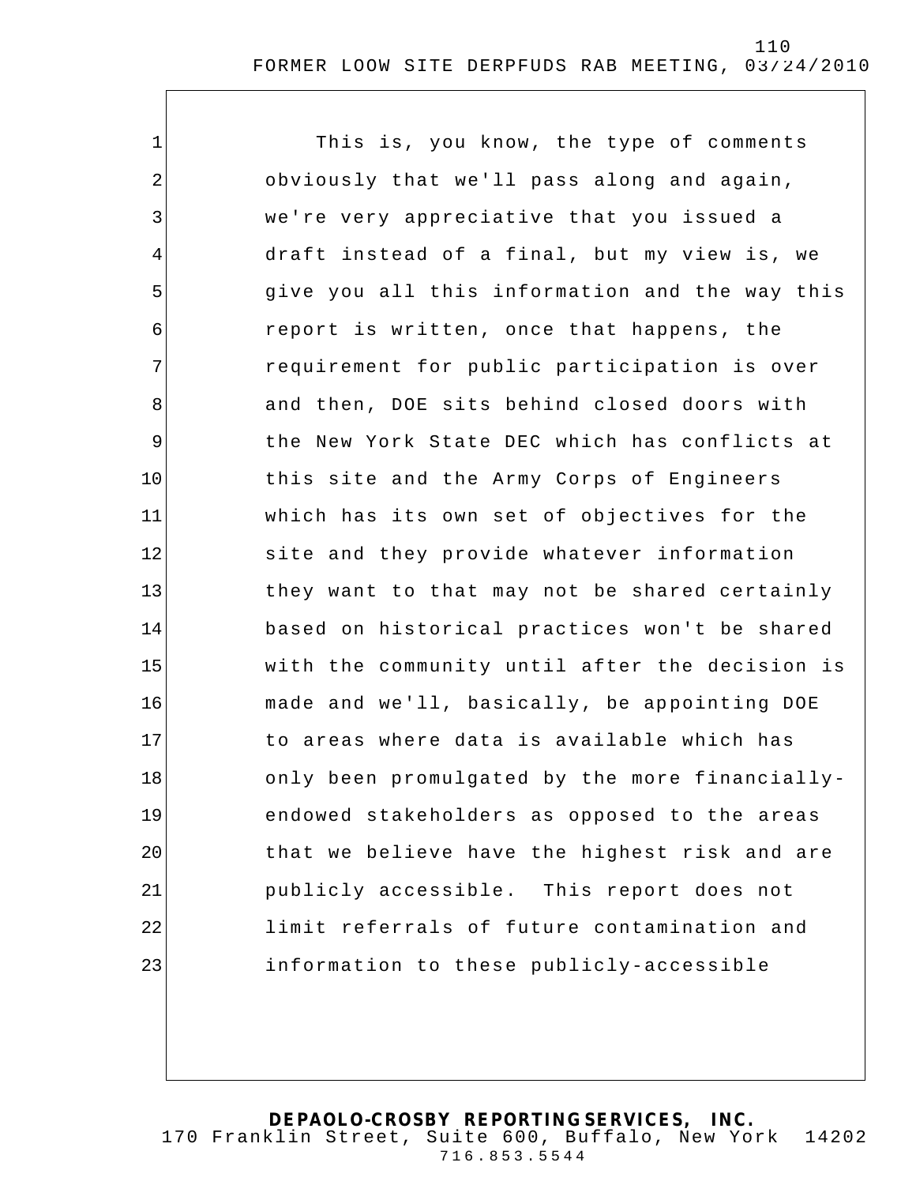This is, you know, the type of comments obviously that we'll pass along and again, we're very appreciative that you issued a draft instead of a final, but my view is, we give you all this information and the way this report is written, once that happens, the requirement for public participation is over and then, DOE sits behind closed doors with the New York State DEC which has conflicts at this site and the Army Corps of Engineers which has its own set of objectives for the site and they provide whatever information they want to that may not be shared certainly based on historical practices won't be shared with the community until after the decision is made and we'll, basically, be appointing DOE to areas where data is available which has only been promulgated by the more financially-endowed stakeholders as opposed to the areas that we believe have the highest risk and are publicly accessible. This report does not limit referrals of future contamination and information to these publicly-accessible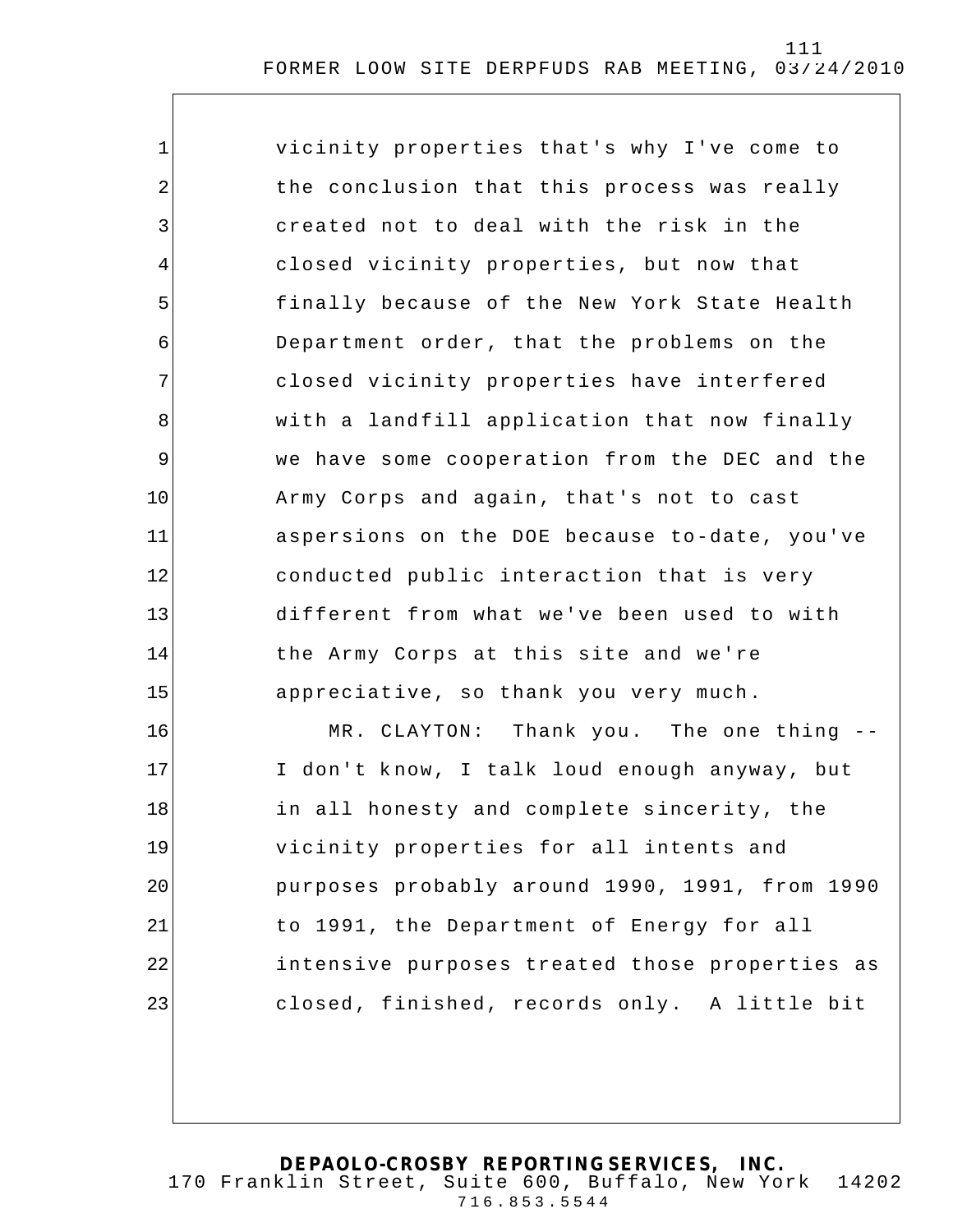vicinity properties that's why I've come to the conclusion that this process was really created not to deal with the risk in the closed vicinity properties, but now that finally because of the New York State Health Department order, that the problems on the closed vicinity properties have interfered with a landfill application that now finally we have some cooperation from the DEC and the Army Corps and again, that's not to cast aspersions on the DOE because to-date, you've conducted public interaction that is very different from what we've been used to with the Army Corps at this site and we're appreciative, so thank you very much.

MR. CLAYTON: Thank you. The one thing -- I don't know, I talk loud enough anyway, but in all honesty and complete sincerity, the vicinity properties for all intents and purposes probably around 1990, 1991, from 1990 to 1991, the Department of Energy for all intensive purposes treated those properties as closed, finished, records only. A little bit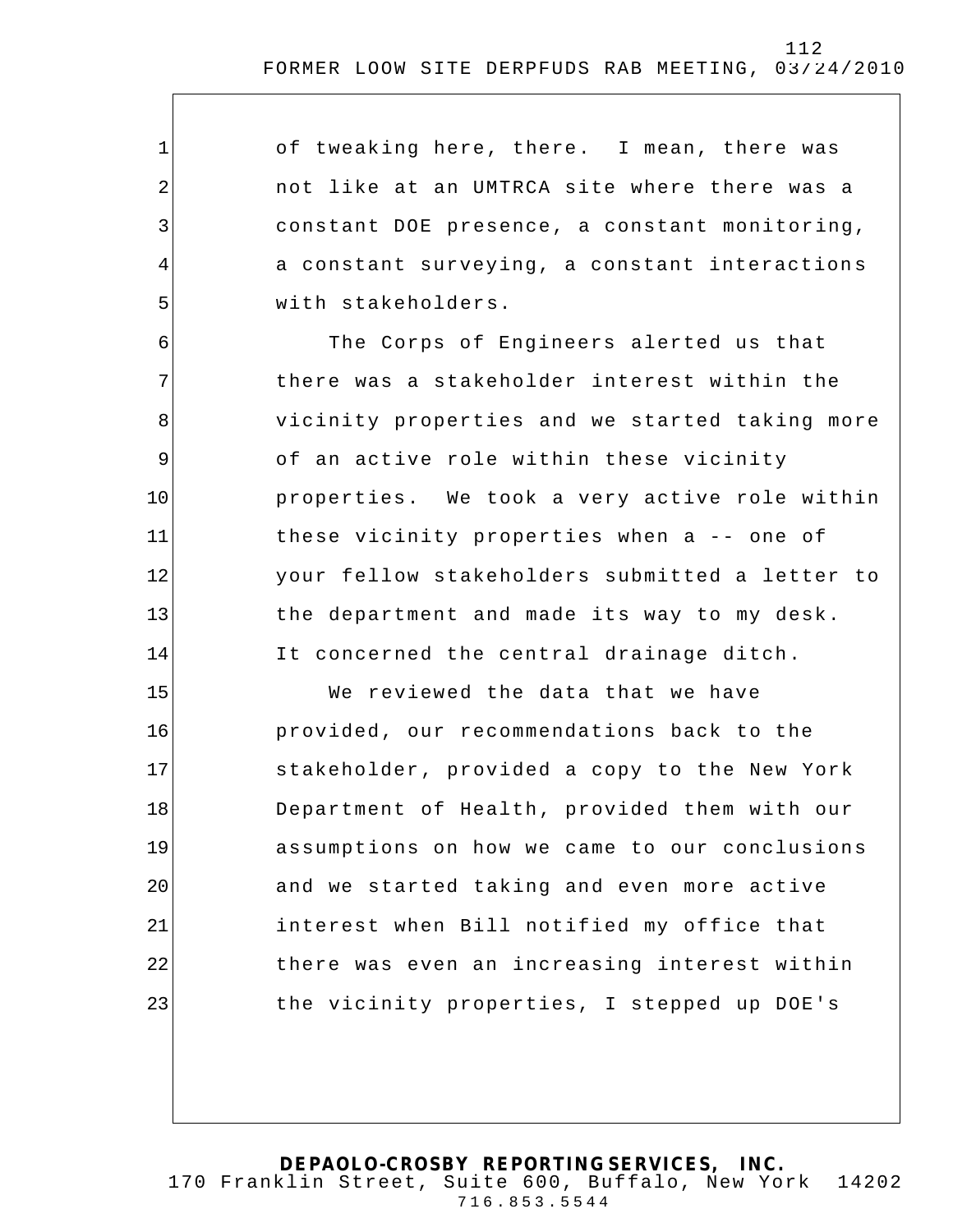of tweaking here, there. I mean, there was not like at an UMTRCA site where there was a constant DOE presence, a constant monitoring, a constant surveying, a constant interactions with stakeholders.

The Corps of Engineers alerted us that there was a stakeholder interest within the vicinity properties and we started taking more of an active role within these vicinity properties. We took a very active role within these vicinity properties when a -- one of your fellow stakeholders submitted a letter to the department and made its way to my desk. It concerned the central drainage ditch.

We reviewed the data that we have provided, our recommendations back to the stakeholder, provided a copy to the New York Department of Health, provided them with our assumptions on how we came to our conclusions and we started taking and even more active interest when Bill notified my office that there was even an increasing interest within the vicinity properties, I stepped up DOE's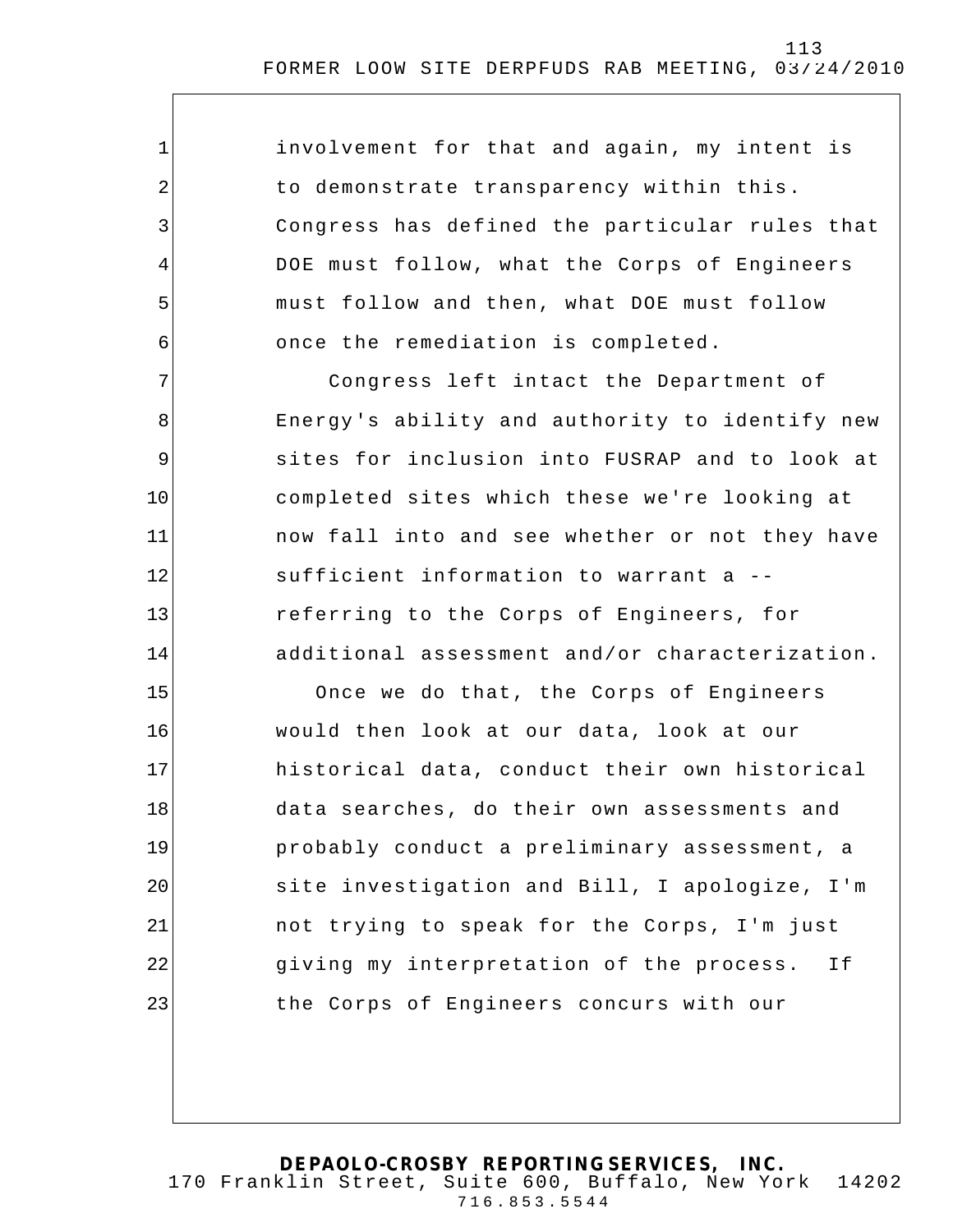involvement for that and again, my intent is to demonstrate transparency within this. Congress has defined the particular rules that DOE must follow, what the Corps of Engineers must follow and then, what DOE must follow once the remediation is completed.

Congress left intact the Department of Energy's ability and authority to identify new sites for inclusion into FUSRAP and to look at completed sites which these we're looking at now fall into and see whether or not they have sufficient information to warrant a -- referring to the Corps of Engineers, for additional assessment and/or characterization.

Once we do that, the Corps of Engineers would then look at our data, look at our historical data, conduct their own historical data searches, do their own assessments and probably conduct a preliminary assessment, a site investigation and Bill, I apologize, I'm not trying to speak for the Corps, I'm just giving my interpretation of the process. If the Corps of Engineers concurs with our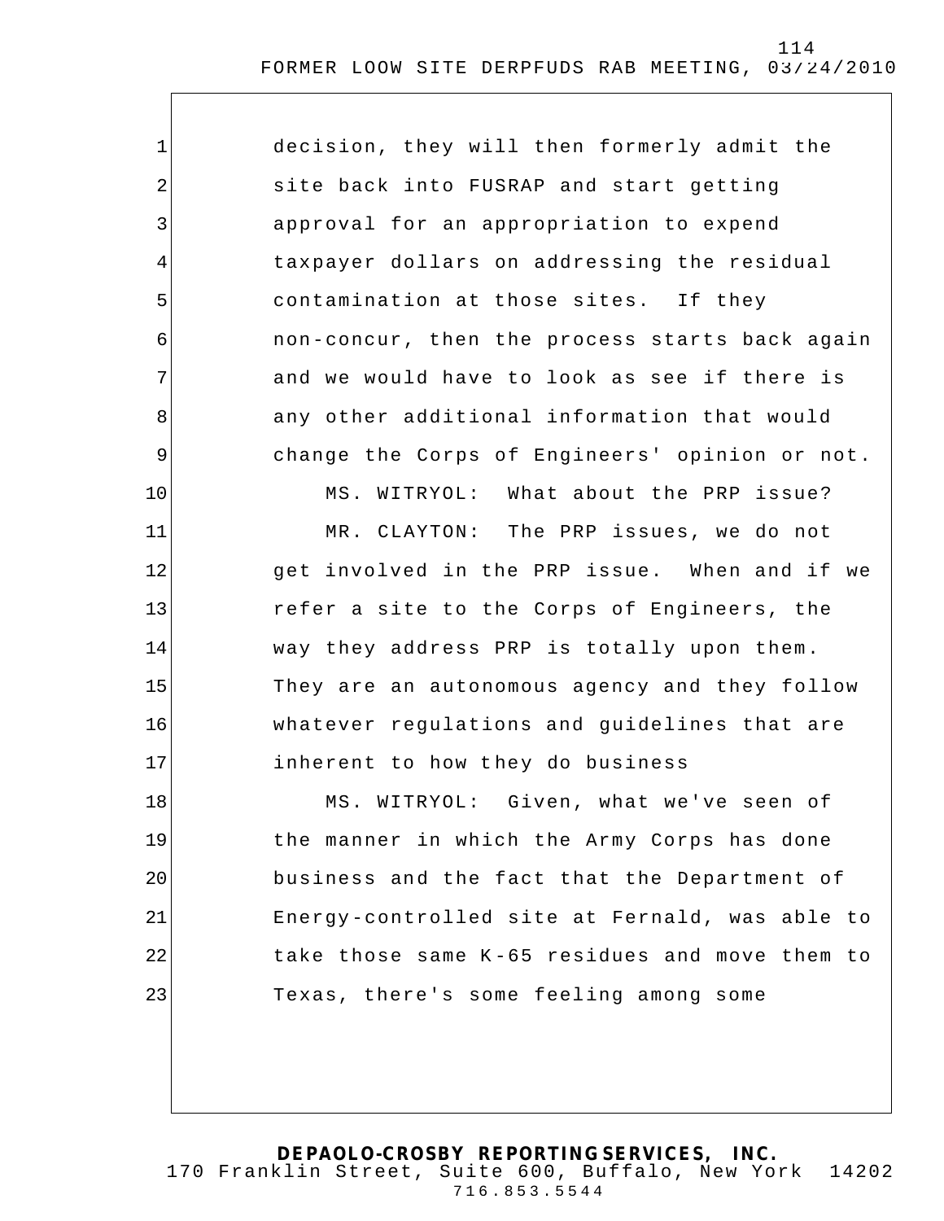decision, they will then formerly admit the site back into FUSRAP and start getting approval for an appropriation to expend taxpayer dollars on addressing the residual contamination at those sites. If they non-concur, then the process starts back again and we would have to look as see if there is any other additional information that would change the Corps of Engineers' opinion or not.

MS. WITRYOL: What about the PRP issue?

MR. CLAYTON: The PRP issues, we do not get involved in the PRP issue. When and if we refer a site to the Corps of Engineers, the way they address PRP is totally upon them. They are an autonomous agency and they follow whatever regulations and guidelines that are inherent to how they do business

MS. WITRYOL: Given, what we've seen of the manner in which the Army Corps has done business and the fact that the Department of Energy-controlled site at Fernald, was able to take those same K-65 residues and move them to Texas, there's some feeling among some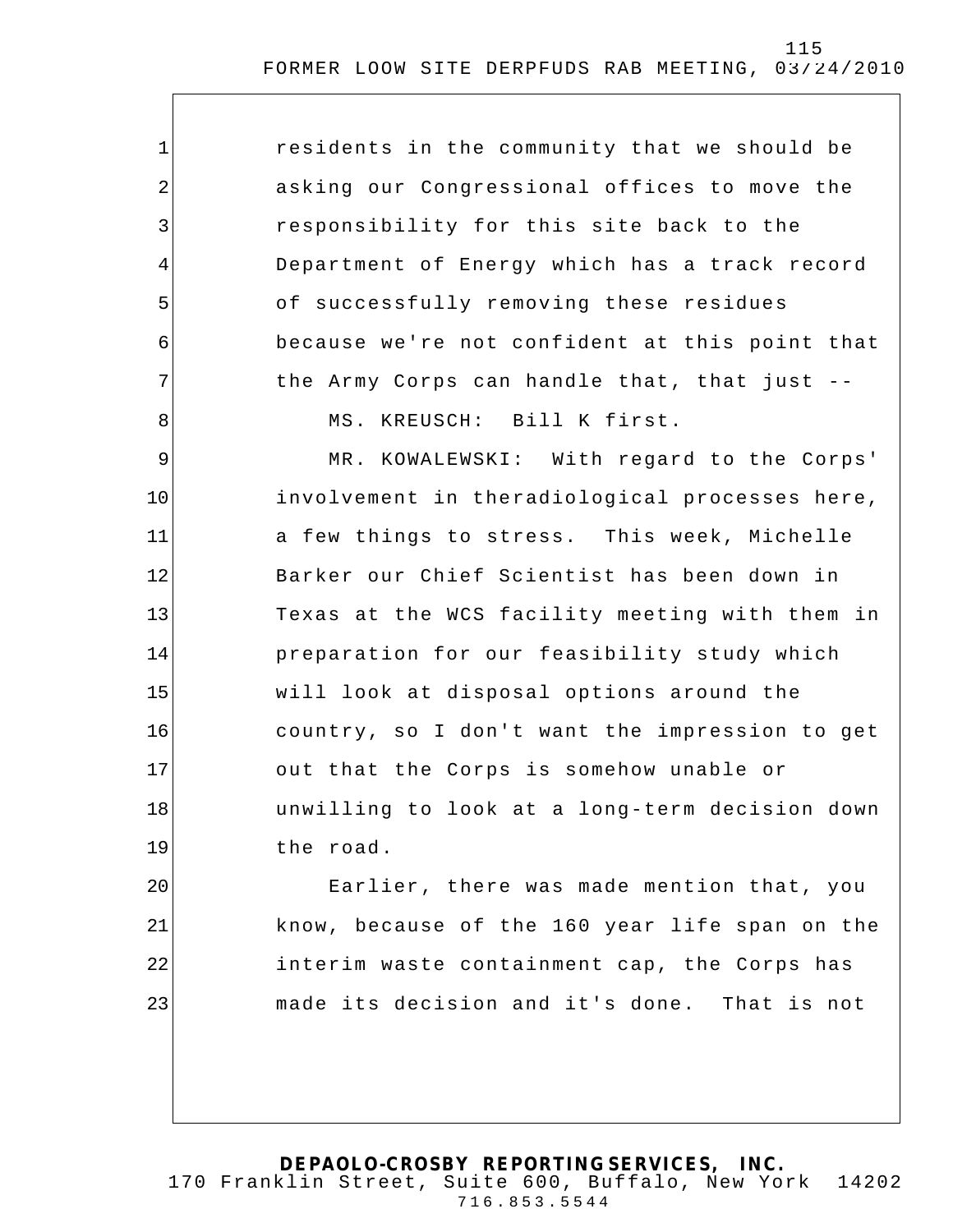residents in the community that we should be asking our Congressional offices to move the responsibility for this site back to the Department of Energy which has a track record of successfully removing these residues because we're not confident at this point that the Army Corps can handle that, that just --

MS. KREUSCH: Bill K first.

MR. KOWALEWSKI: With regard to the Corps' involvement in theradiological processes here, a few things to stress. This week, Michelle Barker our Chief Scientist has been down in Texas at the WCS facility meeting with them in preparation for our feasibility study which will look at disposal options around the country, so I don't want the impression to get out that the Corps is somehow unable or unwilling to look at a long-term decision down the road.

Earlier, there was made mention that, you know, because of the 160 year life span on the interim waste containment cap, the Corps has made its decision and it's done. That is not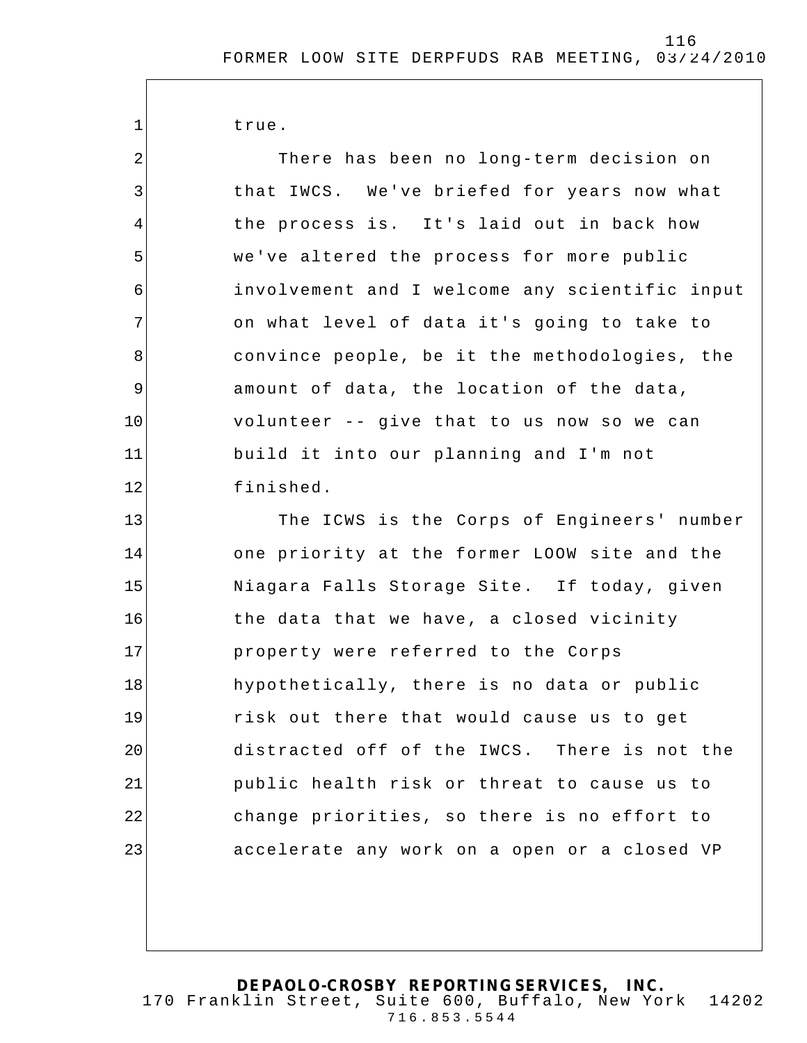true.

There has been no long-term decision on that IWCS. We've briefed for years now what the process is. It's laid out in back how we've altered the process for more public involvement and I welcome any scientific input on what level of data it's going to take to convince people, be it the methodologies, the amount of data, the location of the data, volunteer -- give that to us now so we can build it into our planning and I'm not finished.

The ICWS is the Corps of Engineers' number one priority at the former LOOW site and the Niagara Falls Storage Site. If today, given the data that we have, a closed vicinity property were referred to the Corps hypothetically, there is no data or public risk out there that would cause us to get distracted off of the IWCS. There is not the public health risk or threat to cause us to change priorities, so there is no effort to accelerate any work on a open or a closed VP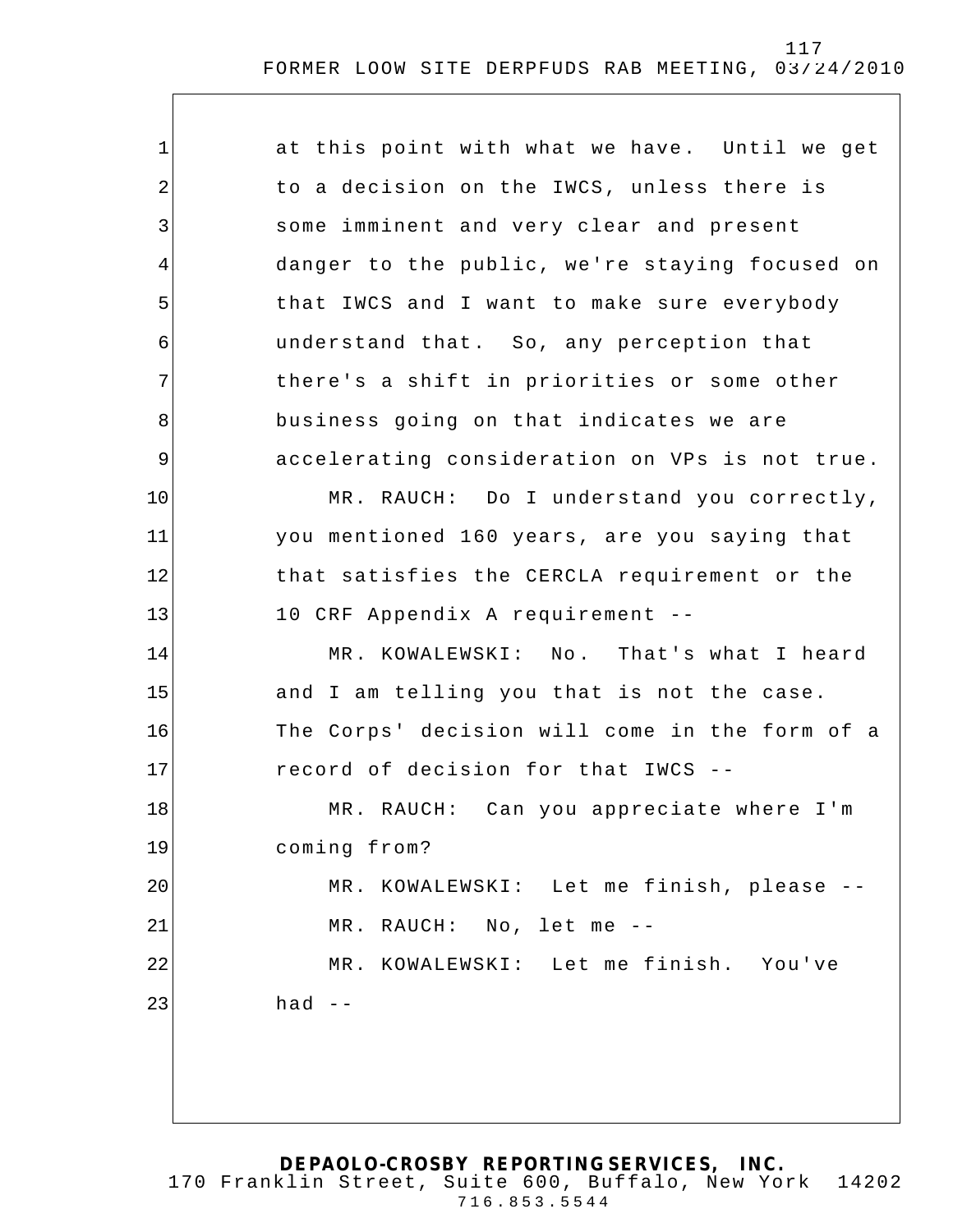at this point with what we have. Until we get to a decision on the IWCS, unless there is some imminent and very clear and present danger to the public, we're staying focused on that IWCS and I want to make sure everybody understand that. So, any perception that there's a shift in priorities or some other business going on that indicates we are accelerating consideration on VPs is not true.

MR. RAUCH: Do I understand you correctly, you mentioned 160 years, are you saying that that satisfies the CERCLA requirement or the 10 CRF Appendix A requirement --

MR. KOWALEWSKI: No. That's what I heard and I am telling you that is not the case. The Corps' decision will come in the form of a record of decision for that IWCS --

MR. RAUCH: Can you appreciate where I'm coming from?

MR. KOWALEWSKI: Let me finish, please --

MR. RAUCH: No, let me --

MR. KOWALEWSKI: Let me finish. You've had --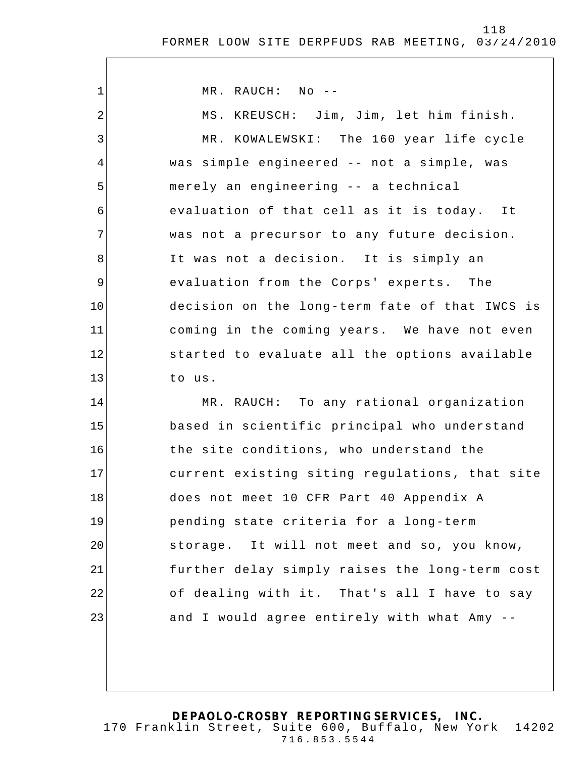MR. RAUCH: No --

MS. KREUSCH: Jim, Jim, let him finish.

MR. KOWALEWSKI: The 160 year life cycle was simple engineered -- not a simple, was merely an engineering -- a technical evaluation of that cell as it is today. It was not a precursor to any future decision. It was not a decision. It is simply an evaluation from the Corps' experts. The decision on the long-term fate of that IWCS is coming in the coming years. We have not even started to evaluate all the options available to us.

MR. RAUCH: To any rational organization based in scientific principal who understand the site conditions, who understand the current existing siting regulations, that site does not meet 10 CFR Part 40 Appendix A pending state criteria for a long-term storage. It will not meet and so, you know, further delay simply raises the long-term cost of dealing with it. That's all I have to say and I would agree entirely with what Amy --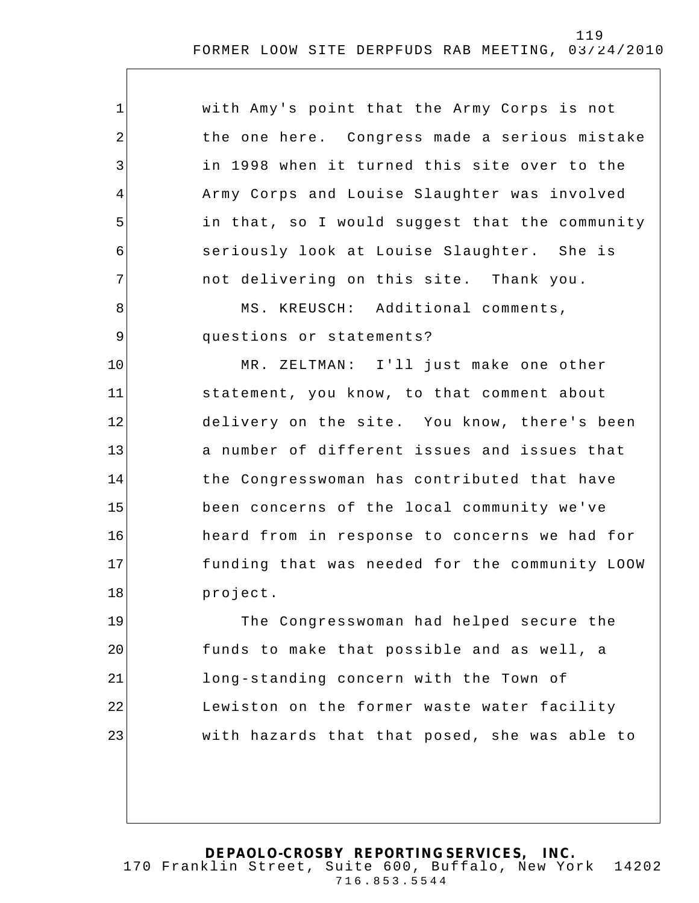with Amy's point that the Army Corps is not the one here. Congress made a serious mistake in 1998 when it turned this site over to the Army Corps and Louise Slaughter was involved in that, so I would suggest that the community seriously look at Louise Slaughter. She is not delivering on this site. Thank you.

MS. KREUSCH: Additional comments, questions or statements?

MR. ZELTMAN: I'll just make one other statement, you know, to that comment about delivery on the site. You know, there's been a number of different issues and issues that the Congresswoman has contributed that have been concerns of the local community we've heard from in response to concerns we had for funding that was needed for the community LOOW project.

The Congresswoman had helped secure the funds to make that possible and as well, a long-standing concern with the Town of Lewiston on the former waste water facility with hazards that that posed, she was able to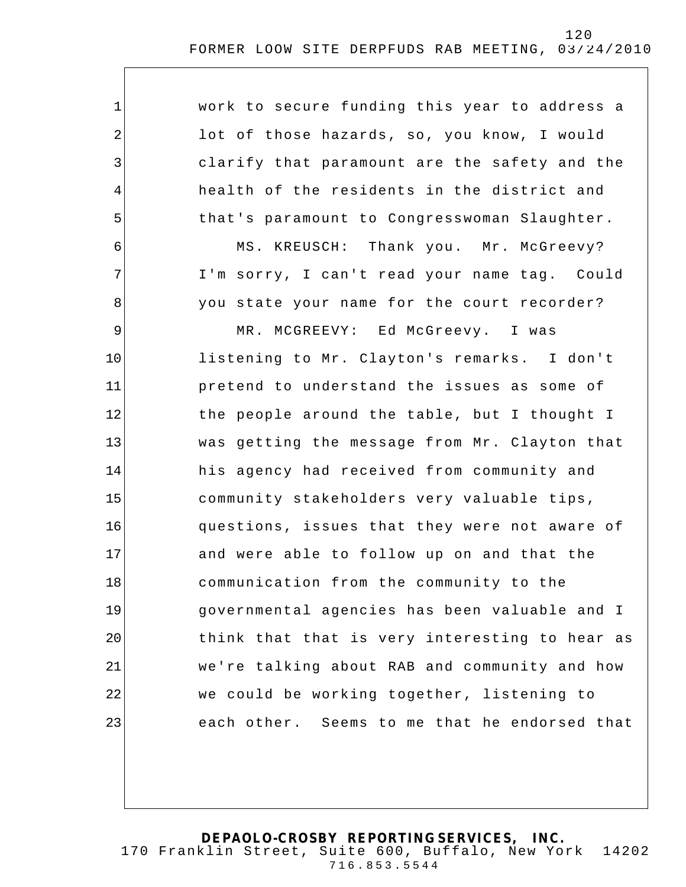work to secure funding this year to address a lot of those hazards, so, you know, I would clarify that paramount are the safety and the health of the residents in the district and that's paramount to Congresswoman Slaughter.

MS. KREUSCH: Thank you. Mr. McGreevy? I'm sorry, I can't read your name tag. Could you state your name for the court recorder?

MR. MCGREEVY: Ed McGreevy. I was listening to Mr. Clayton's remarks. I don't pretend to understand the issues as some of the people around the table, but I thought I was getting the message from Mr. Clayton that his agency had received from community and community stakeholders very valuable tips, questions, issues that they were not aware of and were able to follow up on and that the communication from the community to the governmental agencies has been valuable and I think that that is very interesting to hear as we're talking about RAB and community and how we could be working together, listening to each other. Seems to me that he endorsed that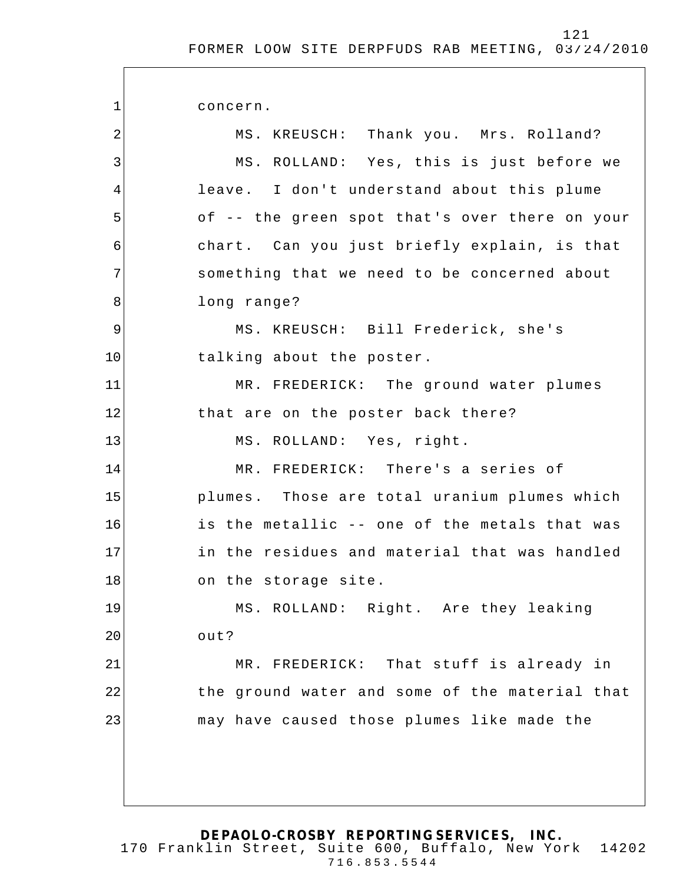concern.

MS. KREUSCH: Thank you. Mrs. Rolland?

MS. ROLLAND: Yes, this is just before we leave. I don't understand about this plume of -- the green spot that's over there on your chart. Can you just briefly explain, is that something that we need to be concerned about long range?

MS. KREUSCH: Bill Frederick, she's talking about the poster.

MR. FREDERICK: The ground water plumes that are on the poster back there?

MS. ROLLAND: Yes, right.

MR. FREDERICK: There's a series of plumes. Those are total uranium plumes which is the metallic -- one of the metals that was in the residues and material that was handled on the storage site.

MS. ROLLAND: Right. Are they leaking out?

MR. FREDERICK: That stuff is already in the ground water and some of the material that may have caused those plumes like made the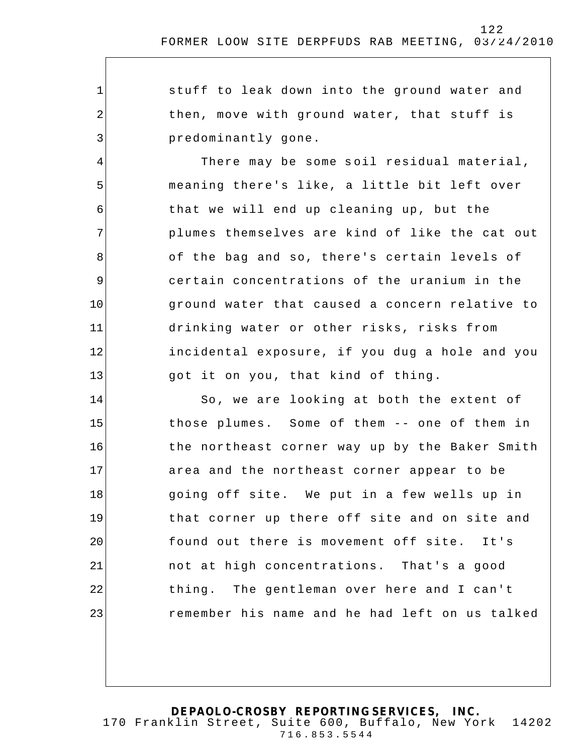stuff to leak down into the ground water and then, move with ground water, that stuff is predominantly gone.

There may be some soil residual material, meaning there's like, a little bit left over that we will end up cleaning up, but the plumes themselves are kind of like the cat out of the bag and so, there's certain levels of certain concentrations of the uranium in the ground water that caused a concern relative to drinking water or other risks, risks from incidental exposure, if you dug a hole and you got it on you, that kind of thing.

So, we are looking at both the extent of those plumes. Some of them -- one of them in the northeast corner way up by the Baker Smith area and the northeast corner appear to be going off site. We put in a few wells up in that corner up there off site and on site and found out there is movement off site. It's not at high concentrations. That's a good thing. The gentleman over here and I can't remember his name and he had left on us talked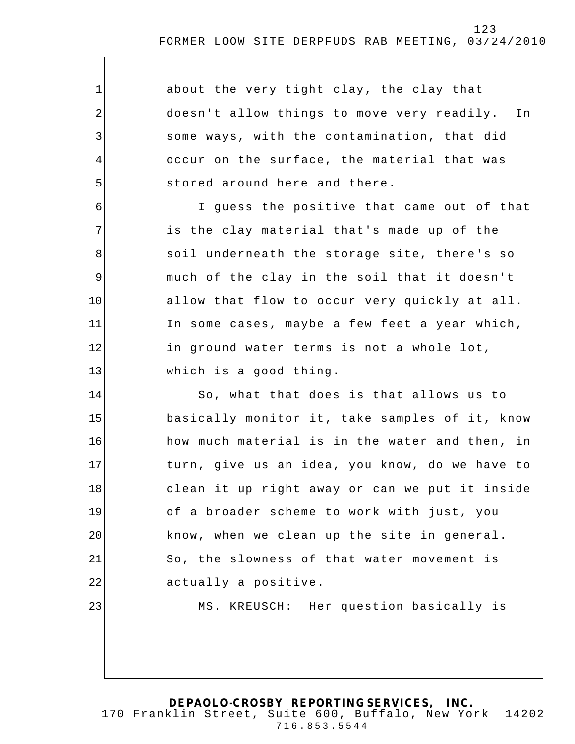about the very tight clay, the clay that doesn't allow things to move very readily. In some ways, with the contamination, that did occur on the surface, the material that was stored around here and there.

I guess the positive that came out of that is the clay material that's made up of the soil underneath the storage site, there's so much of the clay in the soil that it doesn't allow that flow to occur very quickly at all. In some cases, maybe a few feet a year which, in ground water terms is not a whole lot, which is a good thing.

So, what that does is that allows us to basically monitor it, take samples of it, know how much material is in the water and then, in turn, give us an idea, you know, do we have to clean it up right away or can we put it inside of a broader scheme to work with just, you know, when we clean up the site in general. So, the slowness of that water movement is actually a positive.

MS. KREUSCH: Her question basically is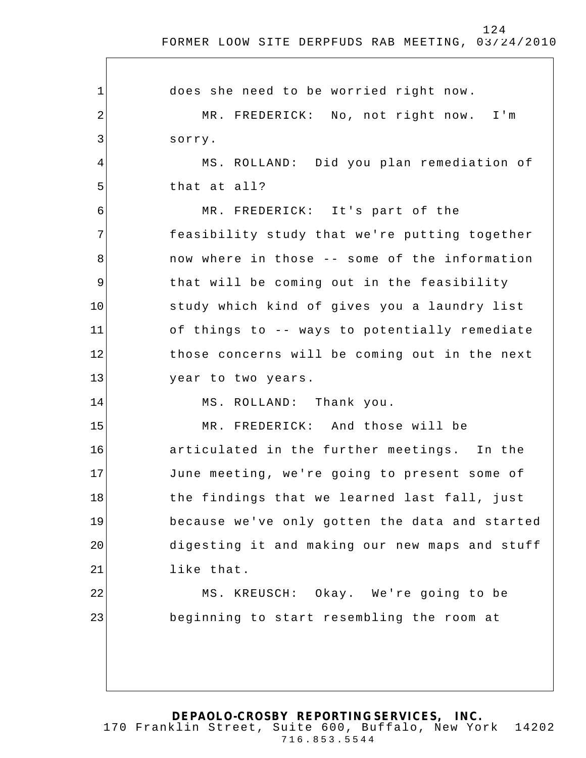does she need to be worried right now.

MR. FREDERICK: No, not right now. I'm sorry.

MS. ROLLAND: Did you plan remediation of that at all?

MR. FREDERICK: It's part of the feasibility study that we're putting together now where in those -- some of the information that will be coming out in the feasibility study which kind of gives you a laundry list of things to -- ways to potentially remediate those concerns will be coming out in the next year to two years.

MS. ROLLAND: Thank you.

MR. FREDERICK: And those will be articulated in the further meetings. In the June meeting, we're going to present some of the findings that we learned last fall, just because we've only gotten the data and started digesting it and making our new maps and stuff like that.

MS. KREUSCH: Okay. We're going to be beginning to start resembling the room at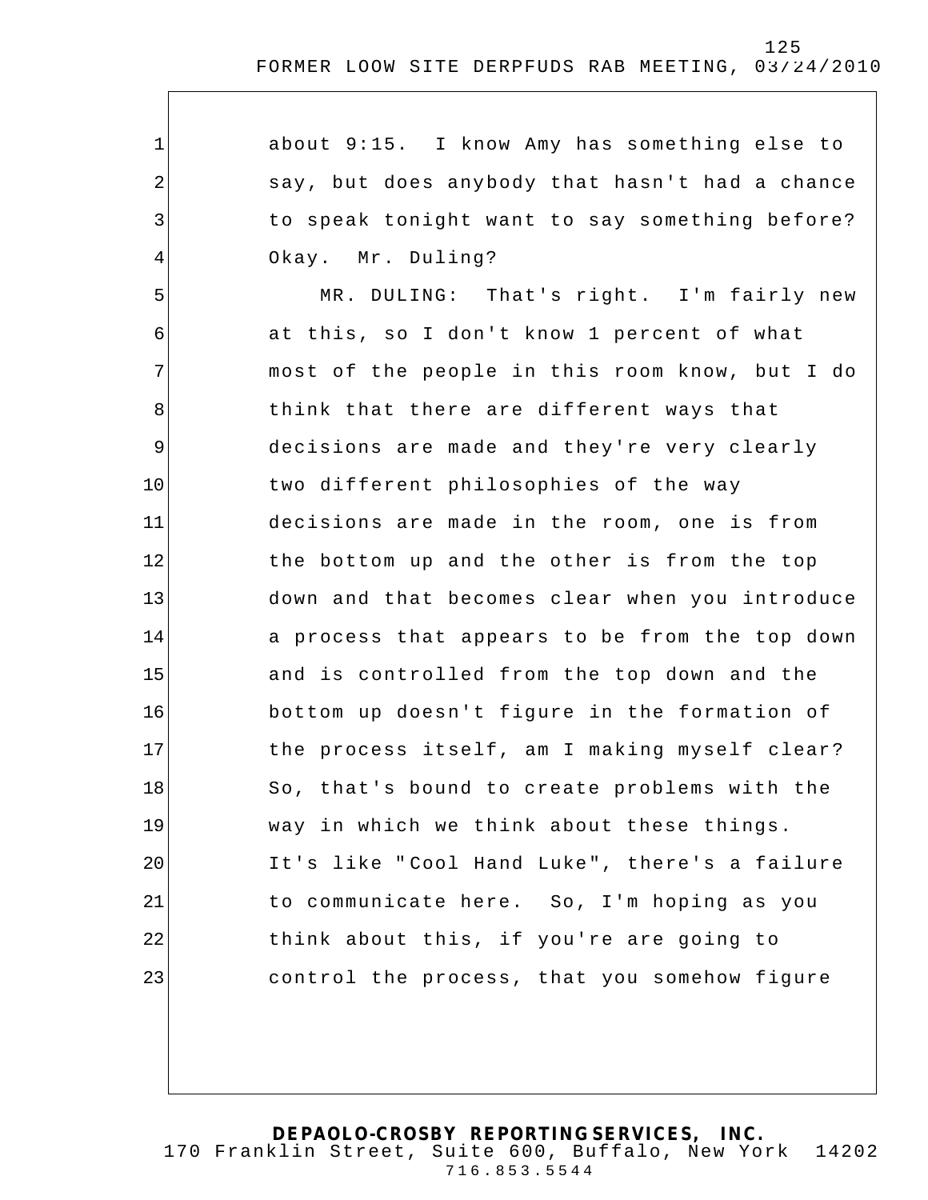about 9:15. I know Amy has something else to say, but does anybody that hasn't had a chance to speak tonight want to say something before? Okay. Mr. Duling?

MR. DULING: That's right. I'm fairly new at this, so I don't know 1 percent of what most of the people in this room know, but I do think that there are different ways that decisions are made and they're very clearly two different philosophies of the way decisions are made in the room, one is from the bottom up and the other is from the top down and that becomes clear when you introduce a process that appears to be from the top down and is controlled from the top down and the bottom up doesn't figure in the formation of the process itself, am I making myself clear? So, that's bound to create problems with the way in which we think about these things. It's like "Cool Hand Luke", there's a failure to communicate here. So, I'm hoping as you think about this, if you're are going to control the process, that you somehow figure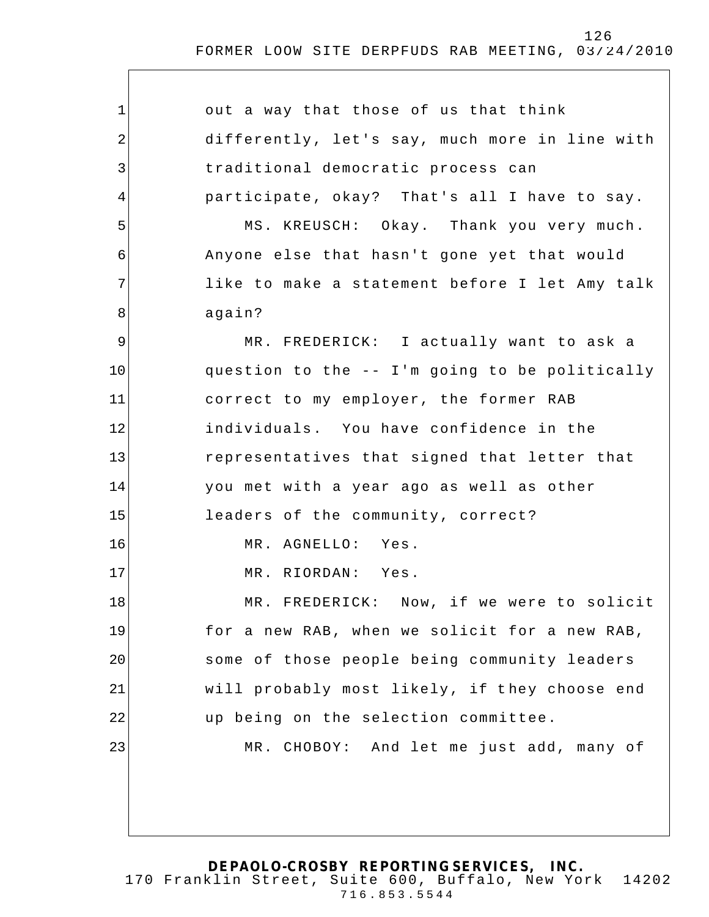out a way that those of us that think differently, let's say, much more in line with traditional democratic process can participate, okay? That's all I have to say.

MS. KREUSCH: Okay. Thank you very much. Anyone else that hasn't gone yet that would like to make a statement before I let Amy talk again?

MR. FREDERICK: I actually want to ask a question to the -- I'm going to be politically correct to my employer, the former RAB individuals. You have confidence in the representatives that signed that letter that you met with a year ago as well as other leaders of the community, correct?

MR. AGNELLO: Yes.

MR. RIORDAN: Yes.

MR. FREDERICK: Now, if we were to solicit for a new RAB, when we solicit for a new RAB, some of those people being community leaders will probably most likely, if they choose end up being on the selection committee.

MR. CHOBOY: And let me just add, many of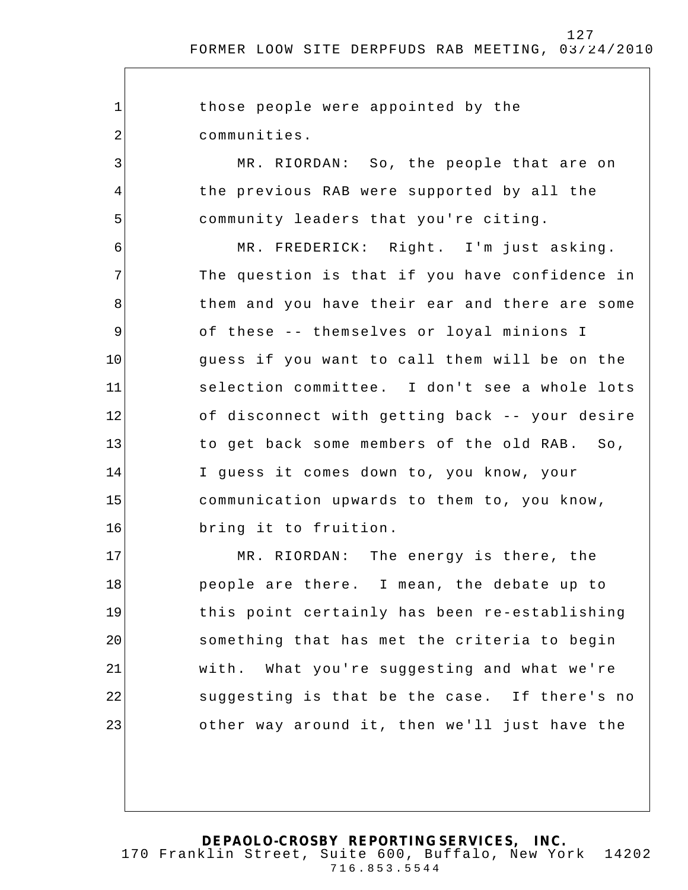those people were appointed by the communities.

MR. RIORDAN: So, the people that are on the previous RAB were supported by all the community leaders that you're citing.

MR. FREDERICK: Right. I'm just asking. The question is that if you have confidence in them and you have their ear and there are some of these -- themselves or loyal minions I guess if you want to call them will be on the selection committee. I don't see a whole lots of disconnect with getting back -- your desire to get back some members of the old RAB. So, I guess it comes down to, you know, your communication upwards to them to, you know, bring it to fruition.

MR. RIORDAN: The energy is there, the people are there. I mean, the debate up to this point certainly has been re-establishing something that has met the criteria to begin with. What you're suggesting and what we're suggesting is that be the case. If there's no other way around it, then we'll just have the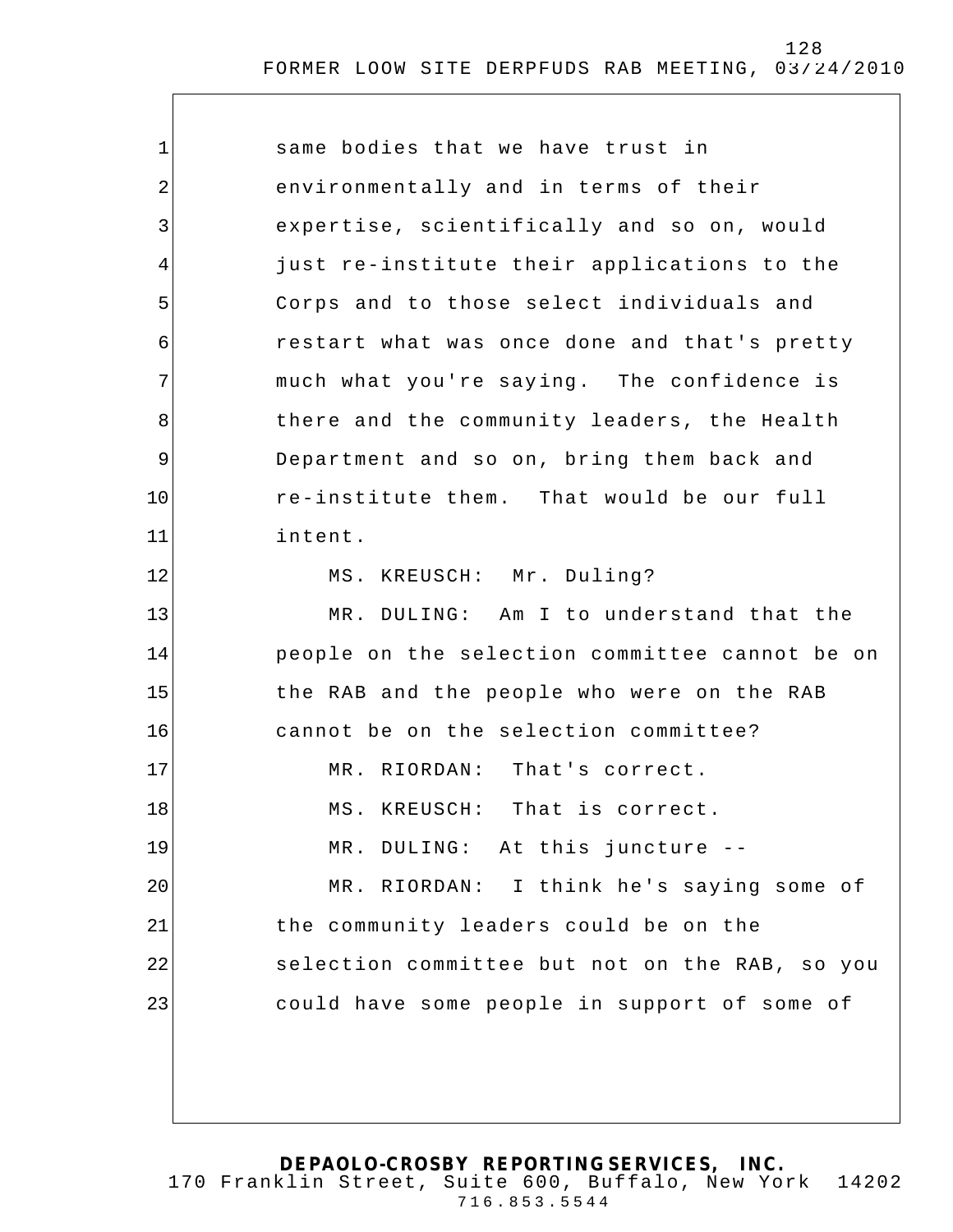same bodies that we have trust in environmentally and in terms of their expertise, scientifically and so on, would just re-institute their applications to the Corps and to those select individuals and restart what was once done and that's pretty much what you're saying. The confidence is there and the community leaders, the Health Department and so on, bring them back and re-institute them. That would be our full intent.

MS. KREUSCH: Mr. Duling?

MR. DULING: Am I to understand that the people on the selection committee cannot be on the RAB and the people who were on the RAB cannot be on the selection committee?

MR. RIORDAN: That's correct.

MS. KREUSCH: That is correct.

MR. DULING: At this juncture --

MR. RIORDAN: I think he's saying some of the community leaders could be on the selection committee but not on the RAB, so you could have some people in support of some of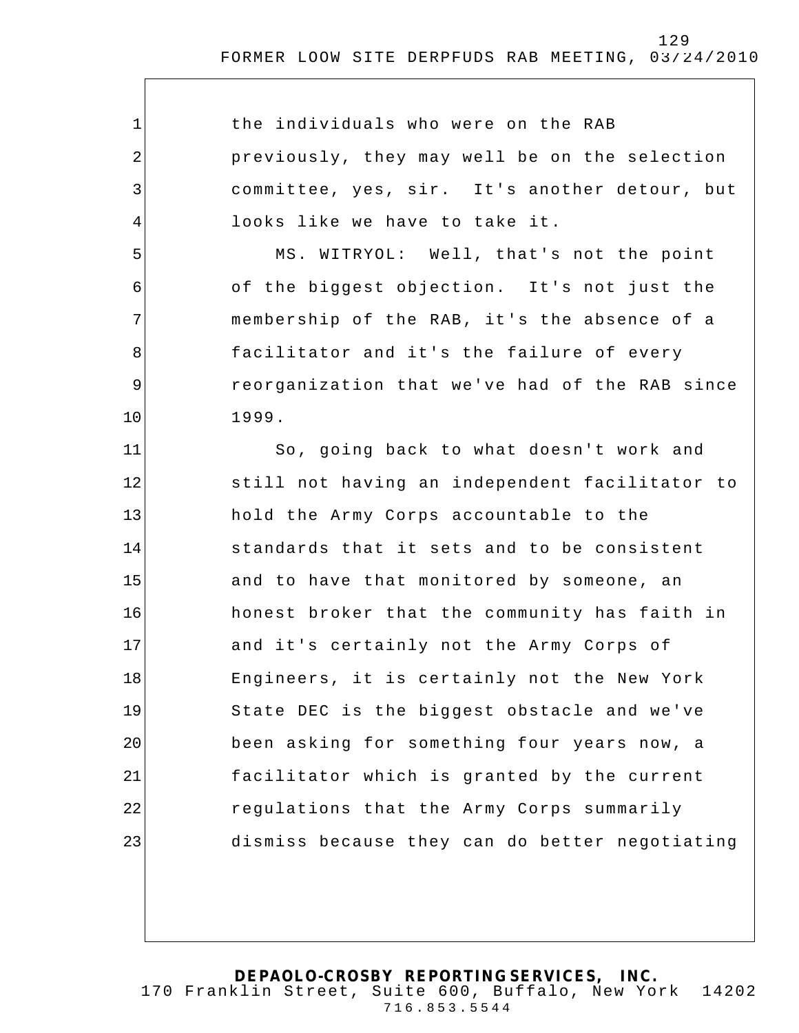the individuals who were on the RAB previously, they may well be on the selection committee, yes, sir. It's another detour, but looks like we have to take it.

MS. WITRYOL: Well, that's not the point of the biggest objection. It's not just the membership of the RAB, it's the absence of a facilitator and it's the failure of every reorganization that we've had of the RAB since 1999.

So, going back to what doesn't work and still not having an independent facilitator to hold the Army Corps accountable to the standards that it sets and to be consistent and to have that monitored by someone, an honest broker that the community has faith in and it's certainly not the Army Corps of Engineers, it is certainly not the New York State DEC is the biggest obstacle and we've been asking for something four years now, a facilitator which is granted by the current regulations that the Army Corps summarily dismiss because they can do better negotiating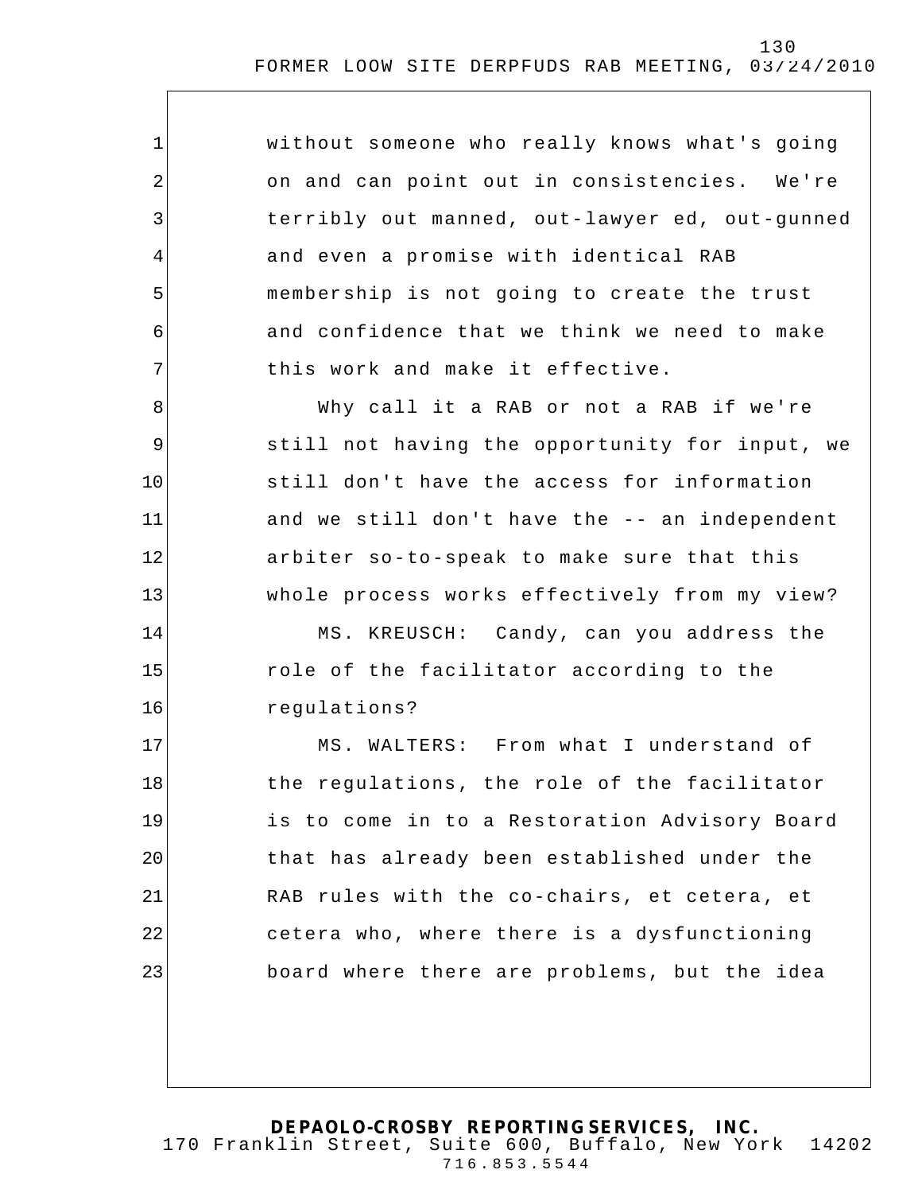without someone who really knows what's going on and can point out in consistencies. We're terribly out manned, out-lawyer ed, out-gunned and even a promise with identical RAB membership is not going to create the trust and confidence that we think we need to make this work and make it effective.

Why call it a RAB or not a RAB if we're still not having the opportunity for input, we still don't have the access for information and we still don't have the -- an independent arbiter so-to-speak to make sure that this whole process works effectively from my view?

MS. KREUSCH: Candy, can you address the role of the facilitator according to the regulations?

MS. WALTERS: From what I understand of the regulations, the role of the facilitator is to come in to a Restoration Advisory Board that has already been established under the RAB rules with the co-chairs, et cetera, et cetera who, where there is a dysfunctioning board where there are problems, but the idea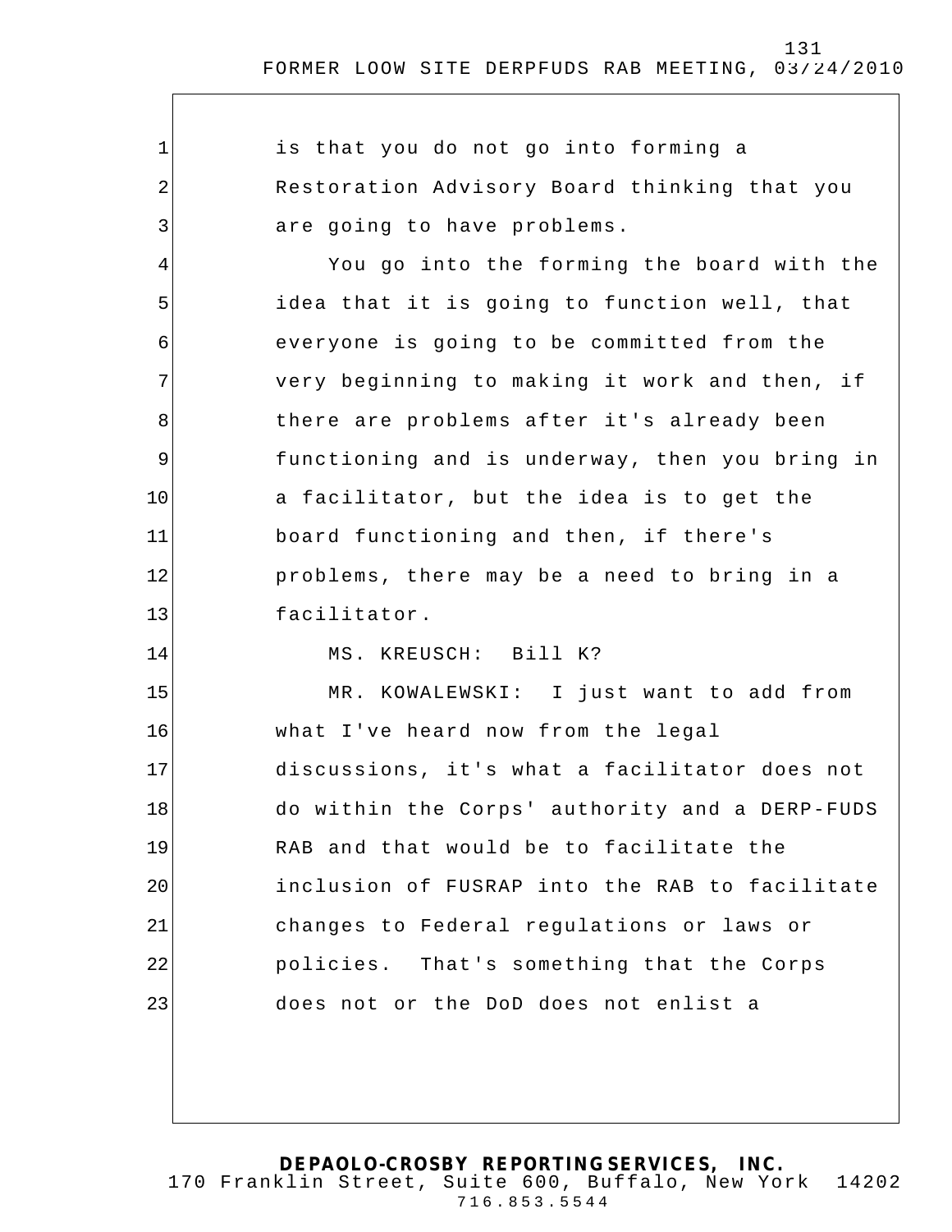is that you do not go into forming a Restoration Advisory Board thinking that you are going to have problems.

You go into the forming the board with the idea that it is going to function well, that everyone is going to be committed from the very beginning to making it work and then, if there are problems after it's already been functioning and is underway, then you bring in a facilitator, but the idea is to get the board functioning and then, if there's problems, there may be a need to bring in a facilitator.

MS. KREUSCH: Bill K?

MR. KOWALEWSKI: I just want to add from what I've heard now from the legal discussions, it's what a facilitator does not do within the Corps' authority and a DERP-FUDS RAB and that would be to facilitate the inclusion of FUSRAP into the RAB to facilitate changes to Federal regulations or laws or policies. That's something that the Corps does not or the DoD does not enlist a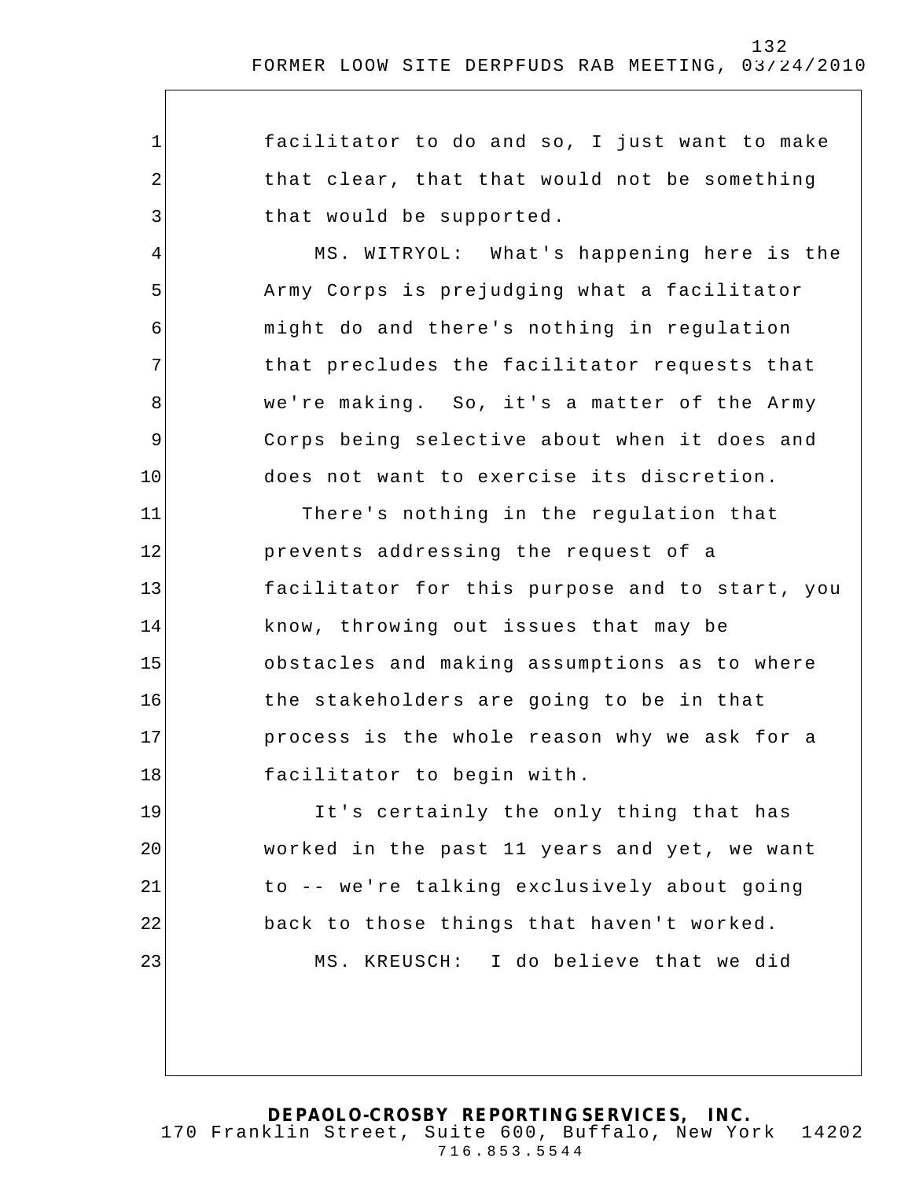facilitator to do and so, I just want to make that clear, that that would not be something that would be supported.

MS. WITRYOL: What's happening here is the Army Corps is prejudging what a facilitator might do and there's nothing in regulation that precludes the facilitator requests that we're making. So, it's a matter of the Army Corps being selective about when it does and does not want to exercise its discretion.

There's nothing in the regulation that prevents addressing the request of a facilitator for this purpose and to start, you know, throwing out issues that may be obstacles and making assumptions as to where the stakeholders are going to be in that process is the whole reason why we ask for a facilitator to begin with.

It's certainly the only thing that has worked in the past 11 years and yet, we want to -- we're talking exclusively about going back to those things that haven't worked.

MS. KREUSCH: I do believe that we did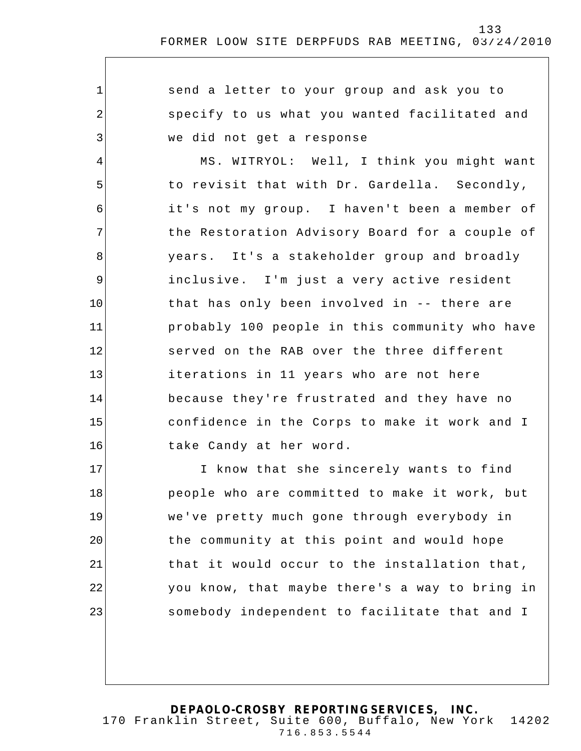send a letter to your group and ask you to specify to us what you wanted facilitated and we did not get a response

MS. WITRYOL: Well, I think you might want to revisit that with Dr. Gardella. Secondly, it's not my group. I haven't been a member of the Restoration Advisory Board for a couple of years. It's a stakeholder group and broadly inclusive. I'm just a very active resident that has only been involved in -- there are probably 100 people in this community who have served on the RAB over the three different iterations in 11 years who are not here because they're frustrated and they have no confidence in the Corps to make it work and I take Candy at her word.

I know that she sincerely wants to find people who are committed to make it work, but we've pretty much gone through everybody in the community at this point and would hope that it would occur to the installation that, you know, that maybe there's a way to bring in somebody independent to facilitate that and I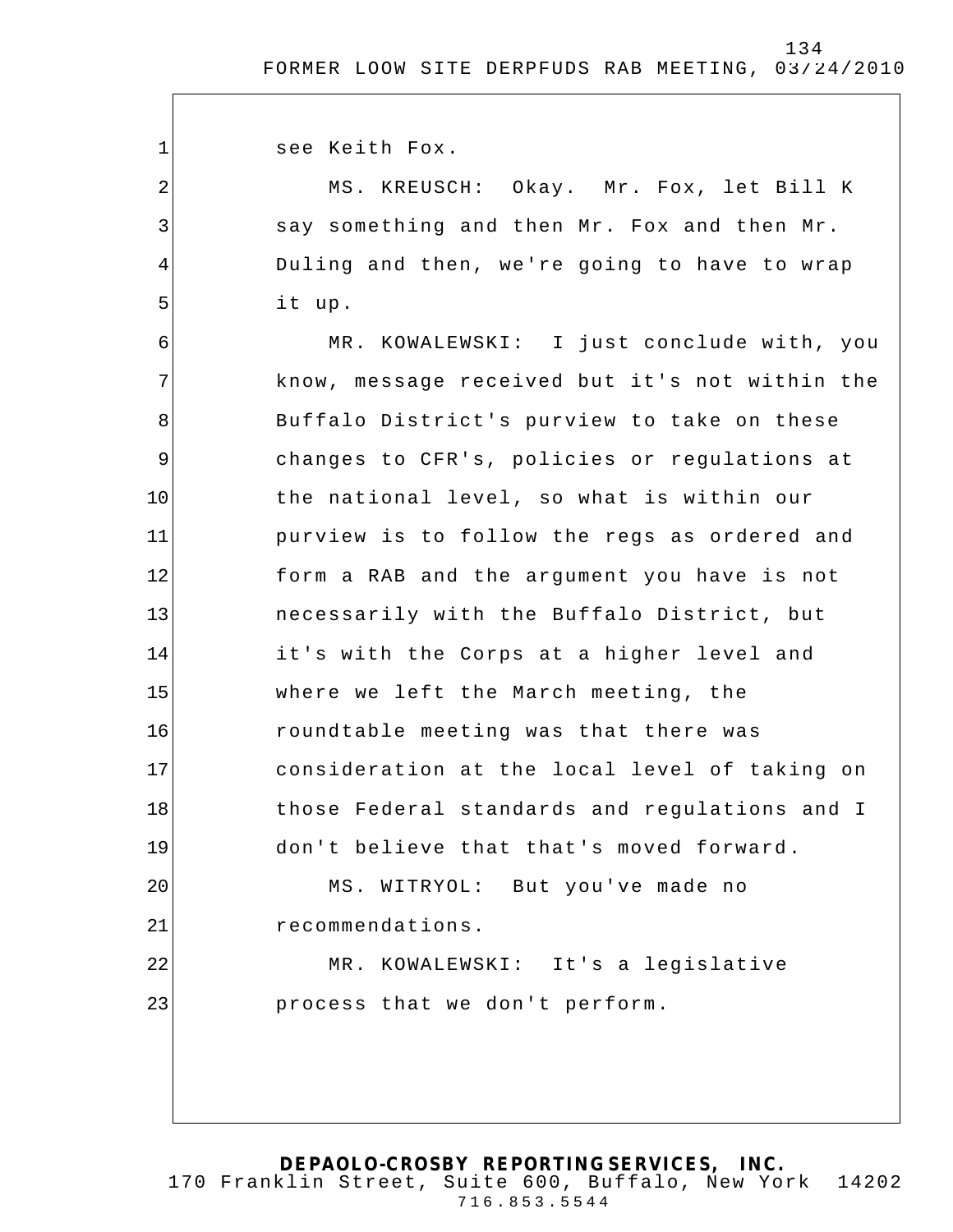see Keith Fox.

MS. KREUSCH: Okay. Mr. Fox, let Bill K say something and then Mr. Fox and then Mr. Duling and then, we're going to have to wrap it up.

MR. KOWALEWSKI: I just conclude with, you know, message received but it's not within the Buffalo District's purview to take on these changes to CFR's, policies or regulations at the national level, so what is within our purview is to follow the regs as ordered and form a RAB and the argument you have is not necessarily with the Buffalo District, but it's with the Corps at a higher level and where we left the March meeting, the roundtable meeting was that there was consideration at the local level of taking on those Federal standards and regulations and I don't believe that that's moved forward.

MS. WITRYOL: But you've made no recommendations.

MR. KOWALEWSKI: It's a legislative process that we don't perform.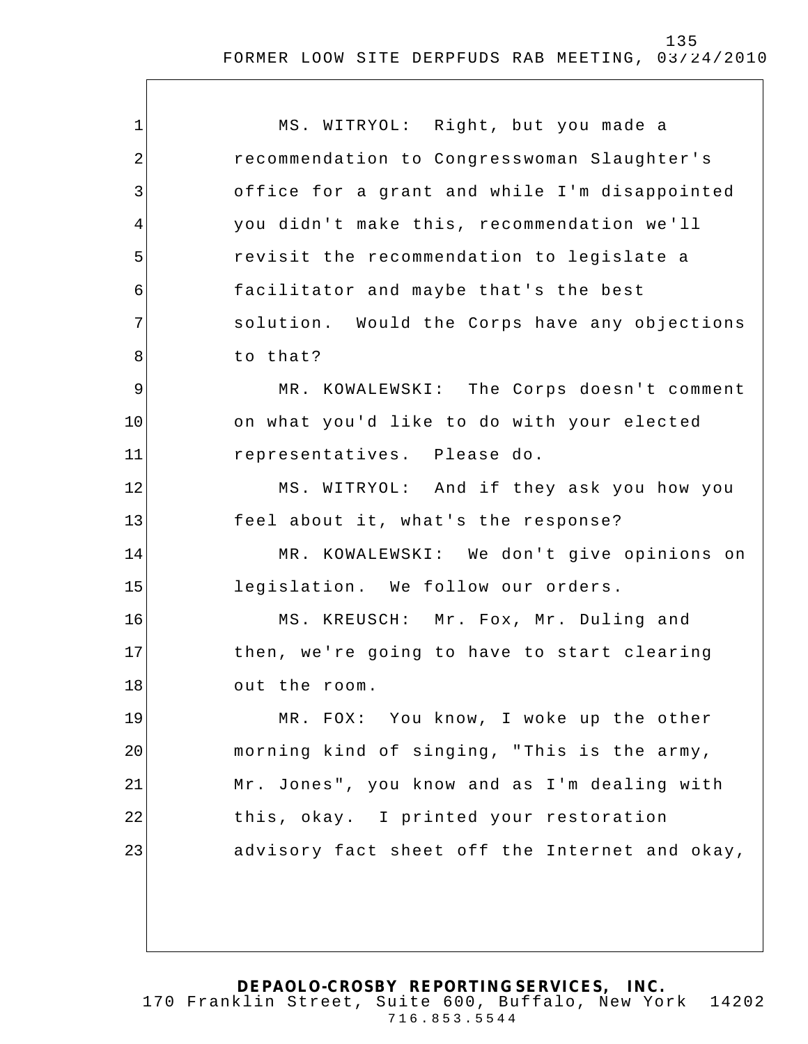MS. WITRYOL: Right, but you made a recommendation to Congresswoman Slaughter's office for a grant and while I'm disappointed you didn't make this, recommendation we'll revisit the recommendation to legislate a facilitator and maybe that's the best solution. Would the Corps have any objections to that?

MR. KOWALEWSKI: The Corps doesn't comment on what you'd like to do with your elected representatives. Please do.

MS. WITRYOL: And if they ask you how you feel about it, what's the response?

MR. KOWALEWSKI: We don't give opinions on legislation. We follow our orders.

MS. KREUSCH: Mr. Fox, Mr. Duling and then, we're going to have to start clearing out the room.

MR. FOX: You know, I woke up the other morning kind of singing, "This is the army, Mr. Jones", you know and as I'm dealing with this, okay. I printed your restoration advisory fact sheet off the Internet and okay,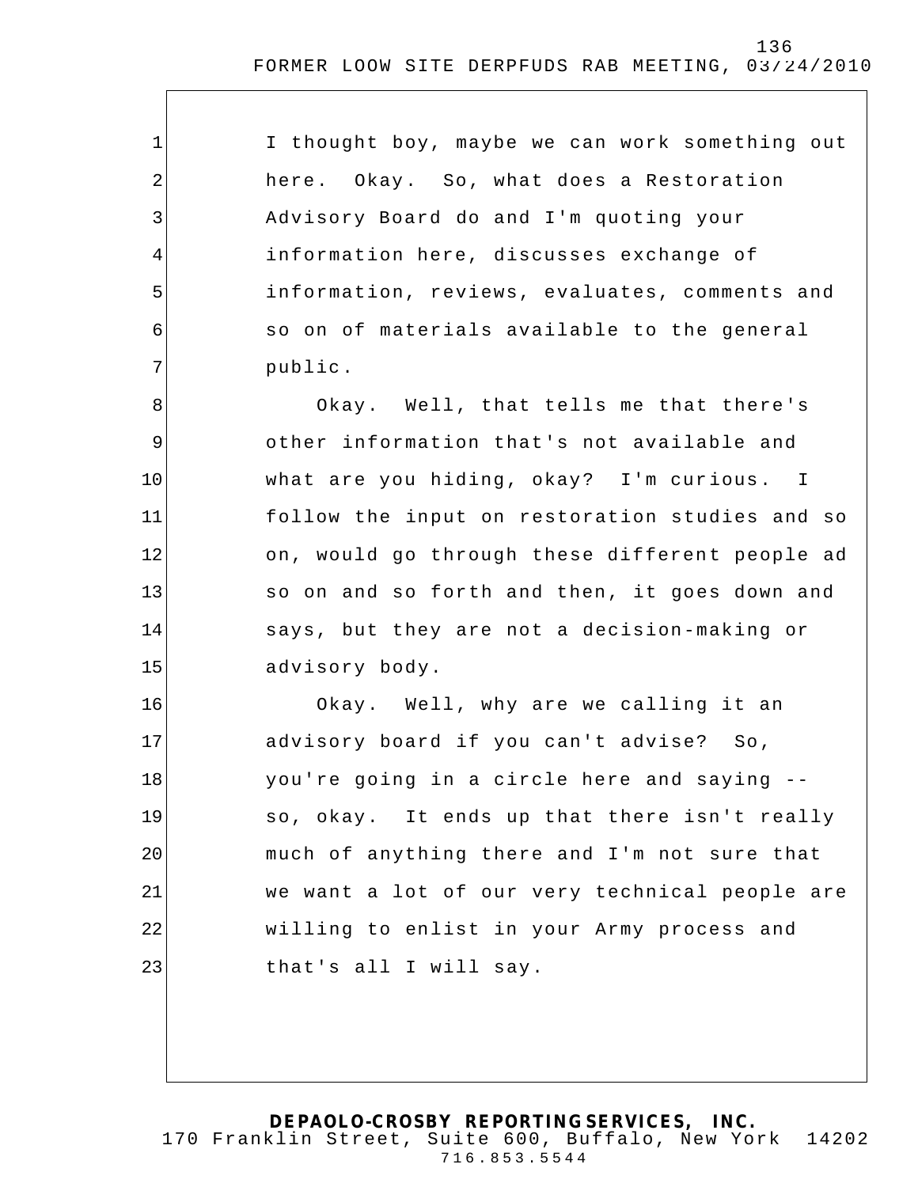I thought boy, maybe we can work something out here. Okay. So, what does a Restoration Advisory Board do and I'm quoting your information here, discusses exchange of information, reviews, evaluates, comments and so on of materials available to the general public.

Okay. Well, that tells me that there's other information that's not available and what are you hiding, okay? I'm curious. I follow the input on restoration studies and so on, would go through these different people ad so on and so forth and then, it goes down and says, but they are not a decision-making or advisory body.

Okay. Well, why are we calling it an advisory board if you can't advise? So, you're going in a circle here and saying -- so, okay. It ends up that there isn't really much of anything there and I'm not sure that we want a lot of our very technical people are willing to enlist in your Army process and that's all I will say.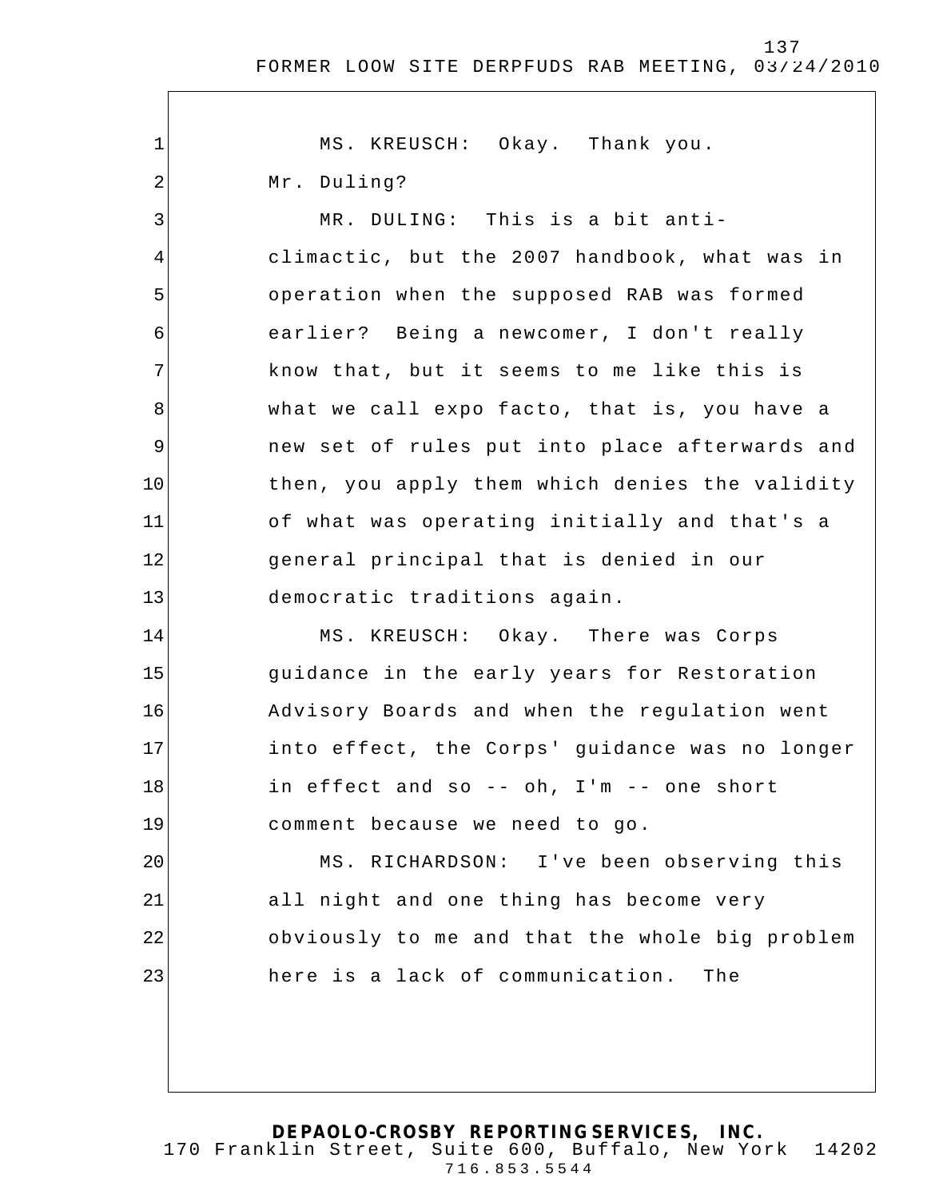MS. KREUSCH: Okay. Thank you. Mr. Duling?

MR. DULING: This is a bit anti-climactic, but the 2007 handbook, what was in operation when the supposed RAB was formed earlier? Being a newcomer, I don't really know that, but it seems to me like this is what we call expo facto, that is, you have a new set of rules put into place afterwards and then, you apply them which denies the validity of what was operating initially and that's a general principal that is denied in our democratic traditions again.

MS. KREUSCH: Okay. There was Corps guidance in the early years for Restoration Advisory Boards and when the regulation went into effect, the Corps' guidance was no longer in effect and so -- oh, I'm -- one short comment because we need to go.

MS. RICHARDSON: I've been observing this all night and one thing has become very obviously to me and that the whole big problem here is a lack of communication. The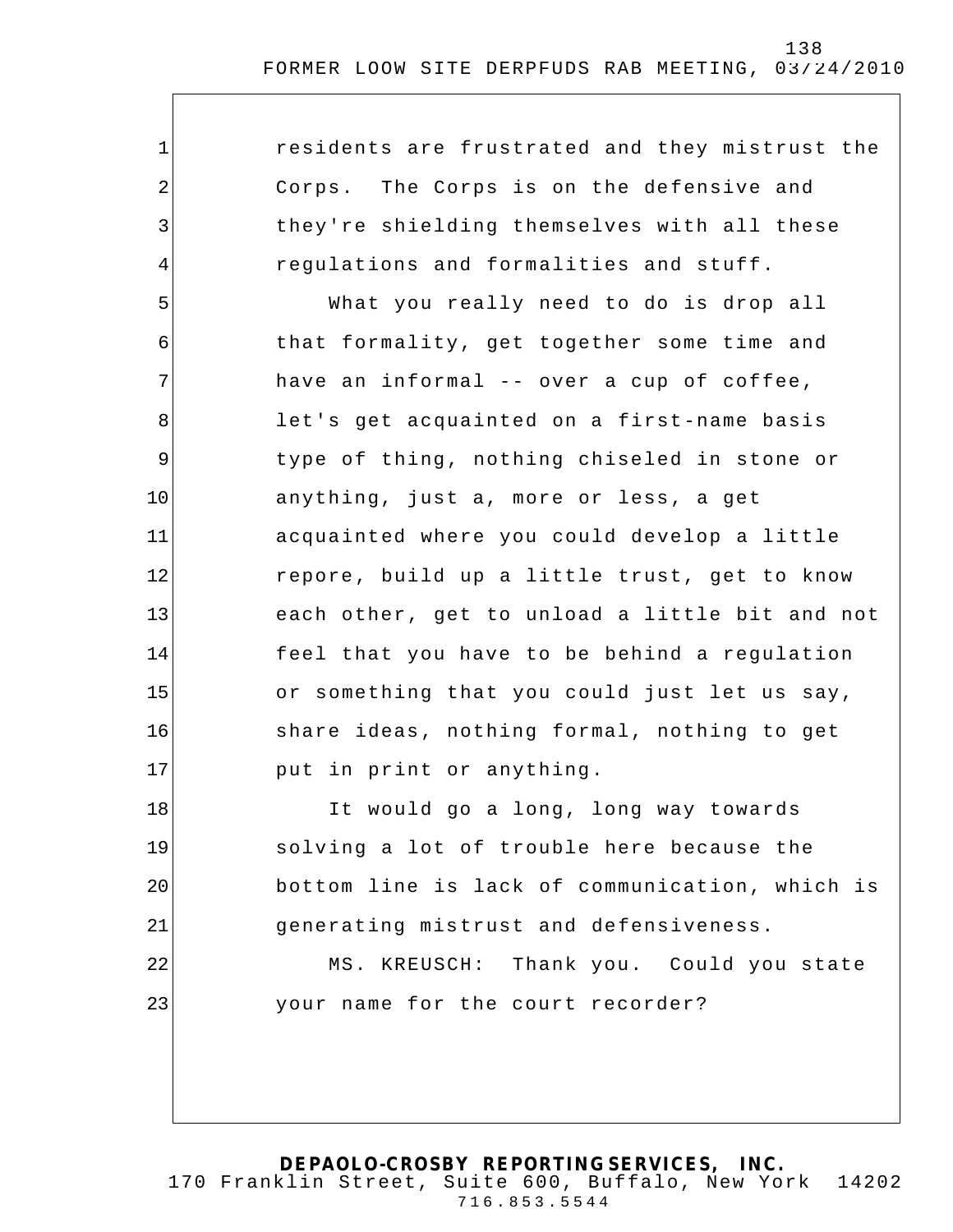residents are frustrated and they mistrust the Corps. The Corps is on the defensive and they're shielding themselves with all these regulations and formalities and stuff.

What you really need to do is drop all that formality, get together some time and have an informal -- over a cup of coffee, let's get acquainted on a first-name basis type of thing, nothing chiseled in stone or anything, just a, more or less, a get acquainted where you could develop a little repore, build up a little trust, get to know each other, get to unload a little bit and not feel that you have to be behind a regulation or something that you could just let us say, share ideas, nothing formal, nothing to get put in print or anything.

It would go a long, long way towards solving a lot of trouble here because the bottom line is lack of communication, which is generating mistrust and defensiveness.

MS. KREUSCH: Thank you. Could you state your name for the court recorder?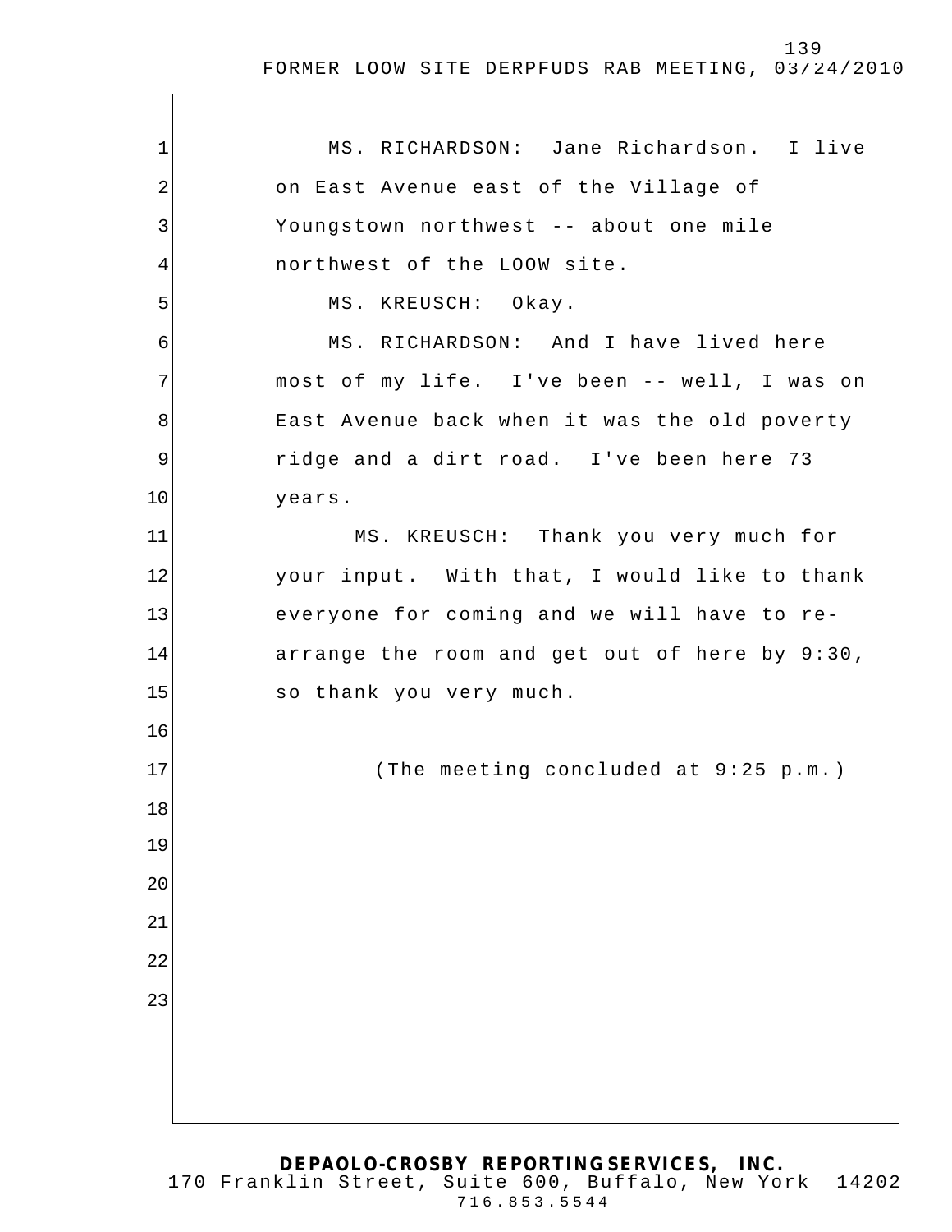MS. RICHARDSON: Jane Richardson. I live on East Avenue east of the Village of Youngstown northwest -- about one mile northwest of the LOOW site.

MS. KREUSCH: Okay.

MS. RICHARDSON: And I have lived here most of my life. I've been -- well, I was on East Avenue back when it was the old poverty ridge and a dirt road. I've been here 73 years.

MS. KREUSCH: Thank you very much for your input. With that, I would like to thank everyone for coming and we will have to re-arrange the room and get out of here by 9:30, so thank you very much.

(The meeting concluded at 9:25 p.m.)